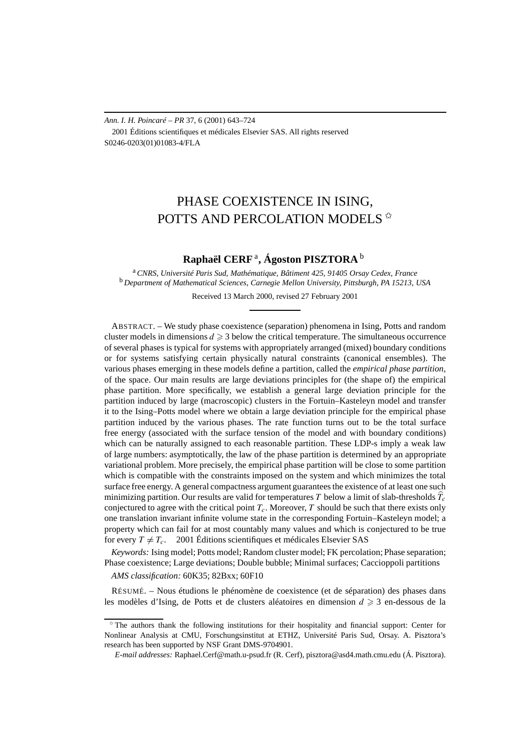# PHASE COEXISTENCE IN ISING, POTTS AND PERCOLATION MODELS ✩

**Raphaël CERF** [a], **Ágoston PISZTORA** [b]

[a] *CNRS, Université Paris Sud, Mathématique, Bâtiment 425, 91405 Orsay Cedex, France*
[b] *Department of Mathematical Sciences, Carnegie Mellon University, Pittsburgh, PA 15213, USA*

Received 13 March 2000, revised 27 February 2001

ABSTRACT. – We study phase coexistence (separation) phenomena in Ising, Potts and random cluster models in dimensions $d \geqslant 3$ below the critical temperature. The simultaneous occurrence of several phases is typical for systems with appropriately arranged (mixed) boundary conditions or for systems satisfying certain physically natural constraints (canonical ensembles). The various phases emerging in these models define a partition, called the *empirical phase partition*, of the space. Our main results are large deviations principles for (the shape of) the empirical phase partition. More specifically, we establish a general large deviation principle for the partition induced by large (macroscopic) clusters in the Fortuin–Kasteleyn model and transfer it to the Ising–Potts model where we obtain a large deviation principle for the empirical phase partition induced by the various phases. The rate function turns out to be the total surface free energy (associated with the surface tension of the model and with boundary conditions) which can be naturally assigned to each reasonable partition. These LDP-s imply a weak law of large numbers: asymptotically, the law of the phase partition is determined by an appropriate variational problem. More precisely, the empirical phase partition will be close to some partition which is compatible with the constraints imposed on the system and which minimizes the total surface free energy. A general compactness argument guarantees the existence of at least one such minimizing partition. Our results are valid for temperatures $T$ below a limit of slab-thresholds $\widehat{T}_c$ conjectured to agree with the critical point $T_c$. Moreover, $T$ should be such that there exists only one translation invariant infinite volume state in the corresponding Fortuin–Kasteleyn model; a property which can fail for at most countably many values and which is conjectured to be true for every $T \neq T_c$. © 2001 Éditions scientifiques et médicales Elsevier SAS

*Keywords:* Ising model; Potts model; Random cluster model; FK percolation; Phase separation; Phase coexistence; Large deviations; Double bubble; Minimal surfaces; Caccioppoli partitions

*AMS classification:* 60K35; 82Bxx; 60F10

RÉSUMÉ. – Nous étudions le phénomène de coexistence (et de séparation) des phases dans les modèles d'Ising, de Potts et de clusters aléatoires en dimension $d \geqslant 3$ en-dessous de la

✩ The authors thank the following institutions for their hospitality and financial support: Center for Nonlinear Analysis at CMU, Forschungsinstitut at ETHZ, Université Paris Sud, Orsay. A. Pisztora's research has been supported by NSF Grant DMS-9704901.

*E-mail addresses:* Raphael.Cerf@math.u-psud.fr (R. Cerf), pisztora@asd4.math.cmu.edu (Á. Pisztora).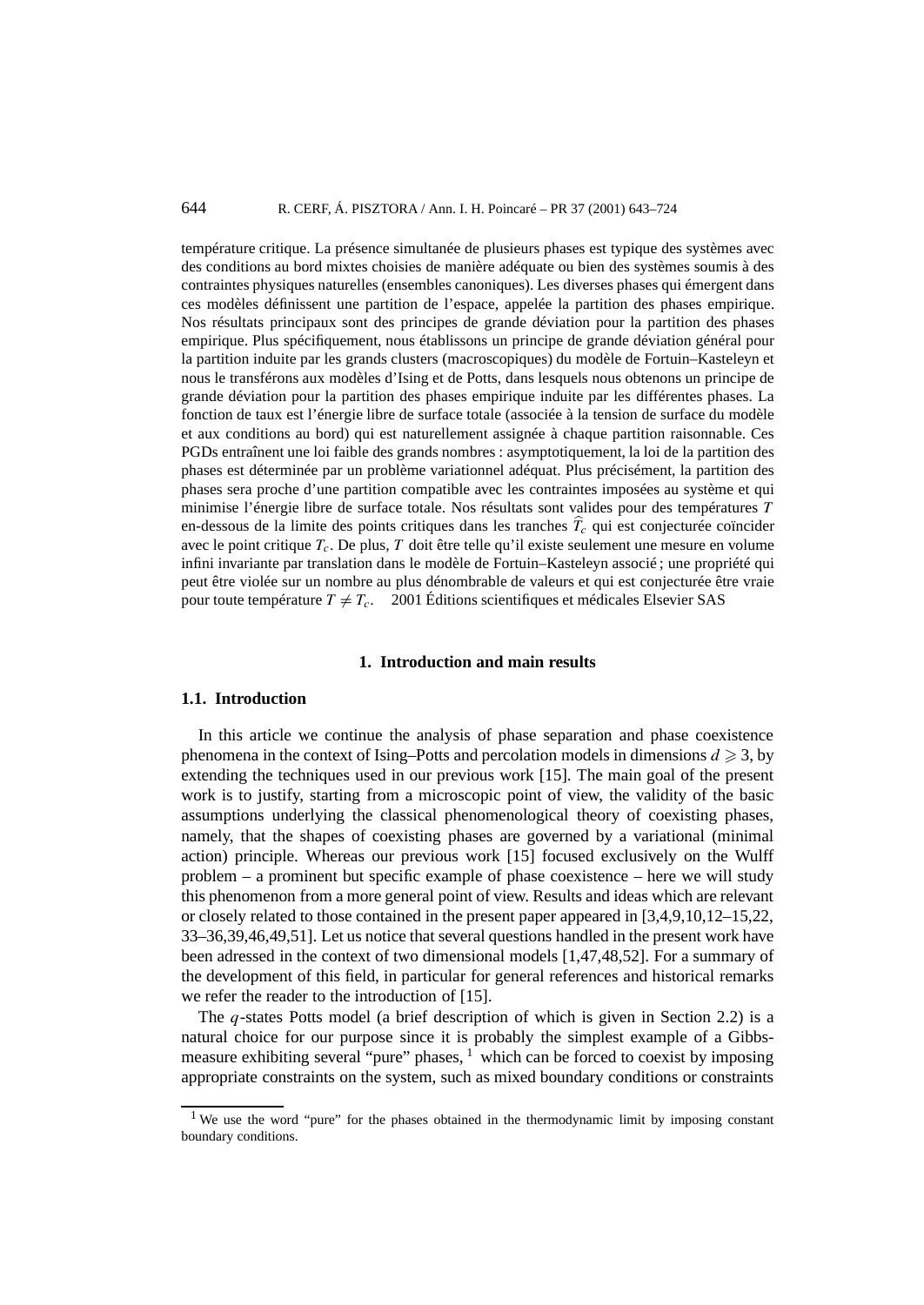température critique. La présence simultanée de plusieurs phases est typique des systèmes avec des conditions au bord mixtes choisies de manière adéquate ou bien des systèmes soumis à des contraintes physiques naturelles (ensembles canoniques). Les diverses phases qui émergent dans ces modèles définissent une partition de l'espace, appelée la partition des phases empirique. Nos résultats principaux sont des principes de grande déviation pour la partition des phases empirique. Plus spécifiquement, nous établissons un principe de grande déviation général pour la partition induite par les grands clusters (macroscopiques) du modèle de Fortuin–Kasteleyn et nous le transférons aux modèles d'Ising et de Potts, dans lesquels nous obtenons un principe de grande déviation pour la partition des phases empirique induite par les différentes phases. La fonction de taux est l'énergie libre de surface totale (associée à la tension de surface du modèle et aux conditions au bord) qui est naturellement assignée à chaque partition raisonnable. Ces PGDs entraînent une loi faible des grands nombres : asymptotiquement, la loi de la partition des phases est déterminée par un problème variationnel adéquat. Plus précisément, la partition des phases sera proche d'une partition compatible avec les contraintes imposées au système et qui minimise l'énergie libre de surface totale. Nos résultats sont valides pour des températures $T$ en-dessous de la limite des points critiques dans les tranches $\widehat{T}_c$ qui est conjecturée coïncider avec le point critique $T_c$. De plus, $T$ doit être telle qu'il existe seulement une mesure en volume infini invariante par translation dans le modèle de Fortuin–Kasteleyn associé ; une propriété qui peut être violée sur un nombre au plus dénombrable de valeurs et qui est conjecturée être vraie pour toute température $T \neq T_c$. © 2001 Éditions scientifiques et médicales Elsevier SAS

## 1. Introduction and main results

### 1.1. Introduction

In this article we continue the analysis of phase separation and phase coexistence phenomena in the context of Ising–Potts and percolation models in dimensions $d \geqslant 3$, by extending the techniques used in our previous work [15]. The main goal of the present work is to justify, starting from a microscopic point of view, the validity of the basic assumptions underlying the classical phenomenological theory of coexisting phases, namely, that the shapes of coexisting phases are governed by a variational (minimal action) principle. Whereas our previous work [15] focused exclusively on the Wulff problem – a prominent but specific example of phase coexistence – here we will study this phenomenon from a more general point of view. Results and ideas which are relevant or closely related to those contained in the present paper appeared in [3,4,9,10,12–15,22, 33–36,39,46,49,51]. Let us notice that several questions handled in the present work have been adressed in the context of two dimensional models [1,47,48,52]. For a summary of the development of this field, in particular for general references and historical remarks we refer the reader to the introduction of [15].

The $q$-states Potts model (a brief description of which is given in Section 2.2) is a natural choice for our purpose since it is probably the simplest example of a Gibbs-measure exhibiting several "pure" phases, [1] which can be forced to coexist by imposing appropriate constraints on the system, such as mixed boundary conditions or constraints

[1] We use the word "pure" for the phases obtained in the thermodynamic limit by imposing constant boundary conditions.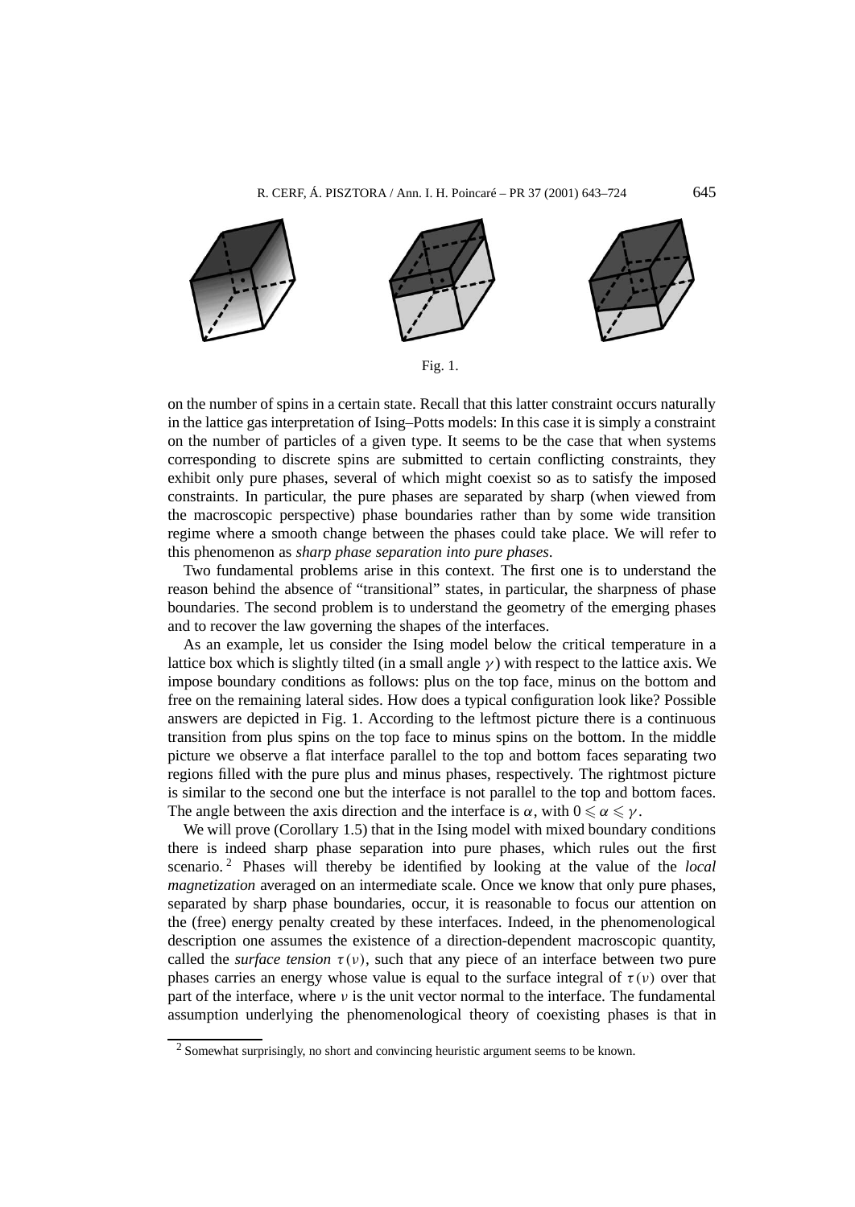Fig. 1.

on the number of spins in a certain state. Recall that this latter constraint occurs naturally in the lattice gas interpretation of Ising–Potts models: In this case it is simply a constraint on the number of particles of a given type. It seems to be the case that when systems corresponding to discrete spins are submitted to certain conflicting constraints, they exhibit only pure phases, several of which might coexist so as to satisfy the imposed constraints. In particular, the pure phases are separated by sharp (when viewed from the macroscopic perspective) phase boundaries rather than by some wide transition regime where a smooth change between the phases could take place. We will refer to this phenomenon as *sharp phase separation into pure phases*.

Two fundamental problems arise in this context. The first one is to understand the reason behind the absence of "transitional" states, in particular, the sharpness of phase boundaries. The second problem is to understand the geometry of the emerging phases and to recover the law governing the shapes of the interfaces.

As an example, let us consider the Ising model below the critical temperature in a lattice box which is slightly tilted (in a small angle $\gamma$) with respect to the lattice axis. We impose boundary conditions as follows: plus on the top face, minus on the bottom and free on the remaining lateral sides. How does a typical configuration look like? Possible answers are depicted in Fig. 1. According to the leftmost picture there is a continuous transition from plus spins on the top face to minus spins on the bottom. In the middle picture we observe a flat interface parallel to the top and bottom faces separating two regions filled with the pure plus and minus phases, respectively. The rightmost picture is similar to the second one but the interface is not parallel to the top and bottom faces. The angle between the axis direction and the interface is $\alpha$, with $0 \leqslant \alpha \leqslant \gamma$.

We will prove (Corollary 1.5) that in the Ising model with mixed boundary conditions there is indeed sharp phase separation into pure phases, which rules out the first scenario.[2] Phases will thereby be identified by looking at the value of the *local magnetization* averaged on an intermediate scale. Once we know that only pure phases, separated by sharp phase boundaries, occur, it is reasonable to focus our attention on the (free) energy penalty created by these interfaces. Indeed, in the phenomenological description one assumes the existence of a direction-dependent macroscopic quantity, called the *surface tension* $\tau(\nu)$, such that any piece of an interface between two pure phases carries an energy whose value is equal to the surface integral of $\tau(\nu)$ over that part of the interface, where $\nu$ is the unit vector normal to the interface. The fundamental assumption underlying the phenomenological theory of coexisting phases is that in

[2] Somewhat surprisingly, no short and convincing heuristic argument seems to be known.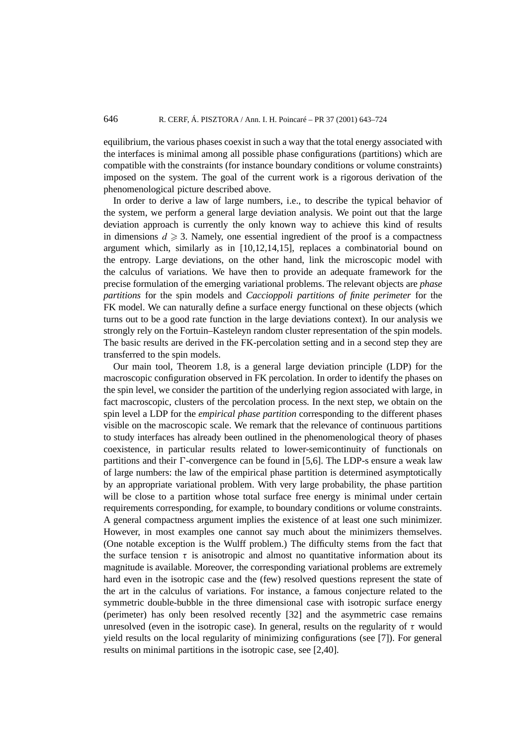equilibrium, the various phases coexist in such a way that the total energy associated with the interfaces is minimal among all possible phase configurations (partitions) which are compatible with the constraints (for instance boundary conditions or volume constraints) imposed on the system. The goal of the current work is a rigorous derivation of the phenomenological picture described above.

In order to derive a law of large numbers, i.e., to describe the typical behavior of the system, we perform a general large deviation analysis. We point out that the large deviation approach is currently the only known way to achieve this kind of results in dimensions $d \geqslant 3$. Namely, one essential ingredient of the proof is a compactness argument which, similarly as in [10,12,14,15], replaces a combinatorial bound on the entropy. Large deviations, on the other hand, link the microscopic model with the calculus of variations. We have then to provide an adequate framework for the precise formulation of the emerging variational problems. The relevant objects are *phase partitions* for the spin models and *Caccioppoli partitions of finite perimeter* for the FK model. We can naturally define a surface energy functional on these objects (which turns out to be a good rate function in the large deviations context). In our analysis we strongly rely on the Fortuin–Kasteleyn random cluster representation of the spin models. The basic results are derived in the FK-percolation setting and in a second step they are transferred to the spin models.

Our main tool, Theorem 1.8, is a general large deviation principle (LDP) for the macroscopic configuration observed in FK percolation. In order to identify the phases on the spin level, we consider the partition of the underlying region associated with large, in fact macroscopic, clusters of the percolation process. In the next step, we obtain on the spin level a LDP for the *empirical phase partition* corresponding to the different phases visible on the macroscopic scale. We remark that the relevance of continuous partitions to study interfaces has already been outlined in the phenomenological theory of phases coexistence, in particular results related to lower-semicontinuity of functionals on partitions and their $\Gamma$-convergence can be found in [5,6]. The LDP-s ensure a weak law of large numbers: the law of the empirical phase partition is determined asymptotically by an appropriate variational problem. With very large probability, the phase partition will be close to a partition whose total surface free energy is minimal under certain requirements corresponding, for example, to boundary conditions or volume constraints. A general compactness argument implies the existence of at least one such minimizer. However, in most examples one cannot say much about the minimizers themselves. (One notable exception is the Wulff problem.) The difficulty stems from the fact that the surface tension $\tau$ is anisotropic and almost no quantitative information about its magnitude is available. Moreover, the corresponding variational problems are extremely hard even in the isotropic case and the (few) resolved questions represent the state of the art in the calculus of variations. For instance, a famous conjecture related to the symmetric double-bubble in the three dimensional case with isotropic surface energy (perimeter) has only been resolved recently [32] and the asymmetric case remains unresolved (even in the isotropic case). In general, results on the regularity of $\tau$ would yield results on the local regularity of minimizing configurations (see [7]). For general results on minimal partitions in the isotropic case, see [2,40].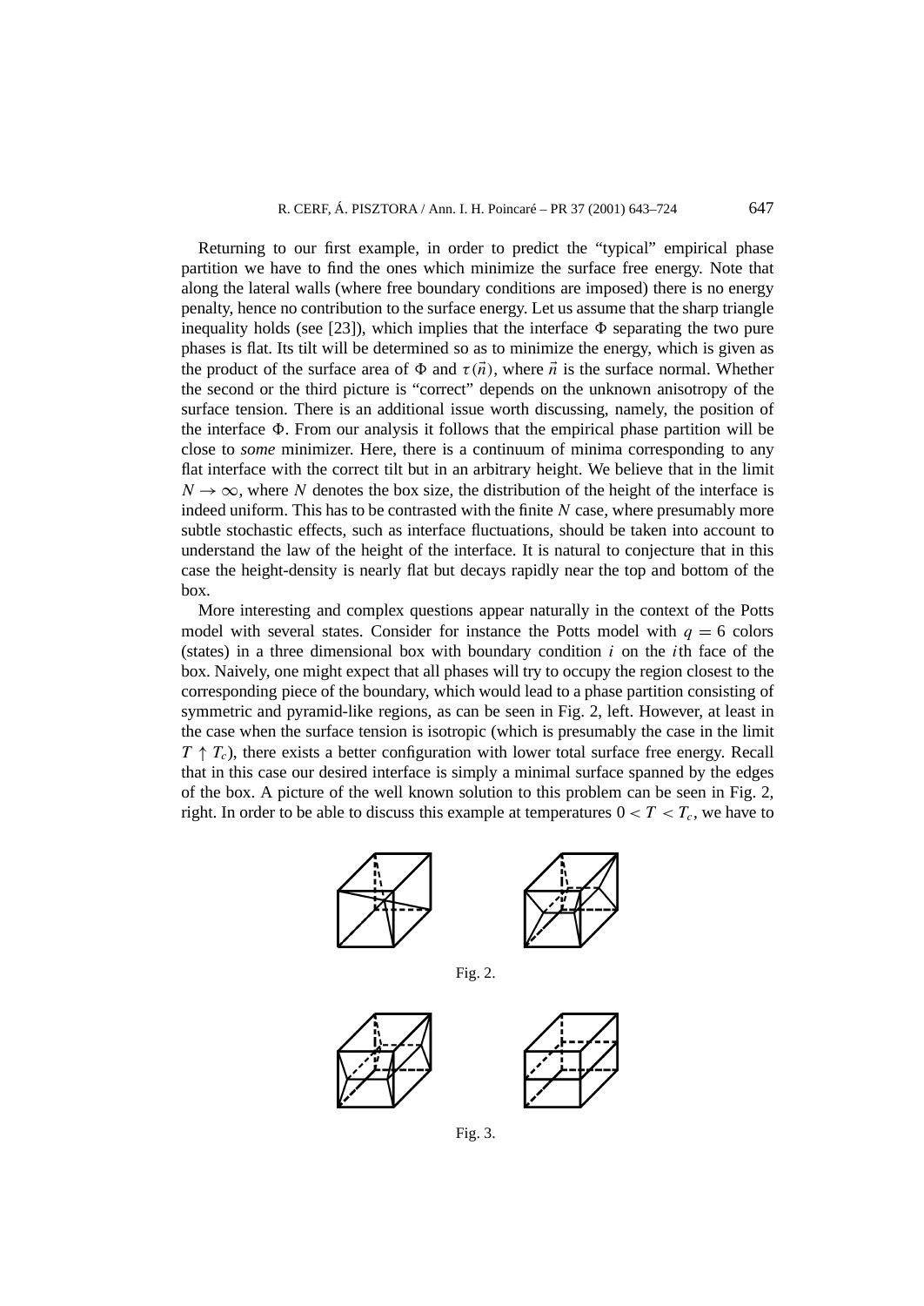Returning to our first example, in order to predict the "typical" empirical phase partition we have to find the ones which minimize the surface free energy. Note that along the lateral walls (where free boundary conditions are imposed) there is no energy penalty, hence no contribution to the surface energy. Let us assume that the sharp triangle inequality holds (see [23]), which implies that the interface $\Phi$ separating the two pure phases is flat. Its tilt will be determined so as to minimize the energy, which is given as the product of the surface area of $\Phi$ and $\tau(\vec{n})$, where $\vec{n}$ is the surface normal. Whether the second or the third picture is "correct" depends on the unknown anisotropy of the surface tension. There is an additional issue worth discussing, namely, the position of the interface $\Phi$. From our analysis it follows that the empirical phase partition will be close to *some* minimizer. Here, there is a continuum of minima corresponding to any flat interface with the correct tilt but in an arbitrary height. We believe that in the limit $N \to \infty$, where $N$ denotes the box size, the distribution of the height of the interface is indeed uniform. This has to be contrasted with the finite $N$ case, where presumably more subtle stochastic effects, such as interface fluctuations, should be taken into account to understand the law of the height of the interface. It is natural to conjecture that in this case the height-density is nearly flat but decays rapidly near the top and bottom of the box.

More interesting and complex questions appear naturally in the context of the Potts model with several states. Consider for instance the Potts model with $q = 6$ colors (states) in a three dimensional box with boundary condition $i$ on the $i$th face of the box. Naively, one might expect that all phases will try to occupy the region closest to the corresponding piece of the boundary, which would lead to a phase partition consisting of symmetric and pyramid-like regions, as can be seen in Fig. 2, left. However, at least in the case when the surface tension is isotropic (which is presumably the case in the limit $T \uparrow T_c$), there exists a better configuration with lower total surface free energy. Recall that in this case our desired interface is simply a minimal surface spanned by the edges of the box. A picture of the well known solution to this problem can be seen in Fig. 2, right. In order to be able to discuss this example at temperatures $0 < T < T_c$, we have to

Fig. 2.

Fig. 3.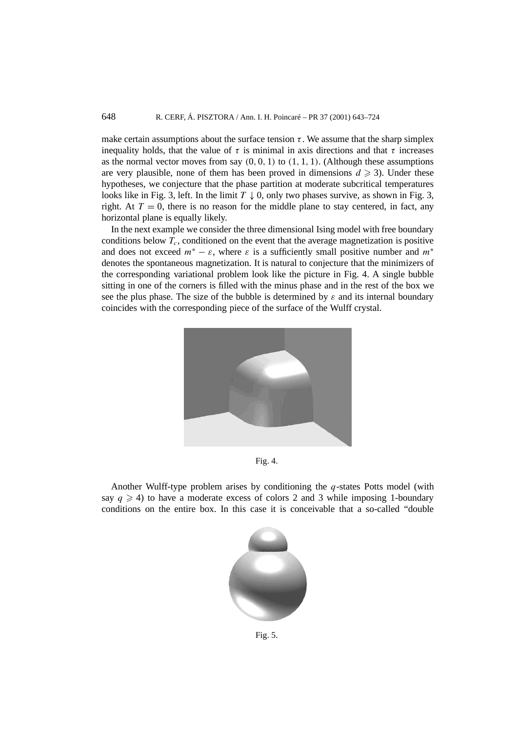make certain assumptions about the surface tension $\tau$. We assume that the sharp simplex inequality holds, that the value of $\tau$ is minimal in axis directions and that $\tau$ increases as the normal vector moves from say $(0,0,1)$ to $(1,1,1)$. (Although these assumptions are very plausible, none of them has been proved in dimensions $d \geqslant 3$). Under these hypotheses, we conjecture that the phase partition at moderate subcritical temperatures looks like in Fig. 3, left. In the limit $T \downarrow 0$, only two phases survive, as shown in Fig. 3, right. At $T = 0$, there is no reason for the middle plane to stay centered, in fact, any horizontal plane is equally likely.

In the next example we consider the three dimensional Ising model with free boundary conditions below $T_c$, conditioned on the event that the average magnetization is positive and does not exceed $m^* - \varepsilon$, where $\varepsilon$ is a sufficiently small positive number and $m^*$ denotes the spontaneous magnetization. It is natural to conjecture that the minimizers of the corresponding variational problem look like the picture in Fig. 4. A single bubble sitting in one of the corners is filled with the minus phase and in the rest of the box we see the plus phase. The size of the bubble is determined by $\varepsilon$ and its internal boundary coincides with the corresponding piece of the surface of the Wulff crystal.

Fig. 4.

Another Wulff-type problem arises by conditioning the $q$-states Potts model (with say $q \geqslant 4$) to have a moderate excess of colors 2 and 3 while imposing 1-boundary conditions on the entire box. In this case it is conceivable that a so-called "double

Fig. 5.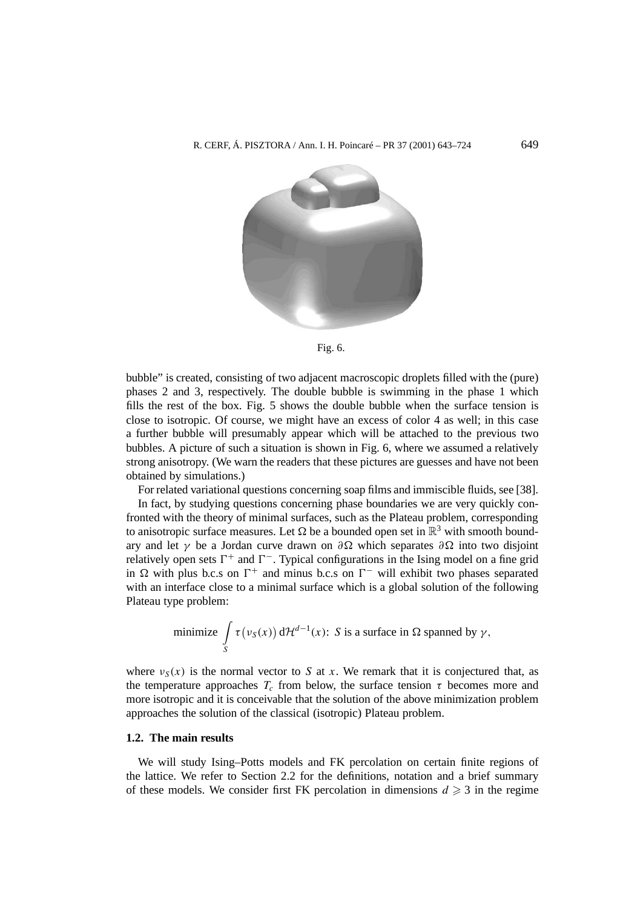Fig. 6.

bubble” is created, consisting of two adjacent macroscopic droplets filled with the (pure) phases 2 and 3, respectively. The double bubble is swimming in the phase 1 which fills the rest of the box. Fig. 5 shows the double bubble when the surface tension is close to isotropic. Of course, we might have an excess of color 4 as well; in this case a further bubble will presumably appear which will be attached to the previous two bubbles. A picture of such a situation is shown in Fig. 6, where we assumed a relatively strong anisotropy. (We warn the readers that these pictures are guesses and have not been obtained by simulations.)

For related variational questions concerning soap films and immiscible fluids, see [38].

In fact, by studying questions concerning phase boundaries we are very quickly confronted with the theory of minimal surfaces, such as the Plateau problem, corresponding to anisotropic surface measures. Let $\Omega$ be a bounded open set in $\mathbb{R}^3$ with smooth boundary and let $\gamma$ be a Jordan curve drawn on $\partial\Omega$ which separates $\partial\Omega$ into two disjoint relatively open sets $\Gamma^+$ and $\Gamma^-$. Typical configurations in the Ising model on a fine grid in $\Omega$ with plus b.c.s on $\Gamma^+$ and minus b.c.s on $\Gamma^-$ will exhibit two phases separated with an interface close to a minimal surface which is a global solution of the following Plateau type problem:

$$\text{minimize } \int_S \tau\big(\nu_S(x)\big)\,d\mathcal{H}^{d-1}(x):\ S \text{ is a surface in } \Omega \text{ spanned by } \gamma,$$

where $\nu_S(x)$ is the normal vector to $S$ at $x$. We remark that it is conjectured that, as the temperature approaches $T_c$ from below, the surface tension $\tau$ becomes more and more isotropic and it is conceivable that the solution of the above minimization problem approaches the solution of the classical (isotropic) Plateau problem.

### 1.2. The main results

We will study Ising–Potts models and FK percolation on certain finite regions of the lattice. We refer to Section 2.2 for the definitions, notation and a brief summary of these models. We consider first FK percolation in dimensions $d \geqslant 3$ in the regime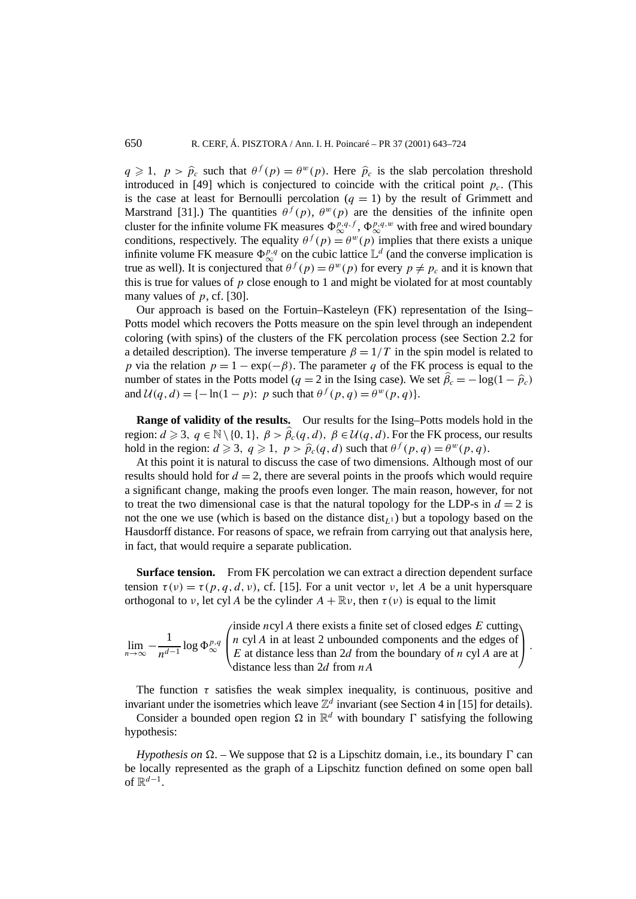$q \geqslant 1,\ p > \widehat{p}_c$ such that $\theta^f(p) = \theta^w(p)$. Here $\widehat{p}_c$ is the slab percolation threshold introduced in [49] which is conjectured to coincide with the critical point $p_c$. (This is the case at least for Bernoulli percolation ($q = 1$) by the result of Grimmett and Marstrand [31].) The quantities $\theta^f(p)$, $\theta^w(p)$ are the densities of the infinite open cluster for the infinite volume FK measures $\Phi_\infty^{p,q,f}$, $\Phi_\infty^{p,q,w}$ with free and wired boundary conditions, respectively. The equality $\theta^f(p) = \theta^w(p)$ implies that there exists a unique infinite volume FK measure $\Phi_\infty^{p,q}$ on the cubic lattice $\mathbb{L}^d$ (and the converse implication is true as well). It is conjectured that $\theta^f(p) = \theta^w(p)$ for every $p \neq p_c$ and it is known that this is true for values of $p$ close enough to 1 and might be violated for at most countably many values of $p$, cf. [30].

Our approach is based on the Fortuin–Kasteleyn (FK) representation of the Ising–Potts model which recovers the Potts measure on the spin level through an independent coloring (with spins) of the clusters of the FK percolation process (see Section 2.2 for a detailed description). The inverse temperature $\beta = 1/T$ in the spin model is related to $p$ via the relation $p = 1 - \exp(-\beta)$. The parameter $q$ of the FK process is equal to the number of states in the Potts model ($q = 2$ in the Ising case). We set $\widehat{\beta}_c = -\log(1 - \widehat{p}_c)$ and $\mathcal{U}(q,d) = \{-\ln(1-p)\colon\ p \text{ such that } \theta^f(p,q) = \theta^w(p,q)\}$.

**Range of validity of the results.** Our results for the Ising–Potts models hold in the region: $d \geqslant 3,\ q \in \mathbb{N} \setminus \{0,1\},\ \beta > \widehat{\beta}_c(q,d),\ \beta \in \mathcal{U}(q,d)$. For the FK process, our results hold in the region: $d \geqslant 3,\ q \geqslant 1,\ p > \widehat{p}_c(q,d)$ such that $\theta^f(p,q) = \theta^w(p,q)$.

At this point it is natural to discuss the case of two dimensions. Although most of our results should hold for $d = 2$, there are several points in the proofs which would require a significant change, making the proofs even longer. The main reason, however, for not to treat the two dimensional case is that the natural topology for the LDP-s in $d = 2$ is not the one we use (which is based on the distance $\mathrm{dist}_{L^1}$) but a topology based on the Hausdorff distance. For reasons of space, we refrain from carrying out that analysis here, in fact, that would require a separate publication.

**Surface tension.** From FK percolation we can extract a direction dependent surface tension $\tau(\nu) = \tau(p,q,d,\nu)$, cf. [15]. For a unit vector $\nu$, let $A$ be a unit hypersquare orthogonal to $\nu$, let cyl $A$ be the cylinder $A + \mathbb{R}\nu$, then $\tau(\nu)$ is equal to the limit

$$\lim_{n\to\infty} -\frac{1}{n^{d-1}} \log \Phi_\infty^{p,q} \left( \begin{array}{l} \text{inside } n\text{cyl}\, A \text{ there exists a finite set of closed edges } E \text{ cutting} \\ n \text{ cyl}\, A \text{ in at least 2 unbounded components and the edges of} \\ E \text{ at distance less than } 2d \text{ from the boundary of } n \text{ cyl}\, A \text{ are at} \\ \text{distance less than } 2d \text{ from } nA \end{array} \right).$$

The function $\tau$ satisfies the weak simplex inequality, is continuous, positive and invariant under the isometries which leave $\mathbb{Z}^d$ invariant (see Section 4 in [15] for details).

Consider a bounded open region $\Omega$ in $\mathbb{R}^d$ with boundary $\Gamma$ satisfying the following hypothesis:

*Hypothesis on* $\Omega$. – We suppose that $\Omega$ is a Lipschitz domain, i.e., its boundary $\Gamma$ can be locally represented as the graph of a Lipschitz function defined on some open ball of $\mathbb{R}^{d-1}$.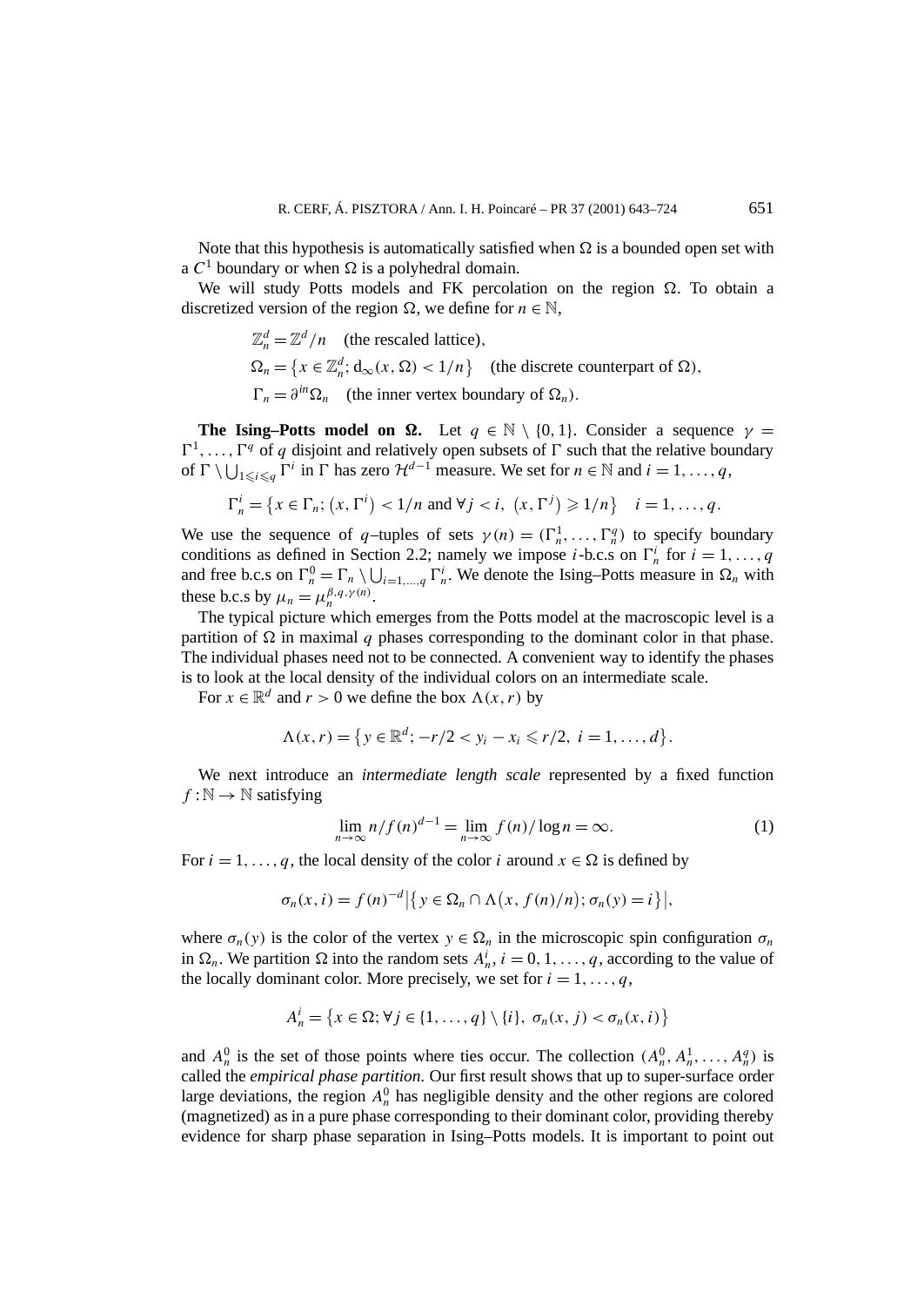Note that this hypothesis is automatically satisfied when $\Omega$ is a bounded open set with a $C^1$ boundary or when $\Omega$ is a polyhedral domain.

We will study Potts models and FK percolation on the region $\Omega$. To obtain a discretized version of the region $\Omega$, we define for $n \in \mathbb{N}$,

$$\mathbb{Z}_n^d = \mathbb{Z}^d/n \quad \text{(the rescaled lattice)},$$

$$\Omega_n = \{x \in \mathbb{Z}_n^d;\ \mathrm{d}_\infty(x,\Omega) < 1/n\} \quad \text{(the discrete counterpart of } \Omega\text{)},$$

$$\Gamma_n = \partial^{in}\Omega_n \quad \text{(the inner vertex boundary of } \Omega_n\text{)}.$$

**The Ising–Potts model on $\Omega$.** Let $q \in \mathbb{N} \setminus \{0,1\}$. Consider a sequence $\gamma = \Gamma^1, \dots, \Gamma^q$ of $q$ disjoint and relatively open subsets of $\Gamma$ such that the relative boundary of $\Gamma \setminus \bigcup_{1 \leqslant i \leqslant q} \Gamma^i$ in $\Gamma$ has zero $\mathcal{H}^{d-1}$ measure. We set for $n \in \mathbb{N}$ and $i = 1, \dots, q$,

$$\Gamma_n^i = \{x \in \Gamma_n;\ (x, \Gamma^i) < 1/n \text{ and } \forall j < i,\ (x, \Gamma^j) \geqslant 1/n\} \quad i = 1, \dots, q.$$

We use the sequence of $q$–tuples of sets $\gamma(n) = (\Gamma_n^1, \dots, \Gamma_n^q)$ to specify boundary conditions as defined in Section 2.2; namely we impose $i$-b.c.s on $\Gamma_n^i$ for $i = 1, \dots, q$ and free b.c.s on $\Gamma_n^0 = \Gamma_n \setminus \bigcup_{i=1,\dots,q} \Gamma_n^i$. We denote the Ising–Potts measure in $\Omega_n$ with these b.c.s by $\mu_n = \mu_n^{\beta,q,\gamma(n)}$.

The typical picture which emerges from the Potts model at the macroscopic level is a partition of $\Omega$ in maximal $q$ phases corresponding to the dominant color in that phase. The individual phases need not to be connected. A convenient way to identify the phases is to look at the local density of the individual colors on an intermediate scale.

For $x \in \mathbb{R}^d$ and $r > 0$ we define the box $\Lambda(x,r)$ by

$$\Lambda(x,r) = \{y \in \mathbb{R}^d;\ -r/2 < y_i - x_i \leqslant r/2,\ i = 1, \dots, d\}.$$

We next introduce an *intermediate length scale* represented by a fixed function $f : \mathbb{N} \to \mathbb{N}$ satisfying

$$\lim_{n\to\infty} n/f(n)^{d-1} = \lim_{n\to\infty} f(n)/\log n = \infty. \tag{1}$$

For $i = 1, \dots, q$, the local density of the color $i$ around $x \in \Omega$ is defined by

$$\sigma_n(x,i) = f(n)^{-d} \left|\{y \in \Omega_n \cap \Lambda(x, f(n)/n);\ \sigma_n(y) = i\}\right|,$$

where $\sigma_n(y)$ is the color of the vertex $y \in \Omega_n$ in the microscopic spin configuration $\sigma_n$ in $\Omega_n$. We partition $\Omega$ into the random sets $A_n^i$, $i = 0, 1, \dots, q$, according to the value of the locally dominant color. More precisely, we set for $i = 1, \dots, q$,

$$A_n^i = \{x \in \Omega;\ \forall j \in \{1, \dots, q\} \setminus \{i\},\ \sigma_n(x,j) < \sigma_n(x,i)\}$$

and $A_n^0$ is the set of those points where ties occur. The collection $(A_n^0, A_n^1, \dots, A_n^q)$ is called the *empirical phase partition*. Our first result shows that up to super-surface order large deviations, the region $A_n^0$ has negligible density and the other regions are colored (magnetized) as in a pure phase corresponding to their dominant color, providing thereby evidence for sharp phase separation in Ising–Potts models. It is important to point out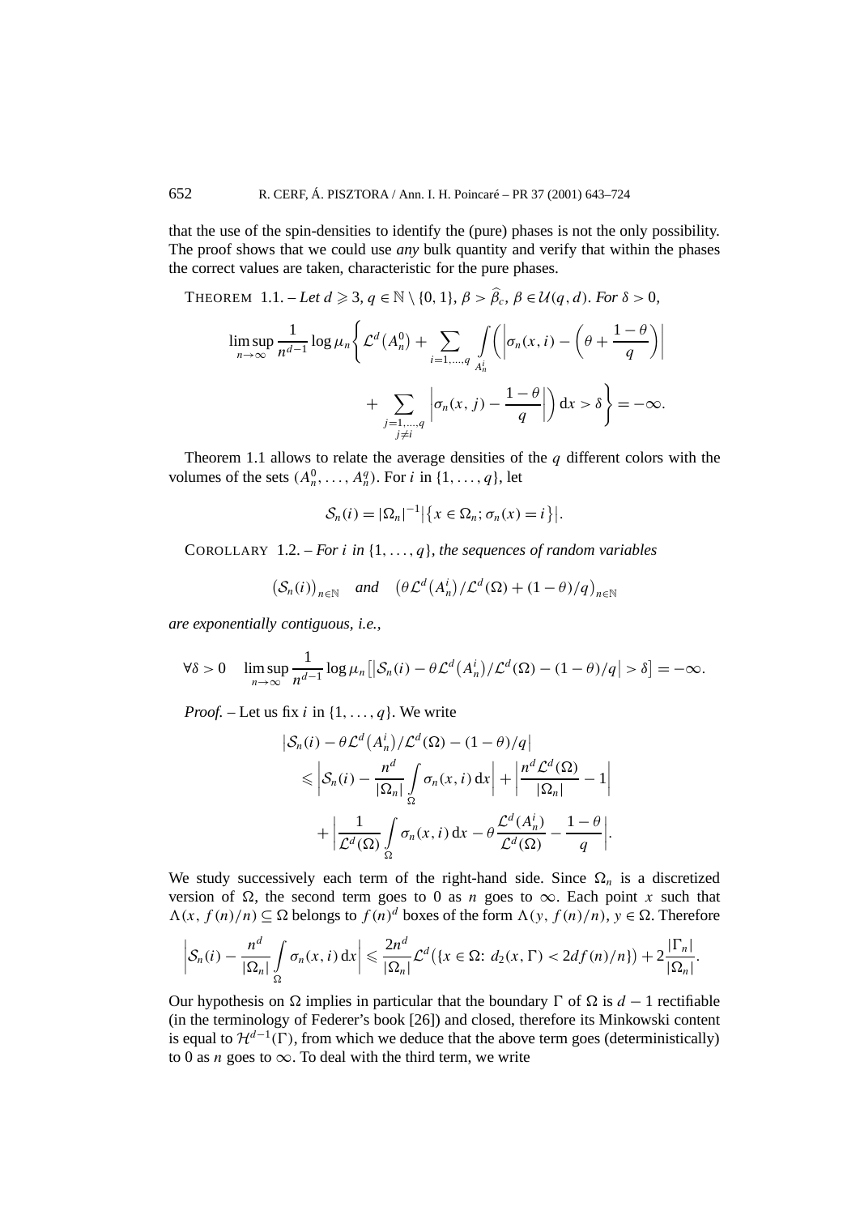that the use of the spin-densities to identify the (pure) phases is not the only possibility. The proof shows that we could use *any* bulk quantity and verify that within the phases the correct values are taken, characteristic for the pure phases.

THEOREM 1.1. – *Let $d \geqslant 3$, $q \in \mathbb{N} \setminus \{0,1\}$, $\beta > \widehat{\beta}_c$, $\beta \in \mathcal{U}(q,d)$. For $\delta > 0$,*

$$\limsup_{n\to\infty} \frac{1}{n^{d-1}} \log \mu_n \Bigg\{ \mathcal{L}^d\big(A_n^0\big) + \sum_{i=1,\dots,q} \int_{A_n^i} \bigg( \bigg| \sigma_n(x,i) - \bigg(\theta + \frac{1-\theta}{q}\bigg)\bigg| + \sum_{\substack{j=1,\dots,q \\ j\neq i}} \bigg| \sigma_n(x,j) - \frac{1-\theta}{q}\bigg| \bigg)\, \mathrm{d}x > \delta \Bigg\} = -\infty.$$

Theorem 1.1 allows to relate the average densities of the $q$ different colors with the volumes of the sets $(A_n^0, \dots, A_n^q)$. For $i$ in $\{1,\dots,q\}$, let

$$\mathcal{S}_n(i) = |\Omega_n|^{-1} \big|\{x \in \Omega_n;\, \sigma_n(x) = i\}\big|.$$

COROLLARY 1.2. – *For $i$ in $\{1,\dots,q\}$, the sequences of random variables*

$$\big(\mathcal{S}_n(i)\big)_{n\in\mathbb{N}} \quad \textit{and} \quad \big(\theta\mathcal{L}^d\big(A_n^i\big)/\mathcal{L}^d(\Omega) + (1-\theta)/q\big)_{n\in\mathbb{N}}$$

*are exponentially contiguous, i.e.,*

$$\forall \delta > 0 \quad \limsup_{n\to\infty} \frac{1}{n^{d-1}} \log \mu_n\big[\big|\mathcal{S}_n(i) - \theta\mathcal{L}^d\big(A_n^i\big)/\mathcal{L}^d(\Omega) - (1-\theta)/q\big| > \delta\big] = -\infty.$$

*Proof.* – Let us fix $i$ in $\{1,\dots,q\}$. We write

$$\begin{aligned}
&\big|\mathcal{S}_n(i) - \theta\mathcal{L}^d\big(A_n^i\big)/\mathcal{L}^d(\Omega) - (1-\theta)/q\big| \\
&\quad\leqslant \bigg|\mathcal{S}_n(i) - \frac{n^d}{|\Omega_n|}\int_\Omega \sigma_n(x,i)\,\mathrm{d}x\bigg| + \bigg|\frac{n^d\mathcal{L}^d(\Omega)}{|\Omega_n|} - 1\bigg| \\
&\qquad + \bigg|\frac{1}{\mathcal{L}^d(\Omega)}\int_\Omega \sigma_n(x,i)\,\mathrm{d}x - \theta\frac{\mathcal{L}^d(A_n^i)}{\mathcal{L}^d(\Omega)} - \frac{1-\theta}{q}\bigg|.
\end{aligned}$$

We study successively each term of the right-hand side. Since $\Omega_n$ is a discretized version of $\Omega$, the second term goes to 0 as $n$ goes to $\infty$. Each point $x$ such that $\Lambda(x, f(n)/n) \subseteq \Omega$ belongs to $f(n)^d$ boxes of the form $\Lambda(y, f(n)/n)$, $y \in \Omega$. Therefore

$$\bigg|\mathcal{S}_n(i) - \frac{n^d}{|\Omega_n|}\int_\Omega \sigma_n(x,i)\,\mathrm{d}x\bigg| \leqslant \frac{2n^d}{|\Omega_n|}\mathcal{L}^d\big(\{x\in\Omega:\ d_2(x,\Gamma) < 2df(n)/n\}\big) + 2\frac{|\Gamma_n|}{|\Omega_n|}.$$

Our hypothesis on $\Omega$ implies in particular that the boundary $\Gamma$ of $\Omega$ is $d-1$ rectifiable (in the terminology of Federer's book [26]) and closed, therefore its Minkowski content is equal to $\mathcal{H}^{d-1}(\Gamma)$, from which we deduce that the above term goes (deterministically) to 0 as $n$ goes to $\infty$. To deal with the third term, we write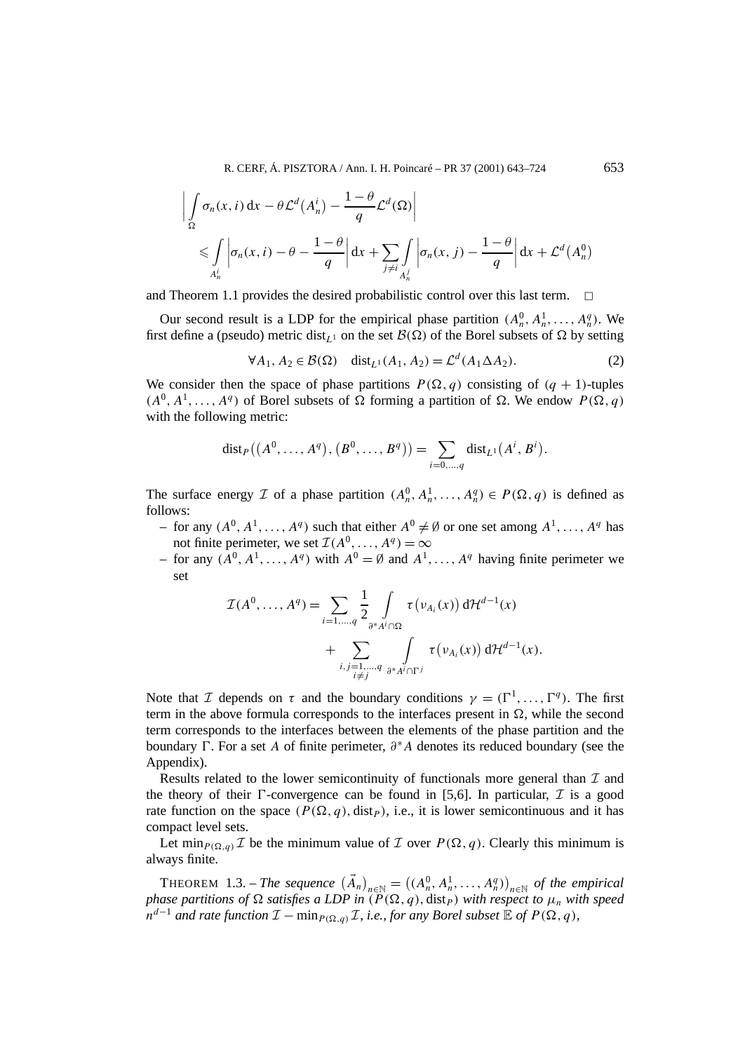$$\left| \int_{\Omega} \sigma_n(x,i)\,\mathrm{d}x - \theta \mathcal{L}^d\big(A_n^i\big) - \frac{1-\theta}{q}\mathcal{L}^d(\Omega) \right|$$
$$\leqslant \int_{A_n^i} \left| \sigma_n(x,i) - \theta - \frac{1-\theta}{q} \right| \mathrm{d}x + \sum_{j \neq i} \int_{A_n^j} \left| \sigma_n(x,j) - \frac{1-\theta}{q} \right| \mathrm{d}x + \mathcal{L}^d\big(A_n^0\big)$$

and Theorem 1.1 provides the desired probabilistic control over this last term. □

Our second result is a LDP for the empirical phase partition $(A_n^0, A_n^1, \ldots, A_n^q)$. We first define a (pseudo) metric $\operatorname{dist}_{L^1}$ on the set $\mathcal{B}(\Omega)$ of the Borel subsets of $\Omega$ by setting

$$\forall A_1, A_2 \in \mathcal{B}(\Omega) \quad \operatorname{dist}_{L^1}(A_1, A_2) = \mathcal{L}^d(A_1 \Delta A_2). \tag{2}$$

We consider then the space of phase partitions $P(\Omega, q)$ consisting of $(q+1)$-tuples $(A^0, A^1, \ldots, A^q)$ of Borel subsets of $\Omega$ forming a partition of $\Omega$. We endow $P(\Omega, q)$ with the following metric:

$$\operatorname{dist}_P\big((A^0, \ldots, A^q), (B^0, \ldots, B^q)\big) = \sum_{i=0,\ldots,q} \operatorname{dist}_{L^1}\big(A^i, B^i\big).$$

The surface energy $\mathcal{I}$ of a phase partition $(A_n^0, A_n^1, \ldots, A_n^q) \in P(\Omega, q)$ is defined as follows:

- for any $(A^0, A^1, \ldots, A^q)$ such that either $A^0 \neq \emptyset$ or one set among $A^1, \ldots, A^q$ has not finite perimeter, we set $\mathcal{I}(A^0, \ldots, A^q) = \infty$
- for any $(A^0, A^1, \ldots, A^q)$ with $A^0 = \emptyset$ and $A^1, \ldots, A^q$ having finite perimeter we set

$$\mathcal{I}(A^0, \ldots, A^q) = \sum_{i=1,\ldots,q} \frac{1}{2} \int_{\partial^* A^i \cap \Omega} \tau\big(\nu_{A_i}(x)\big)\,\mathrm{d}\mathcal{H}^{d-1}(x)$$
$$+ \sum_{\substack{i,j=1,\ldots,q \\ i \neq j}} \int_{\partial^* A^i \cap \Gamma^j} \tau\big(\nu_{A_i}(x)\big)\,\mathrm{d}\mathcal{H}^{d-1}(x).$$

Note that $\mathcal{I}$ depends on $\tau$ and the boundary conditions $\gamma = (\Gamma^1, \ldots, \Gamma^q)$. The first term in the above formula corresponds to the interfaces present in $\Omega$, while the second term corresponds to the interfaces between the elements of the phase partition and the boundary $\Gamma$. For a set $A$ of finite perimeter, $\partial^* A$ denotes its reduced boundary (see the Appendix).

Results related to the lower semicontinuity of functionals more general than $\mathcal{I}$ and the theory of their $\Gamma$-convergence can be found in [5,6]. In particular, $\mathcal{I}$ is a good rate function on the space $(P(\Omega, q), \operatorname{dist}_P)$, i.e., it is lower semicontinuous and it has compact level sets.

Let $\min_{P(\Omega,q)} \mathcal{I}$ be the minimum value of $\mathcal{I}$ over $P(\Omega, q)$. Clearly this minimum is always finite.

THEOREM 1.3. – *The sequence* $\big(\vec{A}_n\big)_{n \in \mathbb{N}} = \big((A_n^0, A_n^1, \ldots, A_n^q)\big)_{n \in \mathbb{N}}$ *of the empirical phase partitions of* $\Omega$ *satisfies a LDP in* $(P(\Omega, q), \operatorname{dist}_P)$ *with respect to* $\mu_n$ *with speed* $n^{d-1}$ *and rate function* $\mathcal{I} - \min_{P(\Omega,q)} \mathcal{I}$*, i.e., for any Borel subset* $\mathbb{E}$ *of* $P(\Omega, q)$*,*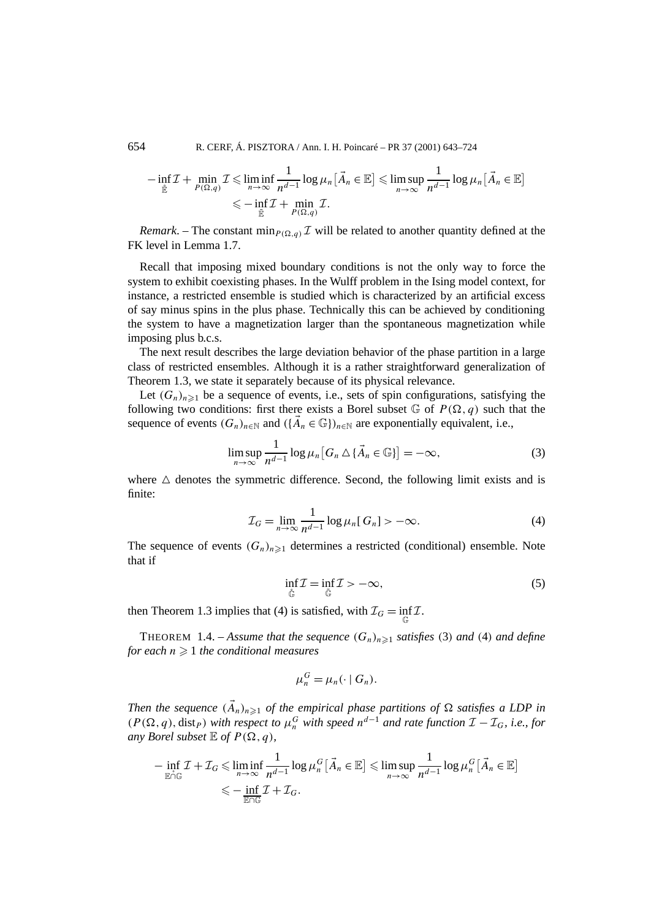$$-\inf_{\mathring{\mathbb{E}}} \mathcal{I} + \min_{P(\Omega,q)} \mathcal{I} \leqslant \liminf_{n\to\infty} \frac{1}{n^{d-1}} \log \mu_n\big[\vec{A}_n \in \mathbb{E}\big] \leqslant \limsup_{n\to\infty} \frac{1}{n^{d-1}} \log \mu_n\big[\vec{A}_n \in \mathbb{E}\big]$$
$$\leqslant -\inf_{\bar{\mathbb{E}}} \mathcal{I} + \min_{P(\Omega,q)} \mathcal{I}.$$

*Remark*. – The constant $\min_{P(\Omega,q)} \mathcal{I}$ will be related to another quantity defined at the FK level in Lemma 1.7.

Recall that imposing mixed boundary conditions is not the only way to force the system to exhibit coexisting phases. In the Wulff problem in the Ising model context, for instance, a restricted ensemble is studied which is characterized by an artificial excess of say minus spins in the plus phase. Technically this can be achieved by conditioning the system to have a magnetization larger than the spontaneous magnetization while imposing plus b.c.s.

The next result describes the large deviation behavior of the phase partition in a large class of restricted ensembles. Although it is a rather straightforward generalization of Theorem 1.3, we state it separately because of its physical relevance.

Let $(G_n)_{n\geqslant 1}$ be a sequence of events, i.e., sets of spin configurations, satisfying the following two conditions: first there exists a Borel subset $\mathbb{G}$ of $P(\Omega,q)$ such that the sequence of events $(G_n)_{n\in\mathbb{N}}$ and $(\{\vec{A}_n \in \mathbb{G}\})_{n\in\mathbb{N}}$ are exponentially equivalent, i.e.,

$$\limsup_{n\to\infty} \frac{1}{n^{d-1}} \log \mu_n\big[G_n \vartriangle \{\vec{A}_n \in \mathbb{G}\}\big] = -\infty, \tag{3}$$

where $\vartriangle$ denotes the symmetric difference. Second, the following limit exists and is finite:

$$\mathcal{I}_G = \lim_{n\to\infty} \frac{1}{n^{d-1}} \log \mu_n[\,G_n] > -\infty. \tag{4}$$

The sequence of events $(G_n)_{n\geqslant 1}$ determines a restricted (conditional) ensemble. Note that if

$$\inf_{\mathring{\mathbb{G}}} \mathcal{I} = \inf_{\bar{\mathbb{G}}} \mathcal{I} > -\infty, \tag{5}$$

then Theorem 1.3 implies that (4) is satisfied, with $\mathcal{I}_G = \inf_{\mathbb{G}} \mathcal{I}$.

THEOREM 1.4. – *Assume that the sequence $(G_n)_{n\geqslant 1}$ satisfies* (3) *and* (4) *and define for each $n \geqslant 1$ the conditional measures*

$$\mu_n^G = \mu_n(\cdot \mid G_n).$$

*Then the sequence $(\vec{A}_n)_{n\geqslant 1}$ of the empirical phase partitions of $\Omega$ satisfies a LDP in $(P(\Omega,q), \mathrm{dist}_P)$ with respect to $\mu_n^G$ with speed $n^{d-1}$ and rate function $\mathcal{I} - \mathcal{I}_G$, i.e., for any Borel subset $\mathbb{E}$ of $P(\Omega,q)$,*

$$-\inf_{\mathring{\mathbb{E}}\cap\mathbb{G}} \mathcal{I} + \mathcal{I}_G \leqslant \liminf_{n\to\infty} \frac{1}{n^{d-1}} \log \mu_n^G\big[\vec{A}_n \in \mathbb{E}\big] \leqslant \limsup_{n\to\infty} \frac{1}{n^{d-1}} \log \mu_n^G\big[\vec{A}_n \in \mathbb{E}\big]$$
$$\leqslant -\inf_{\overline{\mathbb{E}\cap\mathbb{G}}} \mathcal{I} + \mathcal{I}_G.$$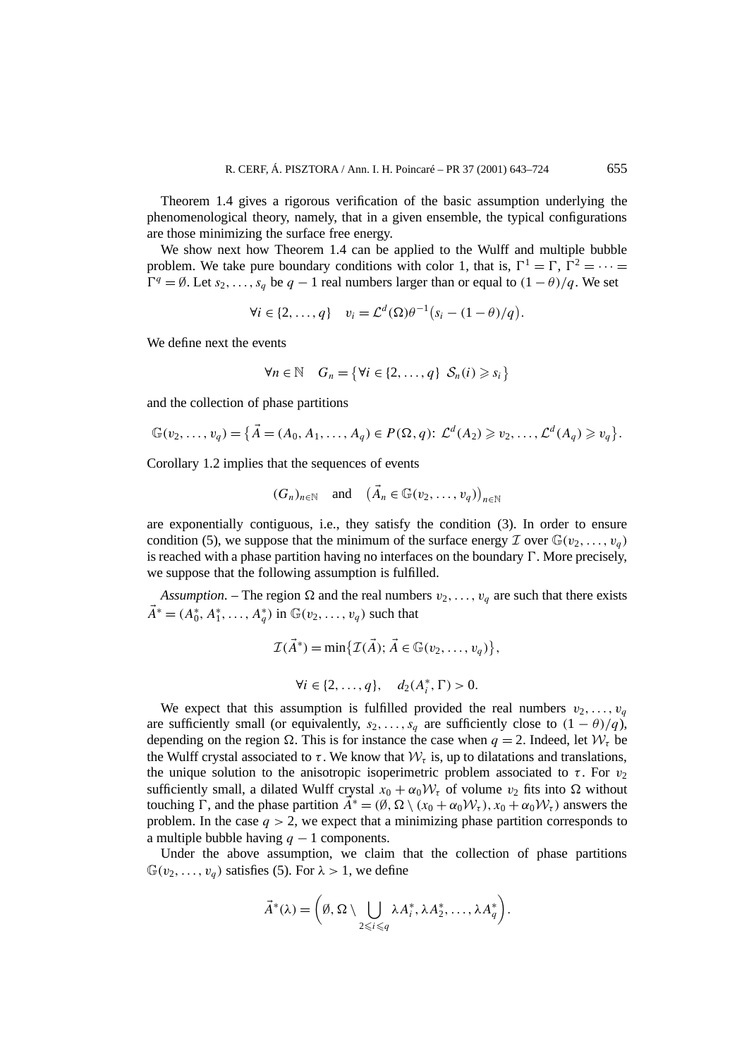Theorem 1.4 gives a rigorous verification of the basic assumption underlying the phenomenological theory, namely, that in a given ensemble, the typical configurations are those minimizing the surface free energy.

We show next how Theorem 1.4 can be applied to the Wulff and multiple bubble problem. We take pure boundary conditions with color 1, that is, $\Gamma^1 = \Gamma$, $\Gamma^2 = \cdots = \Gamma^q = \emptyset$. Let $s_2, \ldots, s_q$ be $q-1$ real numbers larger than or equal to $(1-\theta)/q$. We set

$$\forall i \in \{2, \ldots, q\} \quad v_i = \mathcal{L}^d(\Omega)\theta^{-1}\big(s_i - (1-\theta)/q\big).$$

We define next the events

$$\forall n \in \mathbb{N} \quad G_n = \big\{\forall i \in \{2, \ldots, q\} \ \mathcal{S}_n(i) \geqslant s_i\big\}$$

and the collection of phase partitions

$$\mathbb{G}(v_2, \ldots, v_q) = \big\{\vec{A} = (A_0, A_1, \ldots, A_q) \in P(\Omega, q)\colon \mathcal{L}^d(A_2) \geqslant v_2, \ldots, \mathcal{L}^d(A_q) \geqslant v_q\big\}.$$

Corollary 1.2 implies that the sequences of events

$$(G_n)_{n\in\mathbb{N}} \quad \text{and} \quad \big(\vec{A}_n \in \mathbb{G}(v_2, \ldots, v_q)\big)_{n\in\mathbb{N}}$$

are exponentially contiguous, i.e., they satisfy the condition (3). In order to ensure condition (5), we suppose that the minimum of the surface energy $\mathcal{I}$ over $\mathbb{G}(v_2, \ldots, v_q)$ is reached with a phase partition having no interfaces on the boundary $\Gamma$. More precisely, we suppose that the following assumption is fulfilled.

*Assumption*. – The region $\Omega$ and the real numbers $v_2, \ldots, v_q$ are such that there exists $\vec{A}^* = (A_0^*, A_1^*, \ldots, A_q^*)$ in $\mathbb{G}(v_2, \ldots, v_q)$ such that

$$\mathcal{I}(\vec{A}^*) = \min\big\{\mathcal{I}(\vec{A}); \vec{A} \in \mathbb{G}(v_2, \ldots, v_q)\big\},$$

$$\forall i \in \{2, \ldots, q\}, \quad d_2(A_i^*, \Gamma) > 0.$$

We expect that this assumption is fulfilled provided the real numbers $v_2, \ldots, v_q$ are sufficiently small (or equivalently, $s_2, \ldots, s_q$ are sufficiently close to $(1-\theta)/q$), depending on the region $\Omega$. This is for instance the case when $q = 2$. Indeed, let $\mathcal{W}_\tau$ be the Wulff crystal associated to $\tau$. We know that $\mathcal{W}_\tau$ is, up to dilatations and translations, the unique solution to the anisotropic isoperimetric problem associated to $\tau$. For $v_2$ sufficiently small, a dilated Wulff crystal $x_0 + \alpha_0\mathcal{W}_\tau$ of volume $v_2$ fits into $\Omega$ without touching $\Gamma$, and the phase partition $\vec{A}^* = (\emptyset, \Omega \setminus (x_0 + \alpha_0\mathcal{W}_\tau), x_0 + \alpha_0\mathcal{W}_\tau)$ answers the problem. In the case $q > 2$, we expect that a minimizing phase partition corresponds to a multiple bubble having $q-1$ components.

Under the above assumption, we claim that the collection of phase partitions $\mathbb{G}(v_2, \ldots, v_q)$ satisfies (5). For $\lambda > 1$, we define

$$\vec{A}^*(\lambda) = \bigg(\emptyset, \Omega \setminus \bigcup_{2\leqslant i\leqslant q} \lambda A_i^*, \lambda A_2^*, \ldots, \lambda A_q^*\bigg).$$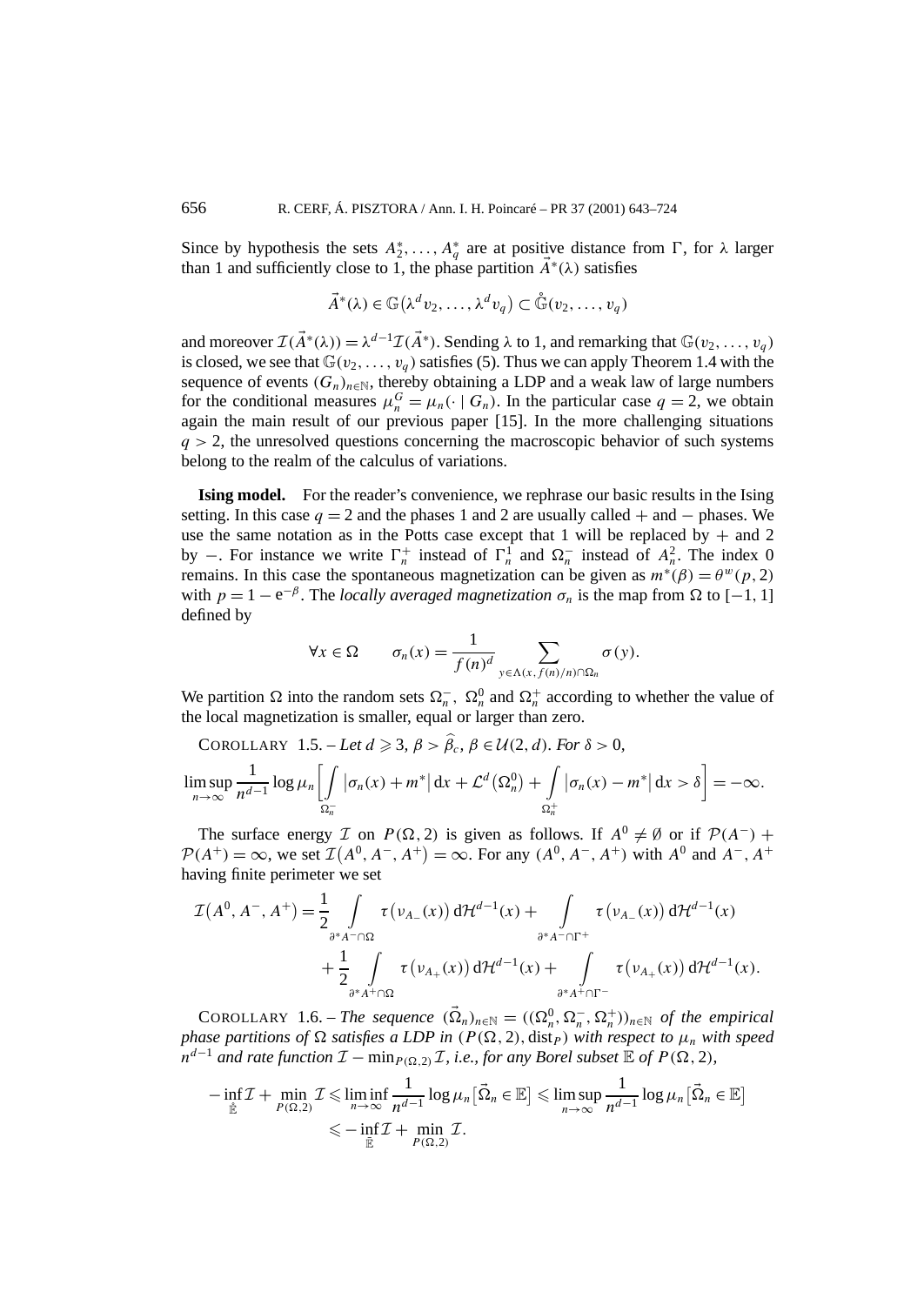Since by hypothesis the sets $A_2^*, \dots, A_q^*$ are at positive distance from $\Gamma$, for $\lambda$ larger than 1 and sufficiently close to 1, the phase partition $\vec{A}^*(\lambda)$ satisfies

$$\vec{A}^*(\lambda) \in \mathbb{G}\big(\lambda^d v_2, \dots, \lambda^d v_q\big) \subset \mathring{\mathbb{G}}(v_2, \dots, v_q)$$

and moreover $\mathcal{I}(\vec{A}^*(\lambda)) = \lambda^{d-1}\mathcal{I}(\vec{A}^*)$. Sending $\lambda$ to 1, and remarking that $\mathbb{G}(v_2, \dots, v_q)$ is closed, we see that $\mathbb{G}(v_2, \dots, v_q)$ satisfies (5). Thus we can apply Theorem 1.4 with the sequence of events $(G_n)_{n\in\mathbb{N}}$, thereby obtaining a LDP and a weak law of large numbers for the conditional measures $\mu_n^G = \mu_n(\cdot \mid G_n)$. In the particular case $q = 2$, we obtain again the main result of our previous paper [15]. In the more challenging situations $q > 2$, the unresolved questions concerning the macroscopic behavior of such systems belong to the realm of the calculus of variations.

**Ising model.** For the reader's convenience, we rephrase our basic results in the Ising setting. In this case $q = 2$ and the phases 1 and 2 are usually called $+$ and $-$ phases. We use the same notation as in the Potts case except that 1 will be replaced by $+$ and 2 by $-$. For instance we write $\Gamma_n^+$ instead of $\Gamma_n^1$ and $\Omega_n^-$ instead of $A_n^2$. The index 0 remains. In this case the spontaneous magnetization can be given as $m^*(\beta) = \theta^w(p, 2)$ with $p = 1 - \mathrm{e}^{-\beta}$. The *locally averaged magnetization* $\sigma_n$ is the map from $\Omega$ to $[-1, 1]$ defined by

$$\forall x \in \Omega \qquad \sigma_n(x) = \frac{1}{f(n)^d} \sum_{y\in\Lambda(x, f(n)/n)\cap\Omega_n} \sigma(y).$$

We partition $\Omega$ into the random sets $\Omega_n^-$, $\Omega_n^0$ and $\Omega_n^+$ according to whether the value of the local magnetization is smaller, equal or larger than zero.

COROLLARY 1.5. – *Let $d \geqslant 3$, $\beta > \widehat{\beta}_c$, $\beta \in \mathcal{U}(2, d)$. For $\delta > 0$,*

$$\limsup_{n\to\infty} \frac{1}{n^{d-1}} \log \mu_n\bigg[\int_{\Omega_n^-} \big|\sigma_n(x) + m^*\big|\,\mathrm{d}x + \mathcal{L}^d\big(\Omega_n^0\big) + \int_{\Omega_n^+} \big|\sigma_n(x) - m^*\big|\,\mathrm{d}x > \delta\bigg] = -\infty.$$

The surface energy $\mathcal{I}$ on $P(\Omega, 2)$ is given as follows. If $A^0 \neq \emptyset$ or if $\mathcal{P}(A^-) + \mathcal{P}(A^+) = \infty$, we set $\mathcal{I}\big(A^0, A^-, A^+\big) = \infty$. For any $(A^0, A^-, A^+)$ with $A^0$ and $A^-, A^+$ having finite perimeter we set

$$\begin{aligned}
\mathcal{I}\big(A^0, A^-, A^+\big) = {}& \frac{1}{2} \int_{\partial^* A^- \cap \Omega} \tau\big(\nu_{A_-}(x)\big)\,\mathrm{d}\mathcal{H}^{d-1}(x) + \int_{\partial^* A^- \cap \Gamma^+} \tau\big(\nu_{A_-}(x)\big)\,\mathrm{d}\mathcal{H}^{d-1}(x)\\
&+ \frac{1}{2} \int_{\partial^* A^+ \cap \Omega} \tau\big(\nu_{A_+}(x)\big)\,\mathrm{d}\mathcal{H}^{d-1}(x) + \int_{\partial^* A^+ \cap \Gamma^-} \tau\big(\nu_{A_+}(x)\big)\,\mathrm{d}\mathcal{H}^{d-1}(x).
\end{aligned}$$

COROLLARY 1.6. – *The sequence $(\vec{\Omega}_n)_{n\in\mathbb{N}} = ((\Omega_n^0, \Omega_n^-, \Omega_n^+))_{n\in\mathbb{N}}$ of the empirical phase partitions of $\Omega$ satisfies a LDP in $(P(\Omega, 2), \mathrm{dist}_P)$ with respect to $\mu_n$ with speed $n^{d-1}$ and rate function $\mathcal{I} - \min_{P(\Omega,2)} \mathcal{I}$, i.e., for any Borel subset $\mathbb{E}$ of $P(\Omega, 2)$,*

$$\begin{aligned}
-\inf_{\mathring{\mathbb{E}}} \mathcal{I} + \min_{P(\Omega,2)} \mathcal{I} &\leqslant \liminf_{n\to\infty} \frac{1}{n^{d-1}} \log \mu_n\big[\vec{\Omega}_n \in \mathbb{E}\big] \leqslant \limsup_{n\to\infty} \frac{1}{n^{d-1}} \log \mu_n\big[\vec{\Omega}_n \in \mathbb{E}\big]\\
&\leqslant -\inf_{\overline{\mathbb{E}}} \mathcal{I} + \min_{P(\Omega,2)} \mathcal{I}.
\end{aligned}$$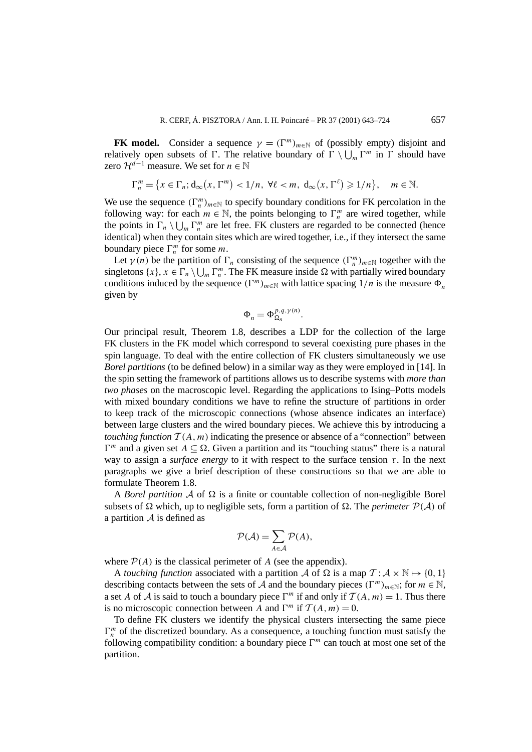**FK model.** Consider a sequence $\gamma = (\Gamma^m)_{m\in\mathbb{N}}$ of (possibly empty) disjoint and relatively open subsets of $\Gamma$. The relative boundary of $\Gamma \setminus \bigcup_m \Gamma^m$ in $\Gamma$ should have zero $\mathcal{H}^{d-1}$ measure. We set for $n \in \mathbb{N}$

$$\Gamma_n^m = \{x \in \Gamma_n;\, \mathrm{d}_\infty(x, \Gamma^m) < 1/n,\ \forall \ell < m,\ \mathrm{d}_\infty(x, \Gamma^\ell) \geqslant 1/n\}, \quad m \in \mathbb{N}.$$

We use the sequence $(\Gamma_n^m)_{m\in\mathbb{N}}$ to specify boundary conditions for FK percolation in the following way: for each $m \in \mathbb{N}$, the points belonging to $\Gamma_n^m$ are wired together, while the points in $\Gamma_n \setminus \bigcup_m \Gamma_n^m$ are let free. FK clusters are regarded to be connected (hence identical) when they contain sites which are wired together, i.e., if they intersect the same boundary piece $\Gamma_n^m$ for some $m$.

Let $\gamma(n)$ be the partition of $\Gamma_n$ consisting of the sequence $(\Gamma_n^m)_{m\in\mathbb{N}}$ together with the singletons $\{x\}$, $x \in \Gamma_n \setminus \bigcup_m \Gamma_n^m$. The FK measure inside $\Omega$ with partially wired boundary conditions induced by the sequence $(\Gamma^m)_{m\in\mathbb{N}}$ with lattice spacing $1/n$ is the measure $\Phi_n$ given by

$$\Phi_n = \Phi_{\Omega_n}^{p,q,\gamma(n)}.$$

Our principal result, Theorem 1.8, describes a LDP for the collection of the large FK clusters in the FK model which correspond to several coexisting pure phases in the spin language. To deal with the entire collection of FK clusters simultaneously we use *Borel partitions* (to be defined below) in a similar way as they were employed in [14]. In the spin setting the framework of partitions allows us to describe systems with *more than two phases* on the macroscopic level. Regarding the applications to Ising–Potts models with mixed boundary conditions we have to refine the structure of partitions in order to keep track of the microscopic connections (whose absence indicates an interface) between large clusters and the wired boundary pieces. We achieve this by introducing a *touching function* $\mathcal{T}(A, m)$ indicating the presence or absence of a "connection" between $\Gamma^m$ and a given set $A \subseteq \Omega$. Given a partition and its "touching status" there is a natural way to assign a *surface energy* to it with respect to the surface tension $\tau$. In the next paragraphs we give a brief description of these constructions so that we are able to formulate Theorem 1.8.

A *Borel partition* $\mathcal{A}$ of $\Omega$ is a finite or countable collection of non-negligible Borel subsets of $\Omega$ which, up to negligible sets, form a partition of $\Omega$. The *perimeter* $\mathcal{P}(\mathcal{A})$ of a partition $\mathcal{A}$ is defined as

$$\mathcal{P}(\mathcal{A}) = \sum_{A\in\mathcal{A}} \mathcal{P}(A),$$

where $\mathcal{P}(A)$ is the classical perimeter of $A$ (see the appendix).

A *touching function* associated with a partition $\mathcal{A}$ of $\Omega$ is a map $\mathcal{T} : \mathcal{A} \times \mathbb{N} \mapsto \{0, 1\}$ describing contacts between the sets of $\mathcal{A}$ and the boundary pieces $(\Gamma^m)_{m\in\mathbb{N}}$; for $m \in \mathbb{N}$, a set $A$ of $\mathcal{A}$ is said to touch a boundary piece $\Gamma^m$ if and only if $\mathcal{T}(A, m) = 1$. Thus there is no microscopic connection between $A$ and $\Gamma^m$ if $\mathcal{T}(A, m) = 0$.

To define FK clusters we identify the physical clusters intersecting the same piece $\Gamma_n^m$ of the discretized boundary. As a consequence, a touching function must satisfy the following compatibility condition: a boundary piece $\Gamma^m$ can touch at most one set of the partition.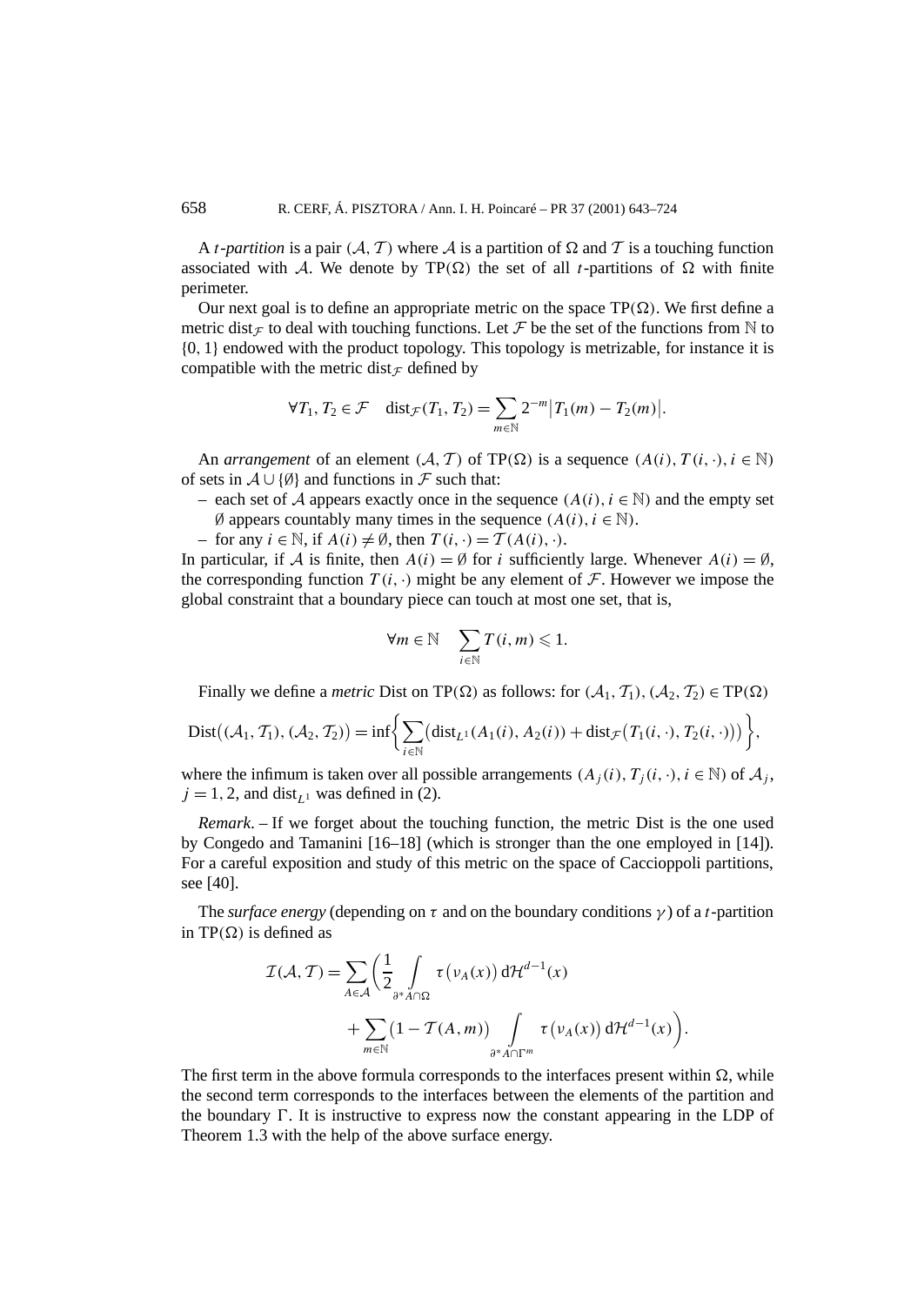A *t-partition* is a pair $(\mathcal{A}, \mathcal{T})$ where $\mathcal{A}$ is a partition of $\Omega$ and $\mathcal{T}$ is a touching function associated with $\mathcal{A}$. We denote by $\mathrm{TP}(\Omega)$ the set of all $t$-partitions of $\Omega$ with finite perimeter.

Our next goal is to define an appropriate metric on the space $\mathrm{TP}(\Omega)$. We first define a metric $\mathrm{dist}_{\mathcal{F}}$ to deal with touching functions. Let $\mathcal{F}$ be the set of the functions from $\mathbb{N}$ to $\{0, 1\}$ endowed with the product topology. This topology is metrizable, for instance it is compatible with the metric $\mathrm{dist}_{\mathcal{F}}$ defined by

$$\forall T_1, T_2 \in \mathcal{F} \quad \mathrm{dist}_{\mathcal{F}}(T_1, T_2) = \sum_{m \in \mathbb{N}} 2^{-m} \big| T_1(m) - T_2(m) \big|.$$

An *arrangement* of an element $(\mathcal{A}, \mathcal{T})$ of $\mathrm{TP}(\Omega)$ is a sequence $(A(i), T(i, \cdot), i \in \mathbb{N})$ of sets in $\mathcal{A} \cup \{\emptyset\}$ and functions in $\mathcal{F}$ such that:

– each set of $\mathcal{A}$ appears exactly once in the sequence $(A(i), i \in \mathbb{N})$ and the empty set $\emptyset$ appears countably many times in the sequence $(A(i), i \in \mathbb{N})$.

– for any $i \in \mathbb{N}$, if $A(i) \neq \emptyset$, then $T(i, \cdot) = \mathcal{T}(A(i), \cdot)$.

In particular, if $\mathcal{A}$ is finite, then $A(i) = \emptyset$ for $i$ sufficiently large. Whenever $A(i) = \emptyset$, the corresponding function $T(i, \cdot)$ might be any element of $\mathcal{F}$. However we impose the global constraint that a boundary piece can touch at most one set, that is,

$$\forall m \in \mathbb{N} \quad \sum_{i \in \mathbb{N}} T(i, m) \leqslant 1.$$

Finally we define a *metric* Dist on $\mathrm{TP}(\Omega)$ as follows: for $(\mathcal{A}_1, \mathcal{T}_1), (\mathcal{A}_2, \mathcal{T}_2) \in \mathrm{TP}(\Omega)$

$$\mathrm{Dist}\big((\mathcal{A}_1, \mathcal{T}_1), (\mathcal{A}_2, \mathcal{T}_2)\big) = \inf\bigg\{ \sum_{i \in \mathbb{N}} \big( \mathrm{dist}_{L^1}(A_1(i), A_2(i)) + \mathrm{dist}_{\mathcal{F}}\big(T_1(i, \cdot), T_2(i, \cdot)\big) \big) \bigg\},$$

where the infimum is taken over all possible arrangements $(A_j(i), T_j(i, \cdot), i \in \mathbb{N})$ of $\mathcal{A}_j$, $j = 1, 2$, and $\mathrm{dist}_{L^1}$ was defined in (2).

*Remark*. – If we forget about the touching function, the metric Dist is the one used by Congedo and Tamanini [16–18] (which is stronger than the one employed in [14]). For a careful exposition and study of this metric on the space of Caccioppoli partitions, see [40].

The *surface energy* (depending on $\tau$ and on the boundary conditions $\gamma$) of a $t$-partition in $\mathrm{TP}(\Omega)$ is defined as

$$\begin{aligned}
\mathcal{I}(\mathcal{A}, \mathcal{T}) = \sum_{A \in \mathcal{A}} \bigg( & \frac{1}{2} \int_{\partial^* A \cap \Omega} \tau\big(\nu_A(x)\big) \, \mathrm{d}\mathcal{H}^{d-1}(x) \\
& + \sum_{m \in \mathbb{N}} \big(1 - \mathcal{T}(A, m)\big) \int_{\partial^* A \cap \Gamma^m} \tau\big(\nu_A(x)\big) \, \mathrm{d}\mathcal{H}^{d-1}(x) \bigg).
\end{aligned}$$

The first term in the above formula corresponds to the interfaces present within $\Omega$, while the second term corresponds to the interfaces between the elements of the partition and the boundary $\Gamma$. It is instructive to express now the constant appearing in the LDP of Theorem 1.3 with the help of the above surface energy.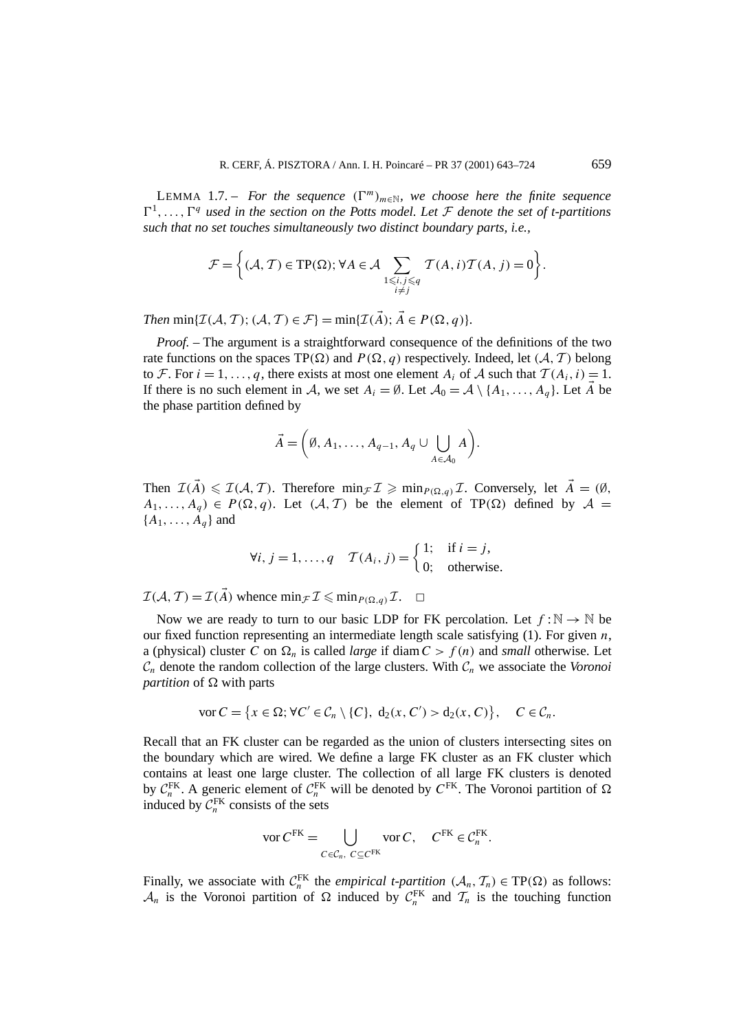LEMMA 1.7. – *For the sequence* $(\Gamma^m)_{m\in\mathbb{N}}$, *we choose here the finite sequence* $\Gamma^1,\dots,\Gamma^q$ *used in the section on the Potts model. Let* $\mathcal{F}$ *denote the set of t-partitions such that no set touches simultaneously two distinct boundary parts, i.e.,*

$$\mathcal{F}=\left\{(\mathcal{A},\mathcal{T})\in \mathrm{TP}(\Omega);\ \forall A\in\mathcal{A}\sum_{\substack{1\leqslant i,j\leqslant q\\ i\neq j}}\mathcal{T}(A,i)\mathcal{T}(A,j)=0\right\}.$$

*Then* $\min\{\mathcal{I}(\mathcal{A},\mathcal{T});(\mathcal{A},\mathcal{T})\in\mathcal{F}\}=\min\{\mathcal{I}(\vec{A});\vec{A}\in P(\Omega,q)\}$.

*Proof.* – The argument is a straightforward consequence of the definitions of the two rate functions on the spaces $\mathrm{TP}(\Omega)$ and $P(\Omega,q)$ respectively. Indeed, let $(\mathcal{A},\mathcal{T})$ belong to $\mathcal{F}$. For $i=1,\dots,q$, there exists at most one element $A_i$ of $\mathcal{A}$ such that $\mathcal{T}(A_i,i)=1$. If there is no such element in $\mathcal{A}$, we set $A_i=\emptyset$. Let $\mathcal{A}_0=\mathcal{A}\setminus\{A_1,\dots,A_q\}$. Let $\vec{A}$ be the phase partition defined by

$$\vec{A}=\left(\emptyset,A_1,\dots,A_{q-1},A_q\cup\bigcup_{A\in\mathcal{A}_0}A\right).$$

Then $\mathcal{I}(\vec{A})\leqslant\mathcal{I}(\mathcal{A},\mathcal{T})$. Therefore $\min_{\mathcal{F}}\mathcal{I}\geqslant\min_{P(\Omega,q)}\mathcal{I}$. Conversely, let $\vec{A}=(\emptyset, A_1,\dots,A_q)\in P(\Omega,q)$. Let $(\mathcal{A},\mathcal{T})$ be the element of $\mathrm{TP}(\Omega)$ defined by $\mathcal{A}=\{A_1,\dots,A_q\}$ and

$$\forall i,j=1,\dots,q\quad \mathcal{T}(A_i,j)=\begin{cases}1; & \text{if } i=j,\\ 0; & \text{otherwise.}\end{cases}$$

$\mathcal{I}(\mathcal{A},\mathcal{T})=\mathcal{I}(\vec{A})$ whence $\min_{\mathcal{F}}\mathcal{I}\leqslant\min_{P(\Omega,q)}\mathcal{I}$. □

Now we are ready to turn to our basic LDP for FK percolation. Let $f:\mathbb{N}\to\mathbb{N}$ be our fixed function representing an intermediate length scale satisfying (1). For given $n$, a (physical) cluster $C$ on $\Omega_n$ is called *large* if $\operatorname{diam} C>f(n)$ and *small* otherwise. Let $\mathcal{C}_n$ denote the random collection of the large clusters. With $\mathcal{C}_n$ we associate the *Voronoi partition* of $\Omega$ with parts

$$\operatorname{vor} C=\left\{x\in\Omega;\ \forall C'\in\mathcal{C}_n\setminus\{C\},\ \mathrm{d}_2(x,C')>\mathrm{d}_2(x,C)\right\},\quad C\in\mathcal{C}_n.$$

Recall that an FK cluster can be regarded as the union of clusters intersecting sites on the boundary which are wired. We define a large FK cluster as an FK cluster which contains at least one large cluster. The collection of all large FK clusters is denoted by $\mathcal{C}_n^{\mathrm{FK}}$. A generic element of $\mathcal{C}_n^{\mathrm{FK}}$ will be denoted by $C^{\mathrm{FK}}$. The Voronoi partition of $\Omega$ induced by $\mathcal{C}_n^{\mathrm{FK}}$ consists of the sets

$$\operatorname{vor} C^{\mathrm{FK}}=\bigcup_{C\in\mathcal{C}_n,\ C\subseteq C^{\mathrm{FK}}}\operatorname{vor} C,\quad C^{\mathrm{FK}}\in\mathcal{C}_n^{\mathrm{FK}}.$$

Finally, we associate with $\mathcal{C}_n^{\mathrm{FK}}$ the *empirical t-partition* $(\mathcal{A}_n,\mathcal{T}_n)\in\mathrm{TP}(\Omega)$ as follows: $\mathcal{A}_n$ is the Voronoi partition of $\Omega$ induced by $\mathcal{C}_n^{\mathrm{FK}}$ and $\mathcal{T}_n$ is the touching function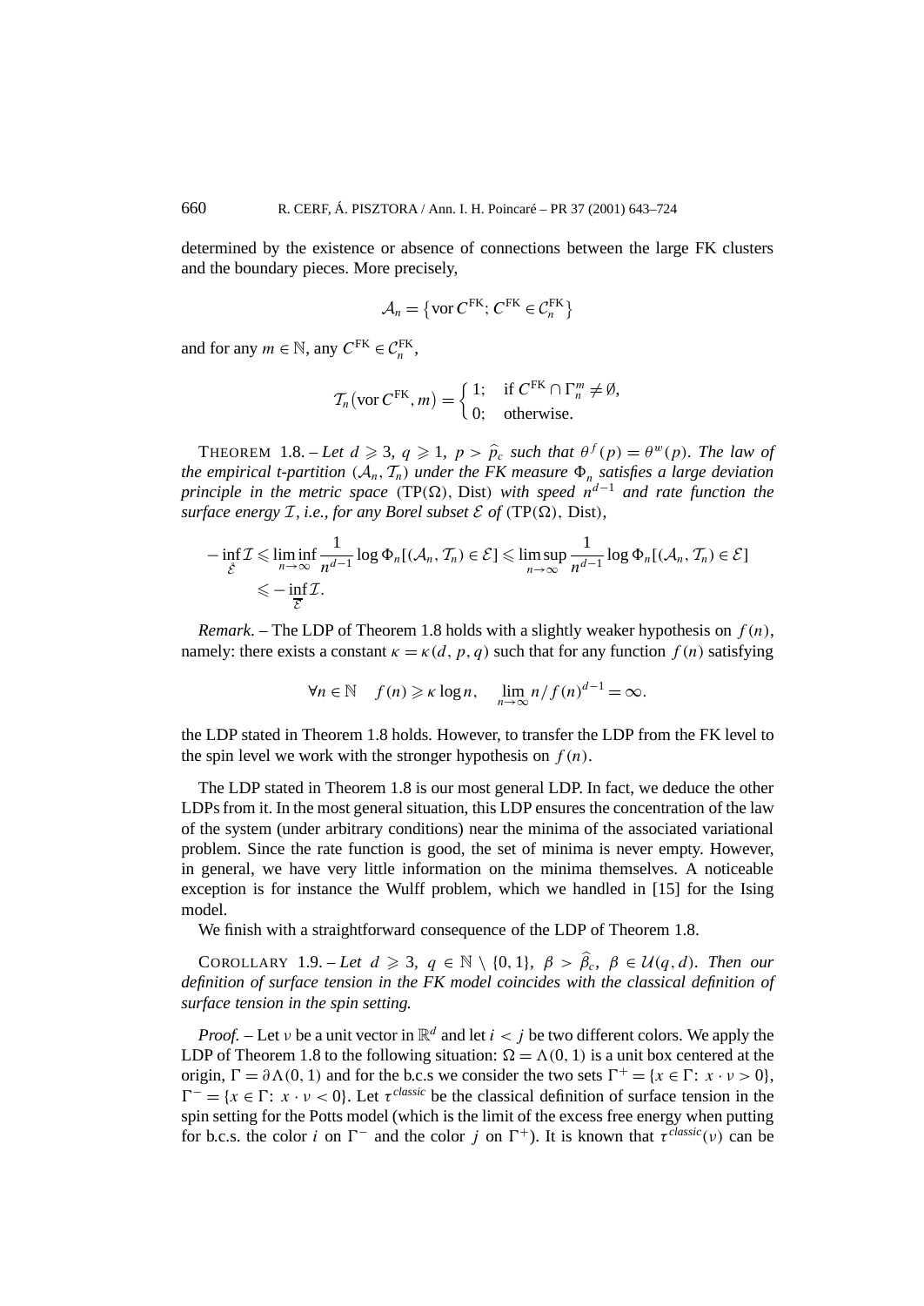determined by the existence or absence of connections between the large FK clusters and the boundary pieces. More precisely,

$$\mathcal{A}_n = \{\operatorname{vor} C^{\mathrm{FK}};\, C^{\mathrm{FK}} \in \mathcal{C}_n^{\mathrm{FK}}\}$$

and for any $m \in \mathbb{N}$, any $C^{\mathrm{FK}} \in \mathcal{C}_n^{\mathrm{FK}}$,

$$\mathcal{T}_n(\operatorname{vor} C^{\mathrm{FK}}, m) = \begin{cases} 1; & \text{if } C^{\mathrm{FK}} \cap \Gamma_n^m \neq \emptyset, \\ 0; & \text{otherwise.} \end{cases}$$

THEOREM 1.8. – *Let $d \geqslant 3$, $q \geqslant 1$, $p > \widehat{p}_c$ such that $\theta^f(p) = \theta^w(p)$. The law of the empirical t-partition $(\mathcal{A}_n, \mathcal{T}_n)$ under the FK measure $\Phi_n$ satisfies a large deviation principle in the metric space $(\mathrm{TP}(\Omega), \mathrm{Dist})$ with speed $n^{d-1}$ and rate function the surface energy $\mathcal{I}$, i.e., for any Borel subset $\mathcal{E}$ of $(\mathrm{TP}(\Omega), \mathrm{Dist})$,*

$$\begin{aligned} -\inf_{\overset{\circ}{\mathcal{E}}} \mathcal{I} &\leqslant \liminf_{n\to\infty} \frac{1}{n^{d-1}} \log \Phi_n[(\mathcal{A}_n, \mathcal{T}_n) \in \mathcal{E}] \leqslant \limsup_{n\to\infty} \frac{1}{n^{d-1}} \log \Phi_n[(\mathcal{A}_n, \mathcal{T}_n) \in \mathcal{E}] \\ &\leqslant -\inf_{\overline{\mathcal{E}}} \mathcal{I}. \end{aligned}$$

*Remark*. – The LDP of Theorem 1.8 holds with a slightly weaker hypothesis on $f(n)$, namely: there exists a constant $\kappa = \kappa(d, p, q)$ such that for any function $f(n)$ satisfying

$$\forall n \in \mathbb{N} \quad f(n) \geqslant \kappa \log n, \quad \lim_{n\to\infty} n/f(n)^{d-1} = \infty.$$

the LDP stated in Theorem 1.8 holds. However, to transfer the LDP from the FK level to the spin level we work with the stronger hypothesis on $f(n)$.

The LDP stated in Theorem 1.8 is our most general LDP. In fact, we deduce the other LDPs from it. In the most general situation, this LDP ensures the concentration of the law of the system (under arbitrary conditions) near the minima of the associated variational problem. Since the rate function is good, the set of minima is never empty. However, in general, we have very little information on the minima themselves. A noticeable exception is for instance the Wulff problem, which we handled in [15] for the Ising model.

We finish with a straightforward consequence of the LDP of Theorem 1.8.

COROLLARY 1.9. – *Let $d \geqslant 3$, $q \in \mathbb{N} \setminus \{0, 1\}$, $\beta > \widehat{\beta}_c$, $\beta \in \mathcal{U}(q, d)$. Then our definition of surface tension in the FK model coincides with the classical definition of surface tension in the spin setting.*

*Proof.* – Let $\nu$ be a unit vector in $\mathbb{R}^d$ and let $i < j$ be two different colors. We apply the LDP of Theorem 1.8 to the following situation: $\Omega = \Lambda(0, 1)$ is a unit box centered at the origin, $\Gamma = \partial\Lambda(0, 1)$ and for the b.c.s we consider the two sets $\Gamma^+ = \{x \in \Gamma\colon\, x \cdot \nu > 0\}$, $\Gamma^- = \{x \in \Gamma\colon\, x \cdot \nu < 0\}$. Let $\tau^{classic}$ be the classical definition of surface tension in the spin setting for the Potts model (which is the limit of the excess free energy when putting for b.c.s. the color $i$ on $\Gamma^-$ and the color $j$ on $\Gamma^+$). It is known that $\tau^{classic}(\nu)$ can be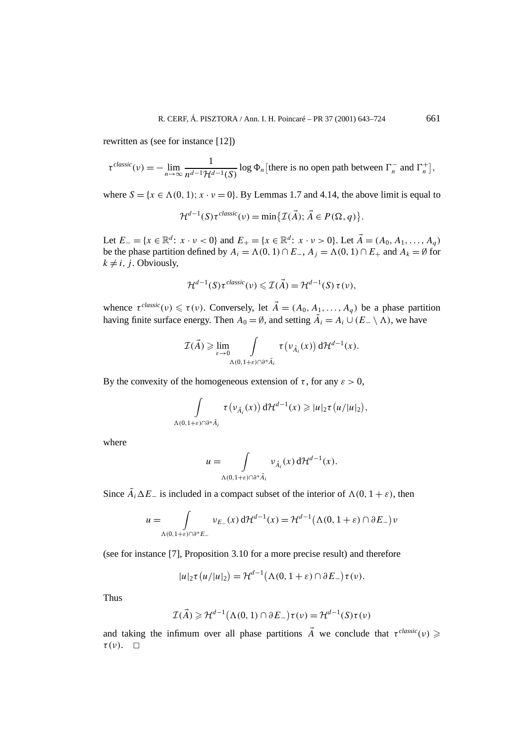rewritten as (see for instance [12])

$$\tau^{classic}(\nu) = -\lim_{n\to\infty} \frac{1}{n^{d-1}\mathcal{H}^{d-1}(S)} \log \Phi_n\big[\text{there is no open path between } \Gamma_n^- \text{ and } \Gamma_n^+\big],$$

where $S = \{x \in \Lambda(0,1);\ x\cdot\nu = 0\}$. By Lemmas 1.7 and 4.14, the above limit is equal to

$$\mathcal{H}^{d-1}(S)\tau^{classic}(\nu) = \min\{\mathcal{I}(\vec{A});\ \vec{A} \in P(\Omega, q)\}.$$

Let $E_- = \{x \in \mathbb{R}^d\colon\ x\cdot\nu < 0\}$ and $E_+ = \{x \in \mathbb{R}^d\colon\ x\cdot\nu > 0\}$. Let $\vec{A} = (A_0, A_1, \ldots, A_q)$ be the phase partition defined by $A_i = \Lambda(0,1) \cap E_-$, $A_j = \Lambda(0,1)\cap E_+$ and $A_k = \emptyset$ for $k \neq i, j$. Obviously,

$$\mathcal{H}^{d-1}(S)\tau^{classic}(\nu) \leqslant \mathcal{I}(\vec{A}) = \mathcal{H}^{d-1}(S)\,\tau(\nu),$$

whence $\tau^{classic}(\nu) \leqslant \tau(\nu)$. Conversely, let $\vec{A} = (A_0, A_1, \ldots, A_q)$ be a phase partition having finite surface energy. Then $A_0 = \emptyset$, and setting $\tilde{A}_i = A_i \cup (E_- \setminus \Lambda)$, we have

$$\mathcal{I}(\vec{A}) \geqslant \lim_{\varepsilon\to 0} \int_{\Lambda(0,1+\varepsilon)\cap\partial^*\tilde{A}_i} \tau\big(\nu_{\tilde{A}_i}(x)\big)\,\mathrm{d}\mathcal{H}^{d-1}(x).$$

By the convexity of the homogeneous extension of $\tau$, for any $\varepsilon > 0$,

$$\int_{\Lambda(0,1+\varepsilon)\cap\partial^*\tilde{A}_i} \tau\big(\nu_{\tilde{A}_i}(x)\big)\,\mathrm{d}\mathcal{H}^{d-1}(x) \geqslant |u|_2\tau\big(u/|u|_2\big),$$

where

$$u = \int_{\Lambda(0,1+\varepsilon)\cap\partial^*\tilde{A}_i} \nu_{\tilde{A}_i}(x)\,\mathrm{d}\mathcal{H}^{d-1}(x).$$

Since $\tilde{A}_i \Delta E_-$ is included in a compact subset of the interior of $\Lambda(0, 1+\varepsilon)$, then

$$u = \int_{\Lambda(0,1+\varepsilon)\cap\partial^* E_-} \nu_{E_-}(x)\,\mathrm{d}\mathcal{H}^{d-1}(x) = \mathcal{H}^{d-1}\big(\Lambda(0,1+\varepsilon)\cap\partial E_-\big)\nu$$

(see for instance [7], Proposition 3.10 for a more precise result) and therefore

$$|u|_2\tau\big(u/|u|_2\big) = \mathcal{H}^{d-1}\big(\Lambda(0,1+\varepsilon)\cap\partial E_-\big)\tau(\nu).$$

Thus

$$\mathcal{I}(\vec{A}) \geqslant \mathcal{H}^{d-1}\big(\Lambda(0,1)\cap\partial E_-\big)\tau(\nu) = \mathcal{H}^{d-1}(S)\tau(\nu)$$

and taking the infimum over all phase partitions $\vec{A}$ we conclude that $\tau^{classic}(\nu) \geqslant \tau(\nu)$. $\square$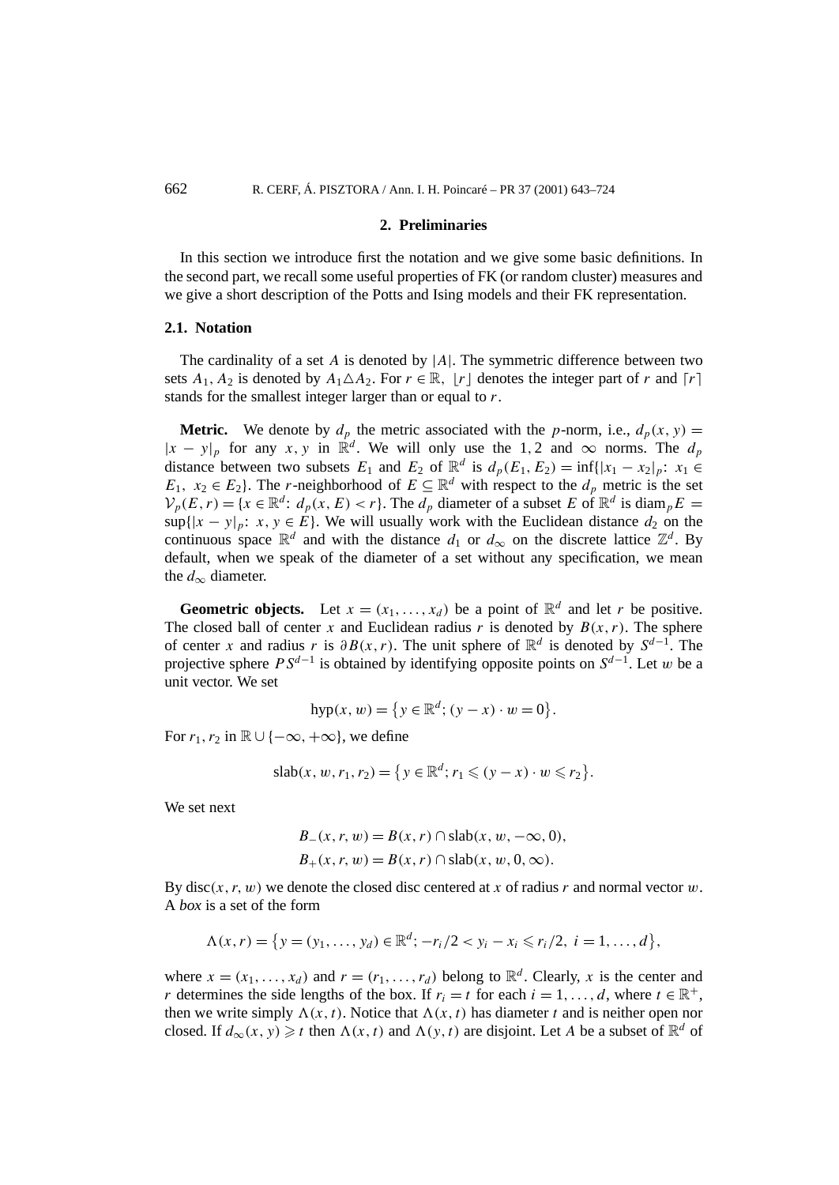## 2. Preliminaries

In this section we introduce first the notation and we give some basic definitions. In the second part, we recall some useful properties of FK (or random cluster) measures and we give a short description of the Potts and Ising models and their FK representation.

### 2.1. Notation

The cardinality of a set $A$ is denoted by $|A|$. The symmetric difference between two sets $A_1, A_2$ is denoted by $A_1 \triangle A_2$. For $r \in \mathbb{R}$, $\lfloor r \rfloor$ denotes the integer part of $r$ and $\lceil r \rceil$ stands for the smallest integer larger than or equal to $r$.

**Metric.** We denote by $d_p$ the metric associated with the $p$-norm, i.e., $d_p(x, y) = |x - y|_p$ for any $x, y$ in $\mathbb{R}^d$. We will only use the $1, 2$ and $\infty$ norms. The $d_p$ distance between two subsets $E_1$ and $E_2$ of $\mathbb{R}^d$ is $d_p(E_1, E_2) = \inf\{|x_1 - x_2|_p\colon\ x_1 \in E_1,\ x_2 \in E_2\}$. The $r$-neighborhood of $E \subseteq \mathbb{R}^d$ with respect to the $d_p$ metric is the set $\mathcal{V}_p(E, r) = \{x \in \mathbb{R}^d\colon\ d_p(x, E) < r\}$. The $d_p$ diameter of a subset $E$ of $\mathbb{R}^d$ is $\operatorname{diam}_p E = \sup\{|x - y|_p\colon\ x, y \in E\}$. We will usually work with the Euclidean distance $d_2$ on the continuous space $\mathbb{R}^d$ and with the distance $d_1$ or $d_\infty$ on the discrete lattice $\mathbb{Z}^d$. By default, when we speak of the diameter of a set without any specification, we mean the $d_\infty$ diameter.

**Geometric objects.** Let $x = (x_1, \dots, x_d)$ be a point of $\mathbb{R}^d$ and let $r$ be positive. The closed ball of center $x$ and Euclidean radius $r$ is denoted by $B(x, r)$. The sphere of center $x$ and radius $r$ is $\partial B(x, r)$. The unit sphere of $\mathbb{R}^d$ is denoted by $S^{d-1}$. The projective sphere $PS^{d-1}$ is obtained by identifying opposite points on $S^{d-1}$. Let $w$ be a unit vector. We set

$$\operatorname{hyp}(x, w) = \{y \in \mathbb{R}^d;\ (y - x) \cdot w = 0\}.$$

For $r_1, r_2$ in $\mathbb{R} \cup \{-\infty, +\infty\}$, we define

$$\operatorname{slab}(x, w, r_1, r_2) = \{y \in \mathbb{R}^d;\ r_1 \leqslant (y - x) \cdot w \leqslant r_2\}.$$

We set next

$$B_-(x, r, w) = B(x, r) \cap \operatorname{slab}(x, w, -\infty, 0),$$
$$B_+(x, r, w) = B(x, r) \cap \operatorname{slab}(x, w, 0, \infty).$$

By $\operatorname{disc}(x, r, w)$ we denote the closed disc centered at $x$ of radius $r$ and normal vector $w$. A *box* is a set of the form

$$\Lambda(x, r) = \{y = (y_1, \dots, y_d) \in \mathbb{R}^d;\ -r_i/2 < y_i - x_i \leqslant r_i/2,\ i = 1, \dots, d\},$$

where $x = (x_1, \dots, x_d)$ and $r = (r_1, \dots, r_d)$ belong to $\mathbb{R}^d$. Clearly, $x$ is the center and $r$ determines the side lengths of the box. If $r_i = t$ for each $i = 1, \dots, d$, where $t \in \mathbb{R}^+$, then we write simply $\Lambda(x, t)$. Notice that $\Lambda(x, t)$ has diameter $t$ and is neither open nor closed. If $d_\infty(x, y) \geqslant t$ then $\Lambda(x, t)$ and $\Lambda(y, t)$ are disjoint. Let $A$ be a subset of $\mathbb{R}^d$ of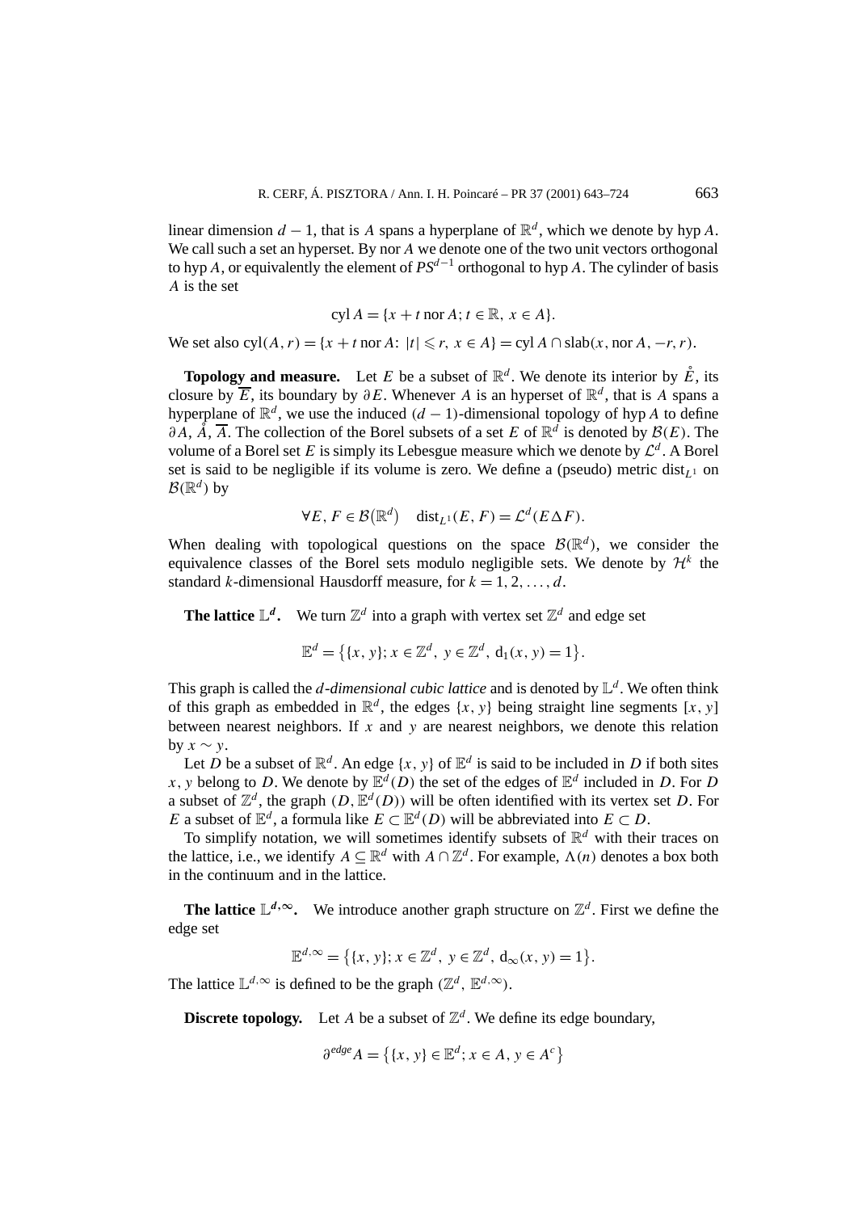linear dimension $d-1$, that is $A$ spans a hyperplane of $\mathbb{R}^d$, which we denote by hyp $A$. We call such a set an hyperset. By nor $A$ we denote one of the two unit vectors orthogonal to hyp $A$, or equivalently the element of $PS^{d-1}$ orthogonal to hyp $A$. The cylinder of basis $A$ is the set

$$\operatorname{cyl} A = \{x + t \operatorname{nor} A;\, t \in \mathbb{R},\ x \in A\}.$$

We set also $\operatorname{cyl}(A, r) = \{x + t \operatorname{nor} A\colon\ |t| \leqslant r,\ x \in A\} = \operatorname{cyl} A \cap \operatorname{slab}(x, \operatorname{nor} A, -r, r)$.

**Topology and measure.** Let $E$ be a subset of $\mathbb{R}^d$. We denote its interior by $\mathring{E}$, its closure by $\overline{E}$, its boundary by $\partial E$. Whenever $A$ is an hyperset of $\mathbb{R}^d$, that is $A$ spans a hyperplane of $\mathbb{R}^d$, we use the induced $(d-1)$-dimensional topology of hyp $A$ to define $\partial A$, $\mathring{A}$, $\overline{A}$. The collection of the Borel subsets of a set $E$ of $\mathbb{R}^d$ is denoted by $\mathcal{B}(E)$. The volume of a Borel set $E$ is simply its Lebesgue measure which we denote by $\mathcal{L}^d$. A Borel set is said to be negligible if its volume is zero. We define a (pseudo) metric $\operatorname{dist}_{L^1}$ on $\mathcal{B}(\mathbb{R}^d)$ by

$$\forall E, F \in \mathcal{B}(\mathbb{R}^d) \quad \operatorname{dist}_{L^1}(E, F) = \mathcal{L}^d(E \Delta F).$$

When dealing with topological questions on the space $\mathcal{B}(\mathbb{R}^d)$, we consider the equivalence classes of the Borel sets modulo negligible sets. We denote by $\mathcal{H}^k$ the standard $k$-dimensional Hausdorff measure, for $k = 1, 2, \ldots, d$.

**The lattice $\mathbb{L}^d$.** We turn $\mathbb{Z}^d$ into a graph with vertex set $\mathbb{Z}^d$ and edge set

$$\mathbb{E}^d = \bigl\{\{x, y\};\, x \in \mathbb{Z}^d,\ y \in \mathbb{Z}^d,\ \mathrm{d}_1(x, y) = 1\bigr\}.$$

This graph is called the *d-dimensional cubic lattice* and is denoted by $\mathbb{L}^d$. We often think of this graph as embedded in $\mathbb{R}^d$, the edges $\{x, y\}$ being straight line segments $[x, y]$ between nearest neighbors. If $x$ and $y$ are nearest neighbors, we denote this relation by $x \sim y$.

Let $D$ be a subset of $\mathbb{R}^d$. An edge $\{x, y\}$ of $\mathbb{E}^d$ is said to be included in $D$ if both sites $x, y$ belong to $D$. We denote by $\mathbb{E}^d(D)$ the set of the edges of $\mathbb{E}^d$ included in $D$. For $D$ a subset of $\mathbb{Z}^d$, the graph $(D, \mathbb{E}^d(D))$ will be often identified with its vertex set $D$. For $E$ a subset of $\mathbb{E}^d$, a formula like $E \subset \mathbb{E}^d(D)$ will be abbreviated into $E \subset D$.

To simplify notation, we will sometimes identify subsets of $\mathbb{R}^d$ with their traces on the lattice, i.e., we identify $A \subseteq \mathbb{R}^d$ with $A \cap \mathbb{Z}^d$. For example, $\Lambda(n)$ denotes a box both in the continuum and in the lattice.

**The lattice $\mathbb{L}^{d,\infty}$.** We introduce another graph structure on $\mathbb{Z}^d$. First we define the edge set

$$\mathbb{E}^{d,\infty} = \bigl\{\{x, y\};\, x \in \mathbb{Z}^d,\ y \in \mathbb{Z}^d,\ \mathrm{d}_\infty(x, y) = 1\bigr\}.$$

The lattice $\mathbb{L}^{d,\infty}$ is defined to be the graph $(\mathbb{Z}^d, \mathbb{E}^{d,\infty})$.

**Discrete topology.** Let $A$ be a subset of $\mathbb{Z}^d$. We define its edge boundary,

$$\partial^{edge} A = \bigl\{\{x, y\} \in \mathbb{E}^d;\, x \in A,\ y \in A^c\bigr\}$$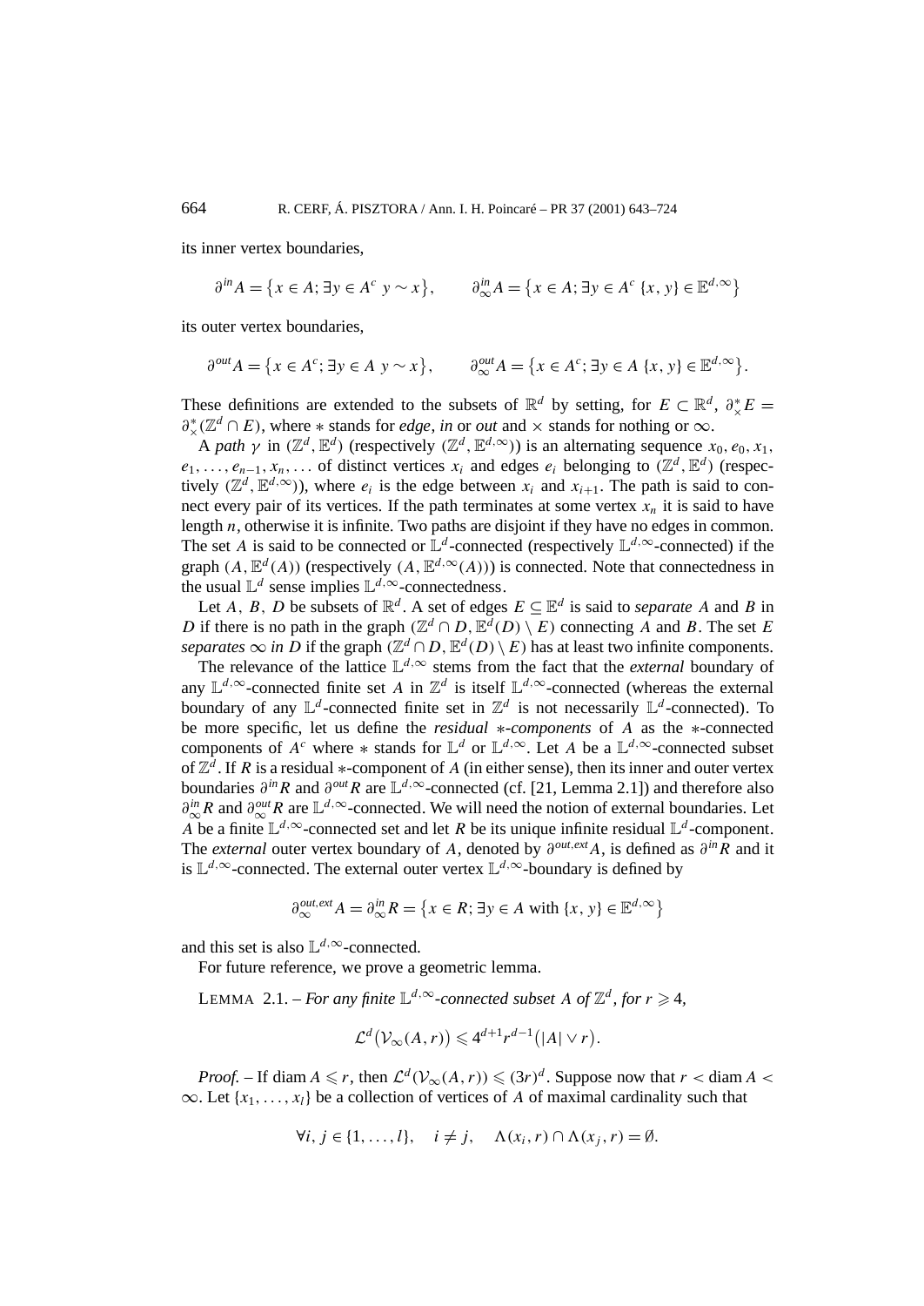its inner vertex boundaries,

$$\partial^{in} A = \{x \in A; \exists y \in A^c \; y \sim x\}, \qquad \partial^{in}_\infty A = \{x \in A; \exists y \in A^c \; \{x, y\} \in \mathbb{E}^{d,\infty}\}$$

its outer vertex boundaries,

$$\partial^{out} A = \{x \in A^c; \exists y \in A \; y \sim x\}, \qquad \partial^{out}_\infty A = \{x \in A^c; \exists y \in A \; \{x, y\} \in \mathbb{E}^{d,\infty}\}.$$

These definitions are extended to the subsets of $\mathbb{R}^d$ by setting, for $E \subset \mathbb{R}^d$, $\partial^*_\times E = \partial^*_\times(\mathbb{Z}^d \cap E)$, where $*$ stands for *edge*, *in* or *out* and $\times$ stands for nothing or $\infty$.

A *path* $\gamma$ in $(\mathbb{Z}^d, \mathbb{E}^d)$ (respectively $(\mathbb{Z}^d, \mathbb{E}^{d,\infty})$) is an alternating sequence $x_0, e_0, x_1, e_1, \dots, e_{n-1}, x_n, \dots$ of distinct vertices $x_i$ and edges $e_i$ belonging to $(\mathbb{Z}^d, \mathbb{E}^d)$ (respectively $(\mathbb{Z}^d, \mathbb{E}^{d,\infty})$), where $e_i$ is the edge between $x_i$ and $x_{i+1}$. The path is said to connect every pair of its vertices. If the path terminates at some vertex $x_n$ it is said to have length $n$, otherwise it is infinite. Two paths are disjoint if they have no edges in common. The set $A$ is said to be connected or $\mathbb{L}^d$-connected (respectively $\mathbb{L}^{d,\infty}$-connected) if the graph $(A, \mathbb{E}^d(A))$ (respectively $(A, \mathbb{E}^{d,\infty}(A))$) is connected. Note that connectedness in the usual $\mathbb{L}^d$ sense implies $\mathbb{L}^{d,\infty}$-connectedness.

Let $A$, $B$, $D$ be subsets of $\mathbb{R}^d$. A set of edges $E \subseteq \mathbb{E}^d$ is said to *separate* $A$ and $B$ in $D$ if there is no path in the graph $(\mathbb{Z}^d \cap D, \mathbb{E}^d(D) \setminus E)$ connecting $A$ and $B$. The set $E$ *separates* $\infty$ *in* $D$ if the graph $(\mathbb{Z}^d \cap D, \mathbb{E}^d(D) \setminus E)$ has at least two infinite components.

The relevance of the lattice $\mathbb{L}^{d,\infty}$ stems from the fact that the *external* boundary of any $\mathbb{L}^{d,\infty}$-connected finite set $A$ in $\mathbb{Z}^d$ is itself $\mathbb{L}^{d,\infty}$-connected (whereas the external boundary of any $\mathbb{L}^d$-connected finite set in $\mathbb{Z}^d$ is not necessarily $\mathbb{L}^d$-connected). To be more specific, let us define the *residual* $*$*-components* of $A$ as the $*$-connected components of $A^c$ where $*$ stands for $\mathbb{L}^d$ or $\mathbb{L}^{d,\infty}$. Let $A$ be a $\mathbb{L}^{d,\infty}$-connected subset of $\mathbb{Z}^d$. If $R$ is a residual $*$-component of $A$ (in either sense), then its inner and outer vertex boundaries $\partial^{in} R$ and $\partial^{out} R$ are $\mathbb{L}^{d,\infty}$-connected (cf. [21, Lemma 2.1]) and therefore also $\partial^{in}_\infty R$ and $\partial^{out}_\infty R$ are $\mathbb{L}^{d,\infty}$-connected. We will need the notion of external boundaries. Let $A$ be a finite $\mathbb{L}^{d,\infty}$-connected set and let $R$ be its unique infinite residual $\mathbb{L}^d$-component. The *external* outer vertex boundary of $A$, denoted by $\partial^{out,ext} A$, is defined as $\partial^{in} R$ and it is $\mathbb{L}^{d,\infty}$-connected. The external outer vertex $\mathbb{L}^{d,\infty}$-boundary is defined by

$$\partial^{out,ext}_\infty A = \partial^{in}_\infty R = \{x \in R; \exists y \in A \text{ with } \{x, y\} \in \mathbb{E}^{d,\infty}\}$$

and this set is also $\mathbb{L}^{d,\infty}$-connected.

For future reference, we prove a geometric lemma.

LEMMA 2.1. – *For any finite $\mathbb{L}^{d,\infty}$-connected subset $A$ of $\mathbb{Z}^d$, for $r \geqslant 4$,*

$$\mathcal{L}^d(\mathcal{V}_\infty(A, r)) \leqslant 4^{d+1} r^{d-1} (|A| \vee r).$$

*Proof.* – If $\operatorname{diam} A \leqslant r$, then $\mathcal{L}^d(\mathcal{V}_\infty(A, r)) \leqslant (3r)^d$. Suppose now that $r < \operatorname{diam} A < \infty$. Let $\{x_1, \dots, x_l\}$ be a collection of vertices of $A$ of maximal cardinality such that

$$\forall i, j \in \{1, \dots, l\}, \quad i \neq j, \quad \Lambda(x_i, r) \cap \Lambda(x_j, r) = \emptyset.$$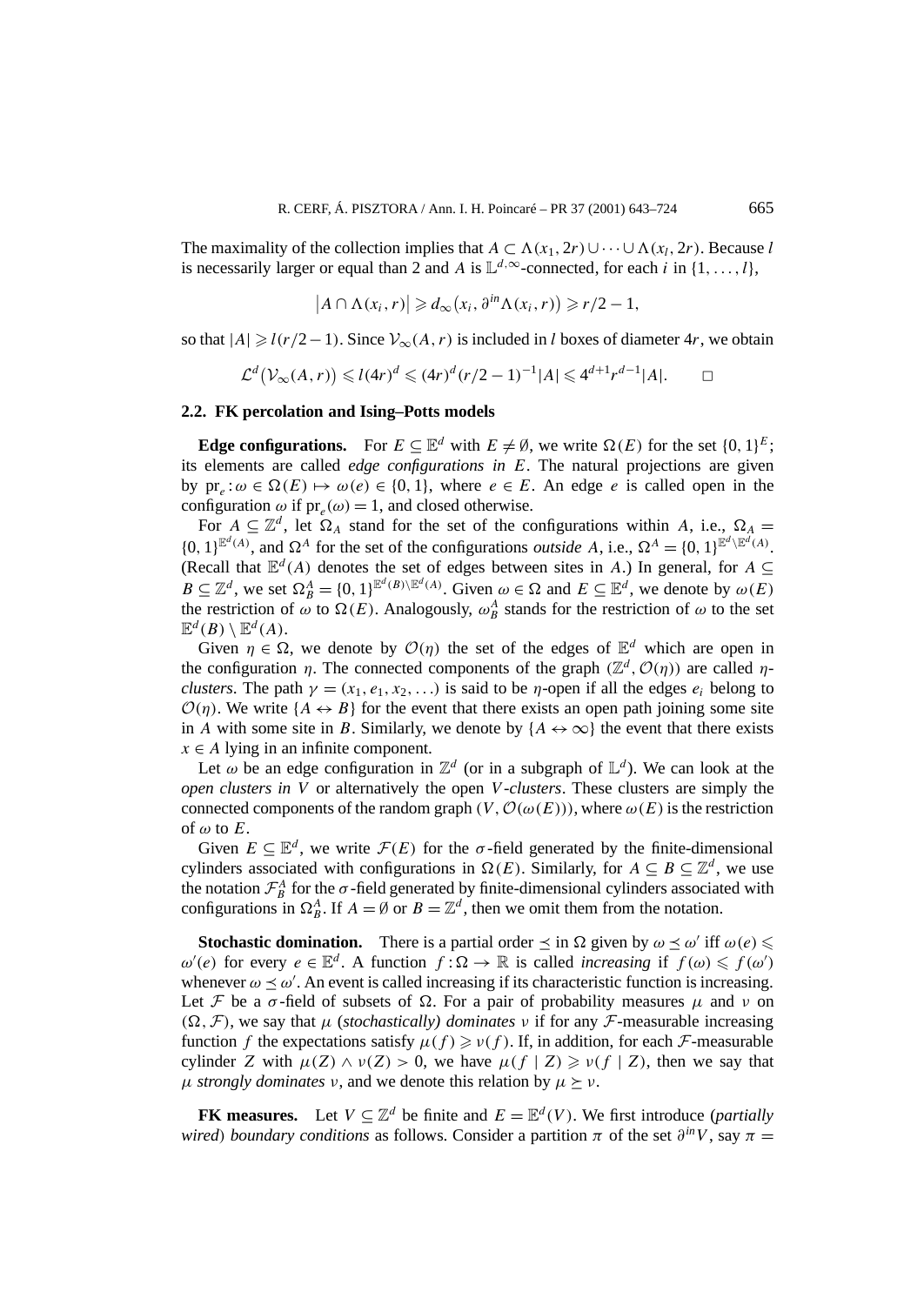The maximality of the collection implies that $A \subset \Lambda(x_1, 2r) \cup \cdots \cup \Lambda(x_l, 2r)$. Because $l$ is necessarily larger or equal than 2 and $A$ is $\mathbb{L}^{d,\infty}$-connected, for each $i$ in $\{1, \ldots, l\}$,

$$\left|A \cap \Lambda(x_i, r)\right| \geqslant d_\infty\left(x_i, \partial^{in}\Lambda(x_i, r)\right) \geqslant r/2 - 1,$$

so that $|A| \geqslant l(r/2 - 1)$. Since $\mathcal{V}_\infty(A, r)$ is included in $l$ boxes of diameter $4r$, we obtain

$$\mathcal{L}^d\left(\mathcal{V}_\infty(A, r)\right) \leqslant l(4r)^d \leqslant (4r)^d (r/2 - 1)^{-1}|A| \leqslant 4^{d+1} r^{d-1}|A|. \qquad \square$$

### 2.2. FK percolation and Ising–Potts models

**Edge configurations.** For $E \subseteq \mathbb{E}^d$ with $E \neq \emptyset$, we write $\Omega(E)$ for the set $\{0, 1\}^E$; its elements are called *edge configurations in $E$*. The natural projections are given by $\mathrm{pr}_e : \omega \in \Omega(E) \mapsto \omega(e) \in \{0, 1\}$, where $e \in E$. An edge $e$ is called open in the configuration $\omega$ if $\mathrm{pr}_e(\omega) = 1$, and closed otherwise.

For $A \subseteq \mathbb{Z}^d$, let $\Omega_A$ stand for the set of the configurations within $A$, i.e., $\Omega_A = \{0, 1\}^{\mathbb{E}^d(A)}$, and $\Omega^A$ for the set of the configurations *outside* $A$, i.e., $\Omega^A = \{0, 1\}^{\mathbb{E}^d \setminus \mathbb{E}^d(A)}$. (Recall that $\mathbb{E}^d(A)$ denotes the set of edges between sites in $A$.) In general, for $A \subseteq B \subseteq \mathbb{Z}^d$, we set $\Omega_B^A = \{0, 1\}^{\mathbb{E}^d(B) \setminus \mathbb{E}^d(A)}$. Given $\omega \in \Omega$ and $E \subseteq \mathbb{E}^d$, we denote by $\omega(E)$ the restriction of $\omega$ to $\Omega(E)$. Analogously, $\omega_B^A$ stands for the restriction of $\omega$ to the set $\mathbb{E}^d(B) \setminus \mathbb{E}^d(A)$.

Given $\eta \in \Omega$, we denote by $\mathcal{O}(\eta)$ the set of the edges of $\mathbb{E}^d$ which are open in the configuration $\eta$. The connected components of the graph $(\mathbb{Z}^d, \mathcal{O}(\eta))$ are called *$\eta$-clusters*. The path $\gamma = (x_1, e_1, x_2, \ldots)$ is said to be $\eta$-open if all the edges $e_i$ belong to $\mathcal{O}(\eta)$. We write $\{A \leftrightarrow B\}$ for the event that there exists an open path joining some site in $A$ with some site in $B$. Similarly, we denote by $\{A \leftrightarrow \infty\}$ the event that there exists $x \in A$ lying in an infinite component.

Let $\omega$ be an edge configuration in $\mathbb{Z}^d$ (or in a subgraph of $\mathbb{L}^d$). We can look at the *open clusters in $V$* or alternatively the open *$V$-clusters*. These clusters are simply the connected components of the random graph $(V, \mathcal{O}(\omega(E)))$, where $\omega(E)$ is the restriction of $\omega$ to $E$.

Given $E \subseteq \mathbb{E}^d$, we write $\mathcal{F}(E)$ for the $\sigma$-field generated by the finite-dimensional cylinders associated with configurations in $\Omega(E)$. Similarly, for $A \subseteq B \subseteq \mathbb{Z}^d$, we use the notation $\mathcal{F}_B^A$ for the $\sigma$-field generated by finite-dimensional cylinders associated with configurations in $\Omega_B^A$. If $A = \emptyset$ or $B = \mathbb{Z}^d$, then we omit them from the notation.

**Stochastic domination.** There is a partial order $\preceq$ in $\Omega$ given by $\omega \preceq \omega'$ iff $\omega(e) \leqslant \omega'(e)$ for every $e \in \mathbb{E}^d$. A function $f : \Omega \to \mathbb{R}$ is called *increasing* if $f(\omega) \leqslant f(\omega')$ whenever $\omega \preceq \omega'$. An event is called increasing if its characteristic function is increasing. Let $\mathcal{F}$ be a $\sigma$-field of subsets of $\Omega$. For a pair of probability measures $\mu$ and $\nu$ on $(\Omega, \mathcal{F})$, we say that $\mu$ (*stochastically*) *dominates* $\nu$ if for any $\mathcal{F}$-measurable increasing function $f$ the expectations satisfy $\mu(f) \geqslant \nu(f)$. If, in addition, for each $\mathcal{F}$-measurable cylinder $Z$ with $\mu(Z) \wedge \nu(Z) > 0$, we have $\mu(f \mid Z) \geqslant \nu(f \mid Z)$, then we say that $\mu$ *strongly dominates* $\nu$, and we denote this relation by $\mu \succeq \nu$.

**FK measures.** Let $V \subseteq \mathbb{Z}^d$ be finite and $E = \mathbb{E}^d(V)$. We first introduce (*partially wired*) *boundary conditions* as follows. Consider a partition $\pi$ of the set $\partial^{in} V$, say $\pi =$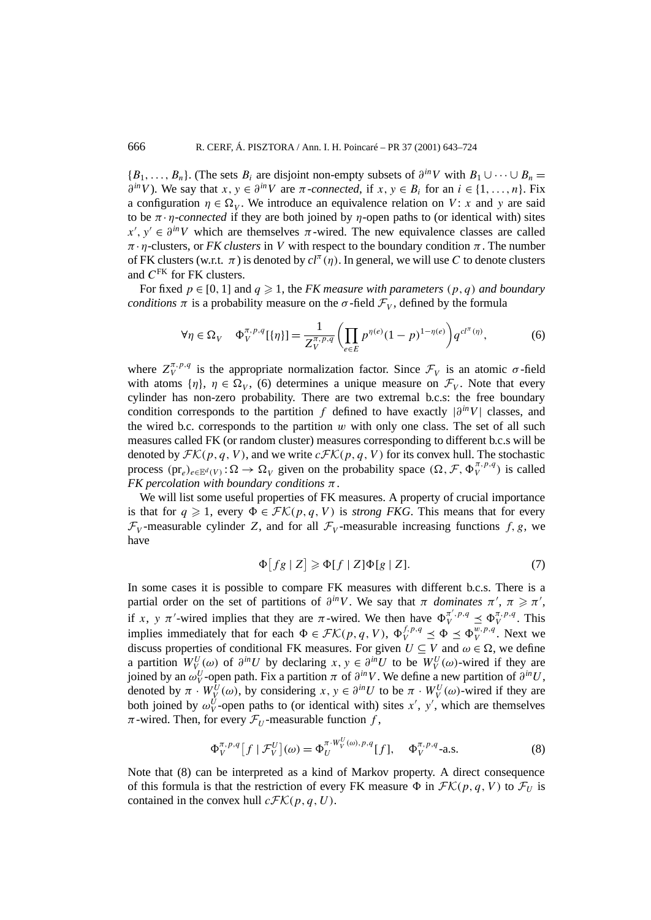$\{B_1, \ldots, B_n\}$. (The sets $B_i$ are disjoint non-empty subsets of $\partial^{in} V$ with $B_1 \cup \cdots \cup B_n = \partial^{in} V$). We say that $x, y \in \partial^{in} V$ are *$\pi$-connected*, if $x, y \in B_i$ for an $i \in \{1, \ldots, n\}$. Fix a configuration $\eta \in \Omega_V$. We introduce an equivalence relation on $V$: $x$ and $y$ are said to be *$\pi \cdot \eta$-connected* if they are both joined by $\eta$-open paths to (or identical with) sites $x', y' \in \partial^{in} V$ which are themselves $\pi$-wired. The new equivalence classes are called $\pi \cdot \eta$-clusters, or *FK clusters* in $V$ with respect to the boundary condition $\pi$. The number of FK clusters (w.r.t. $\pi$) is denoted by $cl^{\pi}(\eta)$. In general, we will use $C$ to denote clusters and $C^{\mathrm{FK}}$ for FK clusters.

For fixed $p \in [0,1]$ and $q \geqslant 1$, the *FK measure with parameters $(p, q)$ and boundary conditions $\pi$* is a probability measure on the $\sigma$-field $\mathcal{F}_V$, defined by the formula

$$\forall \eta \in \Omega_V \quad \Phi_V^{\pi,p,q}[\{\eta\}] = \frac{1}{Z_V^{\pi,p,q}} \left( \prod_{e \in E} p^{\eta(e)} (1-p)^{1-\eta(e)} \right) q^{cl^{\pi}(\eta)}, \tag{6}$$

where $Z_V^{\pi,p,q}$ is the appropriate normalization factor. Since $\mathcal{F}_V$ is an atomic $\sigma$-field with atoms $\{\eta\}$, $\eta \in \Omega_V$, (6) determines a unique measure on $\mathcal{F}_V$. Note that every cylinder has non-zero probability. There are two extremal b.c.s: the free boundary condition corresponds to the partition $f$ defined to have exactly $|\partial^{in} V|$ classes, and the wired b.c. corresponds to the partition $w$ with only one class. The set of all such measures called FK (or random cluster) measures corresponding to different b.c.s will be denoted by $\mathcal{FK}(p,q,V)$, and we write $c\mathcal{FK}(p,q,V)$ for its convex hull. The stochastic process $(\mathrm{pr}_e)_{e \in \mathbb{E}^d(V)} : \Omega \to \Omega_V$ given on the probability space $(\Omega, \mathcal{F}, \Phi_V^{\pi,p,q})$ is called *FK percolation with boundary conditions $\pi$*.

We will list some useful properties of FK measures. A property of crucial importance is that for $q \geqslant 1$, every $\Phi \in \mathcal{FK}(p,q,V)$ is *strong FKG*. This means that for every $\mathcal{F}_V$-measurable cylinder $Z$, and for all $\mathcal{F}_V$-measurable increasing functions $f, g$, we have

$$\Phi\big[fg \mid Z\big] \geqslant \Phi[f \mid Z]\Phi[g \mid Z]. \tag{7}$$

In some cases it is possible to compare FK measures with different b.c.s. There is a partial order on the set of partitions of $\partial^{in} V$. We say that $\pi$ *dominates* $\pi'$, $\pi \geqslant \pi'$, if $x, y$ $\pi'$-wired implies that they are $\pi$-wired. We then have $\Phi_V^{\pi',p,q} \preceq \Phi_V^{\pi,p,q}$. This implies immediately that for each $\Phi \in \mathcal{FK}(p,q,V)$, $\Phi_V^{f,p,q} \preceq \Phi \preceq \Phi_V^{w,p,q}$. Next we discuss properties of conditional FK measures. For given $U \subseteq V$ and $\omega \in \Omega$, we define a partition $W_V^U(\omega)$ of $\partial^{in} U$ by declaring $x, y \in \partial^{in} U$ to be $W_V^U(\omega)$-wired if they are joined by an $\omega_V^U$-open path. Fix a partition $\pi$ of $\partial^{in} V$. We define a new partition of $\partial^{in} U$, denoted by $\pi \cdot W_V^U(\omega)$, by considering $x, y \in \partial^{in} U$ to be $\pi \cdot W_V^U(\omega)$-wired if they are both joined by $\omega_V^U$-open paths to (or identical with) sites $x', y'$, which are themselves $\pi$-wired. Then, for every $\mathcal{F}_U$-measurable function $f$,

$$\Phi_V^{\pi,p,q}\big[f \mid \mathcal{F}_V^U\big](\omega) = \Phi_U^{\pi \cdot W_V^U(\omega),p,q}[f], \quad \Phi_V^{\pi,p,q}\text{-a.s.} \tag{8}$$

Note that (8) can be interpreted as a kind of Markov property. A direct consequence of this formula is that the restriction of every FK measure $\Phi$ in $\mathcal{FK}(p,q,V)$ to $\mathcal{F}_U$ is contained in the convex hull $c\mathcal{FK}(p,q,U)$.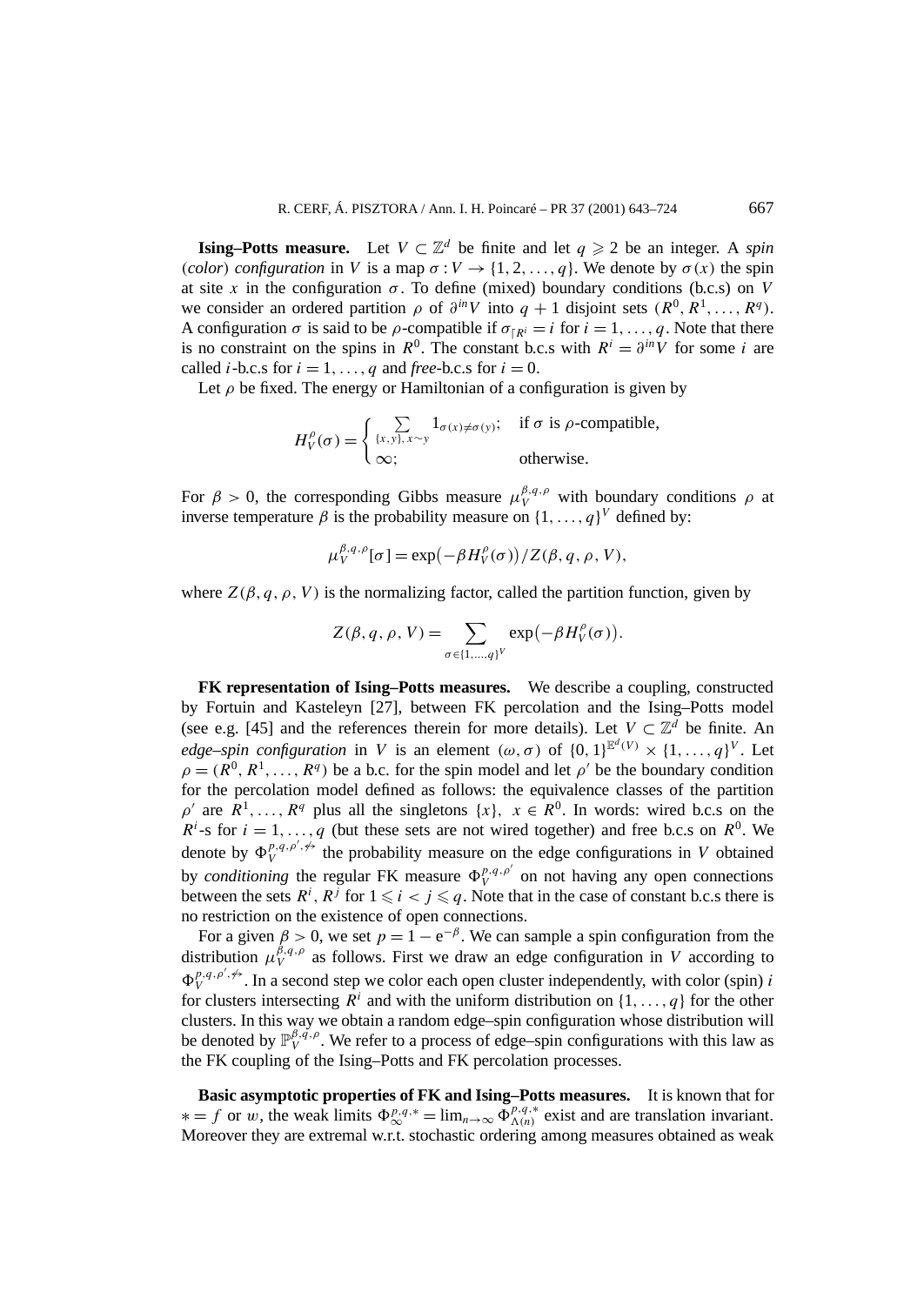**Ising–Potts measure.** Let $V \subset \mathbb{Z}^d$ be finite and let $q \geqslant 2$ be an integer. A *spin* (*color*) *configuration* in $V$ is a map $\sigma : V \to \{1, 2, \ldots, q\}$. We denote by $\sigma(x)$ the spin at site $x$ in the configuration $\sigma$. To define (mixed) boundary conditions (b.c.s) on $V$ we consider an ordered partition $\rho$ of $\partial^{in} V$ into $q+1$ disjoint sets $(R^0, R^1, \ldots, R^q)$. A configuration $\sigma$ is said to be $\rho$-compatible if $\sigma_{\restriction R^i} = i$ for $i = 1, \ldots, q$. Note that there is no constraint on the spins in $R^0$. The constant b.c.s with $R^i = \partial^{in} V$ for some $i$ are called $i$-b.c.s for $i = 1, \ldots, q$ and *free*-b.c.s for $i = 0$.

Let $\rho$ be fixed. The energy or Hamiltonian of a configuration is given by

$$H_V^\rho(\sigma) = \begin{cases} \sum_{\{x,y\},\, x \sim y} 1_{\sigma(x) \neq \sigma(y)}; & \text{if } \sigma \text{ is } \rho\text{-compatible}, \\ \infty; & \text{otherwise}. \end{cases}$$

For $\beta > 0$, the corresponding Gibbs measure $\mu_V^{\beta,q,\rho}$ with boundary conditions $\rho$ at inverse temperature $\beta$ is the probability measure on $\{1, \ldots, q\}^V$ defined by:

$$\mu_V^{\beta,q,\rho}[\sigma] = \exp\bigl(-\beta H_V^\rho(\sigma)\bigr)/Z(\beta, q, \rho, V),$$

where $Z(\beta, q, \rho, V)$ is the normalizing factor, called the partition function, given by

$$Z(\beta, q, \rho, V) = \sum_{\sigma \in \{1,\ldots,q\}^V} \exp\bigl(-\beta H_V^\rho(\sigma)\bigr).$$

**FK representation of Ising–Potts measures.** We describe a coupling, constructed by Fortuin and Kasteleyn [27], between FK percolation and the Ising–Potts model (see e.g. [45] and the references therein for more details). Let $V \subset \mathbb{Z}^d$ be finite. An *edge–spin configuration* in $V$ is an element $(\omega, \sigma)$ of $\{0,1\}^{\mathbb{E}^d(V)} \times \{1, \ldots, q\}^V$. Let $\rho = (R^0, R^1, \ldots, R^q)$ be a b.c. for the spin model and let $\rho'$ be the boundary condition for the percolation model defined as follows: the equivalence classes of the partition $\rho'$ are $R^1, \ldots, R^q$ plus all the singletons $\{x\}$, $x \in R^0$. In words: wired b.c.s on the $R^i$-s for $i = 1, \ldots, q$ (but these sets are not wired together) and free b.c.s on $R^0$. We denote by $\Phi_V^{p,q,\rho',\not\leftrightarrow}$ the probability measure on the edge configurations in $V$ obtained by *conditioning* the regular FK measure $\Phi_V^{p,q,\rho'}$ on not having any open connections between the sets $R^i, R^j$ for $1 \leqslant i < j \leqslant q$. Note that in the case of constant b.c.s there is no restriction on the existence of open connections.

For a given $\beta > 0$, we set $p = 1 - e^{-\beta}$. We can sample a spin configuration from the distribution $\mu_V^{\beta,q,\rho}$ as follows. First we draw an edge configuration in $V$ according to $\Phi_V^{p,q,\rho',\not\leftrightarrow}$. In a second step we color each open cluster independently, with color (spin) $i$ for clusters intersecting $R^i$ and with the uniform distribution on $\{1, \ldots, q\}$ for the other clusters. In this way we obtain a random edge–spin configuration whose distribution will be denoted by $\mathbb{P}_V^{\beta,q,\rho}$. We refer to a process of edge–spin configurations with this law as the FK coupling of the Ising–Potts and FK percolation processes.

**Basic asymptotic properties of FK and Ising–Potts measures.** It is known that for $* = f$ or $w$, the weak limits $\Phi_\infty^{p,q,*} = \lim_{n\to\infty} \Phi_{\Lambda(n)}^{p,q,*}$ exist and are translation invariant. Moreover they are extremal w.r.t. stochastic ordering among measures obtained as weak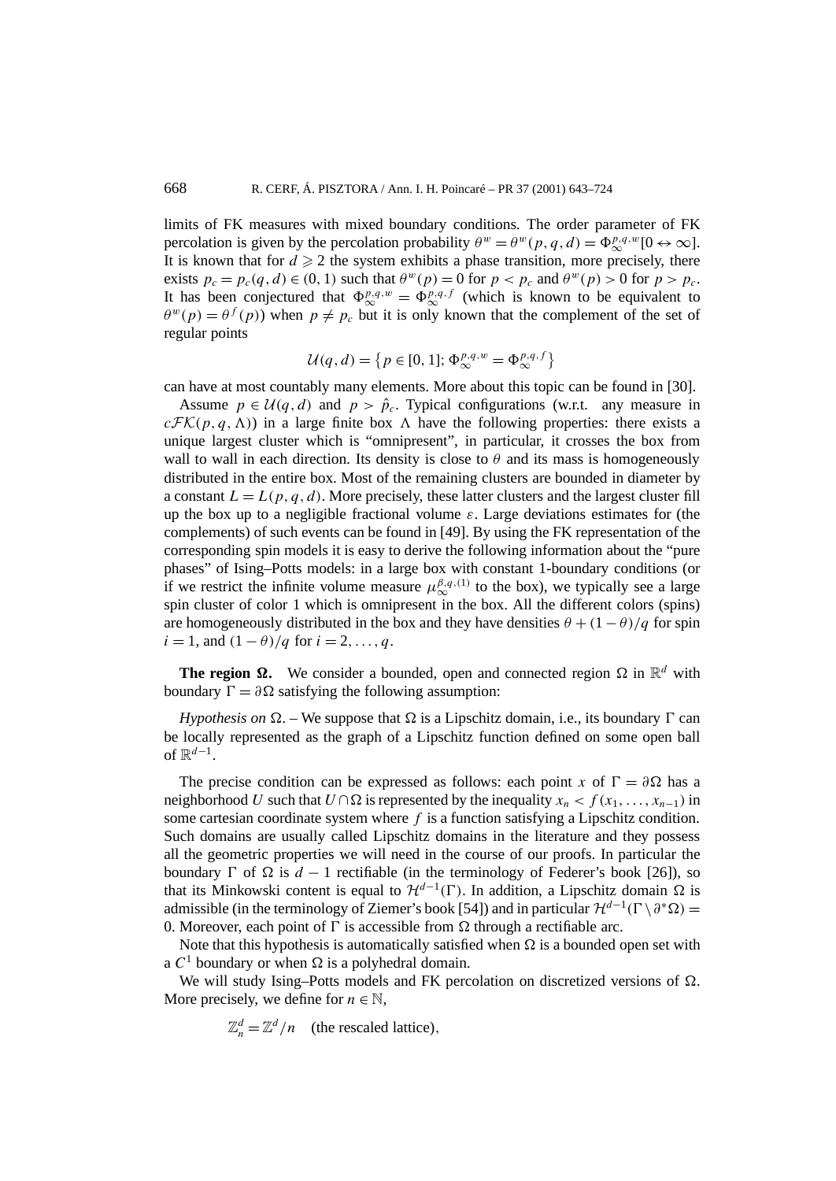limits of FK measures with mixed boundary conditions. The order parameter of FK percolation is given by the percolation probability $\theta^w = \theta^w(p,q,d) = \Phi_\infty^{p,q,w}[0 \leftrightarrow \infty]$. It is known that for $d \geqslant 2$ the system exhibits a phase transition, more precisely, there exists $p_c = p_c(q,d) \in (0,1)$ such that $\theta^w(p) = 0$ for $p < p_c$ and $\theta^w(p) > 0$ for $p > p_c$. It has been conjectured that $\Phi_\infty^{p,q,w} = \Phi_\infty^{p,q,f}$ (which is known to be equivalent to $\theta^w(p) = \theta^f(p)$) when $p \neq p_c$ but it is only known that the complement of the set of regular points

$$\mathcal{U}(q,d) = \left\{ p \in [0,1];\, \Phi_\infty^{p,q,w} = \Phi_\infty^{p,q,f} \right\}$$

can have at most countably many elements. More about this topic can be found in [30].

Assume $p \in \mathcal{U}(q,d)$ and $p > \hat{p}_c$. Typical configurations (w.r.t. any measure in $c\mathcal{FK}(p,q,\Lambda)$) in a large finite box $\Lambda$ have the following properties: there exists a unique largest cluster which is "omnipresent", in particular, it crosses the box from wall to wall in each direction. Its density is close to $\theta$ and its mass is homogeneously distributed in the entire box. Most of the remaining clusters are bounded in diameter by a constant $L = L(p,q,d)$. More precisely, these latter clusters and the largest cluster fill up the box up to a negligible fractional volume $\varepsilon$. Large deviations estimates for (the complements) of such events can be found in [49]. By using the FK representation of the corresponding spin models it is easy to derive the following information about the "pure phases" of Ising–Potts models: in a large box with constant 1-boundary conditions (or if we restrict the infinite volume measure $\mu_\infty^{\beta,q,(1)}$ to the box), we typically see a large spin cluster of color 1 which is omnipresent in the box. All the different colors (spins) are homogeneously distributed in the box and they have densities $\theta + (1-\theta)/q$ for spin $i = 1$, and $(1-\theta)/q$ for $i = 2, \ldots, q$.

**The region $\Omega$.** We consider a bounded, open and connected region $\Omega$ in $\mathbb{R}^d$ with boundary $\Gamma = \partial\Omega$ satisfying the following assumption:

*Hypothesis on* $\Omega$. – We suppose that $\Omega$ is a Lipschitz domain, i.e., its boundary $\Gamma$ can be locally represented as the graph of a Lipschitz function defined on some open ball of $\mathbb{R}^{d-1}$.

The precise condition can be expressed as follows: each point $x$ of $\Gamma = \partial\Omega$ has a neighborhood $U$ such that $U \cap \Omega$ is represented by the inequality $x_n < f(x_1, \ldots, x_{n-1})$ in some cartesian coordinate system where $f$ is a function satisfying a Lipschitz condition. Such domains are usually called Lipschitz domains in the literature and they possess all the geometric properties we will need in the course of our proofs. In particular the boundary $\Gamma$ of $\Omega$ is $d-1$ rectifiable (in the terminology of Federer's book [26]), so that its Minkowski content is equal to $\mathcal{H}^{d-1}(\Gamma)$. In addition, a Lipschitz domain $\Omega$ is admissible (in the terminology of Ziemer's book [54]) and in particular $\mathcal{H}^{d-1}(\Gamma \setminus \partial^*\Omega) = 0$. Moreover, each point of $\Gamma$ is accessible from $\Omega$ through a rectifiable arc.

Note that this hypothesis is automatically satisfied when $\Omega$ is a bounded open set with a $C^1$ boundary or when $\Omega$ is a polyhedral domain.

We will study Ising–Potts models and FK percolation on discretized versions of $\Omega$. More precisely, we define for $n \in \mathbb{N}$,

$$\mathbb{Z}_n^d = \mathbb{Z}^d/n \quad \text{(the rescaled lattice)},$$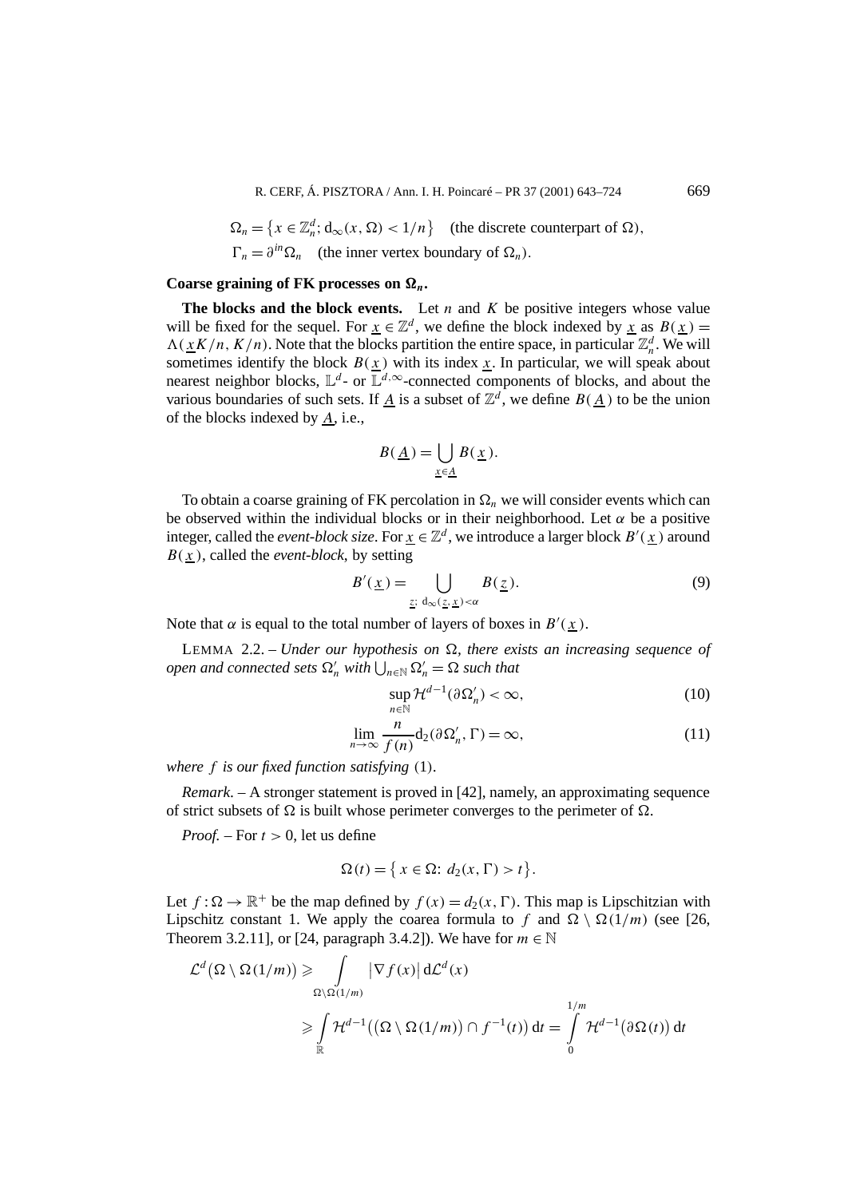$$\Omega_n = \{x \in \mathbb{Z}_n^d;\ \mathrm{d}_\infty(x, \Omega) < 1/n\} \quad \text{(the discrete counterpart of } \Omega),$$

$$\Gamma_n = \partial^{in}\Omega_n \quad \text{(the inner vertex boundary of } \Omega_n).$$

**Coarse graining of FK processes on $\Omega_n$.**

**The blocks and the block events.** Let $n$ and $K$ be positive integers whose value will be fixed for the sequel. For $\underline{x} \in \mathbb{Z}^d$, we define the block indexed by $\underline{x}$ as $B(\underline{x}) = \Lambda(\underline{x}K/n, K/n)$. Note that the blocks partition the entire space, in particular $\mathbb{Z}_n^d$. We will sometimes identify the block $B(\underline{x})$ with its index $\underline{x}$. In particular, we will speak about nearest neighbor blocks, $\mathbb{L}^d$- or $\mathbb{L}^{d,\infty}$-connected components of blocks, and about the various boundaries of such sets. If $\underline{A}$ is a subset of $\mathbb{Z}^d$, we define $B(\underline{A})$ to be the union of the blocks indexed by $\underline{A}$, i.e.,

$$B(\underline{A}) = \bigcup_{\underline{x} \in \underline{A}} B(\underline{x}).$$

To obtain a coarse graining of FK percolation in $\Omega_n$ we will consider events which can be observed within the individual blocks or in their neighborhood. Let $\alpha$ be a positive integer, called the *event-block size*. For $\underline{x} \in \mathbb{Z}^d$, we introduce a larger block $B'(\underline{x})$ around $B(\underline{x})$, called the *event-block*, by setting

$$B'(\underline{x}) = \bigcup_{\underline{z};\ \mathrm{d}_\infty(\underline{z}, \underline{x}) < \alpha} B(\underline{z}). \tag{9}$$

Note that $\alpha$ is equal to the total number of layers of boxes in $B'(\underline{x})$.

LEMMA 2.2. – *Under our hypothesis on $\Omega$, there exists an increasing sequence of open and connected sets $\Omega'_n$ with $\bigcup_{n \in \mathbb{N}} \Omega'_n = \Omega$ such that*

$$\sup_{n \in \mathbb{N}} \mathcal{H}^{d-1}(\partial \Omega'_n) < \infty, \tag{10}$$

$$\lim_{n \to \infty} \frac{n}{f(n)} \mathrm{d}_2(\partial \Omega'_n, \Gamma) = \infty, \tag{11}$$

*where $f$ is our fixed function satisfying* (1).

*Remark*. – A stronger statement is proved in [42], namely, an approximating sequence of strict subsets of $\Omega$ is built whose perimeter converges to the perimeter of $\Omega$.

*Proof.* – For $t > 0$, let us define

$$\Omega(t) = \{\, x \in \Omega\colon\ d_2(x, \Gamma) > t \,\}.$$

Let $f : \Omega \to \mathbb{R}^+$ be the map defined by $f(x) = d_2(x, \Gamma)$. This map is Lipschitzian with Lipschitz constant 1. We apply the coarea formula to $f$ and $\Omega \setminus \Omega(1/m)$ (see [26, Theorem 3.2.11], or [24, paragraph 3.4.2]). We have for $m \in \mathbb{N}$

$$\mathcal{L}^d\big(\Omega \setminus \Omega(1/m)\big) \geqslant \int_{\Omega \setminus \Omega(1/m)} \big|\nabla f(x)\big| \,\mathrm{d}\mathcal{L}^d(x)$$

$$\geqslant \int_{\mathbb{R}} \mathcal{H}^{d-1}\big(\big(\Omega \setminus \Omega(1/m)\big) \cap f^{-1}(t)\big)\,\mathrm{d}t = \int_0^{1/m} \mathcal{H}^{d-1}\big(\partial \Omega(t)\big)\,\mathrm{d}t$$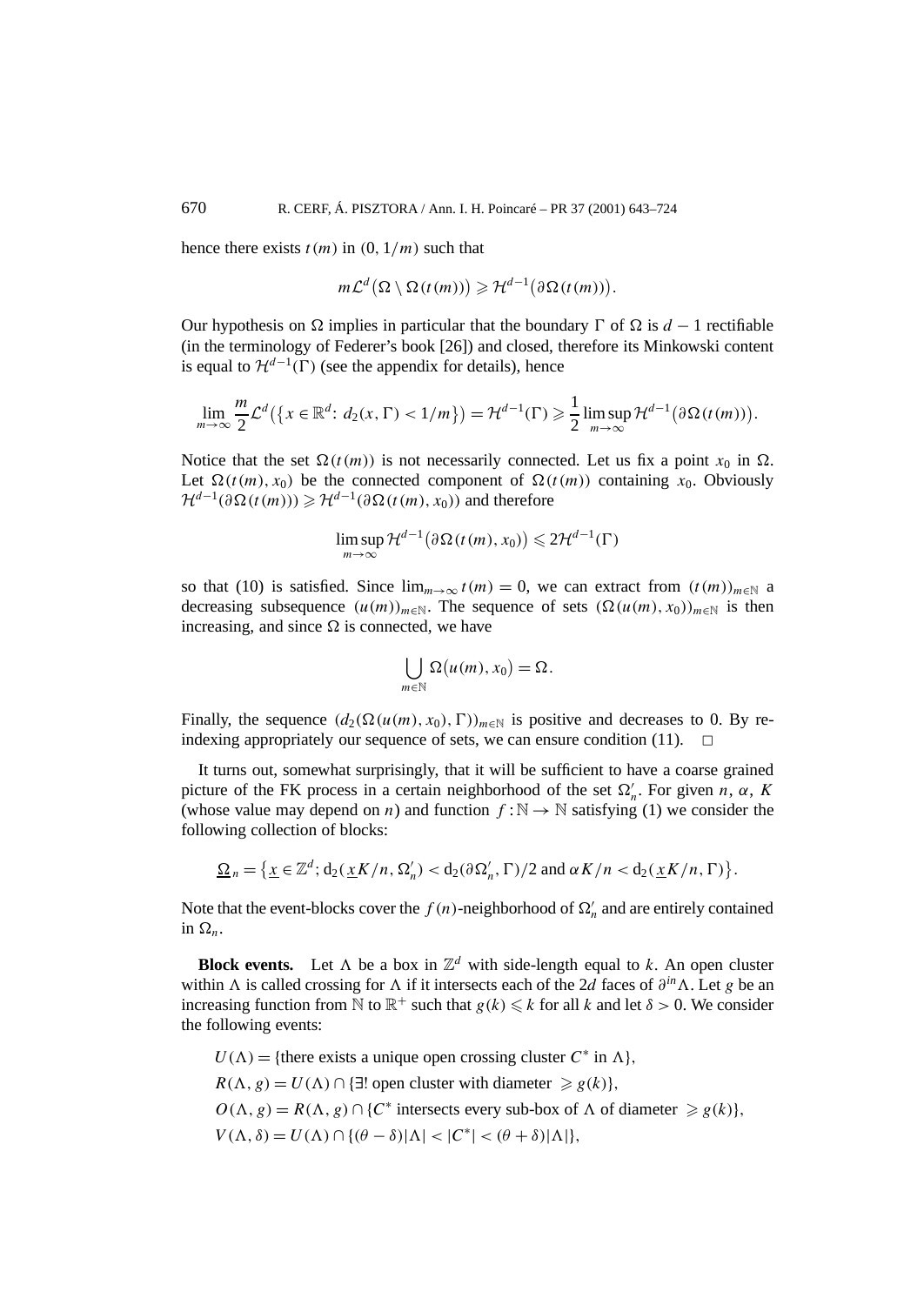hence there exists $t(m)$ in $(0, 1/m)$ such that

$$m\mathcal{L}^d\big(\Omega \setminus \Omega(t(m))\big) \geqslant \mathcal{H}^{d-1}\big(\partial\Omega(t(m))\big).$$

Our hypothesis on $\Omega$ implies in particular that the boundary $\Gamma$ of $\Omega$ is $d-1$ rectifiable (in the terminology of Federer's book [26]) and closed, therefore its Minkowski content is equal to $\mathcal{H}^{d-1}(\Gamma)$ (see the appendix for details), hence

$$\lim_{m\to\infty} \frac{m}{2}\mathcal{L}^d\big(\{x \in \mathbb{R}^d\colon d_2(x, \Gamma) < 1/m\}\big) = \mathcal{H}^{d-1}(\Gamma) \geqslant \frac{1}{2}\limsup_{m\to\infty} \mathcal{H}^{d-1}\big(\partial\Omega(t(m))\big).$$

Notice that the set $\Omega(t(m))$ is not necessarily connected. Let us fix a point $x_0$ in $\Omega$. Let $\Omega(t(m), x_0)$ be the connected component of $\Omega(t(m))$ containing $x_0$. Obviously $\mathcal{H}^{d-1}(\partial\Omega(t(m))) \geqslant \mathcal{H}^{d-1}(\partial\Omega(t(m), x_0))$ and therefore

$$\limsup_{m\to\infty} \mathcal{H}^{d-1}\big(\partial\Omega(t(m), x_0)\big) \leqslant 2\mathcal{H}^{d-1}(\Gamma)$$

so that (10) is satisfied. Since $\lim_{m\to\infty} t(m) = 0$, we can extract from $(t(m))_{m\in\mathbb{N}}$ a decreasing subsequence $(u(m))_{m\in\mathbb{N}}$. The sequence of sets $(\Omega(u(m), x_0))_{m\in\mathbb{N}}$ is then increasing, and since $\Omega$ is connected, we have

$$\bigcup_{m\in\mathbb{N}} \Omega\big(u(m), x_0\big) = \Omega.$$

Finally, the sequence $(d_2(\Omega(u(m), x_0), \Gamma))_{m\in\mathbb{N}}$ is positive and decreases to 0. By reindexing appropriately our sequence of sets, we can ensure condition (11). $\square$

It turns out, somewhat surprisingly, that it will be sufficient to have a coarse grained picture of the FK process in a certain neighborhood of the set $\Omega_n'$. For given $n$, $\alpha$, $K$ (whose value may depend on $n$) and function $f : \mathbb{N} \to \mathbb{N}$ satisfying (1) we consider the following collection of blocks:

$$\underline{\Omega}_n = \big\{\underline{x} \in \mathbb{Z}^d;\, \mathrm{d}_2(\underline{x}K/n, \Omega_n') < \mathrm{d}_2(\partial\Omega_n', \Gamma)/2 \text{ and } \alpha K/n < \mathrm{d}_2(\underline{x}K/n, \Gamma)\big\}.$$

Note that the event-blocks cover the $f(n)$-neighborhood of $\Omega_n'$ and are entirely contained in $\Omega_n$.

**Block events.** Let $\Lambda$ be a box in $\mathbb{Z}^d$ with side-length equal to $k$. An open cluster within $\Lambda$ is called crossing for $\Lambda$ if it intersects each of the $2d$ faces of $\partial^{in}\Lambda$. Let $g$ be an increasing function from $\mathbb{N}$ to $\mathbb{R}^+$ such that $g(k) \leqslant k$ for all $k$ and let $\delta > 0$. We consider the following events:

$U(\Lambda) = \{$there exists a unique open crossing cluster $C^*$ in $\Lambda\}$,

$R(\Lambda, g) = U(\Lambda) \cap \{\exists!$ open cluster with diameter $\geqslant g(k)\}$,

$O(\Lambda, g) = R(\Lambda, g) \cap \{C^*$ intersects every sub-box of $\Lambda$ of diameter $\geqslant g(k)\}$,

$V(\Lambda, \delta) = U(\Lambda) \cap \{(\theta - \delta)|\Lambda| < |C^*| < (\theta + \delta)|\Lambda|\}$,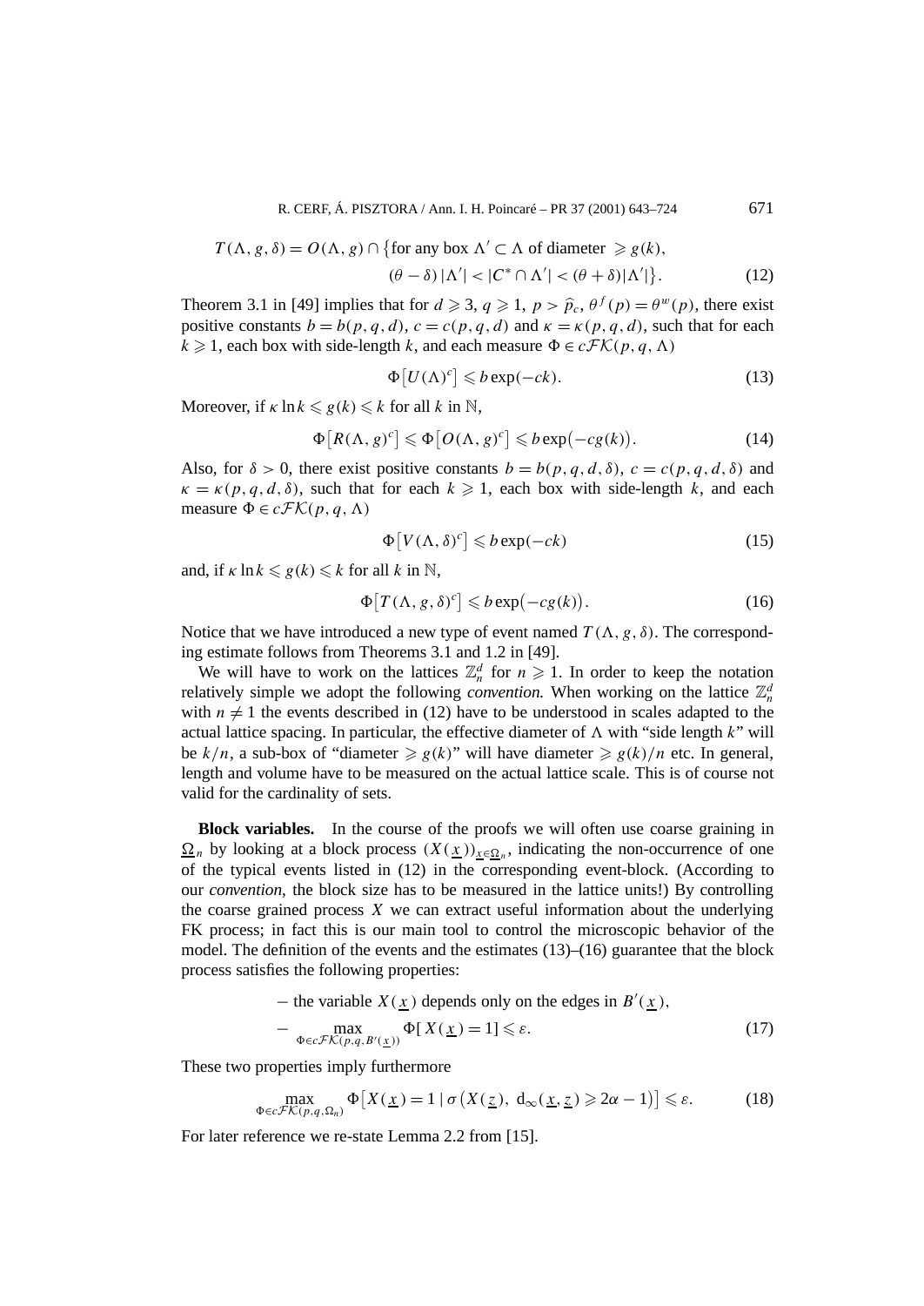$$T(\Lambda, g, \delta) = O(\Lambda, g) \cap \big\{\text{for any box } \Lambda' \subset \Lambda \text{ of diameter } \geqslant g(k),$$

$$(\theta - \delta)\,|\Lambda'| < |C^* \cap \Lambda'| < (\theta + \delta)|\Lambda'|\big\}. \tag{12}$$

Theorem 3.1 in [49] implies that for $d \geqslant 3$, $q \geqslant 1$, $p > \widehat{p}_c$, $\theta^f(p) = \theta^w(p)$, there exist positive constants $b = b(p, q, d)$, $c = c(p, q, d)$ and $\kappa = \kappa(p, q, d)$, such that for each $k \geqslant 1$, each box with side-length $k$, and each measure $\Phi \in c\mathcal{FK}(p, q, \Lambda)$

$$\Phi\big[U(\Lambda)^c\big] \leqslant b\exp(-ck). \tag{13}$$

Moreover, if $\kappa \ln k \leqslant g(k) \leqslant k$ for all $k$ in $\mathbb{N}$,

$$\Phi\big[R(\Lambda, g)^c\big] \leqslant \Phi\big[O(\Lambda, g)^c\big] \leqslant b\exp\big(-cg(k)\big). \tag{14}$$

Also, for $\delta > 0$, there exist positive constants $b = b(p, q, d, \delta)$, $c = c(p, q, d, \delta)$ and $\kappa = \kappa(p, q, d, \delta)$, such that for each $k \geqslant 1$, each box with side-length $k$, and each measure $\Phi \in c\mathcal{FK}(p, q, \Lambda)$

$$\Phi\big[V(\Lambda, \delta)^c\big] \leqslant b\exp(-ck) \tag{15}$$

and, if $\kappa \ln k \leqslant g(k) \leqslant k$ for all $k$ in $\mathbb{N}$,

$$\Phi\big[T(\Lambda, g, \delta)^c\big] \leqslant b\exp\big(-cg(k)\big). \tag{16}$$

Notice that we have introduced a new type of event named $T(\Lambda, g, \delta)$. The corresponding estimate follows from Theorems 3.1 and 1.2 in [49].

We will have to work on the lattices $\mathbb{Z}_n^d$ for $n \geqslant 1$. In order to keep the notation relatively simple we adopt the following *convention.* When working on the lattice $\mathbb{Z}_n^d$ with $n \neq 1$ the events described in (12) have to be understood in scales adapted to the actual lattice spacing. In particular, the effective diameter of $\Lambda$ with "side length $k$" will be $k/n$, a sub-box of "diameter $\geqslant g(k)$" will have diameter $\geqslant g(k)/n$ etc. In general, length and volume have to be measured on the actual lattice scale. This is of course not valid for the cardinality of sets.

**Block variables.** In the course of the proofs we will often use coarse graining in $\underline{\Omega}_n$ by looking at a block process $(X(\underline{x}))_{\underline{x}\in\underline{\Omega}_n}$, indicating the non-occurrence of one of the typical events listed in (12) in the corresponding event-block. (According to our *convention*, the block size has to be measured in the lattice units!) By controlling the coarse grained process $X$ we can extract useful information about the underlying FK process; in fact this is our main tool to control the microscopic behavior of the model. The definition of the events and the estimates (13)–(16) guarantee that the block process satisfies the following properties:

– the variable $X(\underline{x})$ depends only on the edges in $B'(\underline{x})$,

$$-\max_{\Phi\in c\mathcal{FK}(p,q,B'(\underline{x}))} \Phi[X(\underline{x}) = 1] \leqslant \varepsilon. \tag{17}$$

These two properties imply furthermore

$$\max_{\Phi\in c\mathcal{FK}(p,q,\Omega_n)} \Phi\big[X(\underline{x}) = 1 \mid \sigma\big(X(\underline{z}),\ \mathrm{d}_\infty(\underline{x}, \underline{z}) \geqslant 2\alpha - 1\big)\big] \leqslant \varepsilon. \tag{18}$$

For later reference we re-state Lemma 2.2 from [15].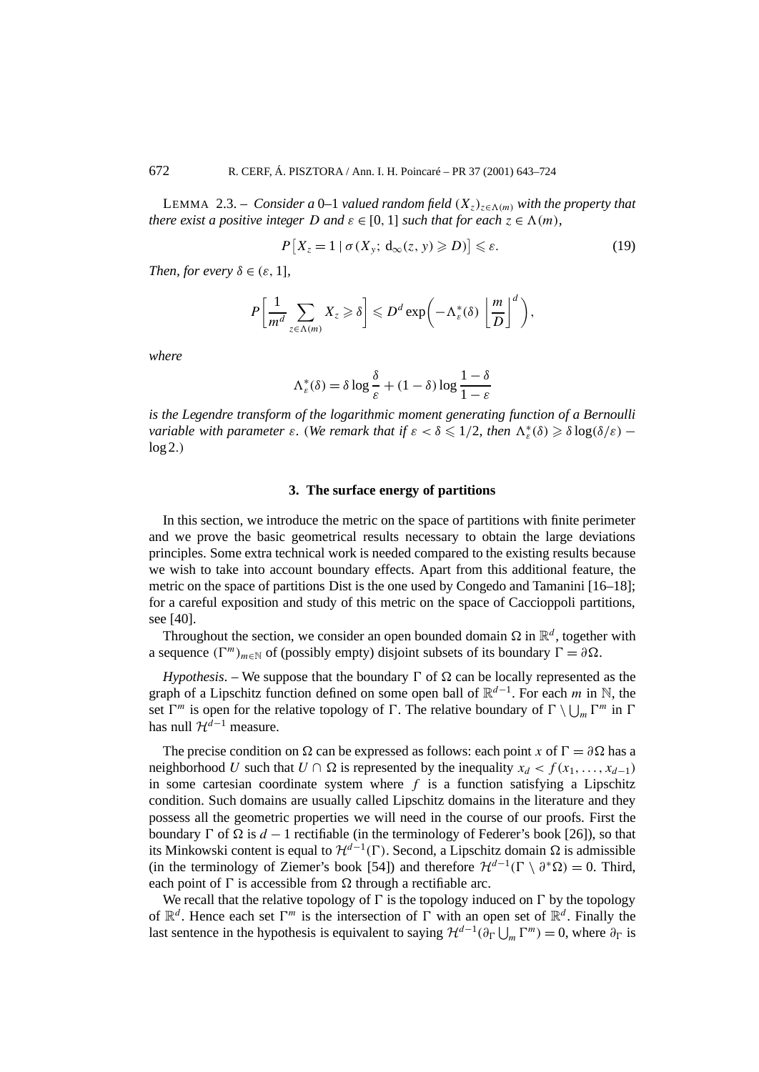LEMMA 2.3. – *Consider a* 0–1 *valued random field* $(X_z)_{z\in\Lambda(m)}$ *with the property that there exist a positive integer* $D$ *and* $\varepsilon \in [0,1]$ *such that for each* $z \in \Lambda(m)$,

$$P\left[X_z = 1 \mid \sigma(X_y;\ \mathrm{d}_\infty(z,y) \geqslant D)\right] \leqslant \varepsilon. \tag{19}$$

*Then, for every* $\delta \in (\varepsilon, 1]$,

$$P\left[\frac{1}{m^d}\sum_{z\in\Lambda(m)} X_z \geqslant \delta\right] \leqslant D^d \exp\left(-\Lambda_\varepsilon^*(\delta)\left\lfloor\frac{m}{D}\right\rfloor^d\right),$$

*where*

$$\Lambda_\varepsilon^*(\delta) = \delta\log\frac{\delta}{\varepsilon} + (1-\delta)\log\frac{1-\delta}{1-\varepsilon}$$

*is the Legendre transform of the logarithmic moment generating function of a Bernoulli variable with parameter* $\varepsilon$. (*We remark that if* $\varepsilon < \delta \leqslant 1/2$, *then* $\Lambda_\varepsilon^*(\delta) \geqslant \delta\log(\delta/\varepsilon) - \log 2$.)

## 3. The surface energy of partitions

In this section, we introduce the metric on the space of partitions with finite perimeter and we prove the basic geometrical results necessary to obtain the large deviations principles. Some extra technical work is needed compared to the existing results because we wish to take into account boundary effects. Apart from this additional feature, the metric on the space of partitions Dist is the one used by Congedo and Tamanini [16–18]; for a careful exposition and study of this metric on the space of Caccioppoli partitions, see [40].

Throughout the section, we consider an open bounded domain $\Omega$ in $\mathbb{R}^d$, together with a sequence $(\Gamma^m)_{m\in\mathbb{N}}$ of (possibly empty) disjoint subsets of its boundary $\Gamma = \partial\Omega$.

*Hypothesis*. – We suppose that the boundary $\Gamma$ of $\Omega$ can be locally represented as the graph of a Lipschitz function defined on some open ball of $\mathbb{R}^{d-1}$. For each $m$ in $\mathbb{N}$, the set $\Gamma^m$ is open for the relative topology of $\Gamma$. The relative boundary of $\Gamma\setminus\bigcup_m\Gamma^m$ in $\Gamma$ has null $\mathcal{H}^{d-1}$ measure.

The precise condition on $\Omega$ can be expressed as follows: each point $x$ of $\Gamma = \partial\Omega$ has a neighborhood $U$ such that $U\cap\Omega$ is represented by the inequality $x_d < f(x_1,\dots,x_{d-1})$ in some cartesian coordinate system where $f$ is a function satisfying a Lipschitz condition. Such domains are usually called Lipschitz domains in the literature and they possess all the geometric properties we will need in the course of our proofs. First the boundary $\Gamma$ of $\Omega$ is $d-1$ rectifiable (in the terminology of Federer's book [26]), so that its Minkowski content is equal to $\mathcal{H}^{d-1}(\Gamma)$. Second, a Lipschitz domain $\Omega$ is admissible (in the terminology of Ziemer's book [54]) and therefore $\mathcal{H}^{d-1}(\Gamma\setminus\partial^*\Omega) = 0$. Third, each point of $\Gamma$ is accessible from $\Omega$ through a rectifiable arc.

We recall that the relative topology of $\Gamma$ is the topology induced on $\Gamma$ by the topology of $\mathbb{R}^d$. Hence each set $\Gamma^m$ is the intersection of $\Gamma$ with an open set of $\mathbb{R}^d$. Finally the last sentence in the hypothesis is equivalent to saying $\mathcal{H}^{d-1}(\partial_\Gamma\bigcup_m\Gamma^m) = 0$, where $\partial_\Gamma$ is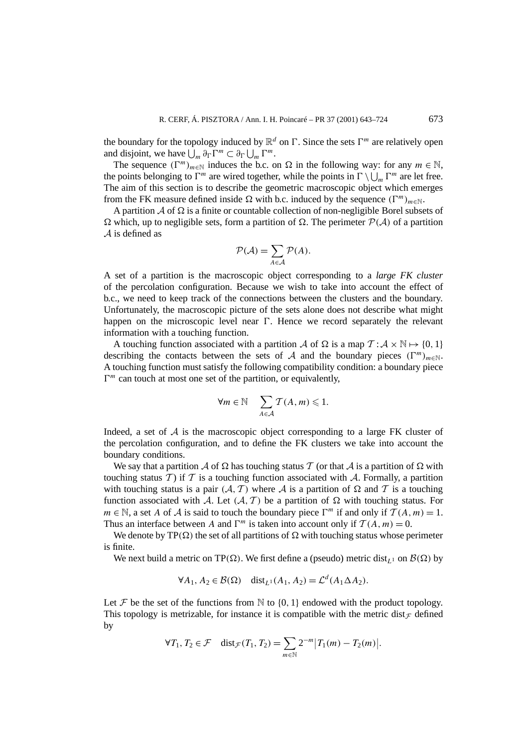the boundary for the topology induced by $\mathbb{R}^d$ on $\Gamma$. Since the sets $\Gamma^m$ are relatively open and disjoint, we have $\bigcup_m \partial_\Gamma \Gamma^m \subset \partial_\Gamma \bigcup_m \Gamma^m$.

The sequence $(\Gamma^m)_{m\in\mathbb{N}}$ induces the b.c. on $\Omega$ in the following way: for any $m \in \mathbb{N}$, the points belonging to $\Gamma^m$ are wired together, while the points in $\Gamma \setminus \bigcup_m \Gamma^m$ are let free. The aim of this section is to describe the geometric macroscopic object which emerges from the FK measure defined inside $\Omega$ with b.c. induced by the sequence $(\Gamma^m)_{m\in\mathbb{N}}$.

A partition $\mathcal{A}$ of $\Omega$ is a finite or countable collection of non-negligible Borel subsets of $\Omega$ which, up to negligible sets, form a partition of $\Omega$. The perimeter $\mathcal{P}(\mathcal{A})$ of a partition $\mathcal{A}$ is defined as

$$\mathcal{P}(\mathcal{A}) = \sum_{A\in\mathcal{A}} \mathcal{P}(A).$$

A set of a partition is the macroscopic object corresponding to a *large FK cluster* of the percolation configuration. Because we wish to take into account the effect of b.c., we need to keep track of the connections between the clusters and the boundary. Unfortunately, the macroscopic picture of the sets alone does not describe what might happen on the microscopic level near $\Gamma$. Hence we record separately the relevant information with a touching function.

A touching function associated with a partition $\mathcal{A}$ of $\Omega$ is a map $\mathcal{T} : \mathcal{A} \times \mathbb{N} \mapsto \{0, 1\}$ describing the contacts between the sets of $\mathcal{A}$ and the boundary pieces $(\Gamma^m)_{m\in\mathbb{N}}$. A touching function must satisfy the following compatibility condition: a boundary piece $\Gamma^m$ can touch at most one set of the partition, or equivalently,

$$\forall m \in \mathbb{N} \quad \sum_{A\in\mathcal{A}} \mathcal{T}(A, m) \leqslant 1.$$

Indeed, a set of $\mathcal{A}$ is the macroscopic object corresponding to a large FK cluster of the percolation configuration, and to define the FK clusters we take into account the boundary conditions.

We say that a partition $\mathcal{A}$ of $\Omega$ has touching status $\mathcal{T}$ (or that $\mathcal{A}$ is a partition of $\Omega$ with touching status $\mathcal{T}$) if $\mathcal{T}$ is a touching function associated with $\mathcal{A}$. Formally, a partition with touching status is a pair $(\mathcal{A}, \mathcal{T})$ where $\mathcal{A}$ is a partition of $\Omega$ and $\mathcal{T}$ is a touching function associated with $\mathcal{A}$. Let $(\mathcal{A}, \mathcal{T})$ be a partition of $\Omega$ with touching status. For $m \in \mathbb{N}$, a set $A$ of $\mathcal{A}$ is said to touch the boundary piece $\Gamma^m$ if and only if $\mathcal{T}(A, m) = 1$. Thus an interface between $A$ and $\Gamma^m$ is taken into account only if $\mathcal{T}(A, m) = 0$.

We denote by $\mathrm{TP}(\Omega)$ the set of all partitions of $\Omega$ with touching status whose perimeter is finite.

We next build a metric on $\mathrm{TP}(\Omega)$. We first define a (pseudo) metric $\mathrm{dist}_{L^1}$ on $\mathcal{B}(\Omega)$ by

$$\forall A_1, A_2 \in \mathcal{B}(\Omega) \quad \mathrm{dist}_{L^1}(A_1, A_2) = \mathcal{L}^d(A_1 \Delta A_2).$$

Let $\mathcal{F}$ be the set of the functions from $\mathbb{N}$ to $\{0, 1\}$ endowed with the product topology. This topology is metrizable, for instance it is compatible with the metric $\mathrm{dist}_\mathcal{F}$ defined by

$$\forall T_1, T_2 \in \mathcal{F} \quad \mathrm{dist}_\mathcal{F}(T_1, T_2) = \sum_{m\in\mathbb{N}} 2^{-m} \big|T_1(m) - T_2(m)\big|.$$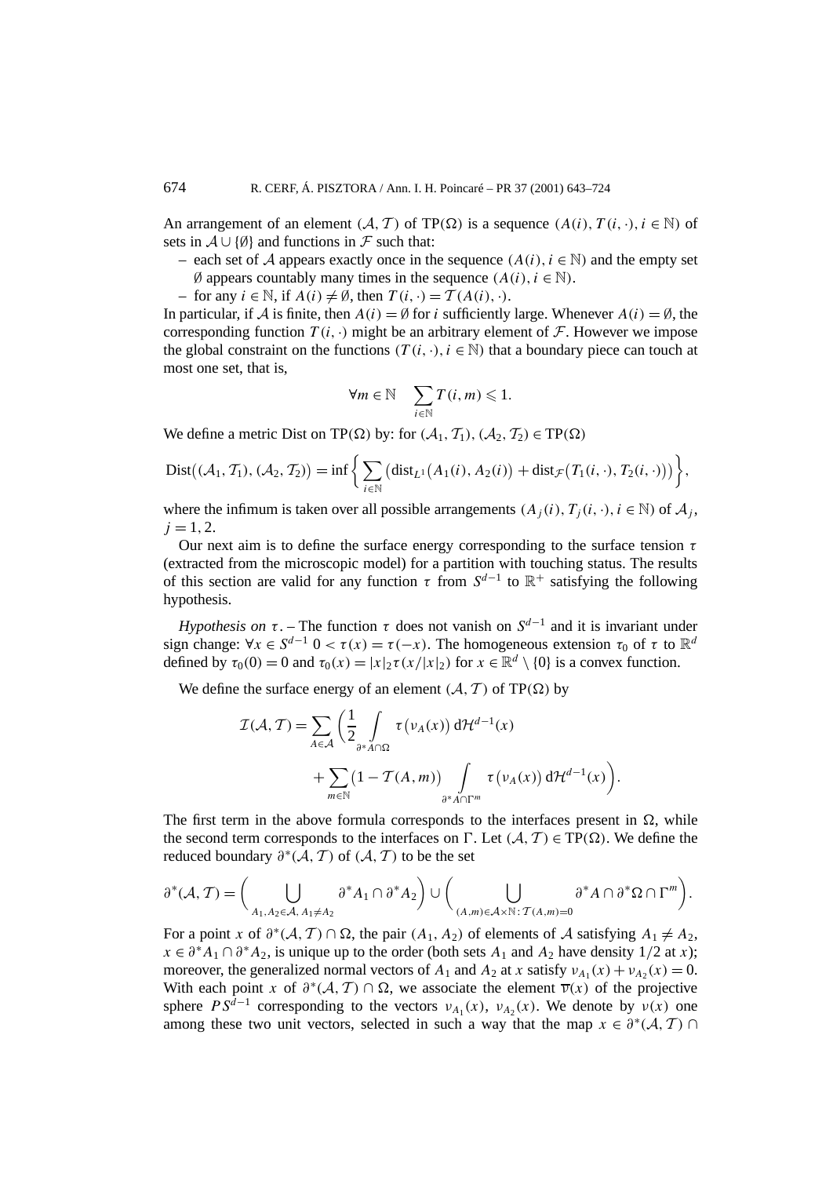An arrangement of an element $(\mathcal{A}, \mathcal{T})$ of $\mathrm{TP}(\Omega)$ is a sequence $(A(i), T(i,\cdot), i \in \mathbb{N})$ of sets in $\mathcal{A} \cup \{\emptyset\}$ and functions in $\mathcal{F}$ such that:

- each set of $\mathcal{A}$ appears exactly once in the sequence $(A(i), i \in \mathbb{N})$ and the empty set $\emptyset$ appears countably many times in the sequence $(A(i), i \in \mathbb{N})$.
- for any $i \in \mathbb{N}$, if $A(i) \neq \emptyset$, then $T(i,\cdot) = \mathcal{T}(A(i), \cdot)$.

In particular, if $\mathcal{A}$ is finite, then $A(i) = \emptyset$ for $i$ sufficiently large. Whenever $A(i) = \emptyset$, the corresponding function $T(i,\cdot)$ might be an arbitrary element of $\mathcal{F}$. However we impose the global constraint on the functions $(T(i,\cdot), i \in \mathbb{N})$ that a boundary piece can touch at most one set, that is,

$$\forall m \in \mathbb{N} \quad \sum_{i \in \mathbb{N}} T(i,m) \leqslant 1.$$

We define a metric Dist on $\mathrm{TP}(\Omega)$ by: for $(\mathcal{A}_1, \mathcal{T}_1), (\mathcal{A}_2, \mathcal{T}_2) \in \mathrm{TP}(\Omega)$

$$\mathrm{Dist}\big((\mathcal{A}_1, \mathcal{T}_1), (\mathcal{A}_2, \mathcal{T}_2)\big) = \inf\bigg\{ \sum_{i \in \mathbb{N}} \big(\mathrm{dist}_{L^1}\big(A_1(i), A_2(i)\big) + \mathrm{dist}_{\mathcal{F}}\big(T_1(i,\cdot), T_2(i,\cdot)\big)\big)\bigg\},$$

where the infimum is taken over all possible arrangements $(A_j(i), T_j(i,\cdot), i \in \mathbb{N})$ of $\mathcal{A}_j$, $j = 1, 2$.

Our next aim is to define the surface energy corresponding to the surface tension $\tau$ (extracted from the microscopic model) for a partition with touching status. The results of this section are valid for any function $\tau$ from $S^{d-1}$ to $\mathbb{R}^+$ satisfying the following hypothesis.

*Hypothesis on* $\tau$. – The function $\tau$ does not vanish on $S^{d-1}$ and it is invariant under sign change: $\forall x \in S^{d-1}$ $0 < \tau(x) = \tau(-x)$. The homogeneous extension $\tau_0$ of $\tau$ to $\mathbb{R}^d$ defined by $\tau_0(0) = 0$ and $\tau_0(x) = |x|_2 \tau(x/|x|_2)$ for $x \in \mathbb{R}^d \setminus \{0\}$ is a convex function.

We define the surface energy of an element $(\mathcal{A}, \mathcal{T})$ of $\mathrm{TP}(\Omega)$ by

$$\mathcal{I}(\mathcal{A}, \mathcal{T}) = \sum_{A \in \mathcal{A}} \bigg( \frac{1}{2} \int_{\partial^* A \cap \Omega} \tau\big(\nu_A(x)\big)\, d\mathcal{H}^{d-1}(x) + \sum_{m \in \mathbb{N}} \big(1 - \mathcal{T}(A,m)\big) \int_{\partial^* A \cap \Gamma^m} \tau\big(\nu_A(x)\big)\, d\mathcal{H}^{d-1}(x) \bigg).$$

The first term in the above formula corresponds to the interfaces present in $\Omega$, while the second term corresponds to the interfaces on $\Gamma$. Let $(\mathcal{A}, \mathcal{T}) \in \mathrm{TP}(\Omega)$. We define the reduced boundary $\partial^*(\mathcal{A}, \mathcal{T})$ of $(\mathcal{A}, \mathcal{T})$ to be the set

$$\partial^*(\mathcal{A}, \mathcal{T}) = \bigg( \bigcup_{A_1, A_2 \in \mathcal{A},\, A_1 \neq A_2} \partial^* A_1 \cap \partial^* A_2 \bigg) \cup \bigg( \bigcup_{(A,m) \in \mathcal{A} \times \mathbb{N} :\, \mathcal{T}(A,m) = 0} \partial^* A \cap \partial^* \Omega \cap \Gamma^m \bigg).$$

For a point $x$ of $\partial^*(\mathcal{A}, \mathcal{T}) \cap \Omega$, the pair $(A_1, A_2)$ of elements of $\mathcal{A}$ satisfying $A_1 \neq A_2$, $x \in \partial^* A_1 \cap \partial^* A_2$, is unique up to the order (both sets $A_1$ and $A_2$ have density $1/2$ at $x$); moreover, the generalized normal vectors of $A_1$ and $A_2$ at $x$ satisfy $\nu_{A_1}(x) + \nu_{A_2}(x) = 0$. With each point $x$ of $\partial^*(\mathcal{A}, \mathcal{T}) \cap \Omega$, we associate the element $\overline{\nu}(x)$ of the projective sphere $PS^{d-1}$ corresponding to the vectors $\nu_{A_1}(x)$, $\nu_{A_2}(x)$. We denote by $\nu(x)$ one among these two unit vectors, selected in such a way that the map $x \in \partial^*(\mathcal{A}, \mathcal{T}) \cap$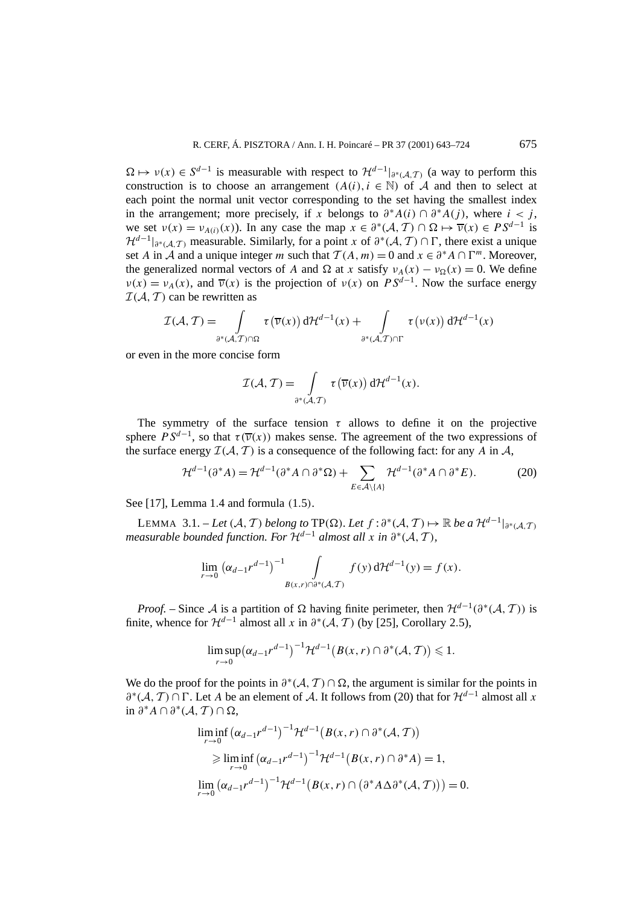$\Omega \mapsto \nu(x) \in S^{d-1}$ is measurable with respect to $\mathcal{H}^{d-1}|_{\partial^*(\mathcal{A},\mathcal{T})}$ (a way to perform this construction is to choose an arrangement $(A(i), i \in \mathbb{N})$ of $\mathcal{A}$ and then to select at each point the normal unit vector corresponding to the set having the smallest index in the arrangement; more precisely, if $x$ belongs to $\partial^*A(i) \cap \partial^*A(j)$, where $i < j$, we set $\nu(x) = \nu_{A(i)}(x)$). In any case the map $x \in \partial^*(\mathcal{A},\mathcal{T}) \cap \Omega \mapsto \overline{\nu}(x) \in PS^{d-1}$ is $\mathcal{H}^{d-1}|_{\partial^*(\mathcal{A},\mathcal{T})}$ measurable. Similarly, for a point $x$ of $\partial^*(\mathcal{A},\mathcal{T}) \cap \Gamma$, there exist a unique set $A$ in $\mathcal{A}$ and a unique integer $m$ such that $\mathcal{T}(A,m) = 0$ and $x \in \partial^*A \cap \Gamma^m$. Moreover, the generalized normal vectors of $A$ and $\Omega$ at $x$ satisfy $\nu_A(x) - \nu_\Omega(x) = 0$. We define $\nu(x) = \nu_A(x)$, and $\overline{\nu}(x)$ is the projection of $\nu(x)$ on $PS^{d-1}$. Now the surface energy $\mathcal{I}(\mathcal{A},\mathcal{T})$ can be rewritten as

$$\mathcal{I}(\mathcal{A},\mathcal{T}) = \int_{\partial^*(\mathcal{A},\mathcal{T})\cap\Omega} \tau\big(\overline{\nu}(x)\big)\,\mathrm{d}\mathcal{H}^{d-1}(x) + \int_{\partial^*(\mathcal{A},\mathcal{T})\cap\Gamma} \tau\big(\nu(x)\big)\,\mathrm{d}\mathcal{H}^{d-1}(x)$$

or even in the more concise form

$$\mathcal{I}(\mathcal{A},\mathcal{T}) = \int_{\partial^*(\mathcal{A},\mathcal{T})} \tau\big(\overline{\nu}(x)\big)\,\mathrm{d}\mathcal{H}^{d-1}(x).$$

The symmetry of the surface tension $\tau$ allows to define it on the projective sphere $PS^{d-1}$, so that $\tau(\overline{\nu}(x))$ makes sense. The agreement of the two expressions of the surface energy $\mathcal{I}(\mathcal{A},\mathcal{T})$ is a consequence of the following fact: for any $A$ in $\mathcal{A}$,

$$\mathcal{H}^{d-1}(\partial^*A) = \mathcal{H}^{d-1}(\partial^*A \cap \partial^*\Omega) + \sum_{E\in\mathcal{A}\setminus\{A\}} \mathcal{H}^{d-1}(\partial^*A \cap \partial^*E). \tag{20}$$

See [17], Lemma 1.4 and formula (1.5).

LEMMA 3.1. – *Let $(\mathcal{A},\mathcal{T})$ belong to* $\mathrm{TP}(\Omega)$. *Let $f : \partial^*(\mathcal{A},\mathcal{T}) \mapsto \mathbb{R}$ be a $\mathcal{H}^{d-1}|_{\partial^*(\mathcal{A},\mathcal{T})}$ measurable bounded function. For $\mathcal{H}^{d-1}$ almost all $x$ in $\partial^*(\mathcal{A},\mathcal{T})$,*

$$\lim_{r\to 0} \big(\alpha_{d-1}r^{d-1}\big)^{-1} \int_{B(x,r)\cap\partial^*(\mathcal{A},\mathcal{T})} f(y)\,\mathrm{d}\mathcal{H}^{d-1}(y) = f(x).$$

*Proof.* – Since $\mathcal{A}$ is a partition of $\Omega$ having finite perimeter, then $\mathcal{H}^{d-1}(\partial^*(\mathcal{A},\mathcal{T}))$ is finite, whence for $\mathcal{H}^{d-1}$ almost all $x$ in $\partial^*(\mathcal{A},\mathcal{T})$ (by [25], Corollary 2.5),

$$\limsup_{r\to 0} \big(\alpha_{d-1}r^{d-1}\big)^{-1}\mathcal{H}^{d-1}\big(B(x,r)\cap\partial^*(\mathcal{A},\mathcal{T})\big) \leqslant 1.$$

We do the proof for the points in $\partial^*(\mathcal{A},\mathcal{T}) \cap \Omega$, the argument is similar for the points in $\partial^*(\mathcal{A},\mathcal{T}) \cap \Gamma$. Let $A$ be an element of $\mathcal{A}$. It follows from (20) that for $\mathcal{H}^{d-1}$ almost all $x$ in $\partial^*A \cap \partial^*(\mathcal{A},\mathcal{T}) \cap \Omega$,

$$\begin{aligned}
&\liminf_{r\to 0} \big(\alpha_{d-1}r^{d-1}\big)^{-1}\mathcal{H}^{d-1}\big(B(x,r)\cap\partial^*(\mathcal{A},\mathcal{T})\big) \\
&\quad\geqslant \liminf_{r\to 0} \big(\alpha_{d-1}r^{d-1}\big)^{-1}\mathcal{H}^{d-1}\big(B(x,r)\cap\partial^*A\big) = 1, \\
&\lim_{r\to 0} \big(\alpha_{d-1}r^{d-1}\big)^{-1}\mathcal{H}^{d-1}\big(B(x,r)\cap\big(\partial^*A\,\Delta\,\partial^*(\mathcal{A},\mathcal{T})\big)\big) = 0.
\end{aligned}$$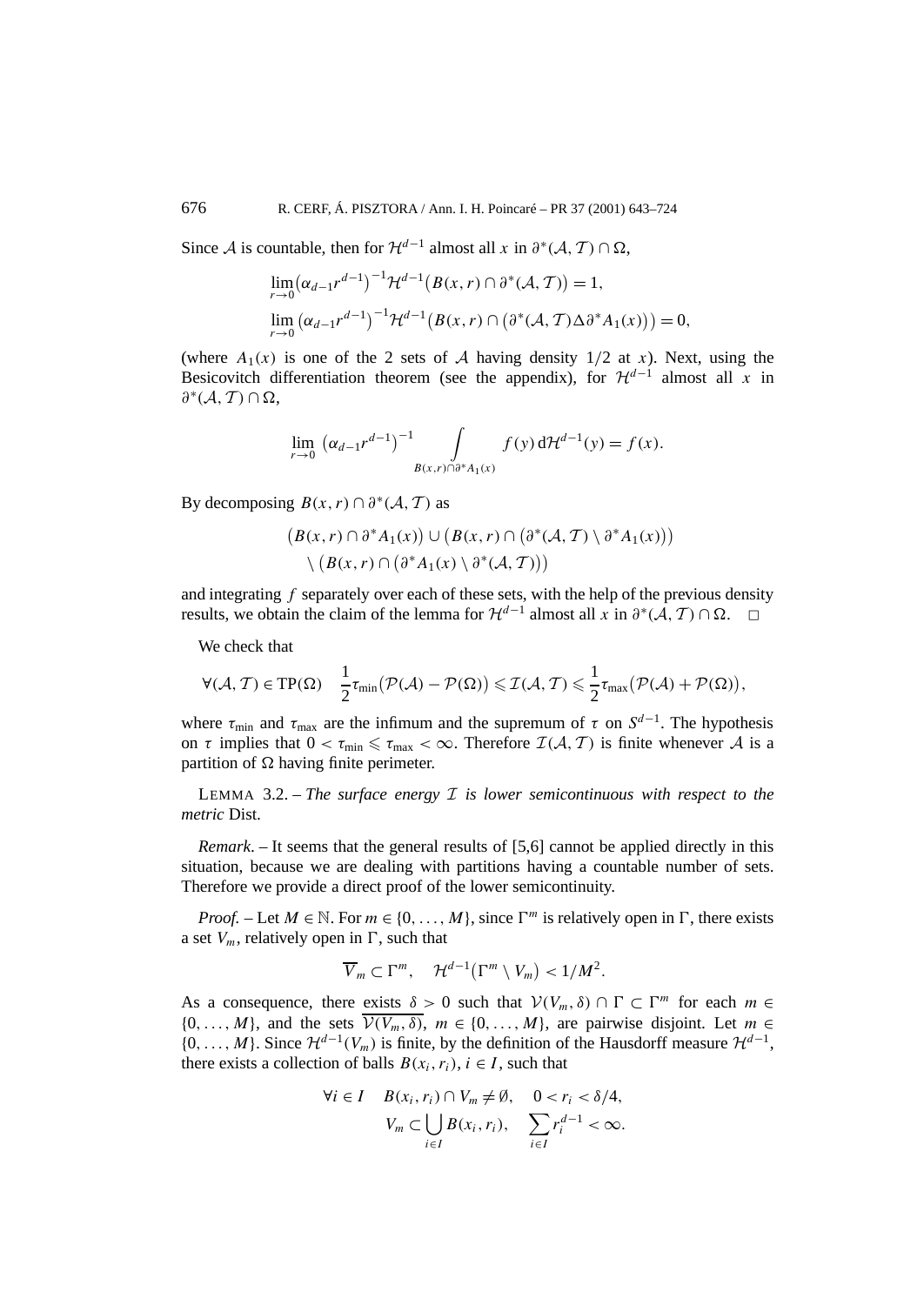Since $\mathcal{A}$ is countable, then for $\mathcal{H}^{d-1}$ almost all $x$ in $\partial^*(\mathcal{A},\mathcal{T})\cap\Omega$,

$$\lim_{r\to 0}\big(\alpha_{d-1}r^{d-1}\big)^{-1}\mathcal{H}^{d-1}\big(B(x,r)\cap\partial^*(\mathcal{A},\mathcal{T})\big)=1,$$
$$\lim_{r\to 0}\big(\alpha_{d-1}r^{d-1}\big)^{-1}\mathcal{H}^{d-1}\big(B(x,r)\cap\big(\partial^*(\mathcal{A},\mathcal{T})\Delta\partial^*A_1(x)\big)\big)=0,$$

(where $A_1(x)$ is one of the 2 sets of $\mathcal{A}$ having density 1/2 at $x$). Next, using the Besicovitch differentiation theorem (see the appendix), for $\mathcal{H}^{d-1}$ almost all $x$ in $\partial^*(\mathcal{A},\mathcal{T})\cap\Omega$,

$$\lim_{r\to 0}\big(\alpha_{d-1}r^{d-1}\big)^{-1}\int\limits_{B(x,r)\cap\partial^*A_1(x)} f(y)\,\mathrm{d}\mathcal{H}^{d-1}(y)=f(x).$$

By decomposing $B(x,r)\cap\partial^*(\mathcal{A},\mathcal{T})$ as

$$\big(B(x,r)\cap\partial^*A_1(x)\big)\cup\big(B(x,r)\cap\big(\partial^*(\mathcal{A},\mathcal{T})\setminus\partial^*A_1(x)\big)\big)$$
$$\setminus\big(B(x,r)\cap\big(\partial^*A_1(x)\setminus\partial^*(\mathcal{A},\mathcal{T})\big)\big)$$

and integrating $f$ separately over each of these sets, with the help of the previous density results, we obtain the claim of the lemma for $\mathcal{H}^{d-1}$ almost all $x$ in $\partial^*(\mathcal{A},\mathcal{T})\cap\Omega$. □

We check that

$$\forall(\mathcal{A},\mathcal{T})\in\mathrm{TP}(\Omega)\quad \frac{1}{2}\tau_{\min}\big(\mathcal{P}(\mathcal{A})-\mathcal{P}(\Omega)\big)\leqslant\mathcal{I}(\mathcal{A},\mathcal{T})\leqslant\frac{1}{2}\tau_{\max}\big(\mathcal{P}(\mathcal{A})+\mathcal{P}(\Omega)\big),$$

where $\tau_{\min}$ and $\tau_{\max}$ are the infimum and the supremum of $\tau$ on $S^{d-1}$. The hypothesis on $\tau$ implies that $0<\tau_{\min}\leqslant\tau_{\max}<\infty$. Therefore $\mathcal{I}(\mathcal{A},\mathcal{T})$ is finite whenever $\mathcal{A}$ is a partition of $\Omega$ having finite perimeter.

LEMMA 3.2. – *The surface energy $\mathcal{I}$ is lower semicontinuous with respect to the metric* Dist.

*Remark.* – It seems that the general results of [5,6] cannot be applied directly in this situation, because we are dealing with partitions having a countable number of sets. Therefore we provide a direct proof of the lower semicontinuity.

*Proof.* – Let $M\in\mathbb{N}$. For $m\in\{0,\dots,M\}$, since $\Gamma^m$ is relatively open in $\Gamma$, there exists a set $V_m$, relatively open in $\Gamma$, such that

$$\overline{V}_m\subset\Gamma^m,\quad \mathcal{H}^{d-1}\big(\Gamma^m\setminus V_m\big)<1/M^2.$$

As a consequence, there exists $\delta>0$ such that $\mathcal{V}(V_m,\delta)\cap\Gamma\subset\Gamma^m$ for each $m\in\{0,\dots,M\}$, and the sets $\overline{\mathcal{V}(V_m,\delta)}$, $m\in\{0,\dots,M\}$, are pairwise disjoint. Let $m\in\{0,\dots,M\}$. Since $\mathcal{H}^{d-1}(V_m)$ is finite, by the definition of the Hausdorff measure $\mathcal{H}^{d-1}$, there exists a collection of balls $B(x_i,r_i)$, $i\in I$, such that

$$\forall i\in I\quad B(x_i,r_i)\cap V_m\neq\emptyset,\quad 0<r_i<\delta/4,$$
$$V_m\subset\bigcup_{i\in I}B(x_i,r_i),\quad \sum_{i\in I}r_i^{d-1}<\infty.$$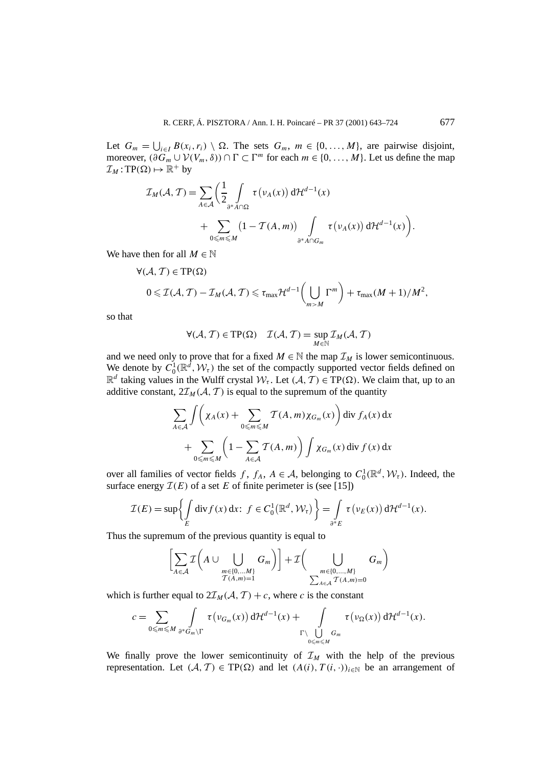Let $G_m = \bigcup_{i \in I} B(x_i, r_i) \setminus \Omega$. The sets $G_m$, $m \in \{0, \dots, M\}$, are pairwise disjoint, moreover, $(\partial G_m \cup \mathcal{V}(V_m, \delta)) \cap \Gamma \subset \Gamma^m$ for each $m \in \{0, \dots, M\}$. Let us define the map $\mathcal{I}_M : \mathrm{TP}(\Omega) \mapsto \mathbb{R}^+$ by

$$\mathcal{I}_M(\mathcal{A}, \mathcal{T}) = \sum_{A \in \mathcal{A}} \bigg( \frac{1}{2} \int\limits_{\partial^* A \cap \Omega} \tau\big(\nu_A(x)\big) \, \mathrm{d}\mathcal{H}^{d-1}(x) \\ + \sum_{0 \leqslant m \leqslant M} \big(1 - \mathcal{T}(A, m)\big) \int\limits_{\partial^* A \cap G_m} \tau\big(\nu_A(x)\big) \, \mathrm{d}\mathcal{H}^{d-1}(x) \bigg).$$

We have then for all $M \in \mathbb{N}$

$$\forall (\mathcal{A}, \mathcal{T}) \in \mathrm{TP}(\Omega)$$
$$0 \leqslant \mathcal{I}(\mathcal{A}, \mathcal{T}) - \mathcal{I}_M(\mathcal{A}, \mathcal{T}) \leqslant \tau_{\max} \mathcal{H}^{d-1}\bigg( \bigcup_{m > M} \Gamma^m \bigg) + \tau_{\max}(M+1)/M^2,$$

so that

$$\forall (\mathcal{A}, \mathcal{T}) \in \mathrm{TP}(\Omega) \quad \mathcal{I}(\mathcal{A}, \mathcal{T}) = \sup_{M \in \mathbb{N}} \mathcal{I}_M(\mathcal{A}, \mathcal{T})$$

and we need only to prove that for a fixed $M \in \mathbb{N}$ the map $\mathcal{I}_M$ is lower semicontinuous. We denote by $C_0^1(\mathbb{R}^d, \mathcal{W}_\tau)$ the set of the compactly supported vector fields defined on $\mathbb{R}^d$ taking values in the Wulff crystal $\mathcal{W}_\tau$. Let $(\mathcal{A}, \mathcal{T}) \in \mathrm{TP}(\Omega)$. We claim that, up to an additive constant, $2\mathcal{I}_M(\mathcal{A}, \mathcal{T})$ is equal to the supremum of the quantity

$$\sum_{A \in \mathcal{A}} \int \bigg( \chi_A(x) + \sum_{0 \leqslant m \leqslant M} \mathcal{T}(A, m) \chi_{G_m}(x) \bigg) \operatorname{div} f_A(x) \, \mathrm{d}x \\ + \sum_{0 \leqslant m \leqslant M} \bigg( 1 - \sum_{A \in \mathcal{A}} \mathcal{T}(A, m) \bigg) \int \chi_{G_m}(x) \operatorname{div} f(x) \, \mathrm{d}x$$

over all families of vector fields $f$, $f_A$, $A \in \mathcal{A}$, belonging to $C_0^1(\mathbb{R}^d, \mathcal{W}_\tau)$. Indeed, the surface energy $\mathcal{I}(E)$ of a set $E$ of finite perimeter is (see [15])

$$\mathcal{I}(E) = \sup \bigg\{ \int\limits_E \operatorname{div} f(x) \, \mathrm{d}x \colon \ f \in C_0^1\big(\mathbb{R}^d, \mathcal{W}_\tau\big) \bigg\} = \int\limits_{\partial^* E} \tau\big(\nu_E(x)\big) \, \mathrm{d}\mathcal{H}^{d-1}(x).$$

Thus the supremum of the previous quantity is equal to

$$\bigg[ \sum_{A \in \mathcal{A}} \mathcal{I}\bigg( A \cup \bigcup_{\substack{m \in \{0, \dots, M\} \\ \mathcal{T}(A, m) = 1}} G_m \bigg) \bigg] + \mathcal{I}\bigg( \bigcup_{\substack{m \in \{0, \dots, M\} \\ \sum_{A \in \mathcal{A}} \mathcal{T}(A, m) = 0}} G_m \bigg)$$

which is further equal to $2\mathcal{I}_M(\mathcal{A}, \mathcal{T}) + c$, where $c$ is the constant

$$c = \sum_{0 \leqslant m \leqslant M} \int\limits_{\partial^* G_m \setminus \Gamma} \tau\big(\nu_{G_m}(x)\big) \, \mathrm{d}\mathcal{H}^{d-1}(x) + \int\limits_{\Gamma \setminus \bigcup_{0 \leqslant m \leqslant M} G_m} \tau\big(\nu_\Omega(x)\big) \, \mathrm{d}\mathcal{H}^{d-1}(x).$$

We finally prove the lower semicontinuity of $\mathcal{I}_M$ with the help of the previous representation. Let $(\mathcal{A}, \mathcal{T}) \in \mathrm{TP}(\Omega)$ and let $(A(i), T(i, \cdot))_{i \in \mathbb{N}}$ be an arrangement of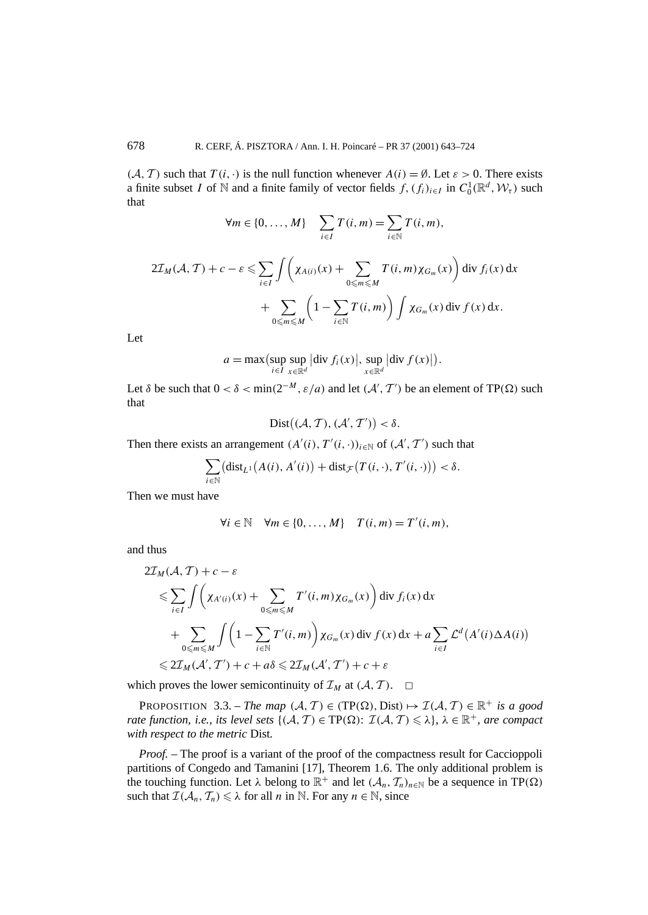$(\mathcal{A}, \mathcal{T})$ such that $T(i, \cdot)$ is the null function whenever $A(i) = \emptyset$. Let $\varepsilon > 0$. There exists a finite subset $I$ of $\mathbb{N}$ and a finite family of vector fields $f, (f_i)_{i \in I}$ in $C_0^1(\mathbb{R}^d, \mathcal{W}_\tau)$ such that

$$\forall m \in \{0, \dots, M\} \quad \sum_{i \in I} T(i, m) = \sum_{i \in \mathbb{N}} T(i, m),$$

$$2\mathcal{I}_M(\mathcal{A}, \mathcal{T}) + c - \varepsilon \leqslant \sum_{i \in I} \int \Big( \chi_{A(i)}(x) + \sum_{0 \leqslant m \leqslant M} T(i, m) \chi_{G_m}(x) \Big) \operatorname{div} f_i(x) \, \mathrm{d}x$$
$$+ \sum_{0 \leqslant m \leqslant M} \Big( 1 - \sum_{i \in \mathbb{N}} T(i, m) \Big) \int \chi_{G_m}(x) \operatorname{div} f(x) \, \mathrm{d}x.$$

Let

$$a = \max\big( \sup_{i \in I} \sup_{x \in \mathbb{R}^d} |\operatorname{div} f_i(x)|, \sup_{x \in \mathbb{R}^d} |\operatorname{div} f(x)| \big).$$

Let $\delta$ be such that $0 < \delta < \min(2^{-M}, \varepsilon/a)$ and let $(\mathcal{A}', \mathcal{T}')$ be an element of $\mathrm{TP}(\Omega)$ such that

$$\operatorname{Dist}\big((\mathcal{A}, \mathcal{T}), (\mathcal{A}', \mathcal{T}')\big) < \delta.$$

Then there exists an arrangement $(A'(i), T'(i, \cdot))_{i \in \mathbb{N}}$ of $(\mathcal{A}', \mathcal{T}')$ such that

$$\sum_{i \in \mathbb{N}} \big( \operatorname{dist}_{L^1}\big(A(i), A'(i)\big) + \operatorname{dist}_{\mathcal{F}}\big(T(i, \cdot), T'(i, \cdot)\big)\big) < \delta.$$

Then we must have

$$\forall i \in \mathbb{N} \quad \forall m \in \{0, \dots, M\} \quad T(i, m) = T'(i, m),$$

and thus

$$\begin{aligned}
&2\mathcal{I}_M(\mathcal{A}, \mathcal{T}) + c - \varepsilon \\
&\leqslant \sum_{i \in I} \int \Big( \chi_{A'(i)}(x) + \sum_{0 \leqslant m \leqslant M} T'(i, m) \chi_{G_m}(x) \Big) \operatorname{div} f_i(x) \, \mathrm{d}x \\
&\quad + \sum_{0 \leqslant m \leqslant M} \int \Big( 1 - \sum_{i \in \mathbb{N}} T'(i, m) \Big) \chi_{G_m}(x) \operatorname{div} f(x) \, \mathrm{d}x + a \sum_{i \in I} \mathcal{L}^d\big(A'(i) \Delta A(i)\big) \\
&\leqslant 2\mathcal{I}_M(\mathcal{A}', \mathcal{T}') + c + a\delta \leqslant 2\mathcal{I}_M(\mathcal{A}', \mathcal{T}') + c + \varepsilon
\end{aligned}$$

which proves the lower semicontinuity of $\mathcal{I}_M$ at $(\mathcal{A}, \mathcal{T})$. $\square$

PROPOSITION 3.3. – *The map $(\mathcal{A}, \mathcal{T}) \in (\mathrm{TP}(\Omega), \mathrm{Dist}) \mapsto \mathcal{I}(\mathcal{A}, \mathcal{T}) \in \mathbb{R}^+$ is a good rate function, i.e., its level sets $\{(\mathcal{A}, \mathcal{T}) \in \mathrm{TP}(\Omega) \colon \mathcal{I}(\mathcal{A}, \mathcal{T}) \leqslant \lambda\}$, $\lambda \in \mathbb{R}^+$, are compact with respect to the metric* Dist*.*

*Proof.* – The proof is a variant of the proof of the compactness result for Caccioppoli partitions of Congedo and Tamanini [17], Theorem 1.6. The only additional problem is the touching function. Let $\lambda$ belong to $\mathbb{R}^+$ and let $(\mathcal{A}_n, \mathcal{T}_n)_{n \in \mathbb{N}}$ be a sequence in $\mathrm{TP}(\Omega)$ such that $\mathcal{I}(\mathcal{A}_n, \mathcal{T}_n) \leqslant \lambda$ for all $n$ in $\mathbb{N}$. For any $n \in \mathbb{N}$, since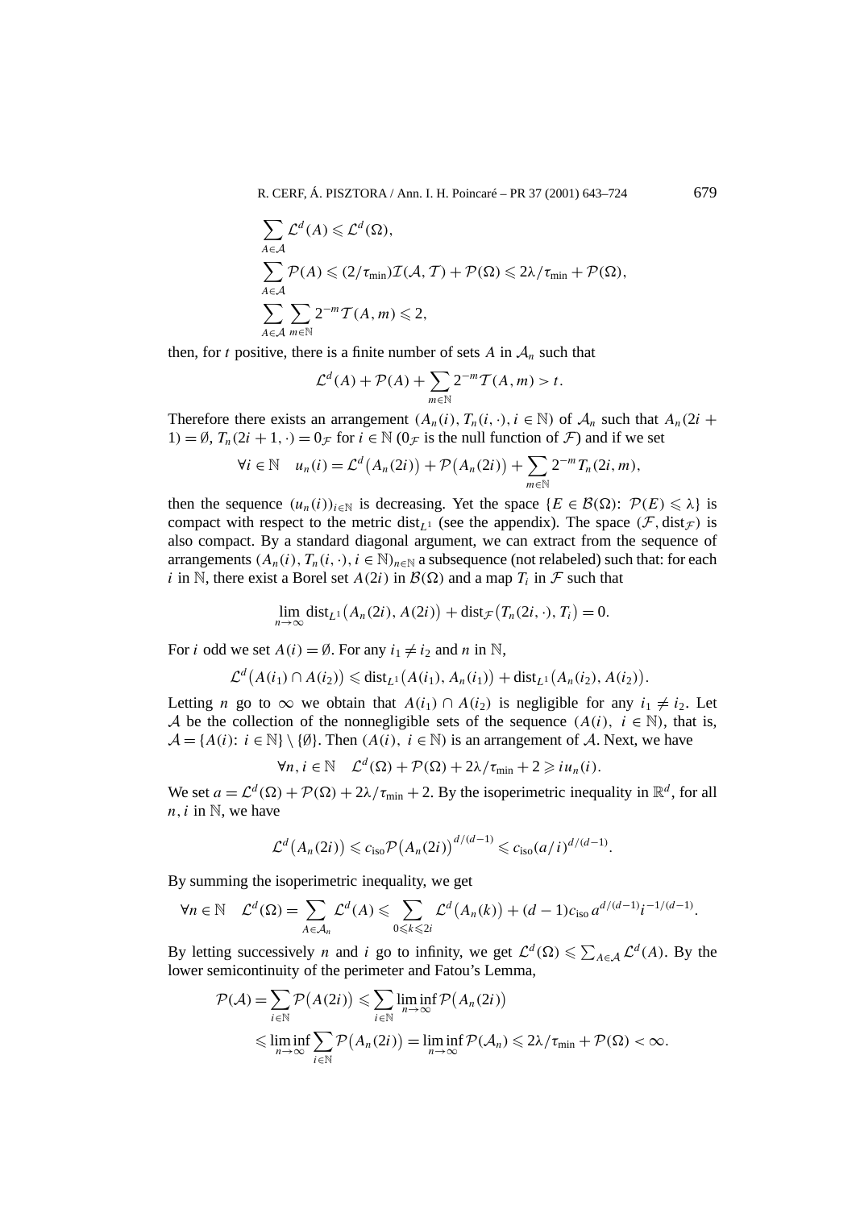$$\sum_{A\in\mathcal{A}} \mathcal{L}^d(A) \leqslant \mathcal{L}^d(\Omega),$$

$$\sum_{A\in\mathcal{A}} \mathcal{P}(A) \leqslant (2/\tau_{\min})\mathcal{I}(\mathcal{A},\mathcal{T}) + \mathcal{P}(\Omega) \leqslant 2\lambda/\tau_{\min} + \mathcal{P}(\Omega),$$

$$\sum_{A\in\mathcal{A}} \sum_{m\in\mathbb{N}} 2^{-m}\mathcal{T}(A,m) \leqslant 2,$$

then, for $t$ positive, there is a finite number of sets $A$ in $\mathcal{A}_n$ such that

$$\mathcal{L}^d(A) + \mathcal{P}(A) + \sum_{m\in\mathbb{N}} 2^{-m}\mathcal{T}(A,m) > t.$$

Therefore there exists an arrangement $(A_n(i), T_n(i,\cdot), i \in \mathbb{N})$ of $\mathcal{A}_n$ such that $A_n(2i+1) = \emptyset$, $T_n(2i+1,\cdot) = 0_{\mathcal{F}}$ for $i \in \mathbb{N}$ ($0_{\mathcal{F}}$ is the null function of $\mathcal{F}$) and if we set

$$\forall i \in \mathbb{N} \quad u_n(i) = \mathcal{L}^d\big(A_n(2i)\big) + \mathcal{P}\big(A_n(2i)\big) + \sum_{m\in\mathbb{N}} 2^{-m} T_n(2i,m),$$

then the sequence $(u_n(i))_{i\in\mathbb{N}}$ is decreasing. Yet the space $\{E \in \mathcal{B}(\Omega)\colon\ \mathcal{P}(E) \leqslant \lambda\}$ is compact with respect to the metric $\mathrm{dist}_{L^1}$ (see the appendix). The space $(\mathcal{F}, \mathrm{dist}_{\mathcal{F}})$ is also compact. By a standard diagonal argument, we can extract from the sequence of arrangements $(A_n(i), T_n(i,\cdot), i \in \mathbb{N})_{n\in\mathbb{N}}$ a subsequence (not relabeled) such that: for each $i$ in $\mathbb{N}$, there exist a Borel set $A(2i)$ in $\mathcal{B}(\Omega)$ and a map $T_i$ in $\mathcal{F}$ such that

$$\lim_{n\to\infty} \mathrm{dist}_{L^1}\big(A_n(2i), A(2i)\big) + \mathrm{dist}_{\mathcal{F}}\big(T_n(2i,\cdot), T_i\big) = 0.$$

For $i$ odd we set $A(i) = \emptyset$. For any $i_1 \neq i_2$ and $n$ in $\mathbb{N}$,

$$\mathcal{L}^d\big(A(i_1) \cap A(i_2)\big) \leqslant \mathrm{dist}_{L^1}\big(A(i_1), A_n(i_1)\big) + \mathrm{dist}_{L^1}\big(A_n(i_2), A(i_2)\big).$$

Letting $n$ go to $\infty$ we obtain that $A(i_1) \cap A(i_2)$ is negligible for any $i_1 \neq i_2$. Let $\mathcal{A}$ be the collection of the nonnegligible sets of the sequence $(A(i),\ i \in \mathbb{N})$, that is, $\mathcal{A} = \{A(i)\colon\ i \in \mathbb{N}\} \setminus \{\emptyset\}$. Then $(A(i),\ i \in \mathbb{N})$ is an arrangement of $\mathcal{A}$. Next, we have

$$\forall n, i \in \mathbb{N} \quad \mathcal{L}^d(\Omega) + \mathcal{P}(\Omega) + 2\lambda/\tau_{\min} + 2 \geqslant i u_n(i).$$

We set $a = \mathcal{L}^d(\Omega) + \mathcal{P}(\Omega) + 2\lambda/\tau_{\min} + 2$. By the isoperimetric inequality in $\mathbb{R}^d$, for all $n, i$ in $\mathbb{N}$, we have

$$\mathcal{L}^d\big(A_n(2i)\big) \leqslant c_{\mathrm{iso}} \mathcal{P}\big(A_n(2i)\big)^{d/(d-1)} \leqslant c_{\mathrm{iso}}(a/i)^{d/(d-1)}.$$

By summing the isoperimetric inequality, we get

$$\forall n \in \mathbb{N} \quad \mathcal{L}^d(\Omega) = \sum_{A\in\mathcal{A}_n} \mathcal{L}^d(A) \leqslant \sum_{0\leqslant k\leqslant 2i} \mathcal{L}^d\big(A_n(k)\big) + (d-1)c_{\mathrm{iso}}\, a^{d/(d-1)} i^{-1/(d-1)}.$$

By letting successively $n$ and $i$ go to infinity, we get $\mathcal{L}^d(\Omega) \leqslant \sum_{A\in\mathcal{A}} \mathcal{L}^d(A)$. By the lower semicontinuity of the perimeter and Fatou's Lemma,

$$\begin{aligned}
\mathcal{P}(\mathcal{A}) &= \sum_{i\in\mathbb{N}} \mathcal{P}\big(A(2i)\big) \leqslant \sum_{i\in\mathbb{N}} \liminf_{n\to\infty} \mathcal{P}\big(A_n(2i)\big) \\
&\leqslant \liminf_{n\to\infty} \sum_{i\in\mathbb{N}} \mathcal{P}\big(A_n(2i)\big) = \liminf_{n\to\infty} \mathcal{P}(\mathcal{A}_n) \leqslant 2\lambda/\tau_{\min} + \mathcal{P}(\Omega) < \infty.
\end{aligned}$$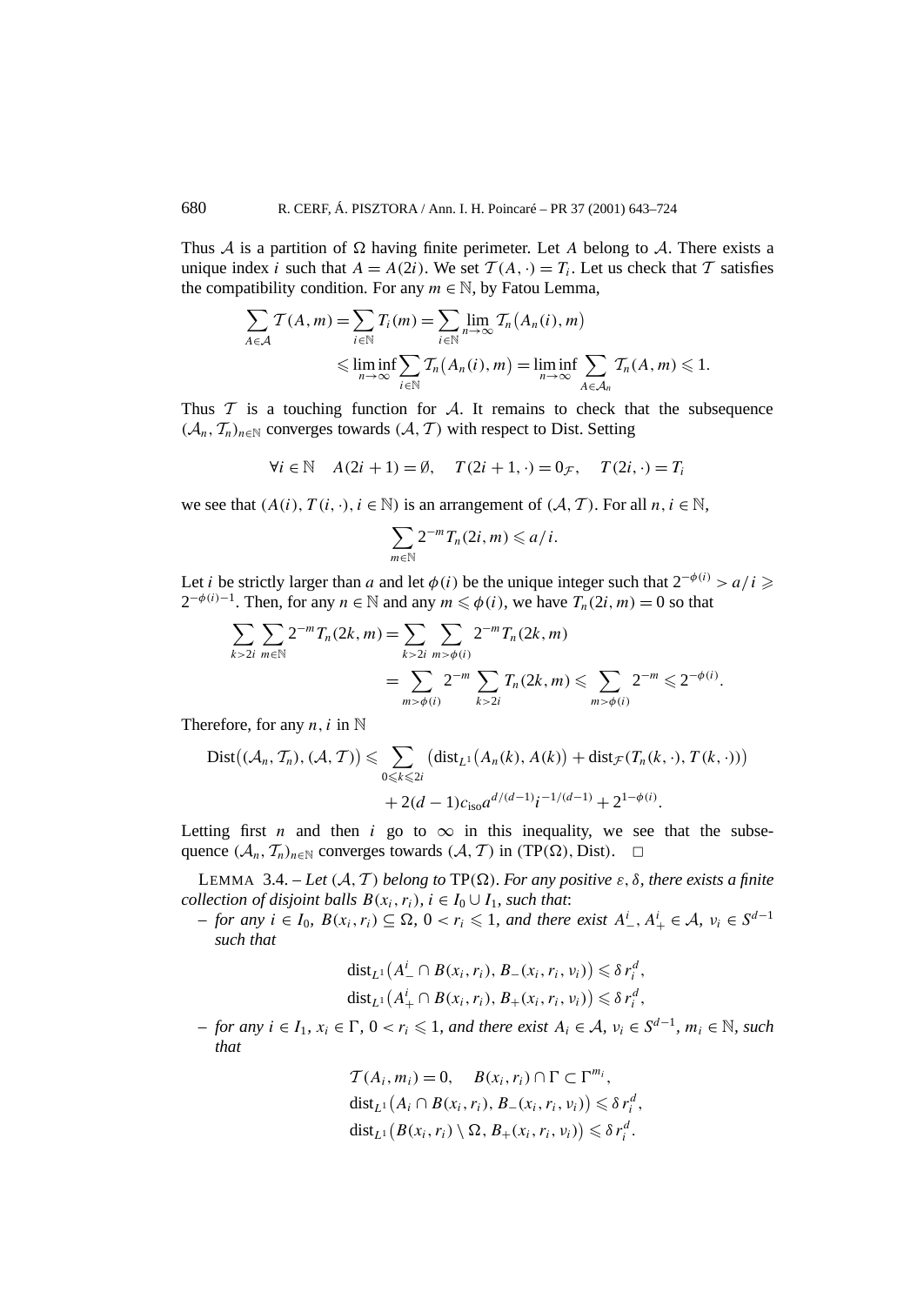Thus $\mathcal{A}$ is a partition of $\Omega$ having finite perimeter. Let $A$ belong to $\mathcal{A}$. There exists a unique index $i$ such that $A = A(2i)$. We set $\mathcal{T}(A,\cdot) = T_i$. Let us check that $\mathcal{T}$ satisfies the compatibility condition. For any $m \in \mathbb{N}$, by Fatou Lemma,

$$\sum_{A\in\mathcal{A}} \mathcal{T}(A,m) = \sum_{i\in\mathbb{N}} T_i(m) = \sum_{i\in\mathbb{N}} \lim_{n\to\infty} \mathcal{T}_n\big(A_n(i),m\big)$$
$$\leqslant \liminf_{n\to\infty} \sum_{i\in\mathbb{N}} \mathcal{T}_n\big(A_n(i),m\big) = \liminf_{n\to\infty} \sum_{A\in\mathcal{A}_n} \mathcal{T}_n(A,m) \leqslant 1.$$

Thus $\mathcal{T}$ is a touching function for $\mathcal{A}$. It remains to check that the subsequence $(\mathcal{A}_n, \mathcal{T}_n)_{n\in\mathbb{N}}$ converges towards $(\mathcal{A},\mathcal{T})$ with respect to Dist. Setting

$$\forall i \in \mathbb{N} \quad A(2i+1) = \emptyset, \quad T(2i+1,\cdot) = 0_{\mathcal{F}}, \quad T(2i,\cdot) = T_i$$

we see that $(A(i), T(i,\cdot), i \in \mathbb{N})$ is an arrangement of $(\mathcal{A},\mathcal{T})$. For all $n, i \in \mathbb{N}$,

$$\sum_{m\in\mathbb{N}} 2^{-m} T_n(2i,m) \leqslant a/i.$$

Let $i$ be strictly larger than $a$ and let $\phi(i)$ be the unique integer such that $2^{-\phi(i)} > a/i \geqslant 2^{-\phi(i)-1}$. Then, for any $n \in \mathbb{N}$ and any $m \leqslant \phi(i)$, we have $T_n(2i,m) = 0$ so that

$$\sum_{k>2i} \sum_{m\in\mathbb{N}} 2^{-m} T_n(2k,m) = \sum_{k>2i} \sum_{m>\phi(i)} 2^{-m} T_n(2k,m)$$
$$= \sum_{m>\phi(i)} 2^{-m} \sum_{k>2i} T_n(2k,m) \leqslant \sum_{m>\phi(i)} 2^{-m} \leqslant 2^{-\phi(i)}.$$

Therefore, for any $n, i$ in $\mathbb{N}$

$$\operatorname{Dist}\big((\mathcal{A}_n,\mathcal{T}_n),(\mathcal{A},\mathcal{T})\big) \leqslant \sum_{0\leqslant k\leqslant 2i} \big(\operatorname{dist}_{L^1}\big(A_n(k),A(k)\big) + \operatorname{dist}_{\mathcal{F}}(T_n(k,\cdot),T(k,\cdot))\big)$$
$$+ 2(d-1)c_{\mathrm{iso}} a^{d/(d-1)} i^{-1/(d-1)} + 2^{1-\phi(i)}.$$

Letting first $n$ and then $i$ go to $\infty$ in this inequality, we see that the subsequence $(\mathcal{A}_n,\mathcal{T}_n)_{n\in\mathbb{N}}$ converges towards $(\mathcal{A},\mathcal{T})$ in $(\mathrm{TP}(\Omega), \mathrm{Dist})$. $\square$

LEMMA 3.4. – *Let $(\mathcal{A},\mathcal{T})$ belong to $\mathrm{TP}(\Omega)$. For any positive $\varepsilon, \delta$, there exists a finite collection of disjoint balls $B(x_i,r_i)$, $i \in I_0 \cup I_1$, such that*:

– *for any $i \in I_0$, $B(x_i,r_i) \subseteq \Omega$, $0 < r_i \leqslant 1$, and there exist $A^i_-, A^i_+ \in \mathcal{A}$, $\nu_i \in S^{d-1}$ such that*

$$\operatorname{dist}_{L^1}\big(A^i_- \cap B(x_i,r_i), B_-(x_i,r_i,\nu_i)\big) \leqslant \delta\, r_i^d,$$
$$\operatorname{dist}_{L^1}\big(A^i_+ \cap B(x_i,r_i), B_+(x_i,r_i,\nu_i)\big) \leqslant \delta\, r_i^d,$$

– *for any $i \in I_1$, $x_i \in \Gamma$, $0 < r_i \leqslant 1$, and there exist $A_i \in \mathcal{A}$, $\nu_i \in S^{d-1}$, $m_i \in \mathbb{N}$, such that*

$$\mathcal{T}(A_i,m_i) = 0, \quad B(x_i,r_i) \cap \Gamma \subset \Gamma^{m_i},$$
$$\operatorname{dist}_{L^1}\big(A_i \cap B(x_i,r_i), B_-(x_i,r_i,\nu_i)\big) \leqslant \delta\, r_i^d,$$
$$\operatorname{dist}_{L^1}\big(B(x_i,r_i) \setminus \Omega, B_+(x_i,r_i,\nu_i)\big) \leqslant \delta\, r_i^d.$$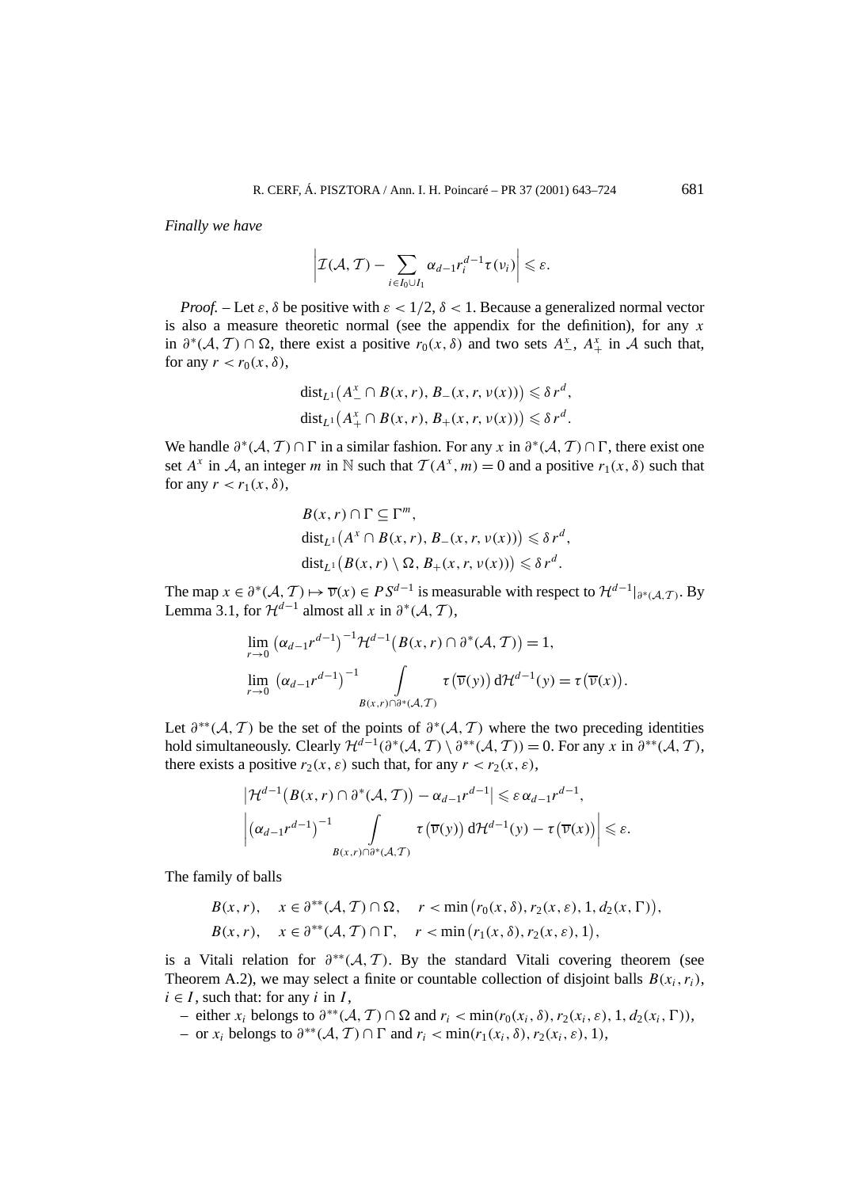*Finally we have*

$$\left|\mathcal{I}(\mathcal{A},\mathcal{T}) - \sum_{i\in I_0\cup I_1} \alpha_{d-1} r_i^{d-1}\tau(\nu_i)\right| \leqslant \varepsilon.$$

*Proof.* – Let $\varepsilon$, $\delta$ be positive with $\varepsilon < 1/2$, $\delta < 1$. Because a generalized normal vector is also a measure theoretic normal (see the appendix for the definition), for any $x$ in $\partial^*(\mathcal{A},\mathcal{T})\cap\Omega$, there exist a positive $r_0(x,\delta)$ and two sets $A_-^x$, $A_+^x$ in $\mathcal{A}$ such that, for any $r < r_0(x,\delta)$,

$$\operatorname{dist}_{L^1}\bigl(A_-^x \cap B(x,r), B_-(x,r,\nu(x))\bigr) \leqslant \delta r^d,$$
$$\operatorname{dist}_{L^1}\bigl(A_+^x \cap B(x,r), B_+(x,r,\nu(x))\bigr) \leqslant \delta r^d.$$

We handle $\partial^*(\mathcal{A},\mathcal{T})\cap\Gamma$ in a similar fashion. For any $x$ in $\partial^*(\mathcal{A},\mathcal{T})\cap\Gamma$, there exist one set $A^x$ in $\mathcal{A}$, an integer $m$ in $\mathbb{N}$ such that $\mathcal{T}(A^x,m)=0$ and a positive $r_1(x,\delta)$ such that for any $r < r_1(x,\delta)$,

$$B(x,r)\cap\Gamma \subseteq \Gamma^m,$$
$$\operatorname{dist}_{L^1}\bigl(A^x \cap B(x,r), B_-(x,r,\nu(x))\bigr) \leqslant \delta r^d,$$
$$\operatorname{dist}_{L^1}\bigl(B(x,r)\setminus\Omega, B_+(x,r,\nu(x))\bigr) \leqslant \delta r^d.$$

The map $x\in\partial^*(\mathcal{A},\mathcal{T}) \mapsto \overline{\nu}(x)\in PS^{d-1}$ is measurable with respect to $\mathcal{H}^{d-1}|_{\partial^*(\mathcal{A},\mathcal{T})}$. By Lemma 3.1, for $\mathcal{H}^{d-1}$ almost all $x$ in $\partial^*(\mathcal{A},\mathcal{T})$,

$$\lim_{r\to 0}\bigl(\alpha_{d-1}r^{d-1}\bigr)^{-1}\mathcal{H}^{d-1}\bigl(B(x,r)\cap\partial^*(\mathcal{A},\mathcal{T})\bigr) = 1,$$
$$\lim_{r\to 0}\bigl(\alpha_{d-1}r^{d-1}\bigr)^{-1}\int_{B(x,r)\cap\partial^*(\mathcal{A},\mathcal{T})}\tau\bigl(\overline{\nu}(y)\bigr)\,\mathrm{d}\mathcal{H}^{d-1}(y) = \tau\bigl(\overline{\nu}(x)\bigr).$$

Let $\partial^{**}(\mathcal{A},\mathcal{T})$ be the set of the points of $\partial^*(\mathcal{A},\mathcal{T})$ where the two preceding identities hold simultaneously. Clearly $\mathcal{H}^{d-1}(\partial^*(\mathcal{A},\mathcal{T})\setminus\partial^{**}(\mathcal{A},\mathcal{T}))=0$. For any $x$ in $\partial^{**}(\mathcal{A},\mathcal{T})$, there exists a positive $r_2(x,\varepsilon)$ such that, for any $r<r_2(x,\varepsilon)$,

$$\bigl|\mathcal{H}^{d-1}\bigl(B(x,r)\cap\partial^*(\mathcal{A},\mathcal{T})\bigr) - \alpha_{d-1}r^{d-1}\bigr| \leqslant \varepsilon\,\alpha_{d-1}r^{d-1},$$
$$\left|\bigl(\alpha_{d-1}r^{d-1}\bigr)^{-1}\int_{B(x,r)\cap\partial^*(\mathcal{A},\mathcal{T})}\tau\bigl(\overline{\nu}(y)\bigr)\,\mathrm{d}\mathcal{H}^{d-1}(y) - \tau\bigl(\overline{\nu}(x)\bigr)\right| \leqslant \varepsilon.$$

The family of balls

$$B(x,r),\quad x\in\partial^{**}(\mathcal{A},\mathcal{T})\cap\Omega,\quad r<\min\bigl(r_0(x,\delta), r_2(x,\varepsilon), 1, d_2(x,\Gamma)\bigr),$$
$$B(x,r),\quad x\in\partial^{**}(\mathcal{A},\mathcal{T})\cap\Gamma,\quad r<\min\bigl(r_1(x,\delta), r_2(x,\varepsilon), 1\bigr),$$

is a Vitali relation for $\partial^{**}(\mathcal{A},\mathcal{T})$. By the standard Vitali covering theorem (see Theorem A.2), we may select a finite or countable collection of disjoint balls $B(x_i,r_i)$, $i\in I$, such that: for any $i$ in $I$,

– either $x_i$ belongs to $\partial^{**}(\mathcal{A},\mathcal{T})\cap\Omega$ and $r_i<\min(r_0(x_i,\delta), r_2(x_i,\varepsilon), 1, d_2(x_i,\Gamma))$,
– or $x_i$ belongs to $\partial^{**}(\mathcal{A},\mathcal{T})\cap\Gamma$ and $r_i<\min(r_1(x_i,\delta), r_2(x_i,\varepsilon), 1)$,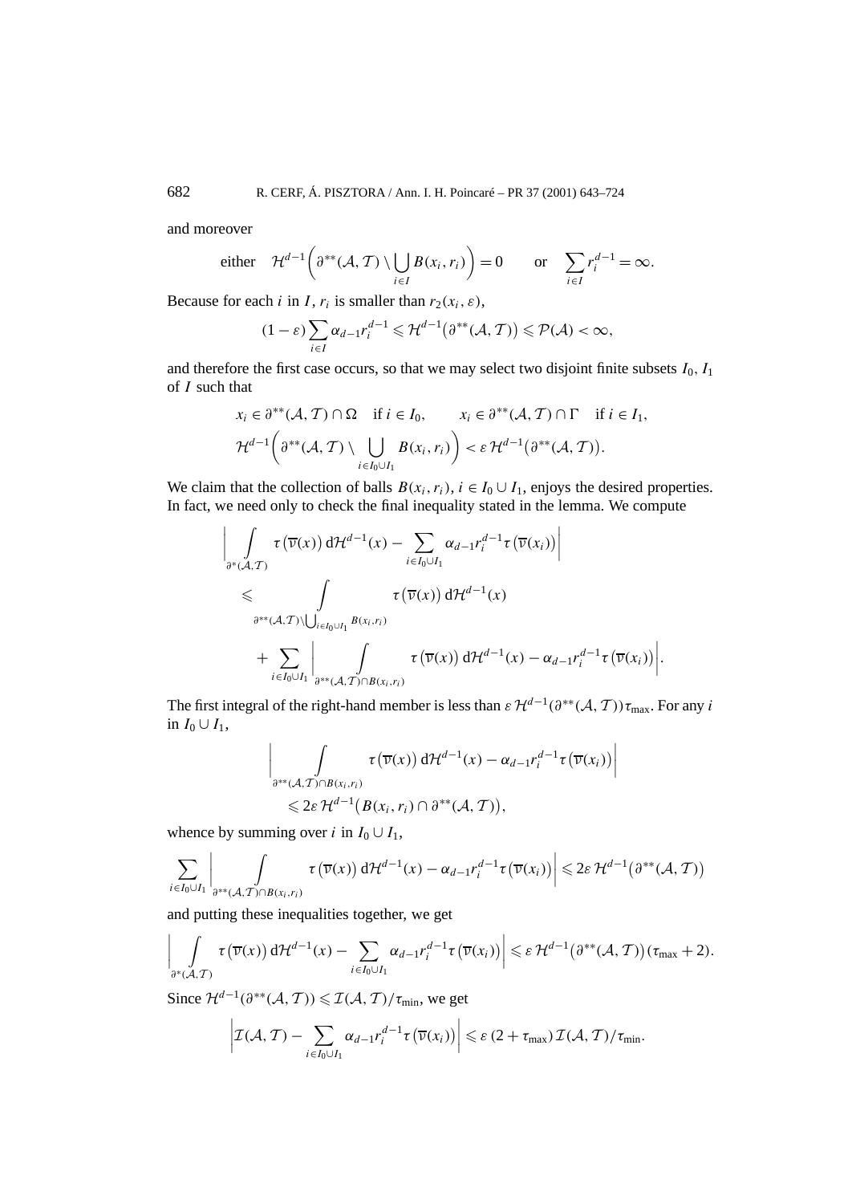and moreover

$$\text{either}\quad \mathcal{H}^{d-1}\bigg(\partial^{**}(\mathcal{A},\mathcal{T})\setminus\bigcup_{i\in I}B(x_i,r_i)\bigg)=0 \qquad \text{or}\quad \sum_{i\in I}r_i^{d-1}=\infty.$$

Because for each $i$ in $I$, $r_i$ is smaller than $r_2(x_i,\varepsilon)$,

$$(1-\varepsilon)\sum_{i\in I}\alpha_{d-1}r_i^{d-1}\leqslant \mathcal{H}^{d-1}\big(\partial^{**}(\mathcal{A},\mathcal{T})\big)\leqslant \mathcal{P}(\mathcal{A})<\infty,$$

and therefore the first case occurs, so that we may select two disjoint finite subsets $I_0, I_1$ of $I$ such that

$$x_i\in\partial^{**}(\mathcal{A},\mathcal{T})\cap\Omega \quad \text{if } i\in I_0, \qquad x_i\in\partial^{**}(\mathcal{A},\mathcal{T})\cap\Gamma \quad \text{if } i\in I_1,$$
$$\mathcal{H}^{d-1}\bigg(\partial^{**}(\mathcal{A},\mathcal{T})\setminus\bigcup_{i\in I_0\cup I_1}B(x_i,r_i)\bigg)<\varepsilon\,\mathcal{H}^{d-1}\big(\partial^{**}(\mathcal{A},\mathcal{T})\big).$$

We claim that the collection of balls $B(x_i,r_i)$, $i\in I_0\cup I_1$, enjoys the desired properties. In fact, we need only to check the final inequality stated in the lemma. We compute

$$\begin{aligned}
&\bigg|\int_{\partial^{*}(\mathcal{A},\mathcal{T})}\tau\big(\overline{\nu}(x)\big)\,d\mathcal{H}^{d-1}(x)-\sum_{i\in I_0\cup I_1}\alpha_{d-1}r_i^{d-1}\tau\big(\overline{\nu}(x_i)\big)\bigg|\\
&\quad\leqslant \int_{\partial^{**}(\mathcal{A},\mathcal{T})\setminus\bigcup_{i\in I_0\cup I_1}B(x_i,r_i)}\tau\big(\overline{\nu}(x)\big)\,d\mathcal{H}^{d-1}(x)\\
&\qquad+\sum_{i\in I_0\cup I_1}\bigg|\int_{\partial^{**}(\mathcal{A},\mathcal{T})\cap B(x_i,r_i)}\tau\big(\overline{\nu}(x)\big)\,d\mathcal{H}^{d-1}(x)-\alpha_{d-1}r_i^{d-1}\tau\big(\overline{\nu}(x_i)\big)\bigg|.
\end{aligned}$$

The first integral of the right-hand member is less than $\varepsilon\,\mathcal{H}^{d-1}(\partial^{**}(\mathcal{A},\mathcal{T}))\tau_{\max}$. For any $i$ in $I_0\cup I_1$,

$$\begin{aligned}
&\bigg|\int_{\partial^{**}(\mathcal{A},\mathcal{T})\cap B(x_i,r_i)}\tau\big(\overline{\nu}(x)\big)\,d\mathcal{H}^{d-1}(x)-\alpha_{d-1}r_i^{d-1}\tau\big(\overline{\nu}(x_i)\big)\bigg|\\
&\quad\leqslant 2\varepsilon\,\mathcal{H}^{d-1}\big(B(x_i,r_i)\cap\partial^{**}(\mathcal{A},\mathcal{T})\big),
\end{aligned}$$

whence by summing over $i$ in $I_0\cup I_1$,

$$\sum_{i\in I_0\cup I_1}\bigg|\int_{\partial^{**}(\mathcal{A},\mathcal{T})\cap B(x_i,r_i)}\tau\big(\overline{\nu}(x)\big)\,d\mathcal{H}^{d-1}(x)-\alpha_{d-1}r_i^{d-1}\tau\big(\overline{\nu}(x_i)\big)\bigg|\leqslant 2\varepsilon\,\mathcal{H}^{d-1}\big(\partial^{**}(\mathcal{A},\mathcal{T})\big)$$

and putting these inequalities together, we get

$$\bigg|\int_{\partial^{*}(\mathcal{A},\mathcal{T})}\tau\big(\overline{\nu}(x)\big)\,d\mathcal{H}^{d-1}(x)-\sum_{i\in I_0\cup I_1}\alpha_{d-1}r_i^{d-1}\tau\big(\overline{\nu}(x_i)\big)\bigg|\leqslant\varepsilon\,\mathcal{H}^{d-1}\big(\partial^{**}(\mathcal{A},\mathcal{T})\big)(\tau_{\max}+2).$$

Since $\mathcal{H}^{d-1}(\partial^{**}(\mathcal{A},\mathcal{T}))\leqslant\mathcal{I}(\mathcal{A},\mathcal{T})/\tau_{\min}$, we get

$$\bigg|\mathcal{I}(\mathcal{A},\mathcal{T})-\sum_{i\in I_0\cup I_1}\alpha_{d-1}r_i^{d-1}\tau\big(\overline{\nu}(x_i)\big)\bigg|\leqslant\varepsilon\,(2+\tau_{\max})\,\mathcal{I}(\mathcal{A},\mathcal{T})/\tau_{\min}.$$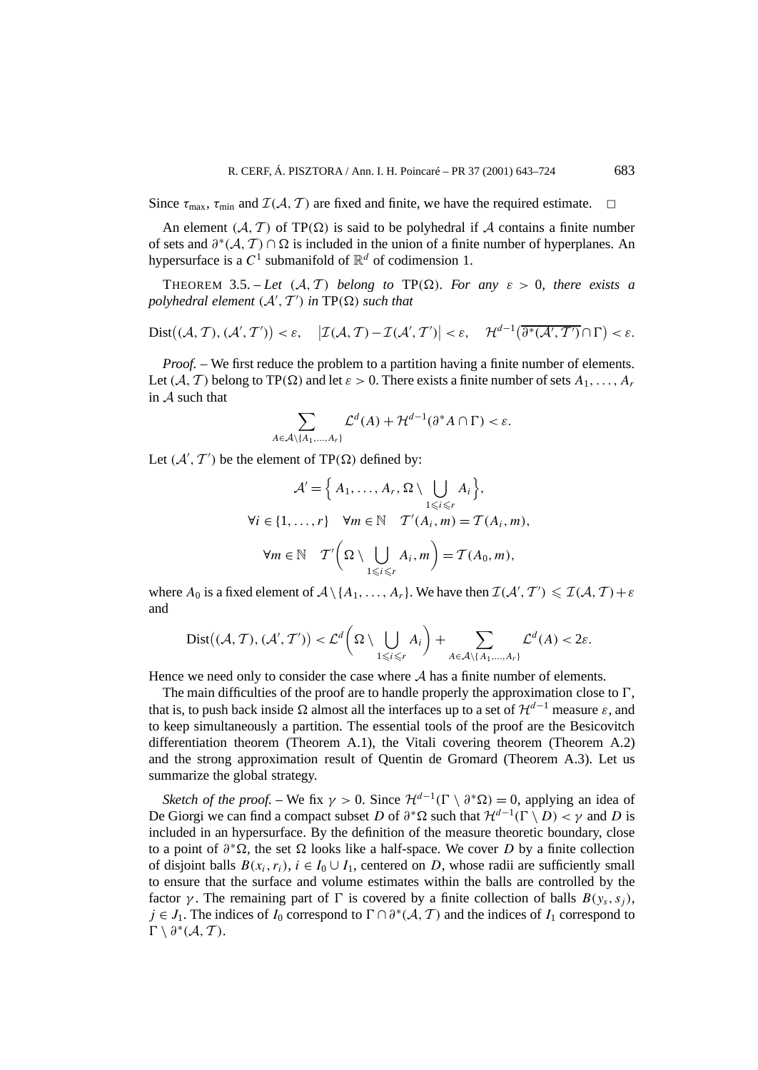Since $\tau_{\max}$, $\tau_{\min}$ and $\mathcal{I}(\mathcal{A},\mathcal{T})$ are fixed and finite, we have the required estimate. □

An element $(\mathcal{A},\mathcal{T})$ of $\mathrm{TP}(\Omega)$ is said to be polyhedral if $\mathcal{A}$ contains a finite number of sets and $\partial^*(\mathcal{A},\mathcal{T})\cap\Omega$ is included in the union of a finite number of hyperplanes. An hypersurface is a $C^1$ submanifold of $\mathbb{R}^d$ of codimension 1.

THEOREM 3.5. – *Let $(\mathcal{A},\mathcal{T})$ belong to $\mathrm{TP}(\Omega)$. For any $\varepsilon>0$, there exists a polyhedral element $(\mathcal{A}',\mathcal{T}')$ in $\mathrm{TP}(\Omega)$ such that*

$$\mathrm{Dist}\big((\mathcal{A},\mathcal{T}),(\mathcal{A}',\mathcal{T}')\big)<\varepsilon,\quad \big|\mathcal{I}(\mathcal{A},\mathcal{T})-\mathcal{I}(\mathcal{A}',\mathcal{T}')\big|<\varepsilon,\quad \mathcal{H}^{d-1}\big(\overline{\partial^*(\mathcal{A}',\mathcal{T}')}\cap\Gamma\big)<\varepsilon.$$

*Proof.* – We first reduce the problem to a partition having a finite number of elements. Let $(\mathcal{A},\mathcal{T})$ belong to $\mathrm{TP}(\Omega)$ and let $\varepsilon>0$. There exists a finite number of sets $A_1,\dots,A_r$ in $\mathcal{A}$ such that

$$\sum_{A\in\mathcal{A}\setminus\{A_1,\dots,A_r\}}\mathcal{L}^d(A)+\mathcal{H}^{d-1}(\partial^*A\cap\Gamma)<\varepsilon.$$

Let $(\mathcal{A}',\mathcal{T}')$ be the element of $\mathrm{TP}(\Omega)$ defined by:

$$\mathcal{A}'=\Big\{A_1,\dots,A_r,\Omega\setminus\bigcup_{1\leqslant i\leqslant r}A_i\Big\},$$
$$\forall i\in\{1,\dots,r\}\quad \forall m\in\mathbb{N}\quad \mathcal{T}'(A_i,m)=\mathcal{T}(A_i,m),$$
$$\forall m\in\mathbb{N}\quad \mathcal{T}'\Big(\Omega\setminus\bigcup_{1\leqslant i\leqslant r}A_i,m\Big)=\mathcal{T}(A_0,m),$$

where $A_0$ is a fixed element of $\mathcal{A}\setminus\{A_1,\dots,A_r\}$. We have then $\mathcal{I}(\mathcal{A}',\mathcal{T}')\leqslant\mathcal{I}(\mathcal{A},\mathcal{T})+\varepsilon$ and

$$\mathrm{Dist}\big((\mathcal{A},\mathcal{T}),(\mathcal{A}',\mathcal{T}')\big)<\mathcal{L}^d\Big(\Omega\setminus\bigcup_{1\leqslant i\leqslant r}A_i\Big)+\sum_{A\in\mathcal{A}\setminus\{A_1,\dots,A_r\}}\mathcal{L}^d(A)<2\varepsilon.$$

Hence we need only to consider the case where $\mathcal{A}$ has a finite number of elements.

The main difficulties of the proof are to handle properly the approximation close to $\Gamma$, that is, to push back inside $\Omega$ almost all the interfaces up to a set of $\mathcal{H}^{d-1}$ measure $\varepsilon$, and to keep simultaneously a partition. The essential tools of the proof are the Besicovitch differentiation theorem (Theorem A.1), the Vitali covering theorem (Theorem A.2) and the strong approximation result of Quentin de Gromard (Theorem A.3). Let us summarize the global strategy.

*Sketch of the proof.* – We fix $\gamma>0$. Since $\mathcal{H}^{d-1}(\Gamma\setminus\partial^*\Omega)=0$, applying an idea of De Giorgi we can find a compact subset $D$ of $\partial^*\Omega$ such that $\mathcal{H}^{d-1}(\Gamma\setminus D)<\gamma$ and $D$ is included in an hypersurface. By the definition of the measure theoretic boundary, close to a point of $\partial^*\Omega$, the set $\Omega$ looks like a half-space. We cover $D$ by a finite collection of disjoint balls $B(x_i,r_i)$, $i\in I_0\cup I_1$, centered on $D$, whose radii are sufficiently small to ensure that the surface and volume estimates within the balls are controlled by the factor $\gamma$. The remaining part of $\Gamma$ is covered by a finite collection of balls $B(y_s,s_j)$, $j\in J_1$. The indices of $I_0$ correspond to $\Gamma\cap\partial^*(\mathcal{A},\mathcal{T})$ and the indices of $I_1$ correspond to $\Gamma\setminus\partial^*(\mathcal{A},\mathcal{T})$.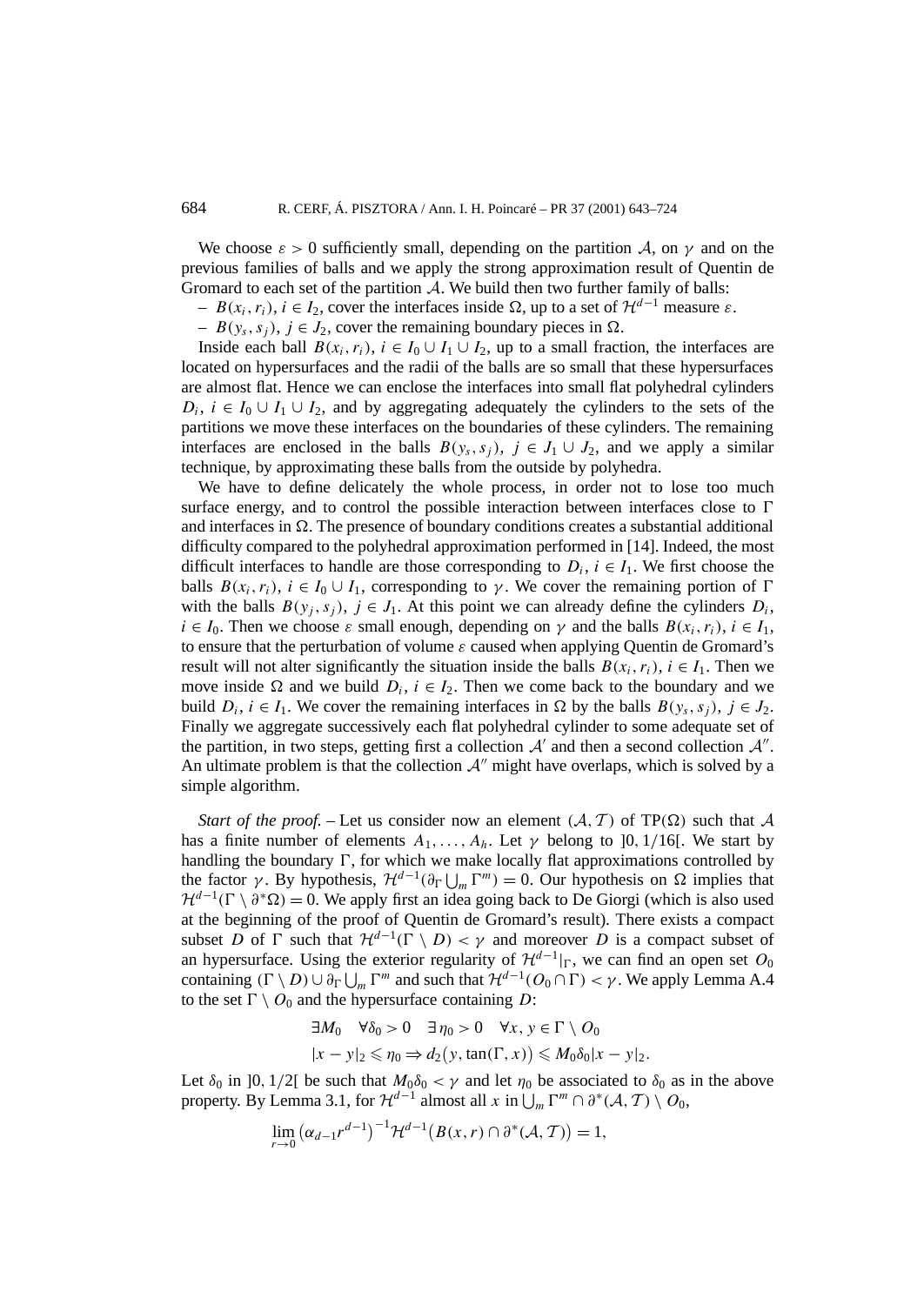We choose $\varepsilon > 0$ sufficiently small, depending on the partition $\mathcal{A}$, on $\gamma$ and on the previous families of balls and we apply the strong approximation result of Quentin de Gromard to each set of the partition $\mathcal{A}$. We build then two further family of balls:

– $B(x_i, r_i)$, $i \in I_2$, cover the interfaces inside $\Omega$, up to a set of $\mathcal{H}^{d-1}$ measure $\varepsilon$.

– $B(y_s, s_j)$, $j \in J_2$, cover the remaining boundary pieces in $\Omega$.

Inside each ball $B(x_i, r_i)$, $i \in I_0 \cup I_1 \cup I_2$, up to a small fraction, the interfaces are located on hypersurfaces and the radii of the balls are so small that these hypersurfaces are almost flat. Hence we can enclose the interfaces into small flat polyhedral cylinders $D_i$, $i \in I_0 \cup I_1 \cup I_2$, and by aggregating adequately the cylinders to the sets of the partitions we move these interfaces on the boundaries of these cylinders. The remaining interfaces are enclosed in the balls $B(y_s, s_j)$, $j \in J_1 \cup J_2$, and we apply a similar technique, by approximating these balls from the outside by polyhedra.

We have to define delicately the whole process, in order not to lose too much surface energy, and to control the possible interaction between interfaces close to $\Gamma$ and interfaces in $\Omega$. The presence of boundary conditions creates a substantial additional difficulty compared to the polyhedral approximation performed in [14]. Indeed, the most difficult interfaces to handle are those corresponding to $D_i$, $i \in I_1$. We first choose the balls $B(x_i, r_i)$, $i \in I_0 \cup I_1$, corresponding to $\gamma$. We cover the remaining portion of $\Gamma$ with the balls $B(y_j, s_j)$, $j \in J_1$. At this point we can already define the cylinders $D_i$, $i \in I_0$. Then we choose $\varepsilon$ small enough, depending on $\gamma$ and the balls $B(x_i, r_i)$, $i \in I_1$, to ensure that the perturbation of volume $\varepsilon$ caused when applying Quentin de Gromard's result will not alter significantly the situation inside the balls $B(x_i, r_i)$, $i \in I_1$. Then we move inside $\Omega$ and we build $D_i$, $i \in I_2$. Then we come back to the boundary and we build $D_i$, $i \in I_1$. We cover the remaining interfaces in $\Omega$ by the balls $B(y_s, s_j)$, $j \in J_2$. Finally we aggregate successively each flat polyhedral cylinder to some adequate set of the partition, in two steps, getting first a collection $\mathcal{A}'$ and then a second collection $\mathcal{A}''$. An ultimate problem is that the collection $\mathcal{A}''$ might have overlaps, which is solved by a simple algorithm.

*Start of the proof.* – Let us consider now an element $(\mathcal{A}, \mathcal{T})$ of $\mathrm{TP}(\Omega)$ such that $\mathcal{A}$ has a finite number of elements $A_1, \ldots, A_h$. Let $\gamma$ belong to $]0, 1/16[$. We start by handling the boundary $\Gamma$, for which we make locally flat approximations controlled by the factor $\gamma$. By hypothesis, $\mathcal{H}^{d-1}(\partial_\Gamma \bigcup_m \Gamma^m) = 0$. Our hypothesis on $\Omega$ implies that $\mathcal{H}^{d-1}(\Gamma \setminus \partial^*\Omega) = 0$. We apply first an idea going back to De Giorgi (which is also used at the beginning of the proof of Quentin de Gromard's result). There exists a compact subset $D$ of $\Gamma$ such that $\mathcal{H}^{d-1}(\Gamma \setminus D) < \gamma$ and moreover $D$ is a compact subset of an hypersurface. Using the exterior regularity of $\mathcal{H}^{d-1}|_\Gamma$, we can find an open set $O_0$ containing $(\Gamma \setminus D) \cup \partial_\Gamma \bigcup_m \Gamma^m$ and such that $\mathcal{H}^{d-1}(O_0 \cap \Gamma) < \gamma$. We apply Lemma A.4 to the set $\Gamma \setminus O_0$ and the hypersurface containing $D$:

$$\exists M_0 \quad \forall \delta_0 > 0 \quad \exists \eta_0 > 0 \quad \forall x, y \in \Gamma \setminus O_0$$
$$|x - y|_2 \leqslant \eta_0 \Rightarrow d_2\big(y, \tan(\Gamma, x)\big) \leqslant M_0 \delta_0 |x - y|_2.$$

Let $\delta_0$ in $]0, 1/2[$ be such that $M_0 \delta_0 < \gamma$ and let $\eta_0$ be associated to $\delta_0$ as in the above property. By Lemma 3.1, for $\mathcal{H}^{d-1}$ almost all $x$ in $\bigcup_m \Gamma^m \cap \partial^*(\mathcal{A}, \mathcal{T}) \setminus O_0$,

$$\lim_{r \to 0} \big(\alpha_{d-1} r^{d-1}\big)^{-1} \mathcal{H}^{d-1}\big(B(x, r) \cap \partial^*(\mathcal{A}, \mathcal{T})\big) = 1,$$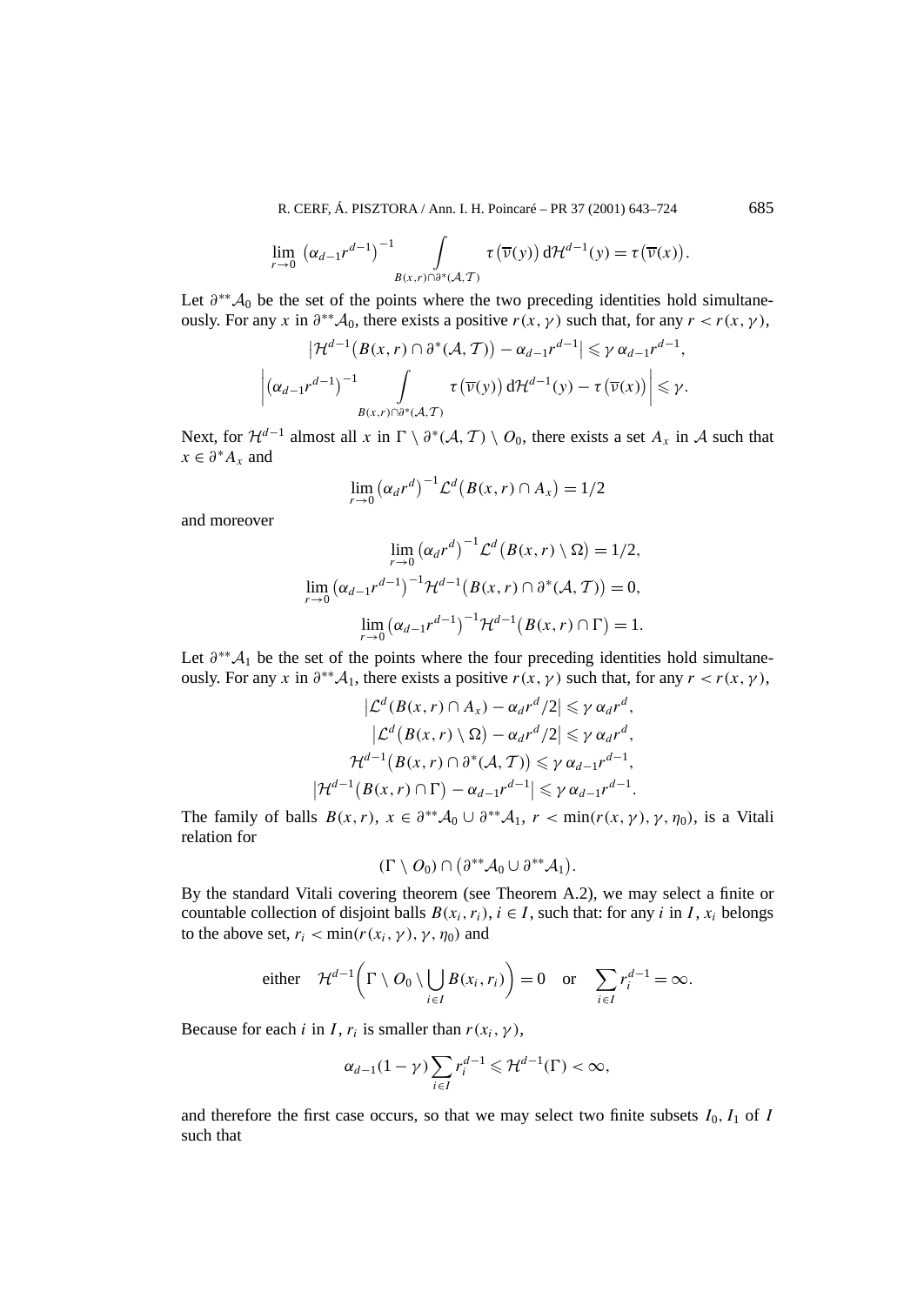$$\lim_{r \to 0} \left(\alpha_{d-1} r^{d-1}\right)^{-1} \int_{B(x,r) \cap \partial^*(\mathcal{A},\mathcal{T})} \tau\left(\overline{\nu}(y)\right) d\mathcal{H}^{d-1}(y) = \tau\left(\overline{\nu}(x)\right).$$

Let $\partial^{**}\mathcal{A}_0$ be the set of the points where the two preceding identities hold simultaneously. For any $x$ in $\partial^{**}\mathcal{A}_0$, there exists a positive $r(x,\gamma)$ such that, for any $r < r(x,\gamma)$,

$$\left|\mathcal{H}^{d-1}\left(B(x,r) \cap \partial^*(\mathcal{A},\mathcal{T})\right) - \alpha_{d-1} r^{d-1}\right| \leqslant \gamma\, \alpha_{d-1} r^{d-1},$$

$$\left|\left(\alpha_{d-1} r^{d-1}\right)^{-1} \int_{B(x,r) \cap \partial^*(\mathcal{A},\mathcal{T})} \tau\left(\overline{\nu}(y)\right) d\mathcal{H}^{d-1}(y) - \tau\left(\overline{\nu}(x)\right)\right| \leqslant \gamma.$$

Next, for $\mathcal{H}^{d-1}$ almost all $x$ in $\Gamma \setminus \partial^*(\mathcal{A},\mathcal{T}) \setminus O_0$, there exists a set $A_x$ in $\mathcal{A}$ such that $x \in \partial^* A_x$ and

$$\lim_{r \to 0} \left(\alpha_d r^d\right)^{-1} \mathcal{L}^d\left(B(x,r) \cap A_x\right) = 1/2$$

and moreover

$$\lim_{r \to 0} \left(\alpha_d r^d\right)^{-1} \mathcal{L}^d\left(B(x,r) \setminus \Omega\right) = 1/2,$$

$$\lim_{r \to 0} \left(\alpha_{d-1} r^{d-1}\right)^{-1} \mathcal{H}^{d-1}\left(B(x,r) \cap \partial^*(\mathcal{A},\mathcal{T})\right) = 0,$$

$$\lim_{r \to 0} \left(\alpha_{d-1} r^{d-1}\right)^{-1} \mathcal{H}^{d-1}\left(B(x,r) \cap \Gamma\right) = 1.$$

Let $\partial^{**}\mathcal{A}_1$ be the set of the points where the four preceding identities hold simultaneously. For any $x$ in $\partial^{**}\mathcal{A}_1$, there exists a positive $r(x,\gamma)$ such that, for any $r < r(x,\gamma)$,

$$\left|\mathcal{L}^d(B(x,r) \cap A_x) - \alpha_d r^d/2\right| \leqslant \gamma\, \alpha_d r^d,$$

$$\left|\mathcal{L}^d\left(B(x,r) \setminus \Omega\right) - \alpha_d r^d/2\right| \leqslant \gamma\, \alpha_d r^d,$$

$$\mathcal{H}^{d-1}\left(B(x,r) \cap \partial^*(\mathcal{A},\mathcal{T})\right) \leqslant \gamma\, \alpha_{d-1} r^{d-1},$$

$$\left|\mathcal{H}^{d-1}\left(B(x,r) \cap \Gamma\right) - \alpha_{d-1} r^{d-1}\right| \leqslant \gamma\, \alpha_{d-1} r^{d-1}.$$

The family of balls $B(x,r)$, $x \in \partial^{**}\mathcal{A}_0 \cup \partial^{**}\mathcal{A}_1$, $r < \min(r(x,\gamma), \gamma, \eta_0)$, is a Vitali relation for

$$(\Gamma \setminus O_0) \cap \left(\partial^{**}\mathcal{A}_0 \cup \partial^{**}\mathcal{A}_1\right).$$

By the standard Vitali covering theorem (see Theorem A.2), we may select a finite or countable collection of disjoint balls $B(x_i, r_i)$, $i \in I$, such that: for any $i$ in $I$, $x_i$ belongs to the above set, $r_i < \min(r(x_i,\gamma), \gamma, \eta_0)$ and

$$\text{either} \quad \mathcal{H}^{d-1}\left(\Gamma \setminus O_0 \setminus \bigcup_{i \in I} B(x_i, r_i)\right) = 0 \quad \text{or} \quad \sum_{i \in I} r_i^{d-1} = \infty.$$

Because for each $i$ in $I$, $r_i$ is smaller than $r(x_i,\gamma)$,

$$\alpha_{d-1}(1-\gamma) \sum_{i \in I} r_i^{d-1} \leqslant \mathcal{H}^{d-1}(\Gamma) < \infty,$$

and therefore the first case occurs, so that we may select two finite subsets $I_0, I_1$ of $I$ such that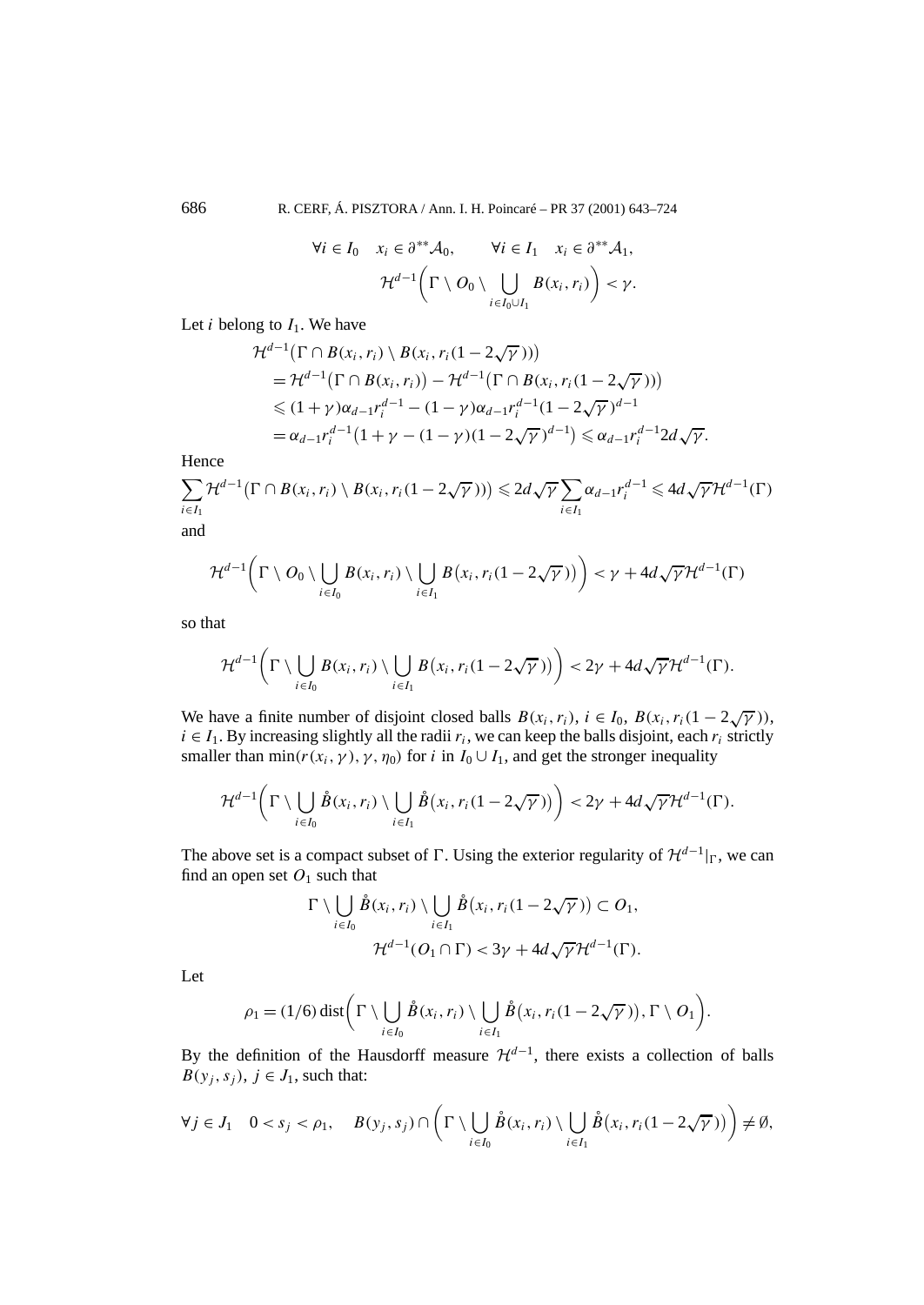$$\forall i \in I_0 \quad x_i \in \partial^{**}\mathcal{A}_0, \qquad \forall i \in I_1 \quad x_i \in \partial^{**}\mathcal{A}_1,$$

$$\mathcal{H}^{d-1}\biggl(\Gamma \setminus O_0 \setminus \bigcup_{i\in I_0\cup I_1} B(x_i, r_i)\biggr) < \gamma.$$

Let $i$ belong to $I_1$. We have

$$\begin{aligned}
&\mathcal{H}^{d-1}\bigl(\Gamma \cap B(x_i, r_i) \setminus B(x_i, r_i(1-2\sqrt{\gamma}\,))\bigr)\\
&\quad = \mathcal{H}^{d-1}\bigl(\Gamma \cap B(x_i, r_i)\bigr) - \mathcal{H}^{d-1}\bigl(\Gamma \cap B(x_i, r_i(1-2\sqrt{\gamma}\,))\bigr)\\
&\quad \leqslant (1+\gamma)\alpha_{d-1} r_i^{d-1} - (1-\gamma)\alpha_{d-1} r_i^{d-1}(1-2\sqrt{\gamma}\,)^{d-1}\\
&\quad = \alpha_{d-1} r_i^{d-1}\bigl(1+\gamma-(1-\gamma)(1-2\sqrt{\gamma}\,)^{d-1}\bigr) \leqslant \alpha_{d-1} r_i^{d-1} 2d\sqrt{\gamma}.
\end{aligned}$$

Hence

$$\sum_{i\in I_1} \mathcal{H}^{d-1}\bigl(\Gamma \cap B(x_i, r_i) \setminus B(x_i, r_i(1-2\sqrt{\gamma}\,))\bigr) \leqslant 2d\sqrt{\gamma}\sum_{i\in I_1} \alpha_{d-1} r_i^{d-1} \leqslant 4d\sqrt{\gamma}\,\mathcal{H}^{d-1}(\Gamma)$$

and

$$\mathcal{H}^{d-1}\biggl(\Gamma \setminus O_0 \setminus \bigcup_{i\in I_0} B(x_i, r_i) \setminus \bigcup_{i\in I_1} B\bigl(x_i, r_i(1-2\sqrt{\gamma}\,)\bigr)\biggr) < \gamma + 4d\sqrt{\gamma}\,\mathcal{H}^{d-1}(\Gamma)$$

so that

$$\mathcal{H}^{d-1}\biggl(\Gamma \setminus \bigcup_{i\in I_0} B(x_i, r_i) \setminus \bigcup_{i\in I_1} B\bigl(x_i, r_i(1-2\sqrt{\gamma}\,)\bigr)\biggr) < 2\gamma + 4d\sqrt{\gamma}\,\mathcal{H}^{d-1}(\Gamma).$$

We have a finite number of disjoint closed balls $B(x_i, r_i)$, $i \in I_0$, $B(x_i, r_i(1-2\sqrt{\gamma}\,))$, $i \in I_1$. By increasing slightly all the radii $r_i$, we can keep the balls disjoint, each $r_i$ strictly smaller than $\min(r(x_i, \gamma), \gamma, \eta_0)$ for $i$ in $I_0 \cup I_1$, and get the stronger inequality

$$\mathcal{H}^{d-1}\biggl(\Gamma \setminus \bigcup_{i\in I_0} \mathring{B}(x_i, r_i) \setminus \bigcup_{i\in I_1} \mathring{B}\bigl(x_i, r_i(1-2\sqrt{\gamma}\,)\bigr)\biggr) < 2\gamma + 4d\sqrt{\gamma}\,\mathcal{H}^{d-1}(\Gamma).$$

The above set is a compact subset of $\Gamma$. Using the exterior regularity of $\mathcal{H}^{d-1}|_\Gamma$, we can find an open set $O_1$ such that

$$\Gamma \setminus \bigcup_{i\in I_0} \mathring{B}(x_i, r_i) \setminus \bigcup_{i\in I_1} \mathring{B}\bigl(x_i, r_i(1-2\sqrt{\gamma}\,)\bigr) \subset O_1,$$

$$\mathcal{H}^{d-1}(O_1 \cap \Gamma) < 3\gamma + 4d\sqrt{\gamma}\,\mathcal{H}^{d-1}(\Gamma).$$

Let

$$\rho_1 = (1/6)\,\mathrm{dist}\biggl(\Gamma \setminus \bigcup_{i\in I_0} \mathring{B}(x_i, r_i) \setminus \bigcup_{i\in I_1} \mathring{B}\bigl(x_i, r_i(1-2\sqrt{\gamma}\,)\bigr), \Gamma \setminus O_1\biggr).$$

By the definition of the Hausdorff measure $\mathcal{H}^{d-1}$, there exists a collection of balls $B(y_j, s_j)$, $j \in J_1$, such that:

$$\forall j \in J_1 \quad 0 < s_j < \rho_1, \quad B(y_j, s_j) \cap \biggl(\Gamma \setminus \bigcup_{i\in I_0} \mathring{B}(x_i, r_i) \setminus \bigcup_{i\in I_1} \mathring{B}\bigl(x_i, r_i(1-2\sqrt{\gamma}\,)\bigr)\biggr) \neq \emptyset,$$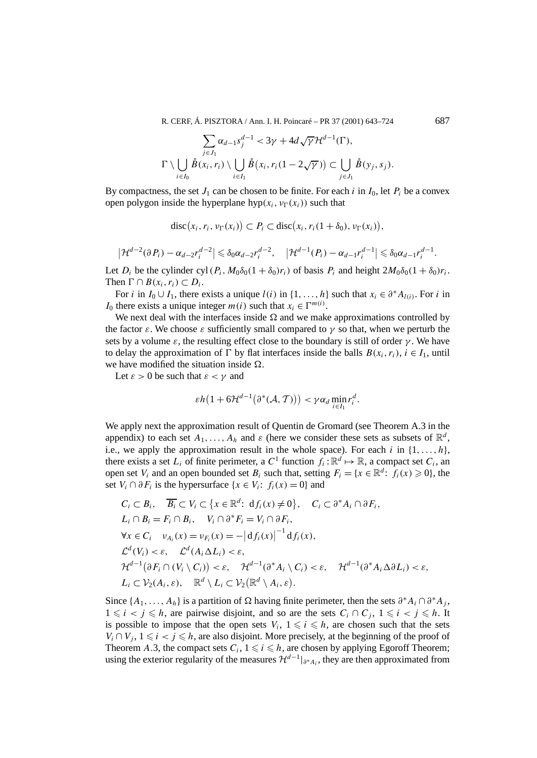$$\sum_{j\in J_1} \alpha_{d-1} s_j^{d-1} < 3\gamma + 4d\sqrt{\gamma}\mathcal{H}^{d-1}(\Gamma),$$

$$\Gamma \setminus \bigcup_{i\in I_0} \mathring{B}(x_i, r_i) \setminus \bigcup_{i\in I_1} \mathring{B}\big(x_i, r_i(1-2\sqrt{\gamma})\big) \subset \bigcup_{j\in J_1} \mathring{B}(y_j, s_j).$$

By compactness, the set $J_1$ can be chosen to be finite. For each $i$ in $I_0$, let $P_i$ be a convex open polygon inside the hyperplane $\mathrm{hyp}(x_i, \nu_\Gamma(x_i))$ such that

$$\mathrm{disc}\big(x_i, r_i, \nu_\Gamma(x_i)\big) \subset P_i \subset \mathrm{disc}\big(x_i, r_i(1+\delta_0), \nu_\Gamma(x_i)\big),$$

$$\big|\mathcal{H}^{d-2}(\partial P_i) - \alpha_{d-2} r_i^{d-2}\big| \leqslant \delta_0 \alpha_{d-2} r_i^{d-2}, \quad \big|\mathcal{H}^{d-1}(P_i) - \alpha_{d-1} r_i^{d-1}\big| \leqslant \delta_0 \alpha_{d-1} r_i^{d-1}.$$

Let $D_i$ be the cylinder $\mathrm{cyl}\,(P_i, M_0\delta_0(1+\delta_0)r_i)$ of basis $P_i$ and height $2M_0\delta_0(1+\delta_0)r_i$. Then $\Gamma \cap B(x_i, r_i) \subset D_i$.

For $i$ in $I_0 \cup I_1$, there exists a unique $l(i)$ in $\{1, \ldots, h\}$ such that $x_i \in \partial^* A_{l(i)}$. For $i$ in $I_0$ there exists a unique integer $m(i)$ such that $x_i \in \Gamma^{m(i)}$.

We next deal with the interfaces inside $\Omega$ and we make approximations controlled by the factor $\varepsilon$. We choose $\varepsilon$ sufficiently small compared to $\gamma$ so that, when we perturb the sets by a volume $\varepsilon$, the resulting effect close to the boundary is still of order $\gamma$. We have to delay the approximation of $\Gamma$ by flat interfaces inside the balls $B(x_i, r_i)$, $i \in I_1$, until we have modified the situation inside $\Omega$.

Let $\varepsilon > 0$ be such that $\varepsilon < \gamma$ and

$$\varepsilon h\big(1 + 6\mathcal{H}^{d-1}\big(\partial^*(\mathcal{A}, \mathcal{T})\big)\big) < \gamma \alpha_d \min_{i\in I_1} r_i^d.$$

We apply next the approximation result of Quentin de Gromard (see Theorem A.3 in the appendix) to each set $A_1, \ldots, A_h$ and $\varepsilon$ (here we consider these sets as subsets of $\mathbb{R}^d$, i.e., we apply the approximation result in the whole space). For each $i$ in $\{1, \ldots, h\}$, there exists a set $L_i$ of finite perimeter, a $C^1$ function $f_i : \mathbb{R}^d \mapsto \mathbb{R}$, a compact set $C_i$, an open set $V_i$ and an open bounded set $B_i$ such that, setting $F_i = \{x \in \mathbb{R}^d : f_i(x) \geqslant 0\}$, the set $V_i \cap \partial F_i$ is the hypersurface $\{x \in V_i : f_i(x) = 0\}$ and

$$\begin{aligned}
&C_i \subset B_i, \quad \overline{B_i} \subset V_i \subset \{x \in \mathbb{R}^d : \mathrm{d}f_i(x) \neq 0\}, \quad C_i \subset \partial^* A_i \cap \partial F_i, \\
&L_i \cap B_i = F_i \cap B_i, \quad V_i \cap \partial^* F_i = V_i \cap \partial F_i, \\
&\forall x \in C_i \quad \nu_{A_i}(x) = \nu_{F_i}(x) = -\big|\mathrm{d}f_i(x)\big|^{-1} \mathrm{d}f_i(x), \\
&\mathcal{L}^d(V_i) < \varepsilon, \quad \mathcal{L}^d(A_i \Delta L_i) < \varepsilon, \\
&\mathcal{H}^{d-1}\big(\partial F_i \cap (V_i \setminus C_i)\big) < \varepsilon, \quad \mathcal{H}^{d-1}(\partial^* A_i \setminus C_i) < \varepsilon, \quad \mathcal{H}^{d-1}(\partial^* A_i \Delta \partial L_i) < \varepsilon, \\
&L_i \subset \mathcal{V}_2(A_i, \varepsilon), \quad \mathbb{R}^d \setminus L_i \subset \mathcal{V}_2\big(\mathbb{R}^d \setminus A_i, \varepsilon\big).
\end{aligned}$$

Since $\{A_1, \ldots, A_h\}$ is a partition of $\Omega$ having finite perimeter, then the sets $\partial^* A_i \cap \partial^* A_j$, $1 \leqslant i < j \leqslant h$, are pairwise disjoint, and so are the sets $C_i \cap C_j$, $1 \leqslant i < j \leqslant h$. It is possible to impose that the open sets $V_i$, $1 \leqslant i \leqslant h$, are chosen such that the sets $V_i \cap V_j$, $1 \leqslant i < j \leqslant h$, are also disjoint. More precisely, at the beginning of the proof of Theorem A.3, the compact sets $C_i$, $1 \leqslant i \leqslant h$, are chosen by applying Egoroff Theorem; using the exterior regularity of the measures $\mathcal{H}^{d-1}|_{\partial^* A_i}$, they are then approximated from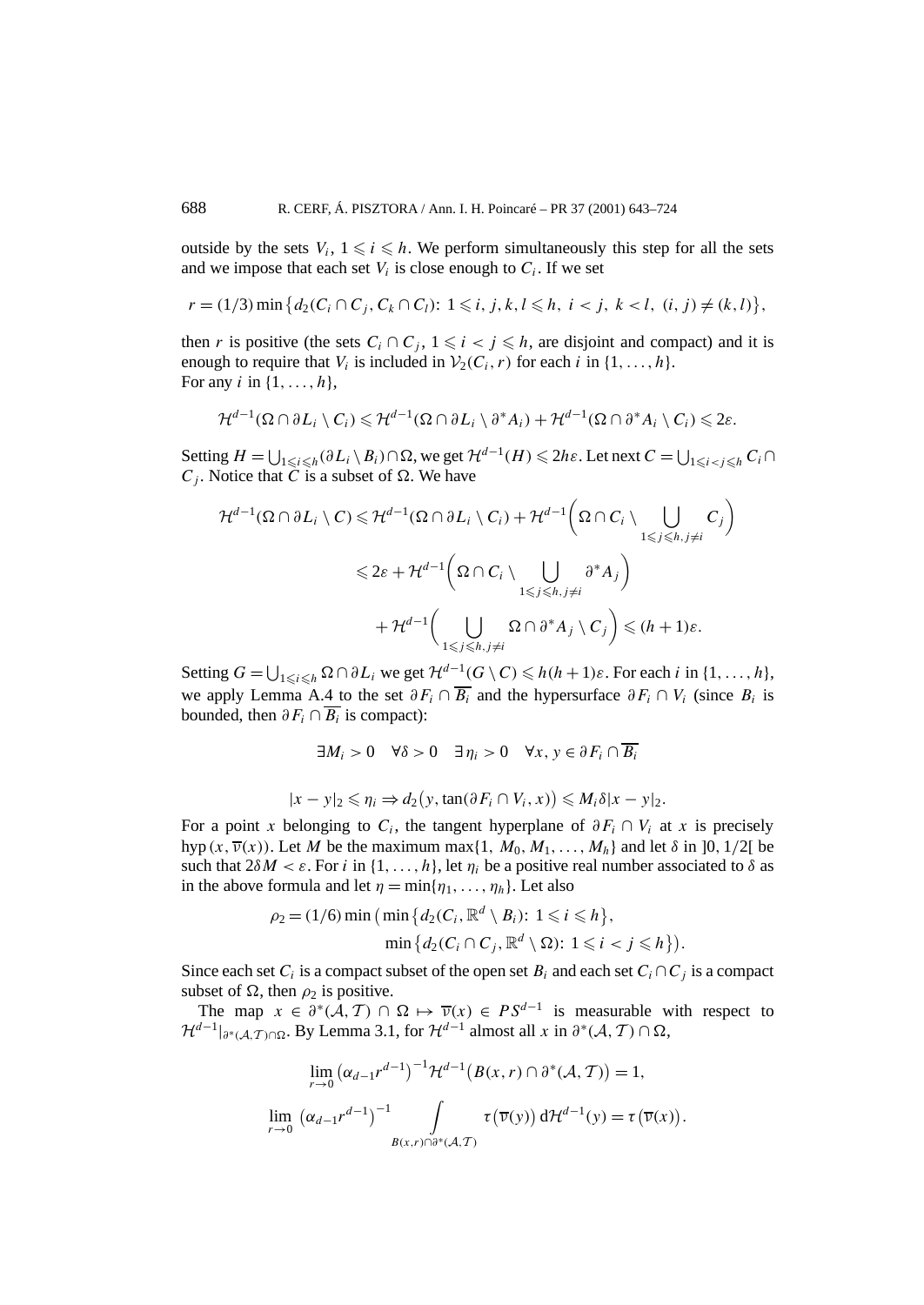outside by the sets $V_i$, $1 \leqslant i \leqslant h$. We perform simultaneously this step for all the sets and we impose that each set $V_i$ is close enough to $C_i$. If we set

$$r = (1/3)\min\left\{d_2(C_i \cap C_j, C_k \cap C_l):\ 1 \leqslant i, j, k, l \leqslant h,\ i < j,\ k < l,\ (i, j) \neq (k, l)\right\},$$

then $r$ is positive (the sets $C_i \cap C_j$, $1 \leqslant i < j \leqslant h$, are disjoint and compact) and it is enough to require that $V_i$ is included in $\mathcal{V}_2(C_i, r)$ for each $i$ in $\{1, \dots, h\}$.
For any $i$ in $\{1, \dots, h\}$,

$$\mathcal{H}^{d-1}(\Omega \cap \partial L_i \setminus C_i) \leqslant \mathcal{H}^{d-1}(\Omega \cap \partial L_i \setminus \partial^* A_i) + \mathcal{H}^{d-1}(\Omega \cap \partial^* A_i \setminus C_i) \leqslant 2\varepsilon.$$

Setting $H = \bigcup_{1 \leqslant i \leqslant h}(\partial L_i \setminus B_i) \cap \Omega$, we get $\mathcal{H}^{d-1}(H) \leqslant 2h\varepsilon$. Let next $C = \bigcup_{1 \leqslant i < j \leqslant h} C_i \cap C_j$. Notice that $C$ is a subset of $\Omega$. We have

$$\begin{aligned}
\mathcal{H}^{d-1}(\Omega \cap \partial L_i \setminus C) &\leqslant \mathcal{H}^{d-1}(\Omega \cap \partial L_i \setminus C_i) + \mathcal{H}^{d-1}\biggl(\Omega \cap C_i \setminus \bigcup_{1 \leqslant j \leqslant h, j \neq i} C_j\biggr) \\
&\leqslant 2\varepsilon + \mathcal{H}^{d-1}\biggl(\Omega \cap C_i \setminus \bigcup_{1 \leqslant j \leqslant h, j \neq i} \partial^* A_j\biggr) \\
&\quad + \mathcal{H}^{d-1}\biggl(\bigcup_{1 \leqslant j \leqslant h, j \neq i} \Omega \cap \partial^* A_j \setminus C_j\biggr) \leqslant (h+1)\varepsilon.
\end{aligned}$$

Setting $G = \bigcup_{1 \leqslant i \leqslant h} \Omega \cap \partial L_i$ we get $\mathcal{H}^{d-1}(G \setminus C) \leqslant h(h+1)\varepsilon$. For each $i$ in $\{1, \dots, h\}$, we apply Lemma A.4 to the set $\partial F_i \cap \overline{B_i}$ and the hypersurface $\partial F_i \cap V_i$ (since $B_i$ is bounded, then $\partial F_i \cap \overline{B_i}$ is compact):

$$\exists M_i > 0 \quad \forall \delta > 0 \quad \exists \eta_i > 0 \quad \forall x, y \in \partial F_i \cap \overline{B_i}$$

$$|x - y|_2 \leqslant \eta_i \Rightarrow d_2\bigl(y, \tan(\partial F_i \cap V_i, x)\bigr) \leqslant M_i \delta |x - y|_2.$$

For a point $x$ belonging to $C_i$, the tangent hyperplane of $\partial F_i \cap V_i$ at $x$ is precisely $\operatorname{hyp}(x, \overline{\nu}(x))$. Let $M$ be the maximum $\max\{1, M_0, M_1, \dots, M_h\}$ and let $\delta$ in $]0, 1/2[$ be such that $2\delta M < \varepsilon$. For $i$ in $\{1, \dots, h\}$, let $\eta_i$ be a positive real number associated to $\delta$ as in the above formula and let $\eta = \min\{\eta_1, \dots, \eta_h\}$. Let also

$$\begin{aligned}
\rho_2 = (1/6)\min\bigl(&\min\left\{d_2(C_i, \mathbb{R}^d \setminus B_i):\ 1 \leqslant i \leqslant h\right\}, \\
&\min\left\{d_2(C_i \cap C_j, \mathbb{R}^d \setminus \Omega):\ 1 \leqslant i < j \leqslant h\right\}\bigr).
\end{aligned}$$

Since each set $C_i$ is a compact subset of the open set $B_i$ and each set $C_i \cap C_j$ is a compact subset of $\Omega$, then $\rho_2$ is positive.

The map $x \in \partial^*(\mathcal{A}, \mathcal{T}) \cap \Omega \mapsto \overline{\nu}(x) \in PS^{d-1}$ is measurable with respect to $\mathcal{H}^{d-1}|_{\partial^*(\mathcal{A},\mathcal{T})\cap\Omega}$. By Lemma 3.1, for $\mathcal{H}^{d-1}$ almost all $x$ in $\partial^*(\mathcal{A}, \mathcal{T}) \cap \Omega$,

$$\lim_{r \to 0} \left(\alpha_{d-1} r^{d-1}\right)^{-1} \mathcal{H}^{d-1}\bigl(B(x, r) \cap \partial^*(\mathcal{A}, \mathcal{T})\bigr) = 1,$$

$$\lim_{r \to 0} \left(\alpha_{d-1} r^{d-1}\right)^{-1} \int_{B(x,r)\cap\partial^*(\mathcal{A},\mathcal{T})} \tau\bigl(\overline{\nu}(y)\bigr)\, d\mathcal{H}^{d-1}(y) = \tau\bigl(\overline{\nu}(x)\bigr).$$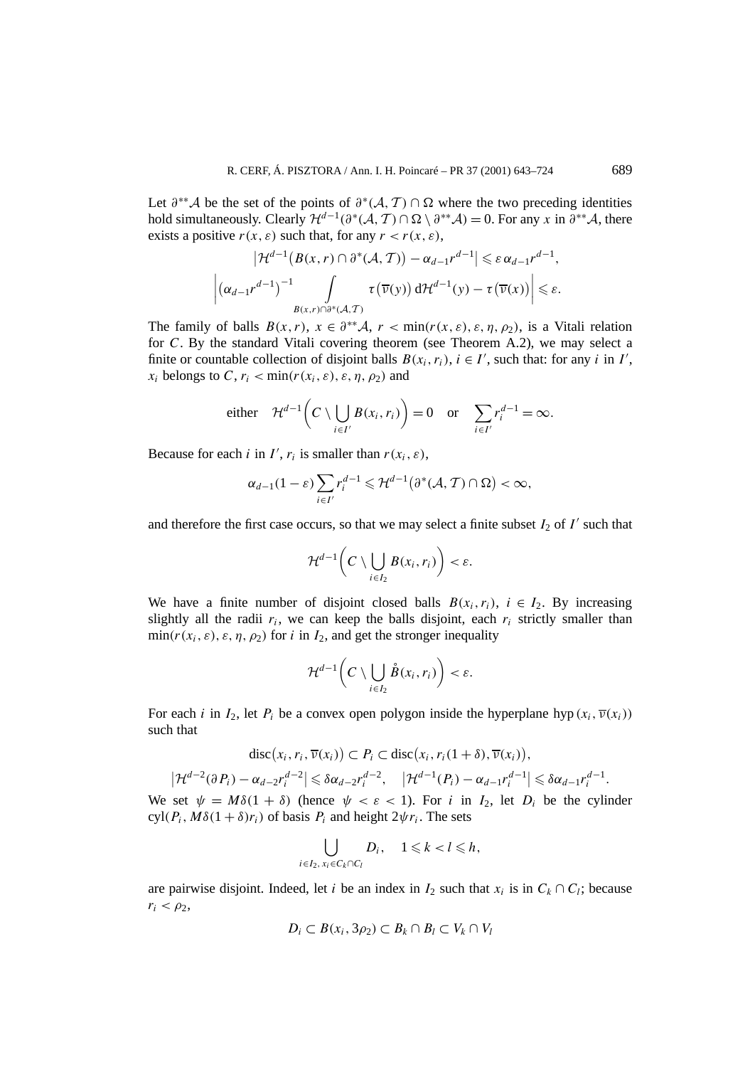Let $\partial^{**}\mathcal{A}$ be the set of the points of $\partial^*(\mathcal{A},\mathcal{T})\cap\Omega$ where the two preceding identities hold simultaneously. Clearly $\mathcal{H}^{d-1}(\partial^*(\mathcal{A},\mathcal{T})\cap\Omega\setminus\partial^{**}\mathcal{A})=0$. For any $x$ in $\partial^{**}\mathcal{A}$, there exists a positive $r(x,\varepsilon)$ such that, for any $r<r(x,\varepsilon)$,

$$\left|\mathcal{H}^{d-1}\big(B(x,r)\cap\partial^*(\mathcal{A},\mathcal{T})\big)-\alpha_{d-1}r^{d-1}\right|\leqslant\varepsilon\,\alpha_{d-1}r^{d-1},$$

$$\left|\big(\alpha_{d-1}r^{d-1}\big)^{-1}\int_{B(x,r)\cap\partial^*(\mathcal{A},\mathcal{T})}\tau\big(\overline{\nu}(y)\big)\,\mathrm{d}\mathcal{H}^{d-1}(y)-\tau\big(\overline{\nu}(x)\big)\right|\leqslant\varepsilon.$$

The family of balls $B(x,r)$, $x\in\partial^{**}\mathcal{A}$, $r<\min(r(x,\varepsilon),\varepsilon,\eta,\rho_2)$, is a Vitali relation for $C$. By the standard Vitali covering theorem (see Theorem A.2), we may select a finite or countable collection of disjoint balls $B(x_i,r_i)$, $i\in I'$, such that: for any $i$ in $I'$, $x_i$ belongs to $C$, $r_i<\min(r(x_i,\varepsilon),\varepsilon,\eta,\rho_2)$ and

$$\text{either}\quad\mathcal{H}^{d-1}\bigg(C\setminus\bigcup_{i\in I'}B(x_i,r_i)\bigg)=0\quad\text{or}\quad\sum_{i\in I'}r_i^{d-1}=\infty.$$

Because for each $i$ in $I'$, $r_i$ is smaller than $r(x_i,\varepsilon)$,

$$\alpha_{d-1}(1-\varepsilon)\sum_{i\in I'}r_i^{d-1}\leqslant\mathcal{H}^{d-1}\big(\partial^*(\mathcal{A},\mathcal{T})\cap\Omega\big)<\infty,$$

and therefore the first case occurs, so that we may select a finite subset $I_2$ of $I'$ such that

$$\mathcal{H}^{d-1}\bigg(C\setminus\bigcup_{i\in I_2}B(x_i,r_i)\bigg)<\varepsilon.$$

We have a finite number of disjoint closed balls $B(x_i,r_i)$, $i\in I_2$. By increasing slightly all the radii $r_i$, we can keep the balls disjoint, each $r_i$ strictly smaller than $\min(r(x_i,\varepsilon),\varepsilon,\eta,\rho_2)$ for $i$ in $I_2$, and get the stronger inequality

$$\mathcal{H}^{d-1}\bigg(C\setminus\bigcup_{i\in I_2}\mathring{B}(x_i,r_i)\bigg)<\varepsilon.$$

For each $i$ in $I_2$, let $P_i$ be a convex open polygon inside the hyperplane $\operatorname{hyp}(x_i,\overline{\nu}(x_i))$ such that

$$\operatorname{disc}\big(x_i,r_i,\overline{\nu}(x_i)\big)\subset P_i\subset\operatorname{disc}\big(x_i,r_i(1+\delta),\overline{\nu}(x_i)\big),$$

$$\left|\mathcal{H}^{d-2}(\partial P_i)-\alpha_{d-2}r_i^{d-2}\right|\leqslant\delta\alpha_{d-2}r_i^{d-2},\quad\left|\mathcal{H}^{d-1}(P_i)-\alpha_{d-1}r_i^{d-1}\right|\leqslant\delta\alpha_{d-1}r_i^{d-1}.$$

We set $\psi=M\delta(1+\delta)$ (hence $\psi<\varepsilon<1$). For $i$ in $I_2$, let $D_i$ be the cylinder $\operatorname{cyl}(P_i,M\delta(1+\delta)r_i)$ of basis $P_i$ and height $2\psi r_i$. The sets

$$\bigcup_{i\in I_2,\,x_i\in C_k\cap C_l}D_i,\quad 1\leqslant k<l\leqslant h,$$

are pairwise disjoint. Indeed, let $i$ be an index in $I_2$ such that $x_i$ is in $C_k\cap C_l$; because $r_i<\rho_2$,

$$D_i\subset B(x_i,3\rho_2)\subset B_k\cap B_l\subset V_k\cap V_l$$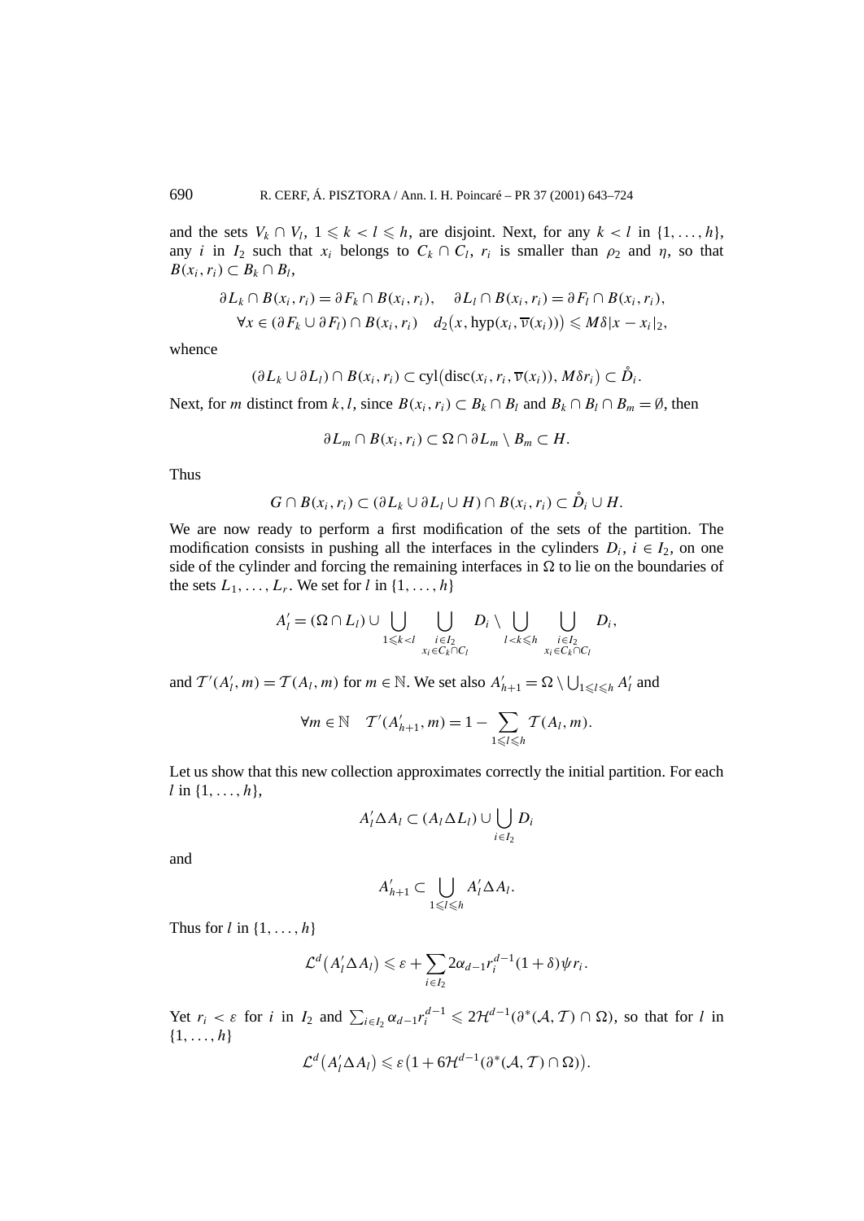and the sets $V_k \cap V_l$, $1 \leqslant k < l \leqslant h$, are disjoint. Next, for any $k < l$ in $\{1, \dots, h\}$, any $i$ in $I_2$ such that $x_i$ belongs to $C_k \cap C_l$, $r_i$ is smaller than $\rho_2$ and $\eta$, so that $B(x_i, r_i) \subset B_k \cap B_l$,

$$\partial L_k \cap B(x_i, r_i) = \partial F_k \cap B(x_i, r_i), \quad \partial L_l \cap B(x_i, r_i) = \partial F_l \cap B(x_i, r_i),$$
$$\forall x \in (\partial F_k \cup \partial F_l) \cap B(x_i, r_i) \quad d_2\big(x, \operatorname{hyp}(x_i, \overline{\nu}(x_i))\big) \leqslant M\delta |x - x_i|_2,$$

whence

$$(\partial L_k \cup \partial L_l) \cap B(x_i, r_i) \subset \operatorname{cyl}\big(\operatorname{disc}(x_i, r_i, \overline{\nu}(x_i)), M\delta r_i\big) \subset \mathring{D}_i.$$

Next, for $m$ distinct from $k, l$, since $B(x_i, r_i) \subset B_k \cap B_l$ and $B_k \cap B_l \cap B_m = \emptyset$, then

$$\partial L_m \cap B(x_i, r_i) \subset \Omega \cap \partial L_m \setminus B_m \subset H.$$

Thus

$$G \cap B(x_i, r_i) \subset (\partial L_k \cup \partial L_l \cup H) \cap B(x_i, r_i) \subset \mathring{D}_i \cup H.$$

We are now ready to perform a first modification of the sets of the partition. The modification consists in pushing all the interfaces in the cylinders $D_i$, $i \in I_2$, on one side of the cylinder and forcing the remaining interfaces in $\Omega$ to lie on the boundaries of the sets $L_1, \dots, L_r$. We set for $l$ in $\{1, \dots, h\}$

$$A'_l = (\Omega \cap L_l) \cup \bigcup_{1 \leqslant k < l} \bigcup_{\substack{i \in I_2 \\ x_i \in C_k \cap C_l}} D_i \setminus \bigcup_{l < k \leqslant h} \bigcup_{\substack{i \in I_2 \\ x_i \in C_k \cap C_l}} D_i,$$

and $\mathcal{T}'(A'_l, m) = \mathcal{T}(A_l, m)$ for $m \in \mathbb{N}$. We set also $A'_{h+1} = \Omega \setminus \bigcup_{1 \leqslant l \leqslant h} A'_l$ and

$$\forall m \in \mathbb{N} \quad \mathcal{T}'(A'_{h+1}, m) = 1 - \sum_{1 \leqslant l \leqslant h} \mathcal{T}(A_l, m).$$

Let us show that this new collection approximates correctly the initial partition. For each $l$ in $\{1, \dots, h\}$,

$$A'_l \Delta A_l \subset (A_l \Delta L_l) \cup \bigcup_{i \in I_2} D_i$$

and

$$A'_{h+1} \subset \bigcup_{1 \leqslant l \leqslant h} A'_l \Delta A_l.$$

Thus for $l$ in $\{1, \dots, h\}$

$$\mathcal{L}^d\big(A'_l \Delta A_l\big) \leqslant \varepsilon + \sum_{i \in I_2} 2\alpha_{d-1} r_i^{d-1}(1+\delta)\psi r_i.$$

Yet $r_i < \varepsilon$ for $i$ in $I_2$ and $\sum_{i \in I_2} \alpha_{d-1} r_i^{d-1} \leqslant 2\mathcal{H}^{d-1}(\partial^*(\mathcal{A}, \mathcal{T}) \cap \Omega)$, so that for $l$ in $\{1, \dots, h\}$

$$\mathcal{L}^d\big(A'_l \Delta A_l\big) \leqslant \varepsilon\big(1 + 6\mathcal{H}^{d-1}(\partial^*(\mathcal{A}, \mathcal{T}) \cap \Omega)\big).$$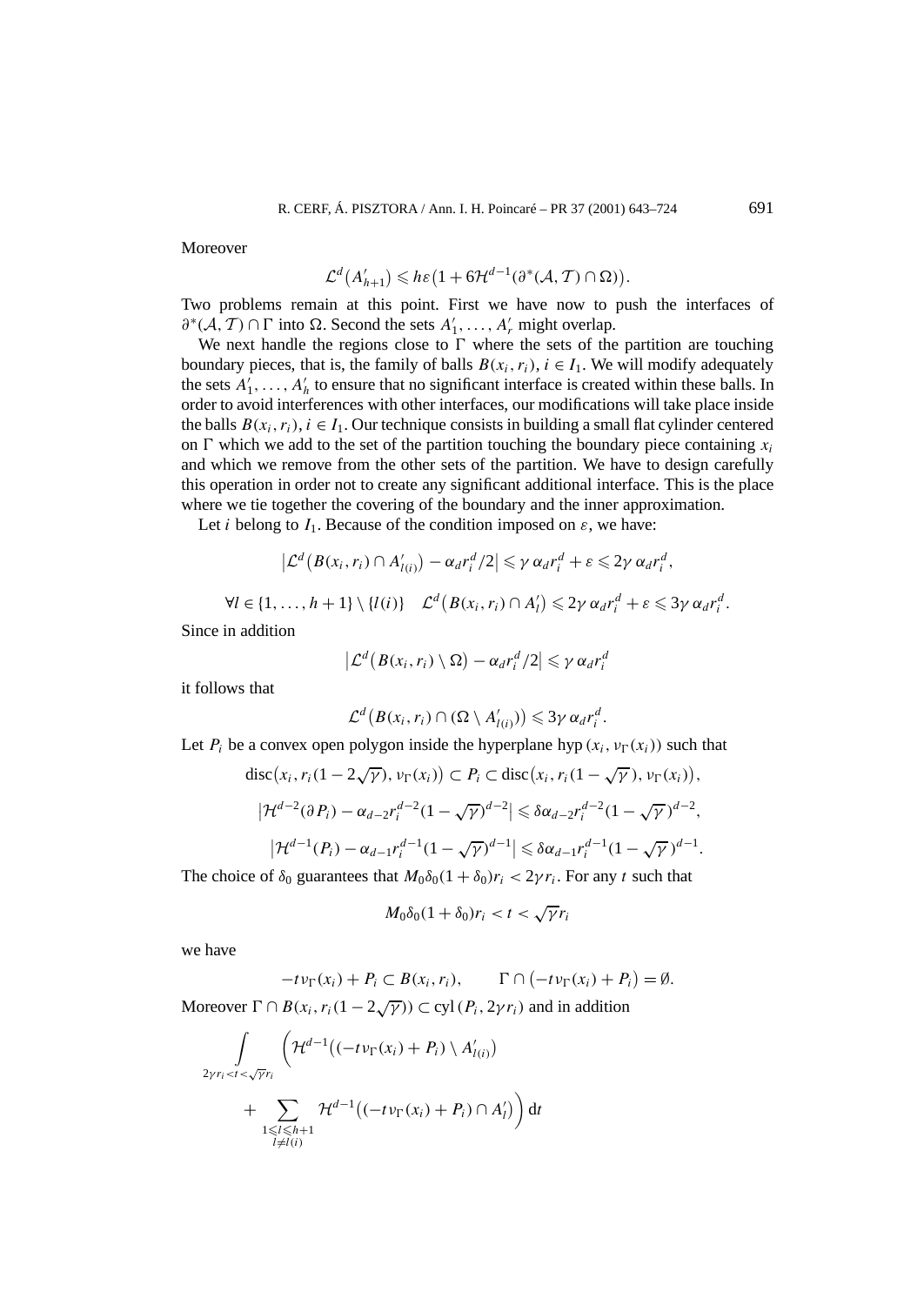Moreover

$$\mathcal{L}^d\big(A'_{h+1}\big) \leqslant h\varepsilon\big(1 + 6\mathcal{H}^{d-1}(\partial^*(\mathcal{A},\mathcal{T}) \cap \Omega)\big).$$

Two problems remain at this point. First we have now to push the interfaces of $\partial^*(\mathcal{A},\mathcal{T}) \cap \Gamma$ into $\Omega$. Second the sets $A'_1, \dots, A'_r$ might overlap.

We next handle the regions close to $\Gamma$ where the sets of the partition are touching boundary pieces, that is, the family of balls $B(x_i, r_i)$, $i \in I_1$. We will modify adequately the sets $A'_1, \dots, A'_h$ to ensure that no significant interface is created within these balls. In order to avoid interferences with other interfaces, our modifications will take place inside the balls $B(x_i, r_i)$, $i \in I_1$. Our technique consists in building a small flat cylinder centered on $\Gamma$ which we add to the set of the partition touching the boundary piece containing $x_i$ and which we remove from the other sets of the partition. We have to design carefully this operation in order not to create any significant additional interface. This is the place where we tie together the covering of the boundary and the inner approximation.

Let $i$ belong to $I_1$. Because of the condition imposed on $\varepsilon$, we have:

$$\big|\mathcal{L}^d\big(B(x_i, r_i) \cap A'_{l(i)}\big) - \alpha_d r_i^d/2\big| \leqslant \gamma\, \alpha_d r_i^d + \varepsilon \leqslant 2\gamma\, \alpha_d r_i^d,$$

$$\forall l \in \{1, \dots, h+1\} \setminus \{l(i)\} \quad \mathcal{L}^d\big(B(x_i, r_i) \cap A'_l\big) \leqslant 2\gamma\, \alpha_d r_i^d + \varepsilon \leqslant 3\gamma\, \alpha_d r_i^d.$$

Since in addition

$$\big|\mathcal{L}^d\big(B(x_i, r_i) \setminus \Omega\big) - \alpha_d r_i^d/2\big| \leqslant \gamma\, \alpha_d r_i^d$$

it follows that

$$\mathcal{L}^d\big(B(x_i, r_i) \cap (\Omega \setminus A'_{l(i)})\big) \leqslant 3\gamma\, \alpha_d r_i^d.$$

Let $P_i$ be a convex open polygon inside the hyperplane $\mathrm{hyp}\,(x_i, \nu_\Gamma(x_i))$ such that

$$\mathrm{disc}\big(x_i, r_i(1 - 2\sqrt{\gamma}), \nu_\Gamma(x_i)\big) \subset P_i \subset \mathrm{disc}\big(x_i, r_i(1 - \sqrt{\gamma}), \nu_\Gamma(x_i)\big),$$

$$\big|\mathcal{H}^{d-2}(\partial P_i) - \alpha_{d-2} r_i^{d-2}(1 - \sqrt{\gamma})^{d-2}\big| \leqslant \delta\alpha_{d-2} r_i^{d-2}(1 - \sqrt{\gamma})^{d-2},$$

$$\big|\mathcal{H}^{d-1}(P_i) - \alpha_{d-1} r_i^{d-1}(1 - \sqrt{\gamma})^{d-1}\big| \leqslant \delta\alpha_{d-1} r_i^{d-1}(1 - \sqrt{\gamma})^{d-1}.$$

The choice of $\delta_0$ guarantees that $M_0\delta_0(1 + \delta_0) r_i < 2\gamma r_i$. For any $t$ such that

$$M_0\delta_0(1 + \delta_0) r_i < t < \sqrt{\gamma} r_i$$

we have

$$-t\nu_\Gamma(x_i) + P_i \subset B(x_i, r_i), \qquad \Gamma \cap \big(-t\nu_\Gamma(x_i) + P_i\big) = \emptyset.$$

Moreover $\Gamma \cap B(x_i, r_i(1 - 2\sqrt{\gamma})) \subset \mathrm{cyl}\,(P_i, 2\gamma r_i)$ and in addition

$$\int_{2\gamma r_i < t < \sqrt{\gamma} r_i} \bigg(\mathcal{H}^{d-1}\big((-t\nu_\Gamma(x_i) + P_i) \setminus A'_{l(i)}\big) + \sum_{\substack{1 \leqslant l \leqslant h+1 \\ l \neq l(i)}} \mathcal{H}^{d-1}\big((-t\nu_\Gamma(x_i) + P_i) \cap A'_l\big)\bigg)\,\mathrm{d}t$$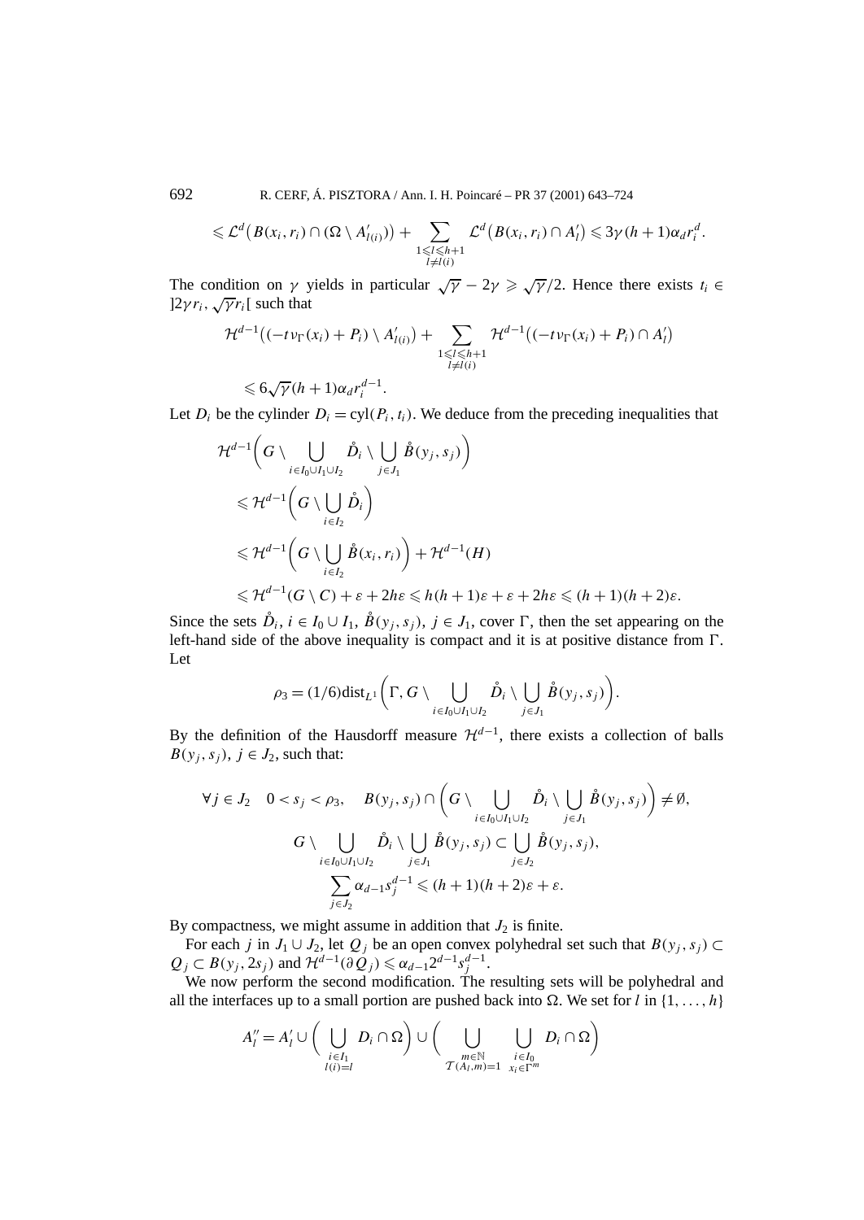$$\leqslant \mathcal{L}^d\big(B(x_i,r_i)\cap(\Omega\setminus A'_{l(i)})\big)+\sum_{\substack{1\leqslant l\leqslant h+1\\ l\neq l(i)}}\mathcal{L}^d\big(B(x_i,r_i)\cap A'_l\big)\leqslant 3\gamma(h+1)\alpha_d r_i^d.$$

The condition on $\gamma$ yields in particular $\sqrt{\gamma}-2\gamma\geqslant\sqrt{\gamma}/2$. Hence there exists $t_i\in\,]2\gamma r_i,\sqrt{\gamma}r_i[$ such that

$$\mathcal{H}^{d-1}\big((-t\nu_\Gamma(x_i)+P_i)\setminus A'_{l(i)}\big)+\sum_{\substack{1\leqslant l\leqslant h+1\\ l\neq l(i)}}\mathcal{H}^{d-1}\big((-t\nu_\Gamma(x_i)+P_i)\cap A'_l\big)$$

$$\leqslant 6\sqrt{\gamma}(h+1)\alpha_d r_i^{d-1}.$$

Let $D_i$ be the cylinder $D_i=\mathrm{cyl}(P_i,t_i)$. We deduce from the preceding inequalities that

$$\begin{aligned}
&\mathcal{H}^{d-1}\bigg(G\setminus\bigcup_{i\in I_0\cup I_1\cup I_2}\mathring{D}_i\setminus\bigcup_{j\in J_1}\mathring{B}(y_j,s_j)\bigg)\\
&\quad\leqslant \mathcal{H}^{d-1}\bigg(G\setminus\bigcup_{i\in I_2}\mathring{D}_i\bigg)\\
&\quad\leqslant \mathcal{H}^{d-1}\bigg(G\setminus\bigcup_{i\in I_2}\mathring{B}(x_i,r_i)\bigg)+\mathcal{H}^{d-1}(H)\\
&\quad\leqslant \mathcal{H}^{d-1}(G\setminus C)+\varepsilon+2h\varepsilon\leqslant h(h+1)\varepsilon+\varepsilon+2h\varepsilon\leqslant(h+1)(h+2)\varepsilon.
\end{aligned}$$

Since the sets $\mathring{D}_i$, $i\in I_0\cup I_1$, $\mathring{B}(y_j,s_j)$, $j\in J_1$, cover $\Gamma$, then the set appearing on the left-hand side of the above inequality is compact and it is at positive distance from $\Gamma$. Let

$$\rho_3=(1/6)\mathrm{dist}_{L^1}\bigg(\Gamma,G\setminus\bigcup_{i\in I_0\cup I_1\cup I_2}\mathring{D}_i\setminus\bigcup_{j\in J_1}\mathring{B}(y_j,s_j)\bigg).$$

By the definition of the Hausdorff measure $\mathcal{H}^{d-1}$, there exists a collection of balls $B(y_j,s_j)$, $j\in J_2$, such that:

$$\forall j\in J_2\quad 0<s_j<\rho_3,\quad B(y_j,s_j)\cap\bigg(G\setminus\bigcup_{i\in I_0\cup I_1\cup I_2}\mathring{D}_i\setminus\bigcup_{j\in J_1}\mathring{B}(y_j,s_j)\bigg)\neq\emptyset,$$

$$G\setminus\bigcup_{i\in I_0\cup I_1\cup I_2}\mathring{D}_i\setminus\bigcup_{j\in J_1}\mathring{B}(y_j,s_j)\subset\bigcup_{j\in J_2}\mathring{B}(y_j,s_j),$$

$$\sum_{j\in J_2}\alpha_{d-1}s_j^{d-1}\leqslant(h+1)(h+2)\varepsilon+\varepsilon.$$

By compactness, we might assume in addition that $J_2$ is finite.

For each $j$ in $J_1\cup J_2$, let $Q_j$ be an open convex polyhedral set such that $B(y_j,s_j)\subset Q_j\subset B(y_j,2s_j)$ and $\mathcal{H}^{d-1}(\partial Q_j)\leqslant\alpha_{d-1}2^{d-1}s_j^{d-1}$.

We now perform the second modification. The resulting sets will be polyhedral and all the interfaces up to a small portion are pushed back into $\Omega$. We set for $l$ in $\{1,\dots,h\}$

$$A''_l=A'_l\cup\bigg(\bigcup_{\substack{i\in I_1\\ l(i)=l}}D_i\cap\Omega\bigg)\cup\bigg(\bigcup_{\substack{m\in\mathbb{N}\\ \mathcal{T}(A_l,m)=1}}\;\bigcup_{\substack{i\in I_0\\ x_i\in\Gamma^m}}D_i\cap\Omega\bigg)$$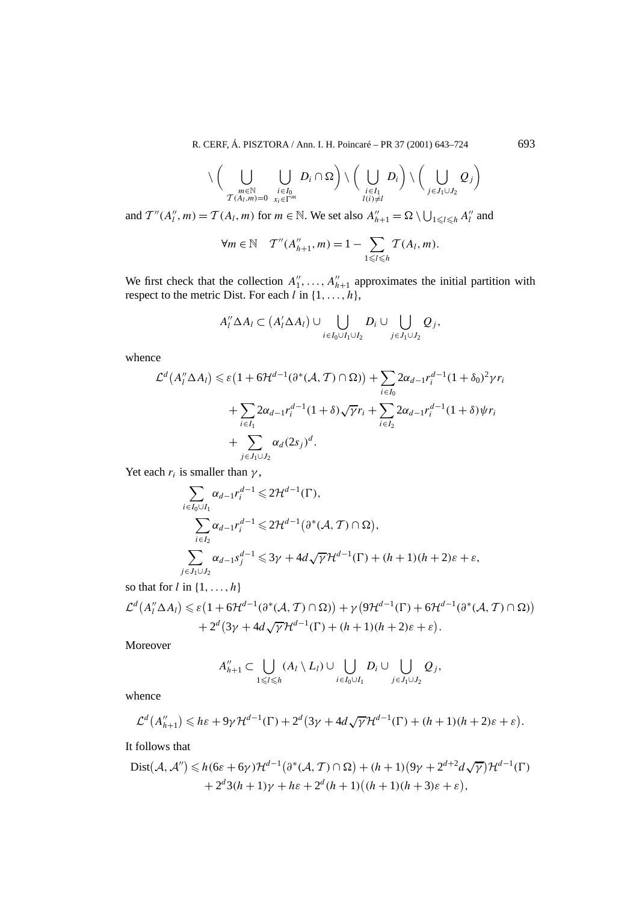$$\setminus \bigg( \bigcup_{\substack{m\in\mathbb{N}\\ \mathcal{T}(A_l,m)=0}} \bigcup_{\substack{i\in I_0\\ x_i\in\Gamma^m}} D_i \cap \Omega \bigg) \setminus \bigg( \bigcup_{\substack{i\in I_1\\ l(i)\neq l}} D_i \bigg) \setminus \bigg( \bigcup_{j\in J_1\cup J_2} Q_j \bigg)$$

and $\mathcal{T}''(A_l'', m) = \mathcal{T}(A_l, m)$ for $m \in \mathbb{N}$. We set also $A_{h+1}'' = \Omega \setminus \bigcup_{1\leqslant l\leqslant h} A_l''$ and

$$\forall m \in \mathbb{N} \quad \mathcal{T}''(A_{h+1}'', m) = 1 - \sum_{1\leqslant l\leqslant h} \mathcal{T}(A_l, m).$$

We first check that the collection $A_1'', \ldots, A_{h+1}''$ approximates the initial partition with respect to the metric Dist. For each $l$ in $\{1, \ldots, h\}$,

$$A_l'' \Delta A_l \subset \big(A_l' \Delta A_l\big) \cup \bigcup_{i\in I_0\cup I_1\cup I_2} D_i \cup \bigcup_{j\in J_1\cup J_2} Q_j,$$

whence

$$\begin{aligned}
\mathcal{L}^d\big(A_l'' \Delta A_l\big) &\leqslant \varepsilon\big(1 + 6\mathcal{H}^{d-1}(\partial^*(\mathcal{A},\mathcal{T}) \cap \Omega)\big) + \sum_{i\in I_0} 2\alpha_{d-1} r_i^{d-1}(1+\delta_0)^2 \gamma r_i \\
&\quad + \sum_{i\in I_1} 2\alpha_{d-1} r_i^{d-1}(1+\delta)\sqrt{\gamma} r_i + \sum_{i\in I_2} 2\alpha_{d-1} r_i^{d-1}(1+\delta)\psi r_i \\
&\quad + \sum_{j\in J_1\cup J_2} \alpha_d (2s_j)^d.
\end{aligned}$$

Yet each $r_i$ is smaller than $\gamma$,

$$\begin{aligned}
\sum_{i\in I_0\cup I_1} \alpha_{d-1} r_i^{d-1} &\leqslant 2\mathcal{H}^{d-1}(\Gamma), \\
\sum_{i\in I_2} \alpha_{d-1} r_i^{d-1} &\leqslant 2\mathcal{H}^{d-1}\big(\partial^*(\mathcal{A},\mathcal{T}) \cap \Omega\big), \\
\sum_{j\in J_1\cup J_2} \alpha_{d-1} s_j^{d-1} &\leqslant 3\gamma + 4d\sqrt{\gamma}\mathcal{H}^{d-1}(\Gamma) + (h+1)(h+2)\varepsilon + \varepsilon,
\end{aligned}$$

so that for $l$ in $\{1, \ldots, h\}$

$$\begin{aligned}
\mathcal{L}^d\big(A_l'' \Delta A_l\big) &\leqslant \varepsilon\big(1 + 6\mathcal{H}^{d-1}(\partial^*(\mathcal{A},\mathcal{T}) \cap \Omega)\big) + \gamma\big(9\mathcal{H}^{d-1}(\Gamma) + 6\mathcal{H}^{d-1}(\partial^*(\mathcal{A},\mathcal{T}) \cap \Omega)\big) \\
&\quad + 2^d\big(3\gamma + 4d\sqrt{\gamma}\mathcal{H}^{d-1}(\Gamma) + (h+1)(h+2)\varepsilon + \varepsilon\big).
\end{aligned}$$

Moreover

$$A_{h+1}'' \subset \bigcup_{1\leqslant l\leqslant h} (A_l \setminus L_l) \cup \bigcup_{i\in I_0\cup I_1} D_i \cup \bigcup_{j\in J_1\cup J_2} Q_j,$$

whence

$$\mathcal{L}^d\big(A_{h+1}''\big) \leqslant h\varepsilon + 9\gamma\mathcal{H}^{d-1}(\Gamma) + 2^d\big(3\gamma + 4d\sqrt{\gamma}\mathcal{H}^{d-1}(\Gamma) + (h+1)(h+2)\varepsilon + \varepsilon\big).$$

It follows that

$$\begin{aligned}
\mathrm{Dist}\big(\mathcal{A}, \mathcal{A}''\big) &\leqslant h(6\varepsilon + 6\gamma)\mathcal{H}^{d-1}\big(\partial^*(\mathcal{A},\mathcal{T}) \cap \Omega\big) + (h+1)\big(9\gamma + 2^{d+2}d\sqrt{\gamma}\big)\mathcal{H}^{d-1}(\Gamma) \\
&\quad + 2^d 3(h+1)\gamma + h\varepsilon + 2^d(h+1)\big((h+1)(h+3)\varepsilon + \varepsilon\big),
\end{aligned}$$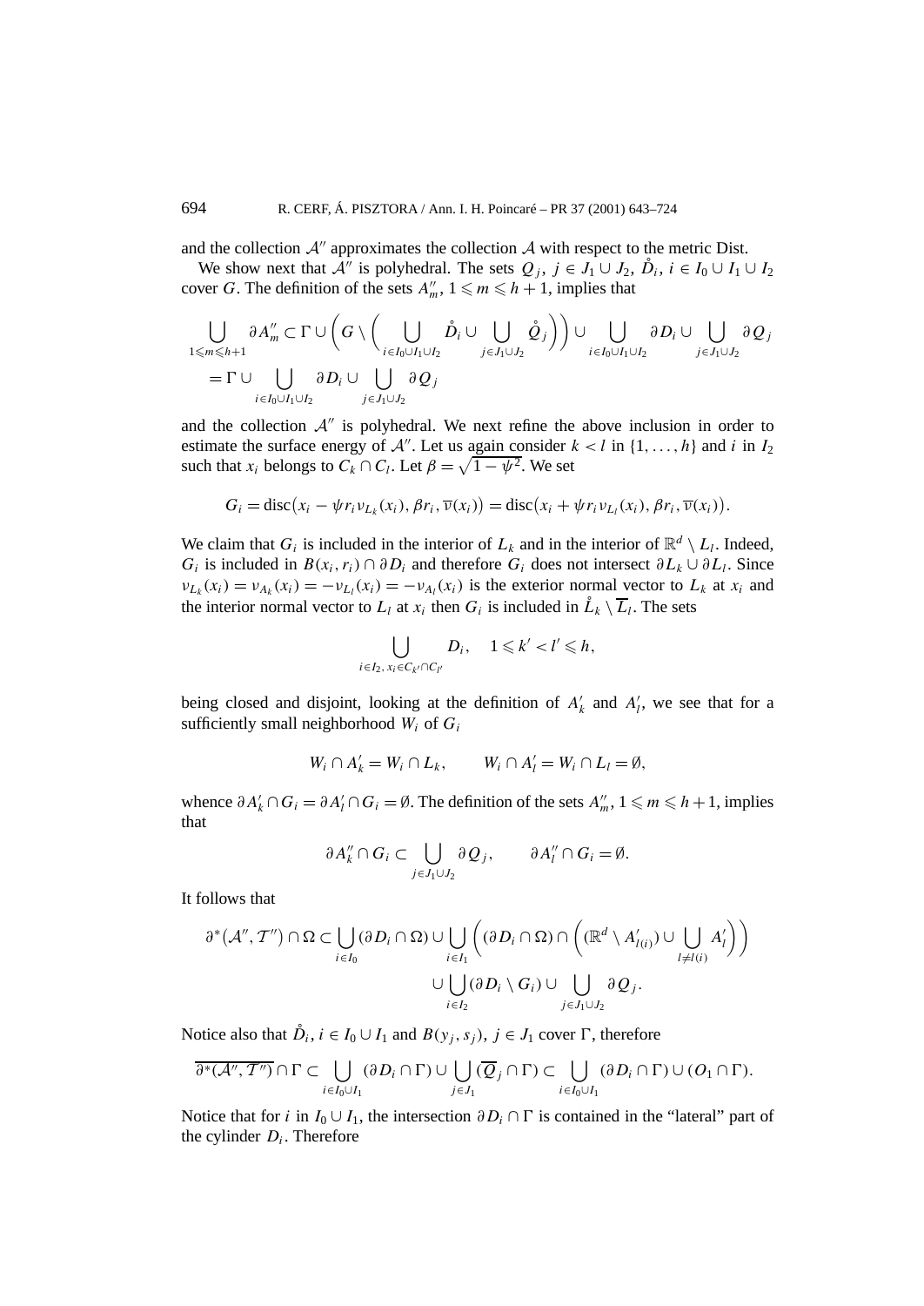and the collection $\mathcal{A}''$ approximates the collection $\mathcal{A}$ with respect to the metric Dist.

We show next that $\mathcal{A}''$ is polyhedral. The sets $Q_j$, $j \in J_1 \cup J_2$, $\mathring{D}_i$, $i \in I_0 \cup I_1 \cup I_2$ cover $G$. The definition of the sets $A''_m$, $1 \leqslant m \leqslant h+1$, implies that

$$\bigcup_{1 \leqslant m \leqslant h+1} \partial A''_m \subset \Gamma \cup \left( G \setminus \left( \bigcup_{i \in I_0 \cup I_1 \cup I_2} \mathring{D}_i \cup \bigcup_{j \in J_1 \cup J_2} \mathring{Q}_j \right) \right) \cup \bigcup_{i \in I_0 \cup I_1 \cup I_2} \partial D_i \cup \bigcup_{j \in J_1 \cup J_2} \partial Q_j$$
$$= \Gamma \cup \bigcup_{i \in I_0 \cup I_1 \cup I_2} \partial D_i \cup \bigcup_{j \in J_1 \cup J_2} \partial Q_j$$

and the collection $\mathcal{A}''$ is polyhedral. We next refine the above inclusion in order to estimate the surface energy of $\mathcal{A}''$. Let us again consider $k < l$ in $\{1, \ldots, h\}$ and $i$ in $I_2$ such that $x_i$ belongs to $C_k \cap C_l$. Let $\beta = \sqrt{1 - \psi^2}$. We set

$$G_i = \operatorname{disc}\big(x_i - \psi r_i \nu_{L_k}(x_i), \beta r_i, \overline{\nu}(x_i)\big) = \operatorname{disc}\big(x_i + \psi r_i \nu_{L_l}(x_i), \beta r_i, \overline{\nu}(x_i)\big).$$

We claim that $G_i$ is included in the interior of $L_k$ and in the interior of $\mathbb{R}^d \setminus L_l$. Indeed, $G_i$ is included in $B(x_i, r_i) \cap \partial D_i$ and therefore $G_i$ does not intersect $\partial L_k \cup \partial L_l$. Since $\nu_{L_k}(x_i) = \nu_{A_k}(x_i) = -\nu_{L_l}(x_i) = -\nu_{A_l}(x_i)$ is the exterior normal vector to $L_k$ at $x_i$ and the interior normal vector to $L_l$ at $x_i$ then $G_i$ is included in $\mathring{L}_k \setminus \overline{L}_l$. The sets

$$\bigcup_{i \in I_2,\, x_i \in C_{k'} \cap C_{l'}} D_i, \quad 1 \leqslant k' < l' \leqslant h,$$

being closed and disjoint, looking at the definition of $A'_k$ and $A'_l$, we see that for a sufficiently small neighborhood $W_i$ of $G_i$

$$W_i \cap A'_k = W_i \cap L_k, \qquad W_i \cap A'_l = W_i \cap L_l = \emptyset,$$

whence $\partial A'_k \cap G_i = \partial A'_l \cap G_i = \emptyset$. The definition of the sets $A''_m$, $1 \leqslant m \leqslant h+1$, implies that

$$\partial A''_k \cap G_i \subset \bigcup_{j \in J_1 \cup J_2} \partial Q_j, \qquad \partial A''_l \cap G_i = \emptyset.$$

It follows that

$$\partial^*\big(\mathcal{A}'', \mathcal{T}''\big) \cap \Omega \subset \bigcup_{i \in I_0} (\partial D_i \cap \Omega) \cup \bigcup_{i \in I_1} \left( (\partial D_i \cap \Omega) \cap \left( (\mathbb{R}^d \setminus A'_{l(i)}) \cup \bigcup_{l \neq l(i)} A'_l \right) \right)$$
$$\cup \bigcup_{i \in I_2} (\partial D_i \setminus G_i) \cup \bigcup_{j \in J_1 \cup J_2} \partial Q_j.$$

Notice also that $\mathring{D}_i$, $i \in I_0 \cup I_1$ and $B(y_j, s_j)$, $j \in J_1$ cover $\Gamma$, therefore

$$\overline{\partial^*(\mathcal{A}'', \mathcal{T}'')} \cap \Gamma \subset \bigcup_{i \in I_0 \cup I_1} (\partial D_i \cap \Gamma) \cup \bigcup_{j \in J_1} (\overline{Q}_j \cap \Gamma) \subset \bigcup_{i \in I_0 \cup I_1} (\partial D_i \cap \Gamma) \cup (O_1 \cap \Gamma).$$

Notice that for $i$ in $I_0 \cup I_1$, the intersection $\partial D_i \cap \Gamma$ is contained in the "lateral" part of the cylinder $D_i$. Therefore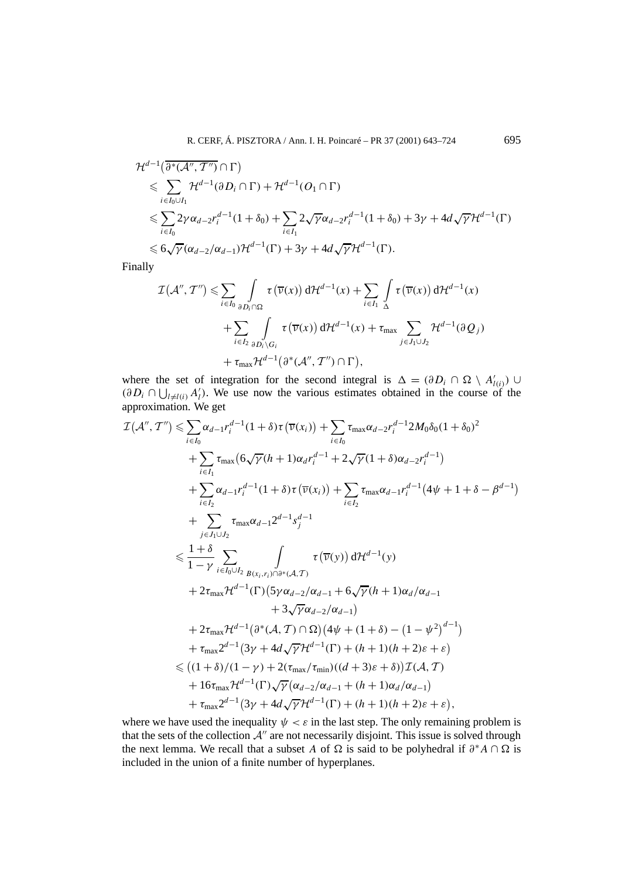$$
\begin{aligned}
&\mathcal{H}^{d-1}\big(\overline{\partial^*(\mathcal{A}'',\mathcal{T}'')}\cap\Gamma\big)\\
&\quad\leqslant \sum_{i\in I_0\cup I_1}\mathcal{H}^{d-1}(\partial D_i\cap\Gamma)+\mathcal{H}^{d-1}(O_1\cap\Gamma)\\
&\quad\leqslant \sum_{i\in I_0}2\gamma\alpha_{d-2}r_i^{d-1}(1+\delta_0)+\sum_{i\in I_1}2\sqrt{\gamma}\alpha_{d-2}r_i^{d-1}(1+\delta_0)+3\gamma+4d\sqrt{\gamma}\mathcal{H}^{d-1}(\Gamma)\\
&\quad\leqslant 6\sqrt{\gamma}(\alpha_{d-2}/\alpha_{d-1})\mathcal{H}^{d-1}(\Gamma)+3\gamma+4d\sqrt{\gamma}\mathcal{H}^{d-1}(\Gamma).
\end{aligned}
$$

Finally

$$
\begin{aligned}
\mathcal{I}\big(\mathcal{A}'',\mathcal{T}''\big)\leqslant{}&\sum_{i\in I_0}\int_{\partial D_i\cap\Omega}\tau\big(\overline{\nu}(x)\big)\,\mathrm{d}\mathcal{H}^{d-1}(x)+\sum_{i\in I_1}\int_{\Delta}\tau\big(\overline{\nu}(x)\big)\,\mathrm{d}\mathcal{H}^{d-1}(x)\\
&+\sum_{i\in I_2}\int_{\partial D_i\setminus G_i}\tau\big(\overline{\nu}(x)\big)\,\mathrm{d}\mathcal{H}^{d-1}(x)+\tau_{\max}\sum_{j\in J_1\cup J_2}\mathcal{H}^{d-1}(\partial Q_j)\\
&+\tau_{\max}\mathcal{H}^{d-1}\big(\partial^*(\mathcal{A}'',\mathcal{T}'')\cap\Gamma\big),
\end{aligned}
$$

where the set of integration for the second integral is $\Delta=(\partial D_i\cap\Omega\setminus A'_{l(i)})\cup(\partial D_i\cap\bigcup_{l\neq l(i)}A'_l)$. We use now the various estimates obtained in the course of the approximation. We get

$$
\begin{aligned}
\mathcal{I}\big(\mathcal{A}'',\mathcal{T}''\big)\leqslant{}&\sum_{i\in I_0}\alpha_{d-1}r_i^{d-1}(1+\delta)\tau\big(\overline{\nu}(x_i)\big)+\sum_{i\in I_0}\tau_{\max}\alpha_{d-2}r_i^{d-1}2M_0\delta_0(1+\delta_0)^2\\
&+\sum_{i\in I_1}\tau_{\max}\big(6\sqrt{\gamma}(h+1)\alpha_d r_i^{d-1}+2\sqrt{\gamma}(1+\delta)\alpha_{d-2}r_i^{d-1}\big)\\
&+\sum_{i\in I_2}\alpha_{d-1}r_i^{d-1}(1+\delta)\tau\big(\overline{\nu}(x_i)\big)+\sum_{i\in I_2}\tau_{\max}\alpha_{d-1}r_i^{d-1}\big(4\psi+1+\delta-\beta^{d-1}\big)\\
&+\sum_{j\in J_1\cup J_2}\tau_{\max}\alpha_{d-1}2^{d-1}s_j^{d-1}\\
\leqslant{}&\frac{1+\delta}{1-\gamma}\sum_{i\in I_0\cup I_2}\int_{B(x_i,r_i)\cap\partial^*(\mathcal{A},\mathcal{T})}\tau\big(\overline{\nu}(y)\big)\,\mathrm{d}\mathcal{H}^{d-1}(y)\\
&+2\tau_{\max}\mathcal{H}^{d-1}(\Gamma)\big(5\gamma\alpha_{d-2}/\alpha_{d-1}+6\sqrt{\gamma}(h+1)\alpha_d/\alpha_{d-1}\\
&\qquad+3\sqrt{\gamma}\alpha_{d-2}/\alpha_{d-1}\big)\\
&+2\tau_{\max}\mathcal{H}^{d-1}\big(\partial^*(\mathcal{A},\mathcal{T})\cap\Omega\big)\big(4\psi+(1+\delta)-\big(1-\psi^2\big)^{d-1}\big)\\
&+\tau_{\max}2^{d-1}\big(3\gamma+4d\sqrt{\gamma}\mathcal{H}^{d-1}(\Gamma)+(h+1)(h+2)\varepsilon+\varepsilon\big)\\
\leqslant{}&\big((1+\delta)/(1-\gamma)+2(\tau_{\max}/\tau_{\min})((d+3)\varepsilon+\delta)\big)\mathcal{I}(\mathcal{A},\mathcal{T})\\
&+16\tau_{\max}\mathcal{H}^{d-1}(\Gamma)\sqrt{\gamma}\big(\alpha_{d-2}/\alpha_{d-1}+(h+1)\alpha_d/\alpha_{d-1}\big)\\
&+\tau_{\max}2^{d-1}\big(3\gamma+4d\sqrt{\gamma}\mathcal{H}^{d-1}(\Gamma)+(h+1)(h+2)\varepsilon+\varepsilon\big),
\end{aligned}
$$

where we have used the inequality $\psi<\varepsilon$ in the last step. The only remaining problem is that the sets of the collection $\mathcal{A}''$ are not necessarily disjoint. This issue is solved through the next lemma. We recall that a subset $A$ of $\Omega$ is said to be polyhedral if $\partial^*A\cap\Omega$ is included in the union of a finite number of hyperplanes.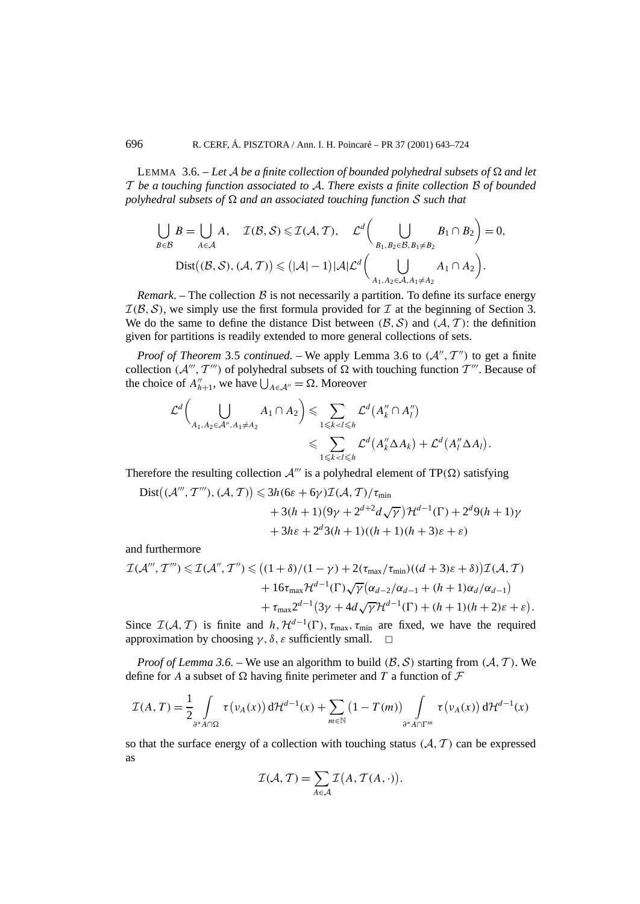LEMMA 3.6. – *Let $\mathcal{A}$ be a finite collection of bounded polyhedral subsets of $\Omega$ and let $\mathcal{T}$ be a touching function associated to $\mathcal{A}$. There exists a finite collection $\mathcal{B}$ of bounded polyhedral subsets of $\Omega$ and an associated touching function $\mathcal{S}$ such that*

$$\bigcup_{B\in\mathcal{B}} B = \bigcup_{A\in\mathcal{A}} A, \quad \mathcal{I}(\mathcal{B},\mathcal{S}) \leqslant \mathcal{I}(\mathcal{A},\mathcal{T}), \quad \mathcal{L}^d\biggl(\bigcup_{B_1,B_2\in\mathcal{B},B_1\neq B_2} B_1\cap B_2\biggr) = 0,$$

$$\operatorname{Dist}\bigl((\mathcal{B},\mathcal{S}),(\mathcal{A},\mathcal{T})\bigr) \leqslant \bigl(|\mathcal{A}|-1\bigr)|\mathcal{A}|\mathcal{L}^d\biggl(\bigcup_{A_1,A_2\in\mathcal{A},A_1\neq A_2} A_1\cap A_2\biggr).$$

*Remark.* – The collection $\mathcal{B}$ is not necessarily a partition. To define its surface energy $\mathcal{I}(\mathcal{B},\mathcal{S})$, we simply use the first formula provided for $\mathcal{I}$ at the beginning of Section 3. We do the same to define the distance Dist between $(\mathcal{B},\mathcal{S})$ and $(\mathcal{A},\mathcal{T})$: the definition given for partitions is readily extended to more general collections of sets.

*Proof of Theorem* 3.5 *continued.* – We apply Lemma 3.6 to $(\mathcal{A}'',\mathcal{T}'')$ to get a finite collection $(\mathcal{A}''',\mathcal{T}''')$ of polyhedral subsets of $\Omega$ with touching function $\mathcal{T}'''$. Because of the choice of $A''_{h+1}$, we have $\bigcup_{A\in\mathcal{A}''}=\Omega$. Moreover

$$\mathcal{L}^d\biggl(\bigcup_{A_1,A_2\in\mathcal{A}'',A_1\neq A_2} A_1\cap A_2\biggr) \leqslant \sum_{1\leqslant k<l\leqslant h} \mathcal{L}^d\bigl(A''_k\cap A''_l\bigr)$$
$$\leqslant \sum_{1\leqslant k<l\leqslant h} \mathcal{L}^d\bigl(A''_k\Delta A_k\bigr) + \mathcal{L}^d\bigl(A''_l\Delta A_l\bigr).$$

Therefore the resulting collection $\mathcal{A}'''$ is a polyhedral element of $\mathrm{TP}(\Omega)$ satisfying

$$\begin{aligned}\operatorname{Dist}\bigl((\mathcal{A}''',\mathcal{T}'''),(\mathcal{A},\mathcal{T})\bigr) &\leqslant 3h(6\varepsilon+6\gamma)\mathcal{I}(\mathcal{A},\mathcal{T})/\tau_{\min}\\ &\quad + 3(h+1)\bigl(9\gamma+2^{d+2}d\sqrt{\gamma}\bigr)\mathcal{H}^{d-1}(\Gamma) + 2^d 9(h+1)\gamma\\ &\quad + 3h\varepsilon + 2^d 3(h+1)((h+1)(h+3)\varepsilon+\varepsilon)\end{aligned}$$

and furthermore

$$\begin{aligned}\mathcal{I}(\mathcal{A}''',\mathcal{T}''') \leqslant \mathcal{I}(\mathcal{A}'',\mathcal{T}'') &\leqslant \bigl((1+\delta)/(1-\gamma) + 2(\tau_{\max}/\tau_{\min})((d+3)\varepsilon+\delta)\bigr)\mathcal{I}(\mathcal{A},\mathcal{T})\\ &\quad + 16\tau_{\max}\mathcal{H}^{d-1}(\Gamma)\sqrt{\gamma}\bigl(\alpha_{d-2}/\alpha_{d-1} + (h+1)\alpha_d/\alpha_{d-1}\bigr)\\ &\quad + \tau_{\max}2^{d-1}\bigl(3\gamma + 4d\sqrt{\gamma}\mathcal{H}^{d-1}(\Gamma) + (h+1)(h+2)\varepsilon+\varepsilon\bigr).\end{aligned}$$

Since $\mathcal{I}(\mathcal{A},\mathcal{T})$ is finite and $h,\mathcal{H}^{d-1}(\Gamma),\tau_{\max},\tau_{\min}$ are fixed, we have the required approximation by choosing $\gamma,\delta,\varepsilon$ sufficiently small. $\square$

*Proof of Lemma 3.6.* – We use an algorithm to build $(\mathcal{B},\mathcal{S})$ starting from $(\mathcal{A},\mathcal{T})$. We define for $A$ a subset of $\Omega$ having finite perimeter and $T$ a function of $\mathcal{F}$

$$\mathcal{I}(A,T) = \frac{1}{2}\int_{\partial^* A\cap\Omega} \tau\bigl(\nu_A(x)\bigr)\,d\mathcal{H}^{d-1}(x) + \sum_{m\in\mathbb{N}}\bigl(1-T(m)\bigr)\int_{\partial^* A\cap\Gamma^m} \tau\bigl(\nu_A(x)\bigr)\,d\mathcal{H}^{d-1}(x)$$

so that the surface energy of a collection with touching status $(\mathcal{A},\mathcal{T})$ can be expressed as

$$\mathcal{I}(\mathcal{A},\mathcal{T}) = \sum_{A\in\mathcal{A}} \mathcal{I}\bigl(A,\mathcal{T}(A,\cdot)\bigr).$$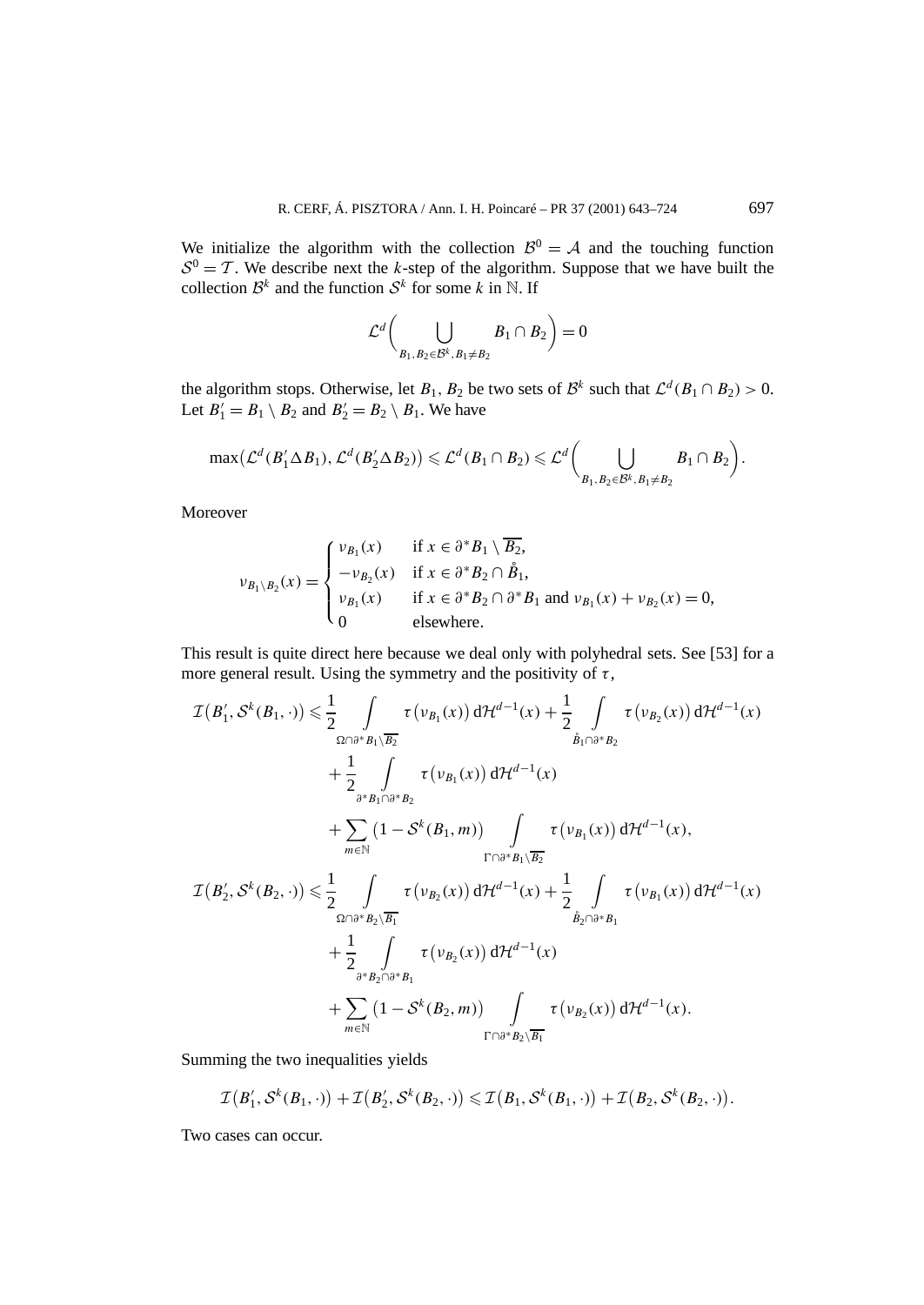We initialize the algorithm with the collection $\mathcal{B}^0 = \mathcal{A}$ and the touching function $\mathcal{S}^0 = \mathcal{T}$. We describe next the $k$-step of the algorithm. Suppose that we have built the collection $\mathcal{B}^k$ and the function $\mathcal{S}^k$ for some $k$ in $\mathbb{N}$. If

$$\mathcal{L}^d\Bigg(\bigcup_{B_1, B_2 \in \mathcal{B}^k, B_1 \neq B_2} B_1 \cap B_2\Bigg) = 0$$

the algorithm stops. Otherwise, let $B_1$, $B_2$ be two sets of $\mathcal{B}^k$ such that $\mathcal{L}^d(B_1 \cap B_2) > 0$. Let $B_1' = B_1 \setminus B_2$ and $B_2' = B_2 \setminus B_1$. We have

$$\max\big(\mathcal{L}^d(B_1' \Delta B_1), \mathcal{L}^d(B_2' \Delta B_2)\big) \leqslant \mathcal{L}^d(B_1 \cap B_2) \leqslant \mathcal{L}^d\Bigg(\bigcup_{B_1, B_2 \in \mathcal{B}^k, B_1 \neq B_2} B_1 \cap B_2\Bigg).$$

Moreover

$$\nu_{B_1 \setminus B_2}(x) = \begin{cases} \nu_{B_1}(x) & \text{if } x \in \partial^* B_1 \setminus \overline{B_2}, \\ -\nu_{B_2}(x) & \text{if } x \in \partial^* B_2 \cap \mathring{B}_1, \\ \nu_{B_1}(x) & \text{if } x \in \partial^* B_2 \cap \partial^* B_1 \text{ and } \nu_{B_1}(x) + \nu_{B_2}(x) = 0, \\ 0 & \text{elsewhere}. \end{cases}$$

This result is quite direct here because we deal only with polyhedral sets. See [53] for a more general result. Using the symmetry and the positivity of $\tau$,

$$\begin{aligned}
\mathcal{I}\big(B_1', \mathcal{S}^k(B_1, \cdot)\big) \leqslant{}& \frac{1}{2} \int_{\Omega \cap \partial^* B_1 \setminus \overline{B_2}} \tau\big(\nu_{B_1}(x)\big)\, \mathrm{d}\mathcal{H}^{d-1}(x) + \frac{1}{2} \int_{\mathring{B}_1 \cap \partial^* B_2} \tau\big(\nu_{B_2}(x)\big)\, \mathrm{d}\mathcal{H}^{d-1}(x) \\
&+ \frac{1}{2} \int_{\partial^* B_1 \cap \partial^* B_2} \tau\big(\nu_{B_1}(x)\big)\, \mathrm{d}\mathcal{H}^{d-1}(x) \\
&+ \sum_{m \in \mathbb{N}} \big(1 - \mathcal{S}^k(B_1, m)\big) \int_{\Gamma \cap \partial^* B_1 \setminus \overline{B_2}} \tau\big(\nu_{B_1}(x)\big)\, \mathrm{d}\mathcal{H}^{d-1}(x), \\
\mathcal{I}\big(B_2', \mathcal{S}^k(B_2, \cdot)\big) \leqslant{}& \frac{1}{2} \int_{\Omega \cap \partial^* B_2 \setminus \overline{B_1}} \tau\big(\nu_{B_2}(x)\big)\, \mathrm{d}\mathcal{H}^{d-1}(x) + \frac{1}{2} \int_{\mathring{B}_2 \cap \partial^* B_1} \tau\big(\nu_{B_1}(x)\big)\, \mathrm{d}\mathcal{H}^{d-1}(x) \\
&+ \frac{1}{2} \int_{\partial^* B_2 \cap \partial^* B_1} \tau\big(\nu_{B_2}(x)\big)\, \mathrm{d}\mathcal{H}^{d-1}(x) \\
&+ \sum_{m \in \mathbb{N}} \big(1 - \mathcal{S}^k(B_2, m)\big) \int_{\Gamma \cap \partial^* B_2 \setminus \overline{B_1}} \tau\big(\nu_{B_2}(x)\big)\, \mathrm{d}\mathcal{H}^{d-1}(x).
\end{aligned}$$

Summing the two inequalities yields

$$\mathcal{I}\big(B_1', \mathcal{S}^k(B_1, \cdot)\big) + \mathcal{I}\big(B_2', \mathcal{S}^k(B_2, \cdot)\big) \leqslant \mathcal{I}\big(B_1, \mathcal{S}^k(B_1, \cdot)\big) + \mathcal{I}\big(B_2, \mathcal{S}^k(B_2, \cdot)\big).$$

Two cases can occur.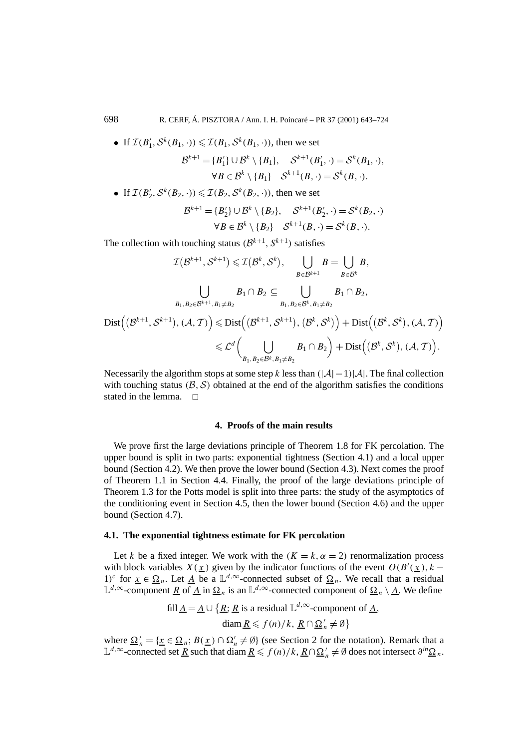- If $\mathcal{I}(B_1', \mathcal{S}^k(B_1,\cdot)) \leqslant \mathcal{I}(B_1, \mathcal{S}^k(B_1,\cdot))$, then we set

$$\mathcal{B}^{k+1} = \{B_1'\} \cup \mathcal{B}^k \setminus \{B_1\}, \quad \mathcal{S}^{k+1}(B_1',\cdot) = \mathcal{S}^k(B_1,\cdot),$$
$$\forall B \in \mathcal{B}^k \setminus \{B_1\} \quad \mathcal{S}^{k+1}(B,\cdot) = \mathcal{S}^k(B,\cdot).$$

- If $\mathcal{I}(B_2', \mathcal{S}^k(B_2,\cdot)) \leqslant \mathcal{I}(B_2, \mathcal{S}^k(B_2,\cdot))$, then we set

$$\mathcal{B}^{k+1} = \{B_2'\} \cup \mathcal{B}^k \setminus \{B_2\}, \quad \mathcal{S}^{k+1}(B_2',\cdot) = \mathcal{S}^k(B_2,\cdot)$$
$$\forall B \in \mathcal{B}^k \setminus \{B_2\} \quad \mathcal{S}^{k+1}(B,\cdot) = \mathcal{S}^k(B,\cdot).$$

The collection with touching status $(\mathcal{B}^{k+1}, S^{k+1})$ satisfies

$$\mathcal{I}(\mathcal{B}^{k+1}, \mathcal{S}^{k+1}) \leqslant \mathcal{I}(\mathcal{B}^k, \mathcal{S}^k), \qquad \bigcup_{B \in \mathcal{B}^{k+1}} B = \bigcup_{B \in \mathcal{B}^k} B,$$

$$\bigcup_{B_1, B_2 \in \mathcal{B}^{k+1}, B_1 \neq B_2} B_1 \cap B_2 \subseteq \bigcup_{B_1, B_2 \in \mathcal{B}^k, B_1 \neq B_2} B_1 \cap B_2,$$

$$\begin{aligned}
\mathrm{Dist}\Big((\mathcal{B}^{k+1}, \mathcal{S}^{k+1}), (\mathcal{A}, \mathcal{T})\Big) &\leqslant \mathrm{Dist}\Big((\mathcal{B}^{k+1}, \mathcal{S}^{k+1}), (\mathcal{B}^k, \mathcal{S}^k)\Big) + \mathrm{Dist}\Big((\mathcal{B}^k, \mathcal{S}^k), (\mathcal{A}, \mathcal{T})\Big) \\
&\leqslant \mathcal{L}^d\bigg(\bigcup_{B_1, B_2 \in \mathcal{B}^k, B_1 \neq B_2} B_1 \cap B_2\bigg) + \mathrm{Dist}\Big((\mathcal{B}^k, \mathcal{S}^k), (\mathcal{A}, \mathcal{T})\Big).
\end{aligned}$$

Necessarily the algorithm stops at some step $k$ less than $(|\mathcal{A}|-1)|\mathcal{A}|$. The final collection with touching status $(\mathcal{B}, \mathcal{S})$ obtained at the end of the algorithm satisfies the conditions stated in the lemma. $\square$

## 4. Proofs of the main results

We prove first the large deviations principle of Theorem 1.8 for FK percolation. The upper bound is split in two parts: exponential tightness (Section 4.1) and a local upper bound (Section 4.2). We then prove the lower bound (Section 4.3). Next comes the proof of Theorem 1.1 in Section 4.4. Finally, the proof of the large deviations principle of Theorem 1.3 for the Potts model is split into three parts: the study of the asymptotics of the conditioning event in Section 4.5, then the lower bound (Section 4.6) and the upper bound (Section 4.7).

### 4.1. The exponential tightness estimate for FK percolation

Let $k$ be a fixed integer. We work with the $(K = k, \alpha = 2)$ renormalization process with block variables $X(\underline{x})$ given by the indicator functions of the event $O(B'(\underline{x}), k-1)^c$ for $\underline{x} \in \underline{\Omega}_n$. Let $\underline{A}$ be a $\mathbb{L}^{d,\infty}$-connected subset of $\underline{\Omega}_n$. We recall that a residual $\mathbb{L}^{d,\infty}$-component $\underline{R}$ of $\underline{A}$ in $\underline{\Omega}_n$ is an $\mathbb{L}^{d,\infty}$-connected component of $\underline{\Omega}_n \setminus \underline{A}$. We define

$$\mathrm{fill}\,\underline{A} = \underline{A} \cup \big\{\underline{R};\, \underline{R} \text{ is a residual } \mathbb{L}^{d,\infty}\text{-component of } \underline{A},$$
$$\mathrm{diam}\,\underline{R} \leqslant f(n)/k,\ \underline{R} \cap \underline{\Omega}_n' \neq \emptyset\big\}$$

where $\underline{\Omega}_n' = \{\underline{x} \in \underline{\Omega}_n;\, B(\underline{x}) \cap \Omega_n' \neq \emptyset\}$ (see Section 2 for the notation). Remark that a $\mathbb{L}^{d,\infty}$-connected set $\underline{R}$ such that $\mathrm{diam}\,\underline{R} \leqslant f(n)/k$, $\underline{R} \cap \underline{\Omega}_n' \neq \emptyset$ does not intersect $\partial^{in}\underline{\Omega}_n$.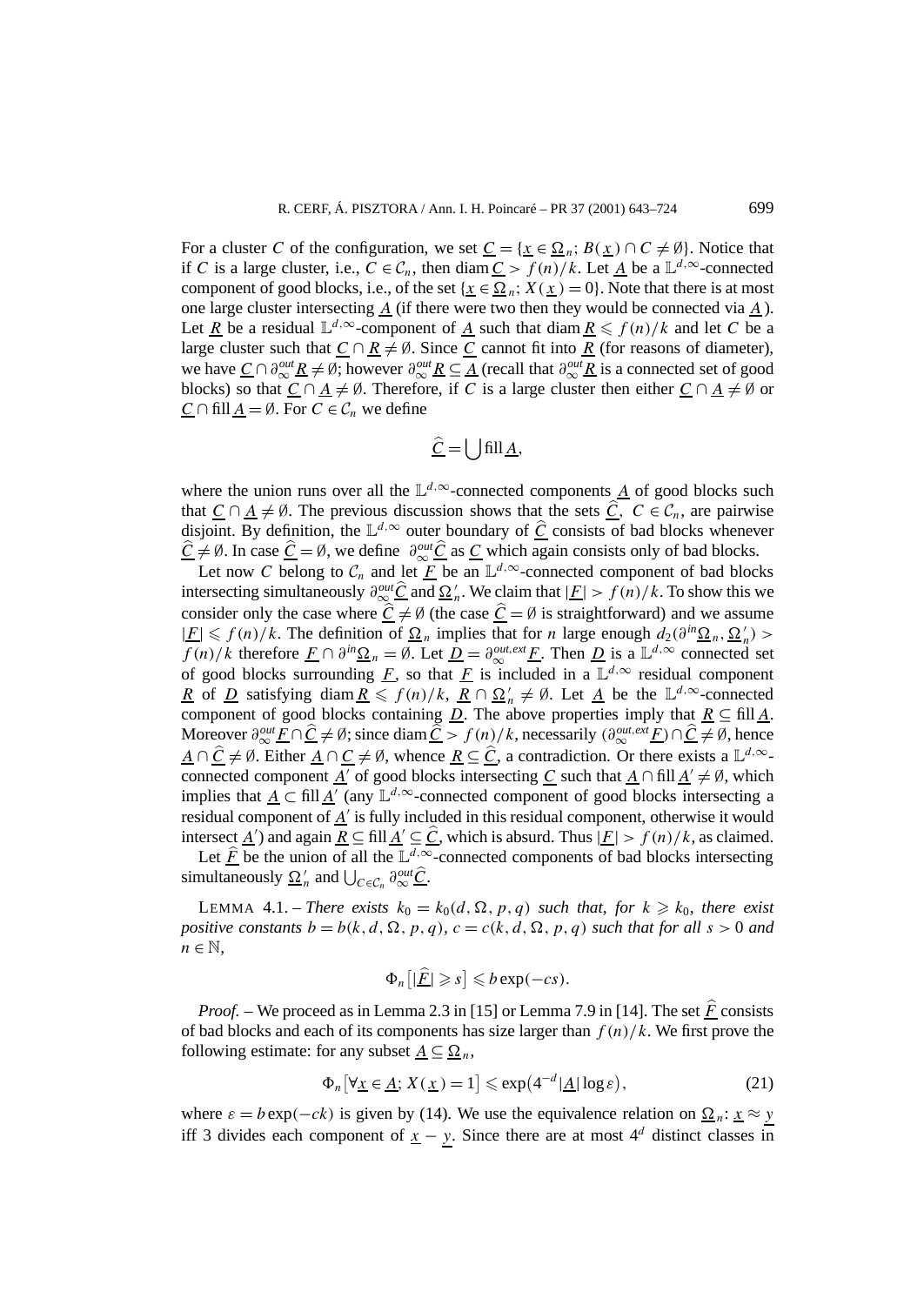For a cluster $C$ of the configuration, we set $\underline{C} = \{\underline{x} \in \underline{\Omega}_n;\ B(\underline{x}) \cap C \neq \emptyset\}$. Notice that if $C$ is a large cluster, i.e., $C \in \mathcal{C}_n$, then $\operatorname{diam} \underline{C} > f(n)/k$. Let $\underline{A}$ be a $\mathbb{L}^{d,\infty}$-connected component of good blocks, i.e., of the set $\{\underline{x} \in \underline{\Omega}_n;\ X(\underline{x}) = 0\}$. Note that there is at most one large cluster intersecting $\underline{A}$ (if there were two then they would be connected via $\underline{A}$). Let $\underline{R}$ be a residual $\mathbb{L}^{d,\infty}$-component of $\underline{A}$ such that $\operatorname{diam} \underline{R} \leqslant f(n)/k$ and let $C$ be a large cluster such that $\underline{C} \cap \underline{R} \neq \emptyset$. Since $\underline{C}$ cannot fit into $\underline{R}$ (for reasons of diameter), we have $\underline{C} \cap \partial_\infty^{out} \underline{R} \neq \emptyset$; however $\partial_\infty^{out} \underline{R} \subseteq \underline{A}$ (recall that $\partial_\infty^{out} \underline{R}$ is a connected set of good blocks) so that $\underline{C} \cap \underline{A} \neq \emptyset$. Therefore, if $C$ is a large cluster then either $\underline{C} \cap \underline{A} \neq \emptyset$ or $\underline{C} \cap \operatorname{fill} \underline{A} = \emptyset$. For $C \in \mathcal{C}_n$ we define

$$\widehat{\underline{C}} = \bigcup \operatorname{fill} \underline{A},$$

where the union runs over all the $\mathbb{L}^{d,\infty}$-connected components $\underline{A}$ of good blocks such that $\underline{C} \cap \underline{A} \neq \emptyset$. The previous discussion shows that the sets $\widehat{\underline{C}}$, $C \in \mathcal{C}_n$, are pairwise disjoint. By definition, the $\mathbb{L}^{d,\infty}$ outer boundary of $\widehat{\underline{C}}$ consists of bad blocks whenever $\widehat{\underline{C}} \neq \emptyset$. In case $\widehat{\underline{C}} = \emptyset$, we define $\partial_\infty^{out} \widehat{\underline{C}}$ as $\underline{C}$ which again consists only of bad blocks.

Let now $C$ belong to $\mathcal{C}_n$ and let $\underline{F}$ be an $\mathbb{L}^{d,\infty}$-connected component of bad blocks intersecting simultaneously $\partial_\infty^{out} \widehat{\underline{C}}$ and $\underline{\Omega}'_n$. We claim that $|\underline{F}| > f(n)/k$. To show this we consider only the case where $\widehat{\underline{C}} \neq \emptyset$ (the case $\widehat{\underline{C}} = \emptyset$ is straightforward) and we assume $|\underline{F}| \leqslant f(n)/k$. The definition of $\underline{\Omega}_n$ implies that for $n$ large enough $d_2(\partial^{in} \underline{\Omega}_n, \underline{\Omega}'_n) > f(n)/k$ therefore $\underline{F} \cap \partial^{in} \underline{\Omega}_n = \emptyset$. Let $\underline{D} = \partial_\infty^{out,ext} \underline{F}$. Then $\underline{D}$ is a $\mathbb{L}^{d,\infty}$ connected set of good blocks surrounding $\underline{F}$, so that $\underline{F}$ is included in a $\mathbb{L}^{d,\infty}$ residual component $\underline{R}$ of $\underline{D}$ satisfying $\operatorname{diam} \underline{R} \leqslant f(n)/k$, $\underline{R} \cap \underline{\Omega}'_n \neq \emptyset$. Let $\underline{A}$ be the $\mathbb{L}^{d,\infty}$-connected component of good blocks containing $\underline{D}$. The above properties imply that $\underline{R} \subseteq \operatorname{fill} \underline{A}$. Moreover $\partial_\infty^{out} \underline{F} \cap \widehat{\underline{C}} \neq \emptyset$; since $\operatorname{diam} \widehat{\underline{C}} > f(n)/k$, necessarily $(\partial_\infty^{out,ext} \underline{F}) \cap \widehat{\underline{C}} \neq \emptyset$, hence $\underline{A} \cap \widehat{\underline{C}} \neq \emptyset$. Either $\underline{A} \cap \underline{C} \neq \emptyset$, whence $\underline{R} \subseteq \widehat{\underline{C}}$, a contradiction. Or there exists a $\mathbb{L}^{d,\infty}$-connected component $\underline{A}'$ of good blocks intersecting $\underline{C}$ such that $\underline{A} \cap \operatorname{fill} \underline{A}' \neq \emptyset$, which implies that $\underline{A} \subset \operatorname{fill} \underline{A}'$ (any $\mathbb{L}^{d,\infty}$-connected component of good blocks intersecting a residual component of $\underline{A}'$ is fully included in this residual component, otherwise it would intersect $\underline{A}'$) and again $\underline{R} \subseteq \operatorname{fill} \underline{A}' \subseteq \widehat{\underline{C}}$, which is absurd. Thus $|\underline{F}| > f(n)/k$, as claimed.

Let $\widehat{\underline{F}}$ be the union of all the $\mathbb{L}^{d,\infty}$-connected components of bad blocks intersecting simultaneously $\underline{\Omega}'_n$ and $\bigcup_{C \in \mathcal{C}_n} \partial_\infty^{out} \widehat{\underline{C}}$.

LEMMA 4.1. – *There exists $k_0 = k_0(d, \Omega, p, q)$ such that, for $k \geqslant k_0$, there exist positive constants $b = b(k, d, \Omega, p, q)$, $c = c(k, d, \Omega, p, q)$ such that for all $s > 0$ and $n \in \mathbb{N}$,*

$$\Phi_n\big[|\widehat{\underline{F}}| \geqslant s\big] \leqslant b \exp(-cs).$$

*Proof.* – We proceed as in Lemma 2.3 in [15] or Lemma 7.9 in [14]. The set $\widehat{\underline{F}}$ consists of bad blocks and each of its components has size larger than $f(n)/k$. We first prove the following estimate: for any subset $\underline{A} \subseteq \underline{\Omega}_n$,

$$\Phi_n\big[\forall \underline{x} \in \underline{A};\ X(\underline{x}) = 1\big] \leqslant \exp\big(4^{-d} |\underline{A}| \log \varepsilon\big), \tag{21}$$

where $\varepsilon = b \exp(-ck)$ is given by (14). We use the equivalence relation on $\underline{\Omega}_n$: $\underline{x} \approx \underline{y}$ iff 3 divides each component of $\underline{x} - \underline{y}$. Since there are at most $4^d$ distinct classes in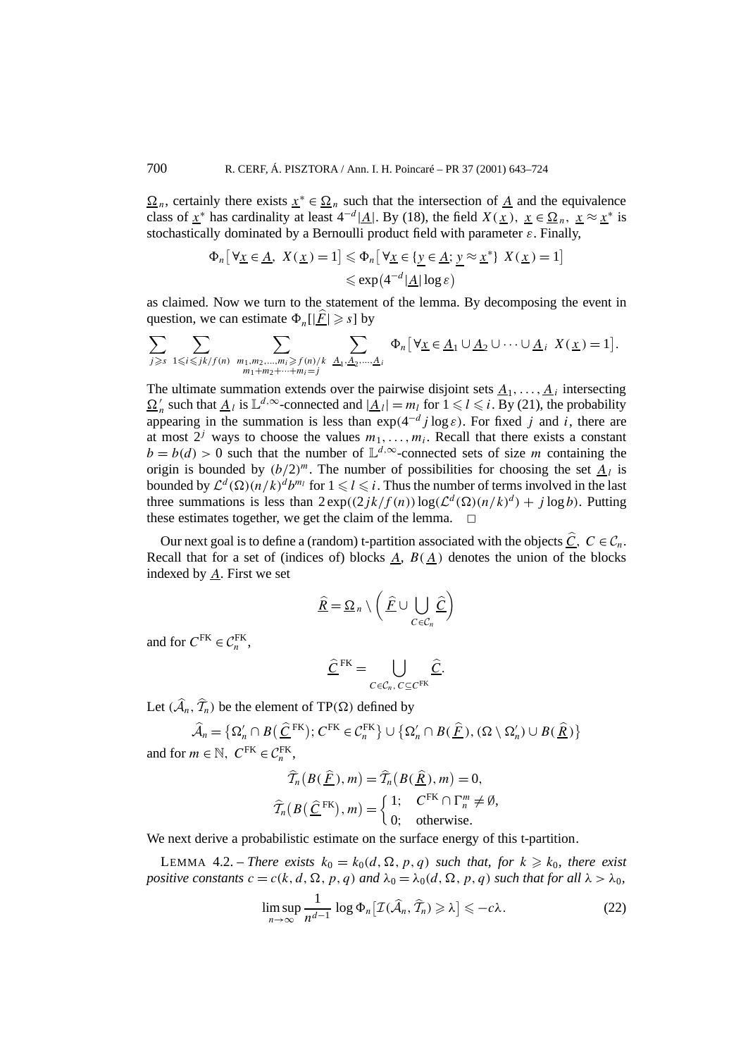$\underline{\Omega}_n$, certainly there exists $\underline{x}^* \in \underline{\Omega}_n$ such that the intersection of $\underline{A}$ and the equivalence class of $\underline{x}^*$ has cardinality at least $4^{-d}|\underline{A}|$. By (18), the field $X(\underline{x}),\ \underline{x} \in \underline{\Omega}_n,\ \underline{x} \approx \underline{x}^*$ is stochastically dominated by a Bernoulli product field with parameter $\varepsilon$. Finally,

$$\Phi_n\big[\,\forall \underline{x} \in \underline{A},\ X(\underline{x}) = 1\big] \leqslant \Phi_n\big[\,\forall \underline{x} \in \{\underline{y} \in \underline{A};\ \underline{y} \approx \underline{x}^*\}\ X(\underline{x}) = 1\big]$$
$$\leqslant \exp\big(4^{-d}|\underline{A}| \log \varepsilon\big)$$

as claimed. Now we turn to the statement of the lemma. By decomposing the event in question, we can estimate $\Phi_n[|\underline{\widehat{F}}| \geqslant s]$ by

$$\sum_{j \geqslant s} \sum_{1 \leqslant i \leqslant jk/f(n)} \sum_{\substack{m_1, m_2, \ldots, m_i \geqslant f(n)/k \\ m_1 + m_2 + \cdots + m_i = j}} \sum_{\underline{A}_1, \underline{A}_2, \ldots, \underline{A}_i} \Phi_n\big[\,\forall \underline{x} \in \underline{A}_1 \cup \underline{A}_2 \cup \cdots \cup \underline{A}_i\ \ X(\underline{x}) = 1\big].$$

The ultimate summation extends over the pairwise disjoint sets $\underline{A}_1, \ldots, \underline{A}_i$ intersecting $\underline{\Omega}'_n$ such that $\underline{A}_l$ is $\mathbb{L}^{d,\infty}$-connected and $|\underline{A}_l| = m_l$ for $1 \leqslant l \leqslant i$. By (21), the probability appearing in the summation is less than $\exp(4^{-d} j \log \varepsilon)$. For fixed $j$ and $i$, there are at most $2^j$ ways to choose the values $m_1, \ldots, m_i$. Recall that there exists a constant $b = b(d) > 0$ such that the number of $\mathbb{L}^{d,\infty}$-connected sets of size $m$ containing the origin is bounded by $(b/2)^m$. The number of possibilities for choosing the set $\underline{A}_l$ is bounded by $\mathcal{L}^d(\Omega)(n/k)^d b^{m_l}$ for $1 \leqslant l \leqslant i$. Thus the number of terms involved in the last three summations is less than $2\exp((2jk/f(n))\log(\mathcal{L}^d(\Omega)(n/k)^d) + j \log b)$. Putting these estimates together, we get the claim of the lemma. $\square$

Our next goal is to define a (random) t-partition associated with the objects $\underline{\widehat{C}},\ C \in \mathcal{C}_n$. Recall that for a set of (indices of) blocks $\underline{A}$, $B(\underline{A})$ denotes the union of the blocks indexed by $\underline{A}$. First we set

$$\underline{\widehat{R}} = \underline{\Omega}_n \setminus \bigg(\underline{\widehat{F}} \cup \bigcup_{C \in \mathcal{C}_n} \underline{\widehat{C}}\bigg)$$

and for $C^{\mathrm{FK}} \in \mathcal{C}_n^{\mathrm{FK}}$,

$$\underline{\widehat{C}}^{\,\mathrm{FK}} = \bigcup_{C \in \mathcal{C}_n,\ C \subseteq C^{\mathrm{FK}}} \underline{\widehat{C}}.$$

Let $(\widehat{\mathcal{A}}_n, \widehat{\mathcal{T}}_n)$ be the element of $\mathrm{TP}(\Omega)$ defined by

$$\widehat{\mathcal{A}}_n = \big\{\Omega'_n \cap B\big(\underline{\widehat{C}}^{\,\mathrm{FK}}\big);\ C^{\mathrm{FK}} \in \mathcal{C}_n^{\mathrm{FK}}\big\} \cup \big\{\Omega'_n \cap B\big(\underline{\widehat{F}}\big), (\Omega \setminus \Omega'_n) \cup B\big(\underline{\widehat{R}}\big)\big\}$$

and for $m \in \mathbb{N},\ C^{\mathrm{FK}} \in \mathcal{C}_n^{\mathrm{FK}}$,

$$\widehat{\mathcal{T}}_n\big(B(\underline{\widehat{F}}), m\big) = \widehat{\mathcal{T}}_n\big(B(\underline{\widehat{R}}), m\big) = 0,$$
$$\widehat{\mathcal{T}}_n\big(B\big(\underline{\widehat{C}}^{\,\mathrm{FK}}\big), m\big) = \begin{cases} 1; & C^{\mathrm{FK}} \cap \Gamma_n^m \neq \emptyset, \\ 0; & \text{otherwise}. \end{cases}$$

We next derive a probabilistic estimate on the surface energy of this t-partition.

LEMMA 4.2. – *There exists $k_0 = k_0(d, \Omega, p, q)$ such that, for $k \geqslant k_0$, there exist positive constants $c = c(k, d, \Omega, p, q)$ and $\lambda_0 = \lambda_0(d, \Omega, p, q)$ such that for all $\lambda > \lambda_0$,*

$$\limsup_{n \to \infty} \frac{1}{n^{d-1}} \log \Phi_n\big[\mathcal{I}(\widehat{\mathcal{A}}_n, \widehat{\mathcal{T}}_n) \geqslant \lambda\big] \leqslant -c\lambda. \tag{22}$$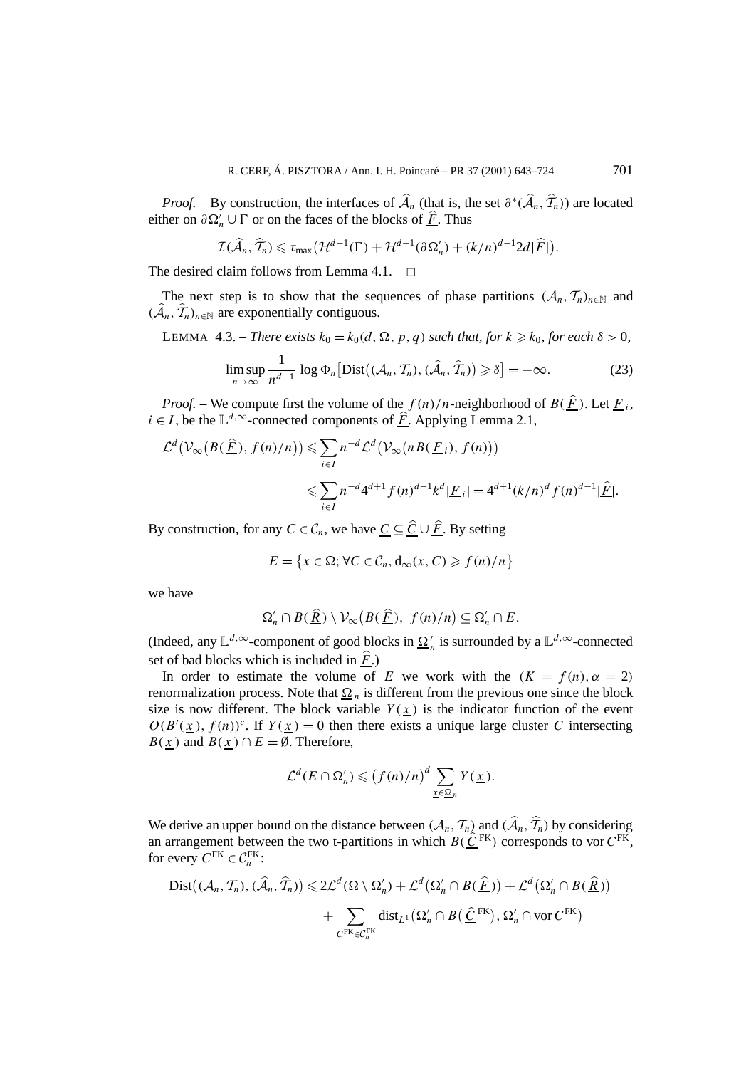*Proof.* – By construction, the interfaces of $\widehat{\mathcal{A}}_n$ (that is, the set $\partial^*(\widehat{\mathcal{A}}_n, \widehat{\mathcal{T}}_n)$) are located either on $\partial\Omega_n' \cup \Gamma$ or on the faces of the blocks of $\underline{\widehat{F}}$. Thus

$$\mathcal{I}(\widehat{\mathcal{A}}_n, \widehat{\mathcal{T}}_n) \leqslant \tau_{\max}\big(\mathcal{H}^{d-1}(\Gamma) + \mathcal{H}^{d-1}(\partial\Omega_n') + (k/n)^{d-1} 2d|\underline{\widehat{F}}|\big).$$

The desired claim follows from Lemma 4.1. $\square$

The next step is to show that the sequences of phase partitions $(\mathcal{A}_n, \mathcal{T}_n)_{n\in\mathbb{N}}$ and $(\widehat{\mathcal{A}}_n, \widehat{\mathcal{T}}_n)_{n\in\mathbb{N}}$ are exponentially contiguous.

LEMMA 4.3. – *There exists $k_0 = k_0(d, \Omega, p, q)$ such that, for $k \geqslant k_0$, for each $\delta > 0$,*

$$\limsup_{n\to\infty} \frac{1}{n^{d-1}} \log \Phi_n\big[\mathrm{Dist}\big((\mathcal{A}_n, \mathcal{T}_n), (\widehat{\mathcal{A}}_n, \widehat{\mathcal{T}}_n)\big) \geqslant \delta\big] = -\infty. \tag{23}$$

*Proof.* – We compute first the volume of the $f(n)/n$-neighborhood of $B(\underline{\widehat{F}})$. Let $\underline{F}_i$, $i \in I$, be the $\mathbb{L}^{d,\infty}$-connected components of $\underline{\widehat{F}}$. Applying Lemma 2.1,

$$\begin{aligned}
\mathcal{L}^d\big(\mathcal{V}_\infty\big(B(\underline{\widehat{F}}), f(n)/n\big)\big) &\leqslant \sum_{i\in I} n^{-d}\mathcal{L}^d\big(\mathcal{V}_\infty\big(nB(\underline{F}_i), f(n)\big)\big) \\
&\leqslant \sum_{i\in I} n^{-d} 4^{d+1} f(n)^{d-1} k^d |\underline{F}_i| = 4^{d+1}(k/n)^d f(n)^{d-1}|\underline{\widehat{F}}|.
\end{aligned}$$

By construction, for any $C \in \mathcal{C}_n$, we have $\underline{C} \subseteq \underline{\widehat{C}} \cup \underline{\widehat{F}}$. By setting

$$E = \big\{x \in \Omega;\ \forall C \in \mathcal{C}_n, \mathrm{d}_\infty(x, C) \geqslant f(n)/n\big\}$$

we have

$$\Omega_n' \cap B(\underline{\widehat{R}}) \setminus \mathcal{V}_\infty\big(B(\underline{\widehat{F}}),\ f(n)/n\big) \subseteq \Omega_n' \cap E.$$

(Indeed, any $\mathbb{L}^{d,\infty}$-component of good blocks in $\underline{\Omega}_n'$ is surrounded by a $\mathbb{L}^{d,\infty}$-connected set of bad blocks which is included in $\underline{\widehat{F}}$.)

In order to estimate the volume of $E$ we work with the $(K = f(n), \alpha = 2)$ renormalization process. Note that $\underline{\Omega}_n$ is different from the previous one since the block size is now different. The block variable $Y(\underline{x})$ is the indicator function of the event $O(B'(\underline{x}), f(n))^c$. If $Y(\underline{x}) = 0$ then there exists a unique large cluster $C$ intersecting $B(\underline{x})$ and $B(\underline{x}) \cap E = \emptyset$. Therefore,

$$\mathcal{L}^d(E \cap \Omega_n') \leqslant \big(f(n)/n\big)^d \sum_{\underline{x}\in\underline{\Omega}_n} Y(\underline{x}).$$

We derive an upper bound on the distance between $(\mathcal{A}_n, \mathcal{T}_n)$ and $(\widehat{\mathcal{A}}_n, \widehat{\mathcal{T}}_n)$ by considering an arrangement between the two t-partitions in which $B(\underline{\widehat{C}}^{\mathrm{FK}})$ corresponds to $\mathrm{vor}\, C^{\mathrm{FK}}$, for every $C^{\mathrm{FK}} \in \mathcal{C}_n^{\mathrm{FK}}$:

$$\begin{aligned}
\mathrm{Dist}\big((\mathcal{A}_n, \mathcal{T}_n), (\widehat{\mathcal{A}}_n, \widehat{\mathcal{T}}_n)\big) &\leqslant 2\mathcal{L}^d(\Omega \setminus \Omega_n') + \mathcal{L}^d\big(\Omega_n' \cap B(\underline{\widehat{F}})\big) + \mathcal{L}^d\big(\Omega_n' \cap B(\underline{\widehat{R}})\big) \\
&\quad + \sum_{C^{\mathrm{FK}}\in\mathcal{C}_n^{\mathrm{FK}}} \mathrm{dist}_{L^1}\big(\Omega_n' \cap B\big(\underline{\widehat{C}}^{\mathrm{FK}}\big), \Omega_n' \cap \mathrm{vor}\, C^{\mathrm{FK}}\big)
\end{aligned}$$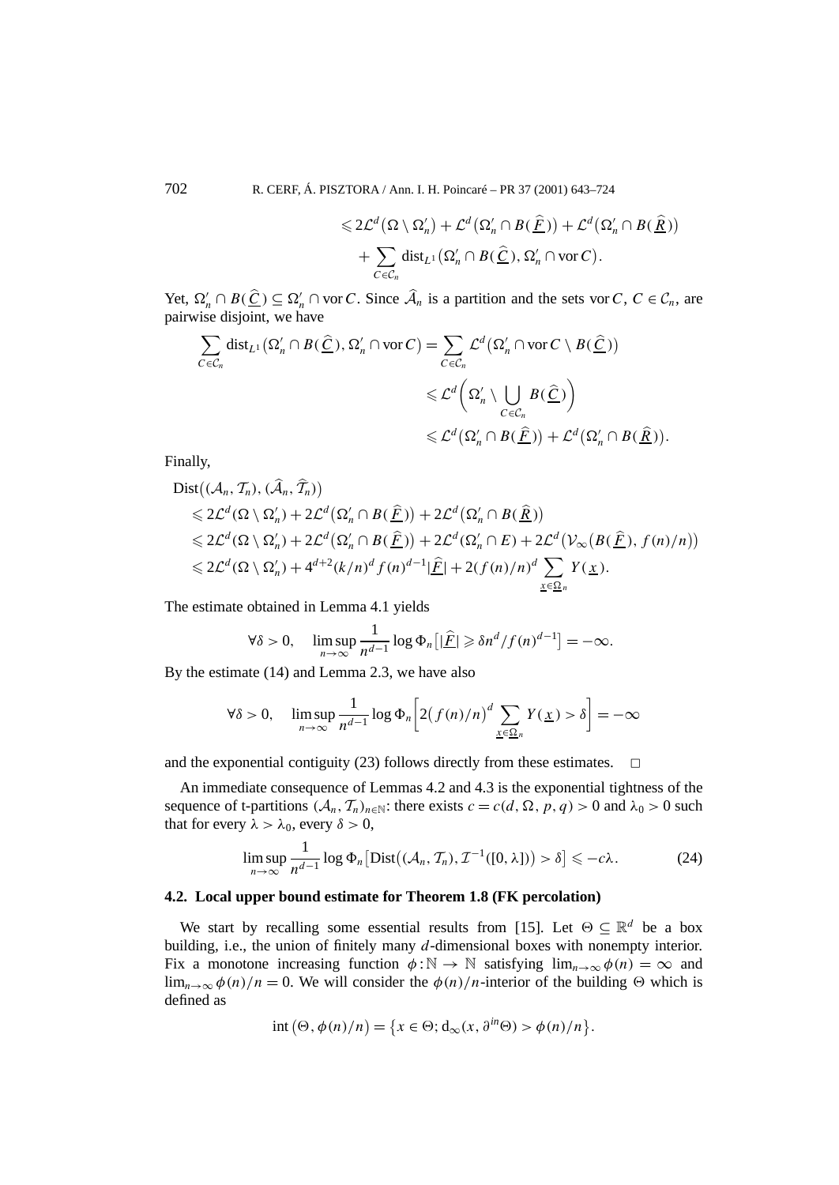$$
\begin{aligned}
&\leqslant 2\mathcal{L}^d\big(\Omega\setminus\Omega_n'\big)+\mathcal{L}^d\big(\Omega_n'\cap B(\underline{\widehat{F}})\big)+\mathcal{L}^d\big(\Omega_n'\cap B(\underline{\widehat{R}})\big)\\
&\quad+\sum_{C\in\mathcal{C}_n}\mathrm{dist}_{L^1}\big(\Omega_n'\cap B(\underline{\widehat{C}}),\Omega_n'\cap \mathrm{vor}\, C\big).
\end{aligned}
$$

Yet, $\Omega_n'\cap B(\underline{\widehat{C}})\subseteq\Omega_n'\cap\mathrm{vor}\,C$. Since $\widehat{\mathcal{A}}_n$ is a partition and the sets $\mathrm{vor}\,C$, $C\in\mathcal{C}_n$, are pairwise disjoint, we have

$$
\begin{aligned}
\sum_{C\in\mathcal{C}_n}\mathrm{dist}_{L^1}\big(\Omega_n'\cap B(\underline{\widehat{C}}),\Omega_n'\cap\mathrm{vor}\,C\big)&=\sum_{C\in\mathcal{C}_n}\mathcal{L}^d\big(\Omega_n'\cap\mathrm{vor}\,C\setminus B(\underline{\widehat{C}})\big)\\
&\leqslant\mathcal{L}^d\bigg(\Omega_n'\setminus\bigcup_{C\in\mathcal{C}_n}B(\underline{\widehat{C}})\bigg)\\
&\leqslant\mathcal{L}^d\big(\Omega_n'\cap B(\underline{\widehat{F}})\big)+\mathcal{L}^d\big(\Omega_n'\cap B(\underline{\widehat{R}})\big).
\end{aligned}
$$

Finally,

$$
\begin{aligned}
&\mathrm{Dist}\big((\mathcal{A}_n,\mathcal{T}_n),(\widehat{\mathcal{A}}_n,\widehat{\mathcal{T}}_n)\big)\\
&\leqslant 2\mathcal{L}^d(\Omega\setminus\Omega_n')+2\mathcal{L}^d\big(\Omega_n'\cap B(\underline{\widehat{F}})\big)+2\mathcal{L}^d\big(\Omega_n'\cap B(\underline{\widehat{R}})\big)\\
&\leqslant 2\mathcal{L}^d(\Omega\setminus\Omega_n')+2\mathcal{L}^d\big(\Omega_n'\cap B(\underline{\widehat{F}})\big)+2\mathcal{L}^d(\Omega_n'\cap E)+2\mathcal{L}^d\big(\mathcal{V}_\infty\big(B(\underline{\widehat{F}}),f(n)/n\big)\big)\\
&\leqslant 2\mathcal{L}^d(\Omega\setminus\Omega_n')+4^{d+2}(k/n)^d f(n)^{d-1}|\underline{\widehat{F}}|+2(f(n)/n)^d\sum_{\underline{x}\in\underline{\Omega}_n}Y(\underline{x}).
\end{aligned}
$$

The estimate obtained in Lemma 4.1 yields

$$
\forall\delta>0,\quad\limsup_{n\to\infty}\frac{1}{n^{d-1}}\log\Phi_n\big[|\underline{\widehat{F}}|\geqslant\delta n^d/f(n)^{d-1}\big]=-\infty.
$$

By the estimate (14) and Lemma 2.3, we have also

$$
\forall\delta>0,\quad\limsup_{n\to\infty}\frac{1}{n^{d-1}}\log\Phi_n\bigg[2\big(f(n)/n\big)^d\sum_{\underline{x}\in\underline{\Omega}_n}Y(\underline{x})>\delta\bigg]=-\infty
$$

and the exponential contiguity (23) follows directly from these estimates. $\square$

An immediate consequence of Lemmas 4.2 and 4.3 is the exponential tightness of the sequence of t-partitions $(\mathcal{A}_n,\mathcal{T}_n)_{n\in\mathbb{N}}$: there exists $c=c(d,\Omega,p,q)>0$ and $\lambda_0>0$ such that for every $\lambda>\lambda_0$, every $\delta>0$,

$$
\limsup_{n\to\infty}\frac{1}{n^{d-1}}\log\Phi_n\big[\mathrm{Dist}\big((\mathcal{A}_n,\mathcal{T}_n),\mathcal{I}^{-1}([0,\lambda])\big)>\delta\big]\leqslant -c\lambda. \tag{24}
$$

### 4.2. Local upper bound estimate for Theorem 1.8 (FK percolation)

We start by recalling some essential results from [15]. Let $\Theta\subseteq\mathbb{R}^d$ be a box building, i.e., the union of finitely many $d$-dimensional boxes with nonempty interior. Fix a monotone increasing function $\phi:\mathbb{N}\to\mathbb{N}$ satisfying $\lim_{n\to\infty}\phi(n)=\infty$ and $\lim_{n\to\infty}\phi(n)/n=0$. We will consider the $\phi(n)/n$-interior of the building $\Theta$ which is defined as

$$
\mathrm{int}\big(\Theta,\phi(n)/n\big)=\big\{x\in\Theta;\ \mathrm{d}_\infty(x,\partial^{in}\Theta)>\phi(n)/n\big\}.
$$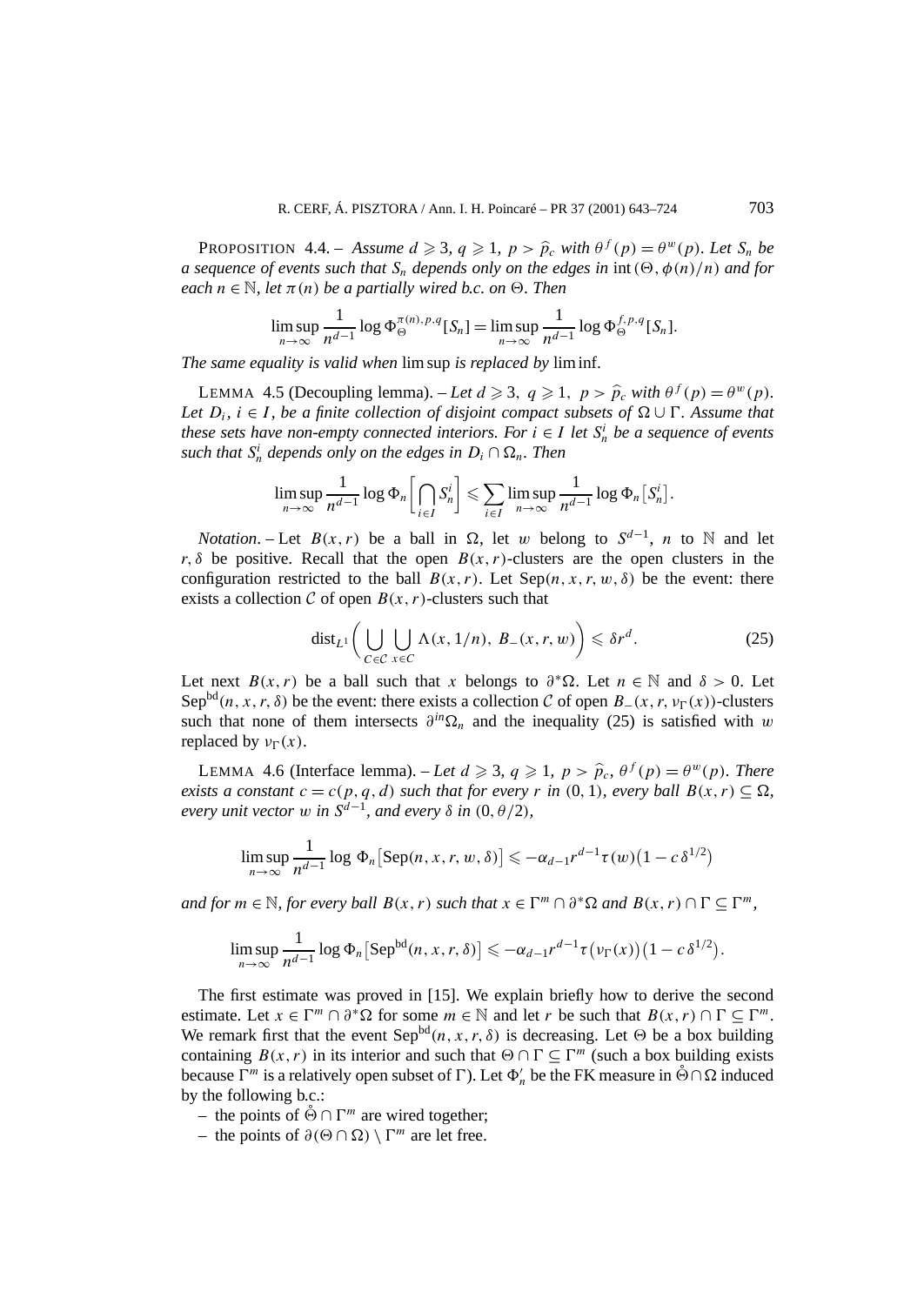PROPOSITION 4.4. – *Assume $d \geqslant 3$, $q \geqslant 1$, $p > \widehat{p}_c$ with $\theta^f(p) = \theta^w(p)$. Let $S_n$ be a sequence of events such that $S_n$ depends only on the edges in* $\operatorname{int}(\Theta, \phi(n)/n)$ *and for each $n \in \mathbb{N}$, let $\pi(n)$ be a partially wired b.c. on $\Theta$. Then*

$$\limsup_{n\to\infty} \frac{1}{n^{d-1}} \log \Phi_{\Theta}^{\pi(n),p,q}[S_n] = \limsup_{n\to\infty} \frac{1}{n^{d-1}} \log \Phi_{\Theta}^{f,p,q}[S_n].$$

*The same equality is valid when* lim sup *is replaced by* lim inf.

LEMMA 4.5 (Decoupling lemma). – *Let $d \geqslant 3$, $q \geqslant 1$, $p > \widehat{p}_c$ with $\theta^f(p) = \theta^w(p)$. Let $D_i$, $i \in I$, be a finite collection of disjoint compact subsets of $\Omega \cup \Gamma$. Assume that these sets have non-empty connected interiors. For $i \in I$ let $S_n^i$ be a sequence of events such that $S_n^i$ depends only on the edges in $D_i \cap \Omega_n$. Then*

$$\limsup_{n\to\infty} \frac{1}{n^{d-1}} \log \Phi_n\left[\bigcap_{i\in I} S_n^i\right] \leqslant \sum_{i\in I} \limsup_{n\to\infty} \frac{1}{n^{d-1}} \log \Phi_n\left[S_n^i\right].$$

*Notation*. – Let $B(x,r)$ be a ball in $\Omega$, let $w$ belong to $S^{d-1}$, $n$ to $\mathbb{N}$ and let $r, \delta$ be positive. Recall that the open $B(x,r)$-clusters are the open clusters in the configuration restricted to the ball $B(x,r)$. Let $\operatorname{Sep}(n,x,r,w,\delta)$ be the event: there exists a collection $\mathcal{C}$ of open $B(x,r)$-clusters such that

$$\operatorname{dist}_{L^1}\left(\bigcup_{C\in\mathcal{C}} \bigcup_{x\in C} \Lambda(x,1/n),\ B_-(x,r,w)\right) \leqslant \delta r^d. \tag{25}$$

Let next $B(x,r)$ be a ball such that $x$ belongs to $\partial^*\Omega$. Let $n \in \mathbb{N}$ and $\delta > 0$. Let $\operatorname{Sep}^{\mathrm{bd}}(n,x,r,\delta)$ be the event: there exists a collection $\mathcal{C}$ of open $B_-(x,r,\nu_\Gamma(x))$-clusters such that none of them intersects $\partial^{in}\Omega_n$ and the inequality (25) is satisfied with $w$ replaced by $\nu_\Gamma(x)$.

LEMMA 4.6 (Interface lemma). – *Let $d \geqslant 3$, $q \geqslant 1$, $p > \widehat{p}_c$, $\theta^f(p) = \theta^w(p)$. There exists a constant $c = c(p,q,d)$ such that for every $r$ in $(0,1)$, every ball $B(x,r) \subseteq \Omega$, every unit vector $w$ in $S^{d-1}$, and every $\delta$ in $(0, \theta/2)$,*

$$\limsup_{n\to\infty} \frac{1}{n^{d-1}} \log \Phi_n\left[\operatorname{Sep}(n,x,r,w,\delta)\right] \leqslant -\alpha_{d-1} r^{d-1} \tau(w)\left(1 - c\,\delta^{1/2}\right)$$

*and for $m \in \mathbb{N}$, for every ball $B(x,r)$ such that $x \in \Gamma^m \cap \partial^*\Omega$ and $B(x,r) \cap \Gamma \subseteq \Gamma^m$,*

$$\limsup_{n\to\infty} \frac{1}{n^{d-1}} \log \Phi_n\left[\operatorname{Sep}^{\mathrm{bd}}(n,x,r,\delta)\right] \leqslant -\alpha_{d-1} r^{d-1} \tau\left(\nu_\Gamma(x)\right)\left(1 - c\,\delta^{1/2}\right).$$

The first estimate was proved in [15]. We explain briefly how to derive the second estimate. Let $x \in \Gamma^m \cap \partial^*\Omega$ for some $m \in \mathbb{N}$ and let $r$ be such that $B(x,r) \cap \Gamma \subseteq \Gamma^m$. We remark first that the event $\operatorname{Sep}^{\mathrm{bd}}(n,x,r,\delta)$ is decreasing. Let $\Theta$ be a box building containing $B(x,r)$ in its interior and such that $\Theta \cap \Gamma \subseteq \Gamma^m$ (such a box building exists because $\Gamma^m$ is a relatively open subset of $\Gamma$). Let $\Phi_n'$ be the FK measure in $\mathring{\Theta} \cap \Omega$ induced by the following b.c.:

- the points of $\mathring{\Theta} \cap \Gamma^m$ are wired together;
- the points of $\partial(\Theta \cap \Omega) \setminus \Gamma^m$ are let free.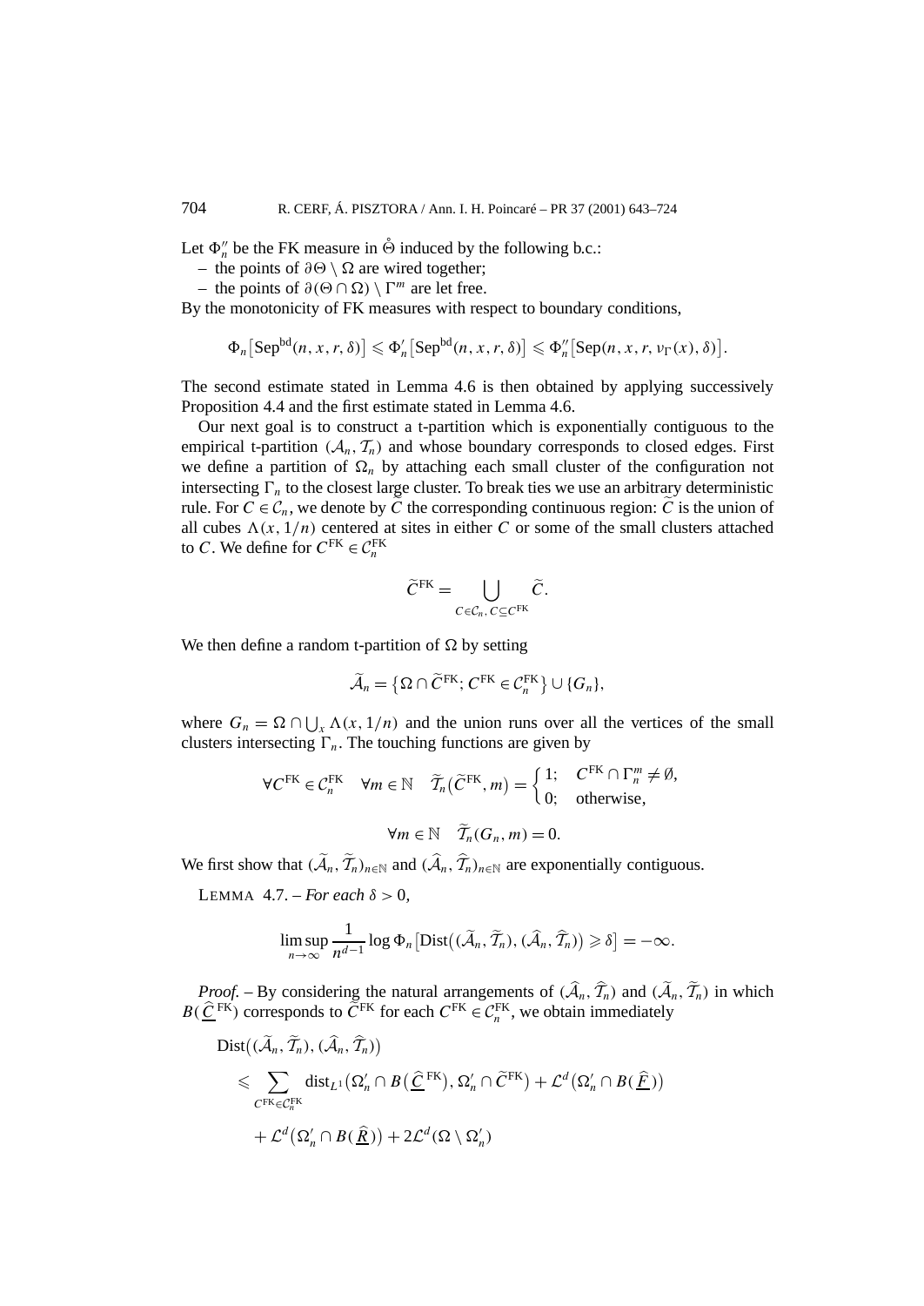Let $\Phi_n''$ be the FK measure in $\mathring{\Theta}$ induced by the following b.c.:

– the points of $\partial\Theta \setminus \Omega$ are wired together;

– the points of $\partial(\Theta \cap \Omega) \setminus \Gamma^m$ are let free.

By the monotonicity of FK measures with respect to boundary conditions,

$$\Phi_n\big[\mathrm{Sep}^{\mathrm{bd}}(n,x,r,\delta)\big] \leqslant \Phi_n'\big[\mathrm{Sep}^{\mathrm{bd}}(n,x,r,\delta)\big] \leqslant \Phi_n''\big[\mathrm{Sep}(n,x,r,\nu_\Gamma(x),\delta)\big].$$

The second estimate stated in Lemma 4.6 is then obtained by applying successively Proposition 4.4 and the first estimate stated in Lemma 4.6.

Our next goal is to construct a t-partition which is exponentially contiguous to the empirical t-partition $(\mathcal{A}_n, \mathcal{T}_n)$ and whose boundary corresponds to closed edges. First we define a partition of $\Omega_n$ by attaching each small cluster of the configuration not intersecting $\Gamma_n$ to the closest large cluster. To break ties we use an arbitrary deterministic rule. For $C \in \mathcal{C}_n$, we denote by $\widetilde{C}$ the corresponding continuous region: $\widetilde{C}$ is the union of all cubes $\Lambda(x, 1/n)$ centered at sites in either $C$ or some of the small clusters attached to $C$. We define for $C^{\mathrm{FK}} \in \mathcal{C}_n^{\mathrm{FK}}$

$$\widetilde{C}^{\mathrm{FK}} = \bigcup_{C \in \mathcal{C}_n,\, C \subseteq C^{\mathrm{FK}}} \widetilde{C}.$$

We then define a random t-partition of $\Omega$ by setting

$$\widetilde{\mathcal{A}}_n = \big\{\Omega \cap \widetilde{C}^{\mathrm{FK}};\, C^{\mathrm{FK}} \in \mathcal{C}_n^{\mathrm{FK}}\big\} \cup \{G_n\},$$

where $G_n = \Omega \cap \bigcup_x \Lambda(x, 1/n)$ and the union runs over all the vertices of the small clusters intersecting $\Gamma_n$. The touching functions are given by

$$\forall C^{\mathrm{FK}} \in \mathcal{C}_n^{\mathrm{FK}} \quad \forall m \in \mathbb{N} \quad \widetilde{\mathcal{T}}_n\big(\widetilde{C}^{\mathrm{FK}}, m\big) = \begin{cases} 1; & C^{\mathrm{FK}} \cap \Gamma_n^m \neq \emptyset, \\ 0; & \text{otherwise}, \end{cases}$$

$$\forall m \in \mathbb{N} \quad \widetilde{\mathcal{T}}_n(G_n, m) = 0.$$

We first show that $(\widetilde{\mathcal{A}}_n, \widetilde{\mathcal{T}}_n)_{n \in \mathbb{N}}$ and $(\widehat{\mathcal{A}}_n, \widehat{\mathcal{T}}_n)_{n \in \mathbb{N}}$ are exponentially contiguous.

LEMMA 4.7. – *For each* $\delta > 0$,

$$\limsup_{n \to \infty} \frac{1}{n^{d-1}} \log \Phi_n\big[\mathrm{Dist}\big((\widetilde{\mathcal{A}}_n, \widetilde{\mathcal{T}}_n), (\widehat{\mathcal{A}}_n, \widehat{\mathcal{T}}_n)\big) \geqslant \delta\big] = -\infty.$$

*Proof.* – By considering the natural arrangements of $(\widehat{\mathcal{A}}_n, \widehat{\mathcal{T}}_n)$ and $(\widetilde{\mathcal{A}}_n, \widetilde{\mathcal{T}}_n)$ in which $B(\underline{\widehat{C}}^{\mathrm{FK}})$ corresponds to $\widetilde{C}^{\mathrm{FK}}$ for each $C^{\mathrm{FK}} \in \mathcal{C}_n^{\mathrm{FK}}$, we obtain immediately

$$\begin{aligned}
&\mathrm{Dist}\big((\widetilde{\mathcal{A}}_n, \widetilde{\mathcal{T}}_n), (\widehat{\mathcal{A}}_n, \widehat{\mathcal{T}}_n)\big) \\
&\quad\leqslant \sum_{C^{\mathrm{FK}} \in \mathcal{C}_n^{\mathrm{FK}}} \mathrm{dist}_{L^1}\big(\Omega_n' \cap B\big(\underline{\widehat{C}}^{\mathrm{FK}}\big), \Omega_n' \cap \widetilde{C}^{\mathrm{FK}}\big) + \mathcal{L}^d\big(\Omega_n' \cap B(\underline{\widehat{F}})\big) \\
&\qquad + \mathcal{L}^d\big(\Omega_n' \cap B(\underline{\widehat{R}})\big) + 2\mathcal{L}^d(\Omega \setminus \Omega_n')
\end{aligned}$$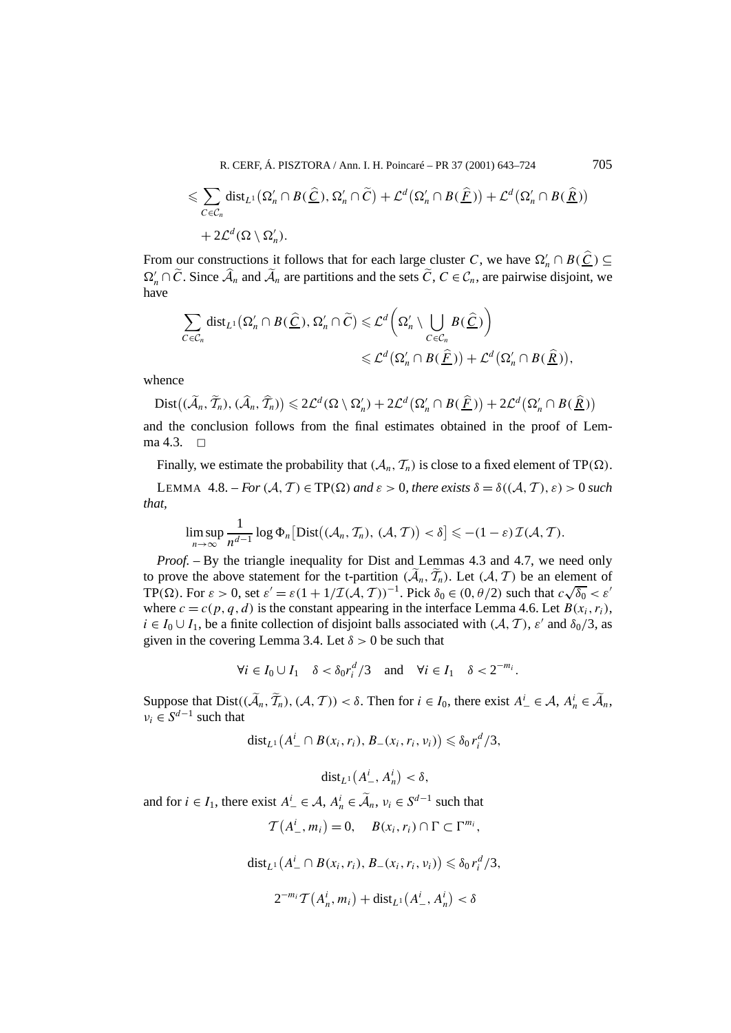$$\leqslant \sum_{C\in\mathcal{C}_n} \mathrm{dist}_{L^1}\big(\Omega'_n \cap B(\widehat{\underline{C}}), \Omega'_n \cap \widetilde{C}\big) + \mathcal{L}^d\big(\Omega'_n \cap B(\widehat{\underline{F}})\big) + \mathcal{L}^d\big(\Omega'_n \cap B(\widehat{\underline{R}})\big)$$

$$+ 2\mathcal{L}^d(\Omega \setminus \Omega'_n).$$

From our constructions it follows that for each large cluster $C$, we have $\Omega'_n \cap B(\widehat{\underline{C}}) \subseteq \Omega'_n \cap \widetilde{C}$. Since $\widehat{\mathcal{A}}_n$ and $\widetilde{\mathcal{A}}_n$ are partitions and the sets $\widetilde{C}$, $C \in \mathcal{C}_n$, are pairwise disjoint, we have

$$\sum_{C\in\mathcal{C}_n} \mathrm{dist}_{L^1}\big(\Omega'_n \cap B(\widehat{\underline{C}}), \Omega'_n \cap \widetilde{C}\big) \leqslant \mathcal{L}^d\bigg(\Omega'_n \setminus \bigcup_{C\in\mathcal{C}_n} B(\widehat{\underline{C}})\bigg)$$

$$\leqslant \mathcal{L}^d\big(\Omega'_n \cap B(\widehat{\underline{F}})\big) + \mathcal{L}^d\big(\Omega'_n \cap B(\widehat{\underline{R}})\big),$$

whence

$$\mathrm{Dist}\big((\widetilde{\mathcal{A}}_n, \widetilde{\mathcal{T}}_n), (\widehat{\mathcal{A}}_n, \widehat{\mathcal{T}}_n)\big) \leqslant 2\mathcal{L}^d(\Omega \setminus \Omega'_n) + 2\mathcal{L}^d\big(\Omega'_n \cap B(\widehat{\underline{F}})\big) + 2\mathcal{L}^d\big(\Omega'_n \cap B(\widehat{\underline{R}})\big)$$

and the conclusion follows from the final estimates obtained in the proof of Lemma 4.3. □

Finally, we estimate the probability that $(\mathcal{A}_n, \mathcal{T}_n)$ is close to a fixed element of $\mathrm{TP}(\Omega)$.

LEMMA 4.8. – *For $(\mathcal{A}, \mathcal{T}) \in \mathrm{TP}(\Omega)$ and $\varepsilon > 0$, there exists $\delta = \delta((\mathcal{A}, \mathcal{T}), \varepsilon) > 0$ such that,*

$$\limsup_{n\to\infty} \frac{1}{n^{d-1}} \log \Phi_n\big[\mathrm{Dist}\big((\mathcal{A}_n, \mathcal{T}_n),\ (\mathcal{A}, \mathcal{T})\big) < \delta\big] \leqslant -(1-\varepsilon)\,\mathcal{I}(\mathcal{A}, \mathcal{T}).$$

*Proof.* – By the triangle inequality for Dist and Lemmas 4.3 and 4.7, we need only to prove the above statement for the t-partition $(\widetilde{\mathcal{A}}_n, \widetilde{\mathcal{T}}_n)$. Let $(\mathcal{A}, \mathcal{T})$ be an element of $\mathrm{TP}(\Omega)$. For $\varepsilon > 0$, set $\varepsilon' = \varepsilon(1 + 1/\mathcal{I}(\mathcal{A}, \mathcal{T}))^{-1}$. Pick $\delta_0 \in (0, \theta/2)$ such that $c\sqrt{\delta_0} < \varepsilon'$ where $c = c(p, q, d)$ is the constant appearing in the interface Lemma 4.6. Let $B(x_i, r_i)$, $i \in I_0 \cup I_1$, be a finite collection of disjoint balls associated with $(\mathcal{A}, \mathcal{T})$, $\varepsilon'$ and $\delta_0/3$, as given in the covering Lemma 3.4. Let $\delta > 0$ be such that

$$\forall i \in I_0 \cup I_1 \quad \delta < \delta_0 r_i^d/3 \quad \text{and} \quad \forall i \in I_1 \quad \delta < 2^{-m_i}.$$

Suppose that $\mathrm{Dist}((\widetilde{\mathcal{A}}_n, \widetilde{\mathcal{T}}_n), (\mathcal{A}, \mathcal{T})) < \delta$. Then for $i \in I_0$, there exist $A^i_- \in \mathcal{A}$, $A^i_n \in \widetilde{\mathcal{A}}_n$, $\nu_i \in S^{d-1}$ such that

$$\mathrm{dist}_{L^1}\big(A^i_- \cap B(x_i, r_i), B_-(x_i, r_i, \nu_i)\big) \leqslant \delta_0 r_i^d/3,$$

$$\mathrm{dist}_{L^1}\big(A^i_-, A^i_n\big) < \delta,$$

and for $i \in I_1$, there exist $A^i_- \in \mathcal{A}$, $A^i_n \in \widetilde{\mathcal{A}}_n$, $\nu_i \in S^{d-1}$ such that

$$\mathcal{T}\big(A^i_-, m_i\big) = 0, \quad B(x_i, r_i) \cap \Gamma \subset \Gamma^{m_i},$$

$$\mathrm{dist}_{L^1}\big(A^i_- \cap B(x_i, r_i), B_-(x_i, r_i, \nu_i)\big) \leqslant \delta_0 r_i^d/3,$$

$$2^{-m_i}\mathcal{T}\big(A^i_n, m_i\big) + \mathrm{dist}_{L^1}\big(A^i_-, A^i_n\big) < \delta$$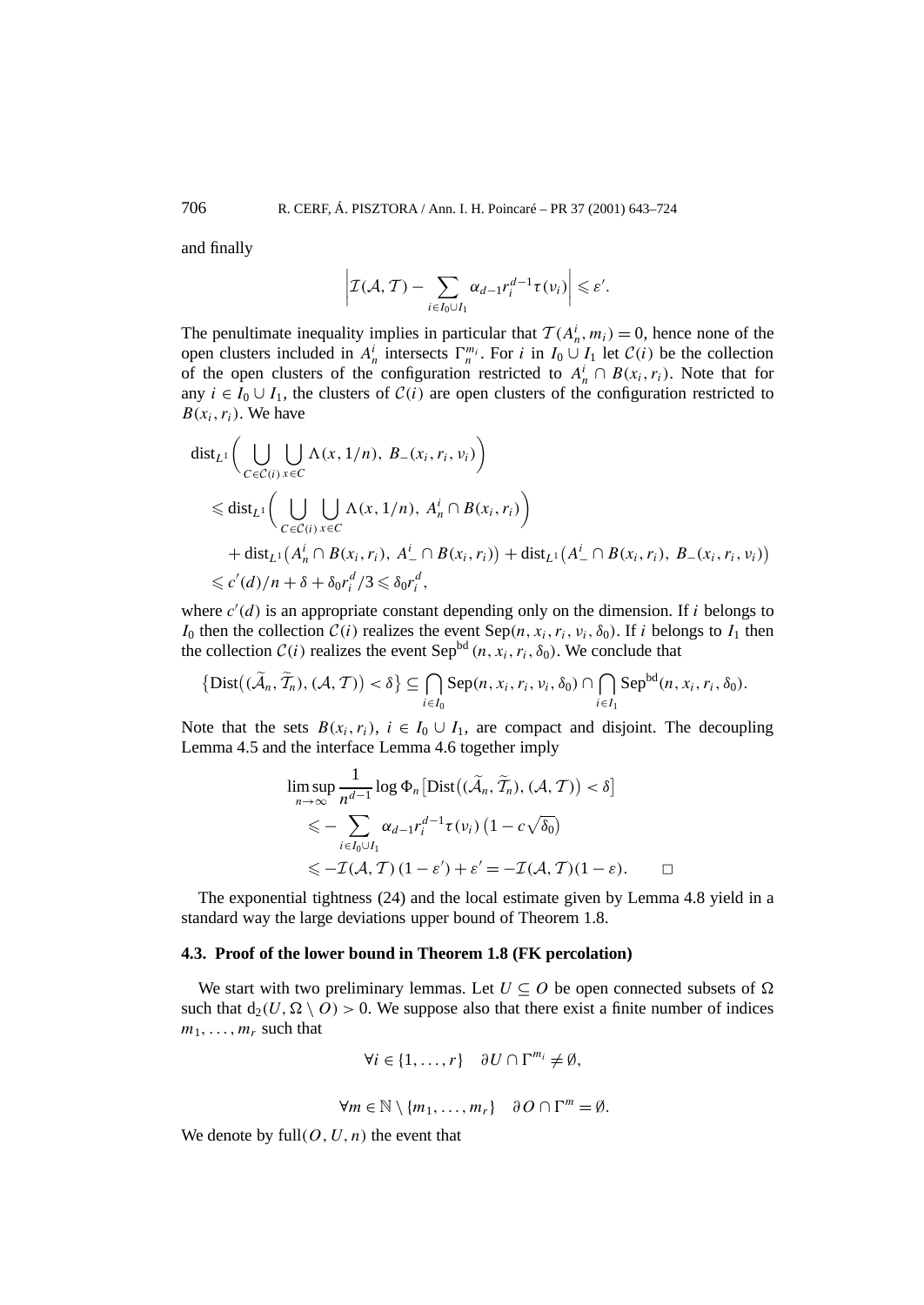and finally

$$\left| \mathcal{I}(\mathcal{A}, \mathcal{T}) - \sum_{i \in I_0 \cup I_1} \alpha_{d-1} r_i^{d-1} \tau(\nu_i) \right| \leqslant \varepsilon'.$$

The penultimate inequality implies in particular that $\mathcal{T}(A_n^i, m_i) = 0$, hence none of the open clusters included in $A_n^i$ intersects $\Gamma_n^{m_i}$. For $i$ in $I_0 \cup I_1$ let $\mathcal{C}(i)$ be the collection of the open clusters of the configuration restricted to $A_n^i \cap B(x_i, r_i)$. Note that for any $i \in I_0 \cup I_1$, the clusters of $\mathcal{C}(i)$ are open clusters of the configuration restricted to $B(x_i, r_i)$. We have

$$\begin{aligned}
&\mathrm{dist}_{L^1}\bigg( \bigcup_{C \in \mathcal{C}(i)} \bigcup_{x \in C} \Lambda(x, 1/n),\ B_-(x_i, r_i, \nu_i) \bigg) \\
&\quad \leqslant \mathrm{dist}_{L^1}\bigg( \bigcup_{C \in \mathcal{C}(i)} \bigcup_{x \in C} \Lambda(x, 1/n),\ A_n^i \cap B(x_i, r_i) \bigg) \\
&\qquad + \mathrm{dist}_{L^1}\big(A_n^i \cap B(x_i, r_i),\ A_-^i \cap B(x_i, r_i)\big) + \mathrm{dist}_{L^1}\big(A_-^i \cap B(x_i, r_i),\ B_-(x_i, r_i, \nu_i)\big) \\
&\quad \leqslant c'(d)/n + \delta + \delta_0 r_i^d/3 \leqslant \delta_0 r_i^d,
\end{aligned}$$

where $c'(d)$ is an appropriate constant depending only on the dimension. If $i$ belongs to $I_0$ then the collection $\mathcal{C}(i)$ realizes the event $\mathrm{Sep}(n, x_i, r_i, \nu_i, \delta_0)$. If $i$ belongs to $I_1$ then the collection $\mathcal{C}(i)$ realizes the event $\mathrm{Sep}^{\mathrm{bd}}(n, x_i, r_i, \delta_0)$. We conclude that

$$\big\{ \mathrm{Dist}\big((\widetilde{\mathcal{A}}_n, \widetilde{\mathcal{T}}_n), (\mathcal{A}, \mathcal{T})\big) < \delta \big\} \subseteq \bigcap_{i \in I_0} \mathrm{Sep}(n, x_i, r_i, \nu_i, \delta_0) \cap \bigcap_{i \in I_1} \mathrm{Sep}^{\mathrm{bd}}(n, x_i, r_i, \delta_0).$$

Note that the sets $B(x_i, r_i)$, $i \in I_0 \cup I_1$, are compact and disjoint. The decoupling Lemma 4.5 and the interface Lemma 4.6 together imply

$$\begin{aligned}
&\limsup_{n \to \infty} \frac{1}{n^{d-1}} \log \Phi_n\big[ \mathrm{Dist}\big((\widetilde{\mathcal{A}}_n, \widetilde{\mathcal{T}}_n), (\mathcal{A}, \mathcal{T})\big) < \delta \big] \\
&\quad \leqslant - \sum_{i \in I_0 \cup I_1} \alpha_{d-1} r_i^{d-1} \tau(\nu_i) \big(1 - c\sqrt{\delta_0}\big) \\
&\quad \leqslant -\mathcal{I}(\mathcal{A}, \mathcal{T})\,(1 - \varepsilon') + \varepsilon' = -\mathcal{I}(\mathcal{A}, \mathcal{T})(1 - \varepsilon). \qquad \square
\end{aligned}$$

The exponential tightness (24) and the local estimate given by Lemma 4.8 yield in a standard way the large deviations upper bound of Theorem 1.8.

### 4.3. Proof of the lower bound in Theorem 1.8 (FK percolation)

We start with two preliminary lemmas. Let $U \subseteq O$ be open connected subsets of $\Omega$ such that $\mathrm{d}_2(U, \Omega \setminus O) > 0$. We suppose also that there exist a finite number of indices $m_1, \dots, m_r$ such that

$$\forall i \in \{1, \dots, r\} \quad \partial U \cap \Gamma^{m_i} \neq \emptyset,$$

$$\forall m \in \mathbb{N} \setminus \{m_1, \dots, m_r\} \quad \partial O \cap \Gamma^m = \emptyset.$$

We denote by $\mathrm{full}(O, U, n)$ the event that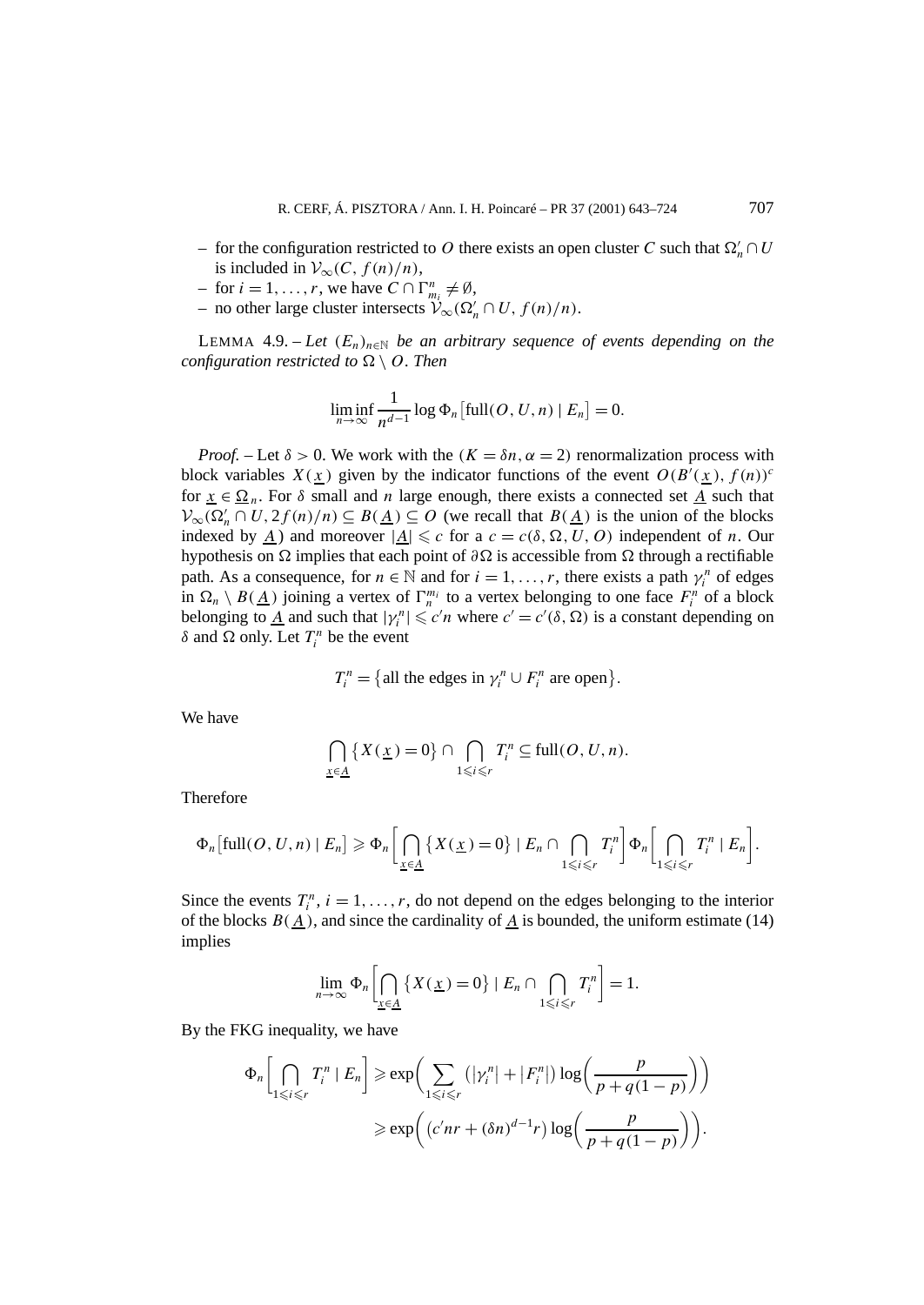– for the configuration restricted to $O$ there exists an open cluster $C$ such that $\Omega'_n \cap U$ is included in $\mathcal{V}_\infty(C, f(n)/n)$,
– for $i = 1, \dots, r$, we have $C \cap \Gamma^n_{m_i} \neq \emptyset$,
– no other large cluster intersects $\mathcal{V}_\infty(\Omega'_n \cap U, f(n)/n)$.

LEMMA 4.9. – *Let $(E_n)_{n\in\mathbb{N}}$ be an arbitrary sequence of events depending on the configuration restricted to $\Omega \setminus O$. Then*

$$\liminf_{n\to\infty} \frac{1}{n^{d-1}} \log \Phi_n\big[\text{full}(O, U, n) \mid E_n\big] = 0.$$

*Proof.* – Let $\delta > 0$. We work with the $(K = \delta n, \alpha = 2)$ renormalization process with block variables $X(\underline{x})$ given by the indicator functions of the event $O(B'(\underline{x}), f(n))^c$ for $\underline{x} \in \underline{\Omega}_n$. For $\delta$ small and $n$ large enough, there exists a connected set $\underline{A}$ such that $\mathcal{V}_\infty(\Omega'_n \cap U, 2f(n)/n) \subseteq B(\underline{A}) \subseteq O$ (we recall that $B(\underline{A})$ is the union of the blocks indexed by $\underline{A}$) and moreover $|\underline{A}| \leqslant c$ for a $c = c(\delta, \Omega, U, O)$ independent of $n$. Our hypothesis on $\Omega$ implies that each point of $\partial\Omega$ is accessible from $\Omega$ through a rectifiable path. As a consequence, for $n \in \mathbb{N}$ and for $i = 1, \dots, r$, there exists a path $\gamma_i^n$ of edges in $\Omega_n \setminus B(\underline{A})$ joining a vertex of $\Gamma_n^{m_i}$ to a vertex belonging to one face $F_i^n$ of a block belonging to $\underline{A}$ and such that $|\gamma_i^n| \leqslant c'n$ where $c' = c'(\delta, \Omega)$ is a constant depending on $\delta$ and $\Omega$ only. Let $T_i^n$ be the event

$$T_i^n = \big\{\text{all the edges in } \gamma_i^n \cup F_i^n \text{ are open}\big\}.$$

We have

$$\bigcap_{\underline{x}\in\underline{A}} \big\{X(\underline{x}) = 0\big\} \cap \bigcap_{1\leqslant i\leqslant r} T_i^n \subseteq \text{full}(O, U, n).$$

Therefore

$$\Phi_n\big[\text{full}(O, U, n) \mid E_n\big] \geqslant \Phi_n\bigg[\bigcap_{\underline{x}\in\underline{A}} \big\{X(\underline{x}) = 0\big\} \mid E_n \cap \bigcap_{1\leqslant i\leqslant r} T_i^n\bigg] \Phi_n\bigg[\bigcap_{1\leqslant i\leqslant r} T_i^n \mid E_n\bigg].$$

Since the events $T_i^n$, $i = 1, \dots, r$, do not depend on the edges belonging to the interior of the blocks $B(\underline{A})$, and since the cardinality of $\underline{A}$ is bounded, the uniform estimate (14) implies

$$\lim_{n\to\infty} \Phi_n\bigg[\bigcap_{\underline{x}\in\underline{A}} \big\{X(\underline{x}) = 0\big\} \mid E_n \cap \bigcap_{1\leqslant i\leqslant r} T_i^n\bigg] = 1.$$

By the FKG inequality, we have

$$\begin{aligned}
\Phi_n\bigg[\bigcap_{1\leqslant i\leqslant r} T_i^n \mid E_n\bigg] &\geqslant \exp\bigg(\sum_{1\leqslant i\leqslant r} \big(|\gamma_i^n| + |F_i^n|\big) \log\bigg(\frac{p}{p + q(1-p)}\bigg)\bigg) \\
&\geqslant \exp\bigg(\big(c'nr + (\delta n)^{d-1} r\big) \log\bigg(\frac{p}{p + q(1-p)}\bigg)\bigg).
\end{aligned}$$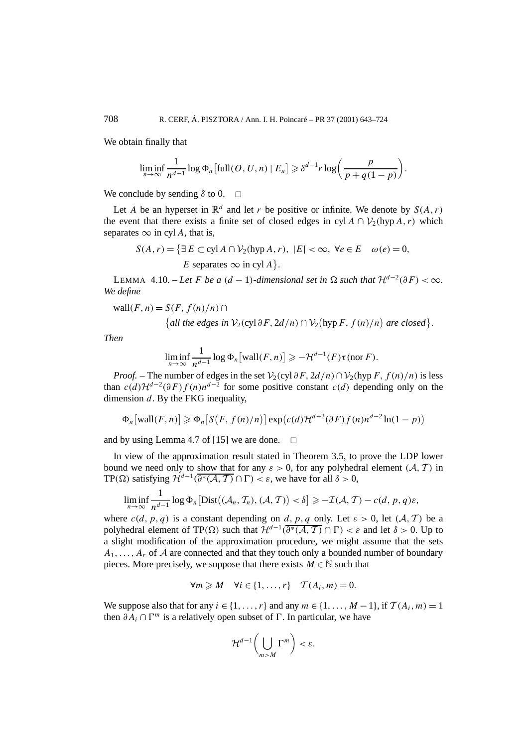We obtain finally that

$$\liminf_{n\to\infty} \frac{1}{n^{d-1}} \log \Phi_n\big[\text{full}(O,U,n) \mid E_n\big] \geqslant \delta^{d-1} r \log\bigg(\frac{p}{p+q(1-p)}\bigg).$$

We conclude by sending $\delta$ to 0. □

Let $A$ be an hyperset in $\mathbb{R}^d$ and let $r$ be positive or infinite. We denote by $S(A,r)$ the event that there exists a finite set of closed edges in $\text{cyl}\, A \cap \mathcal{V}_2(\text{hyp}\, A, r)$ which separates $\infty$ in $\text{cyl}\, A$, that is,

$$S(A,r) = \big\{\exists\, E \subset \text{cyl}\, A \cap \mathcal{V}_2(\text{hyp}\, A, r),\ |E| < \infty,\ \forall e \in E \quad \omega(e) = 0,$$
$$E \text{ separates } \infty \text{ in cyl } A\big\}.$$

LEMMA 4.10. – *Let $F$ be a $(d-1)$-dimensional set in $\Omega$ such that $\mathcal{H}^{d-2}(\partial F) < \infty$. We define*

$$\text{wall}(F,n) = S(F, f(n)/n) \cap$$
$$\big\{\textit{all the edges in } \mathcal{V}_2(\text{cyl}\,\partial F, 2d/n) \cap \mathcal{V}_2\big(\text{hyp}\, F, f(n)/n\big) \textit{ are closed}\big\}.$$

*Then*

$$\liminf_{n\to\infty} \frac{1}{n^{d-1}} \log \Phi_n\big[\text{wall}(F,n)\big] \geqslant -\mathcal{H}^{d-1}(F)\tau(\text{nor}\, F).$$

*Proof.* – The number of edges in the set $\mathcal{V}_2(\text{cyl}\,\partial F, 2d/n) \cap \mathcal{V}_2(\text{hyp}\, F, f(n)/n)$ is less than $c(d)\mathcal{H}^{d-2}(\partial F) f(n) n^{d-2}$ for some positive constant $c(d)$ depending only on the dimension $d$. By the FKG inequality,

$$\Phi_n\big[\text{wall}(F,n)\big] \geqslant \Phi_n\big[S\big(F, f(n)/n\big)\big] \exp\big(c(d)\mathcal{H}^{d-2}(\partial F) f(n) n^{d-2} \ln(1-p)\big)$$

and by using Lemma 4.7 of [15] we are done. □

In view of the approximation result stated in Theorem 3.5, to prove the LDP lower bound we need only to show that for any $\varepsilon > 0$, for any polyhedral element $(\mathcal{A},\mathcal{T})$ in $\text{TP}(\Omega)$ satisfying $\mathcal{H}^{d-1}(\overline{\partial^*(\mathcal{A},\mathcal{T})} \cap \Gamma) < \varepsilon$, we have for all $\delta > 0$,

$$\liminf_{n\to\infty} \frac{1}{n^{d-1}} \log \Phi_n\big[\text{Dist}\big((\mathcal{A}_n,\mathcal{T}_n),(\mathcal{A},\mathcal{T})\big) < \delta\big] \geqslant -\mathcal{I}(\mathcal{A},\mathcal{T}) - c(d,p,q)\varepsilon,$$

where $c(d,p,q)$ is a constant depending on $d,p,q$ only. Let $\varepsilon > 0$, let $(\mathcal{A},\mathcal{T})$ be a polyhedral element of $\text{TP}(\Omega)$ such that $\mathcal{H}^{d-1}(\overline{\partial^*(\mathcal{A},\mathcal{T})} \cap \Gamma) < \varepsilon$ and let $\delta > 0$. Up to a slight modification of the approximation procedure, we might assume that the sets $A_1,\dots,A_r$ of $\mathcal{A}$ are connected and that they touch only a bounded number of boundary pieces. More precisely, we suppose that there exists $M \in \mathbb{N}$ such that

$$\forall m \geqslant M \quad \forall i \in \{1,\dots,r\} \quad \mathcal{T}(A_i,m) = 0.$$

We suppose also that for any $i \in \{1,\dots,r\}$ and any $m \in \{1,\dots,M-1\}$, if $\mathcal{T}(A_i,m) = 1$ then $\partial A_i \cap \Gamma^m$ is a relatively open subset of $\Gamma$. In particular, we have

$$\mathcal{H}^{d-1}\bigg(\bigcup_{m>M} \Gamma^m\bigg) < \varepsilon.$$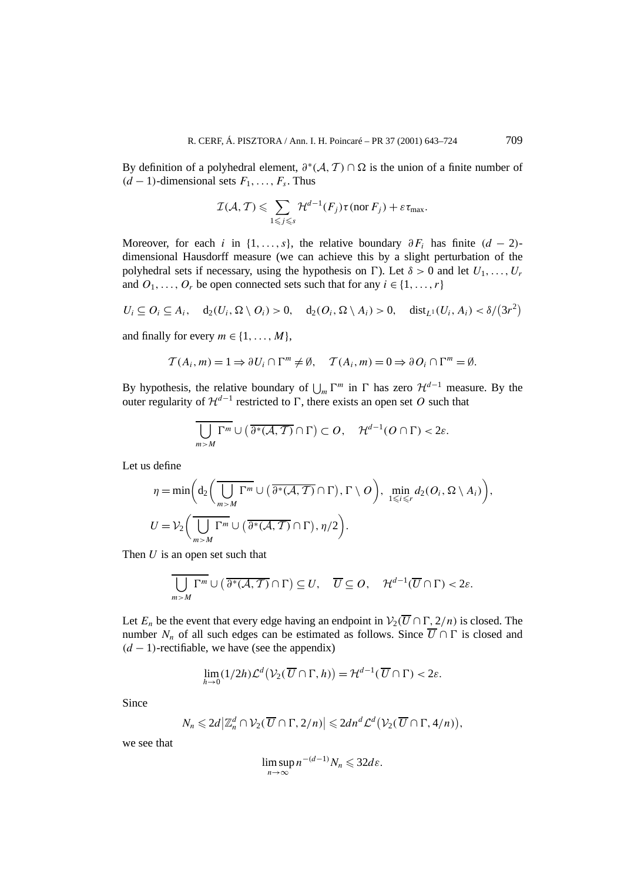By definition of a polyhedral element, $\partial^*(\mathcal{A}, \mathcal{T}) \cap \Omega$ is the union of a finite number of $(d-1)$-dimensional sets $F_1, \dots, F_s$. Thus

$$\mathcal{I}(\mathcal{A}, \mathcal{T}) \leqslant \sum_{1 \leqslant j \leqslant s} \mathcal{H}^{d-1}(F_j) \tau(\operatorname{nor} F_j) + \varepsilon \tau_{\max}.$$

Moreover, for each $i$ in $\{1, \dots, s\}$, the relative boundary $\partial F_i$ has finite $(d-2)$-dimensional Hausdorff measure (we can achieve this by a slight perturbation of the polyhedral sets if necessary, using the hypothesis on $\Gamma$). Let $\delta > 0$ and let $U_1, \dots, U_r$ and $O_1, \dots, O_r$ be open connected sets such that for any $i \in \{1, \dots, r\}$

$$U_i \subseteq O_i \subseteq A_i, \quad \mathrm{d}_2(U_i, \Omega \setminus O_i) > 0, \quad \mathrm{d}_2(O_i, \Omega \setminus A_i) > 0, \quad \operatorname{dist}_{L^1}(U_i, A_i) < \delta/(3r^2)$$

and finally for every $m \in \{1, \dots, M\}$,

$$\mathcal{T}(A_i, m) = 1 \Rightarrow \partial U_i \cap \Gamma^m \neq \emptyset, \quad \mathcal{T}(A_i, m) = 0 \Rightarrow \partial O_i \cap \Gamma^m = \emptyset.$$

By hypothesis, the relative boundary of $\bigcup_m \Gamma^m$ in $\Gamma$ has zero $\mathcal{H}^{d-1}$ measure. By the outer regularity of $\mathcal{H}^{d-1}$ restricted to $\Gamma$, there exists an open set $O$ such that

$$\overline{\bigcup_{m>M} \Gamma^m} \cup \big(\overline{\partial^*(\mathcal{A}, \mathcal{T})} \cap \Gamma\big) \subset O, \quad \mathcal{H}^{d-1}(O \cap \Gamma) < 2\varepsilon.$$

Let us define

$$\eta = \min\bigg(\mathrm{d}_2\bigg(\overline{\bigcup_{m>M} \Gamma^m} \cup \big(\overline{\partial^*(\mathcal{A}, \mathcal{T})} \cap \Gamma\big), \Gamma \setminus O\bigg), \ \min_{1 \leqslant i \leqslant r} d_2(O_i, \Omega \setminus A_i)\bigg),$$

$$U = \mathcal{V}_2\bigg(\overline{\bigcup_{m>M} \Gamma^m} \cup \big(\overline{\partial^*(\mathcal{A}, \mathcal{T})} \cap \Gamma\big), \eta/2\bigg).$$

Then $U$ is an open set such that

$$\overline{\bigcup_{m>M} \Gamma^m} \cup \big(\overline{\partial^*(\mathcal{A}, \mathcal{T})} \cap \Gamma\big) \subseteq U, \quad \overline{U} \subseteq O, \quad \mathcal{H}^{d-1}(\overline{U} \cap \Gamma) < 2\varepsilon.$$

Let $E_n$ be the event that every edge having an endpoint in $\mathcal{V}_2(\overline{U} \cap \Gamma, 2/n)$ is closed. The number $N_n$ of all such edges can be estimated as follows. Since $\overline{U} \cap \Gamma$ is closed and $(d-1)$-rectifiable, we have (see the appendix)

$$\lim_{h \to 0} (1/2h) \mathcal{L}^d\big(\mathcal{V}_2(\overline{U} \cap \Gamma, h)\big) = \mathcal{H}^{d-1}(\overline{U} \cap \Gamma) < 2\varepsilon.$$

Since

$$N_n \leqslant 2d\big|\mathbb{Z}_n^d \cap \mathcal{V}_2(\overline{U} \cap \Gamma, 2/n)\big| \leqslant 2dn^d \mathcal{L}^d\big(\mathcal{V}_2(\overline{U} \cap \Gamma, 4/n)\big),$$

we see that

$$\limsup_{n \to \infty} n^{-(d-1)} N_n \leqslant 32d\varepsilon.$$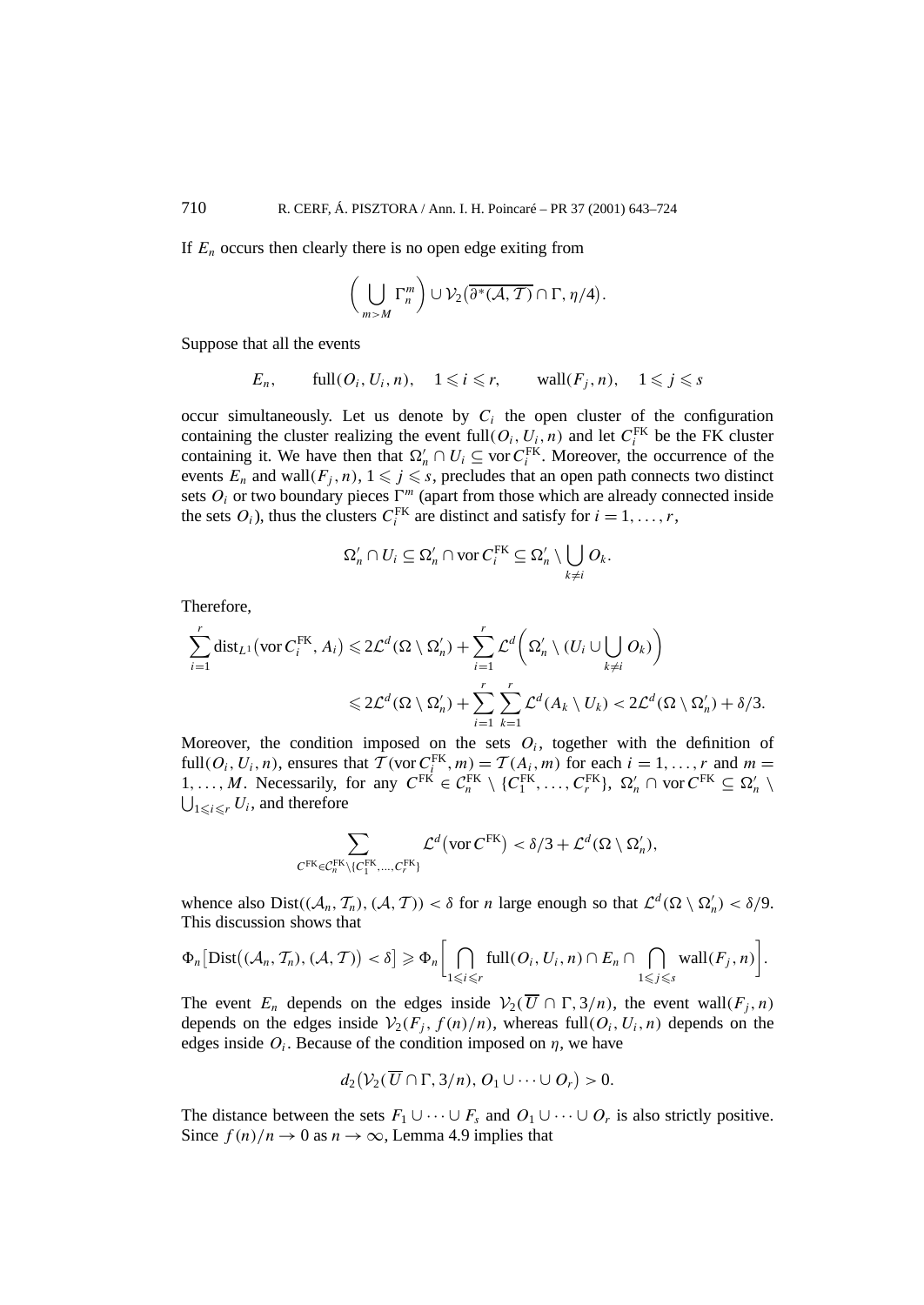If $E_n$ occurs then clearly there is no open edge exiting from

$$\left(\bigcup_{m>M}\Gamma_n^m\right)\cup\mathcal{V}_2\big(\overline{\partial^*(\mathcal{A},\mathcal{T})}\cap\Gamma,\eta/4\big).$$

Suppose that all the events

$$E_n,\qquad \mathrm{full}(O_i,U_i,n),\quad 1\leqslant i\leqslant r,\qquad \mathrm{wall}(F_j,n),\quad 1\leqslant j\leqslant s$$

occur simultaneously. Let us denote by $C_i$ the open cluster of the configuration containing the cluster realizing the event $\mathrm{full}(O_i,U_i,n)$ and let $C_i^{\mathrm{FK}}$ be the FK cluster containing it. We have then that $\Omega_n'\cap U_i\subseteq \mathrm{vor}\,C_i^{\mathrm{FK}}$. Moreover, the occurrence of the events $E_n$ and $\mathrm{wall}(F_j,n)$, $1\leqslant j\leqslant s$, precludes that an open path connects two distinct sets $O_i$ or two boundary pieces $\Gamma^m$ (apart from those which are already connected inside the sets $O_i$), thus the clusters $C_i^{\mathrm{FK}}$ are distinct and satisfy for $i=1,\dots,r$,

$$\Omega_n'\cap U_i\subseteq\Omega_n'\cap \mathrm{vor}\,C_i^{\mathrm{FK}}\subseteq\Omega_n'\setminus\bigcup_{k\neq i}O_k.$$

Therefore,

$$\begin{aligned}\sum_{i=1}^r\mathrm{dist}_{L^1}\big(\mathrm{vor}\,C_i^{\mathrm{FK}},A_i\big)&\leqslant 2\mathcal{L}^d(\Omega\setminus\Omega_n')+\sum_{i=1}^r\mathcal{L}^d\bigg(\Omega_n'\setminus(U_i\cup\bigcup_{k\neq i}O_k)\bigg)\\&\leqslant 2\mathcal{L}^d(\Omega\setminus\Omega_n')+\sum_{i=1}^r\sum_{k=1}^r\mathcal{L}^d(A_k\setminus U_k)<2\mathcal{L}^d(\Omega\setminus\Omega_n')+\delta/3.\end{aligned}$$

Moreover, the condition imposed on the sets $O_i$, together with the definition of $\mathrm{full}(O_i,U_i,n)$, ensures that $\mathcal{T}(\mathrm{vor}\,C_i^{\mathrm{FK}},m)=\mathcal{T}(A_i,m)$ for each $i=1,\dots,r$ and $m=1,\dots,M$. Necessarily, for any $C^{\mathrm{FK}}\in\mathcal{C}_n^{\mathrm{FK}}\setminus\{C_1^{\mathrm{FK}},\dots,C_r^{\mathrm{FK}}\}$, $\Omega_n'\cap\mathrm{vor}\,C^{\mathrm{FK}}\subseteq\Omega_n'\setminus\bigcup_{1\leqslant i\leqslant r}U_i$, and therefore

$$\sum_{C^{\mathrm{FK}}\in\mathcal{C}_n^{\mathrm{FK}}\setminus\{C_1^{\mathrm{FK}},\dots,C_r^{\mathrm{FK}}\}}\mathcal{L}^d\big(\mathrm{vor}\,C^{\mathrm{FK}}\big)<\delta/3+\mathcal{L}^d(\Omega\setminus\Omega_n'),$$

whence also $\mathrm{Dist}((\mathcal{A}_n,\mathcal{T}_n),(\mathcal{A},\mathcal{T}))<\delta$ for $n$ large enough so that $\mathcal{L}^d(\Omega\setminus\Omega_n')<\delta/9$. This discussion shows that

$$\Phi_n\big[\mathrm{Dist}\big((\mathcal{A}_n,\mathcal{T}_n),(\mathcal{A},\mathcal{T})\big)<\delta\big]\geqslant\Phi_n\bigg[\bigcap_{1\leqslant i\leqslant r}\mathrm{full}(O_i,U_i,n)\cap E_n\cap\bigcap_{1\leqslant j\leqslant s}\mathrm{wall}(F_j,n)\bigg].$$

The event $E_n$ depends on the edges inside $\mathcal{V}_2(\overline{U}\cap\Gamma,3/n)$, the event $\mathrm{wall}(F_j,n)$ depends on the edges inside $\mathcal{V}_2(F_j,f(n)/n)$, whereas $\mathrm{full}(O_i,U_i,n)$ depends on the edges inside $O_i$. Because of the condition imposed on $\eta$, we have

$$d_2\big(\mathcal{V}_2(\overline{U}\cap\Gamma,3/n),O_1\cup\dots\cup O_r\big)>0.$$

The distance between the sets $F_1\cup\dots\cup F_s$ and $O_1\cup\dots\cup O_r$ is also strictly positive. Since $f(n)/n\to 0$ as $n\to\infty$, Lemma 4.9 implies that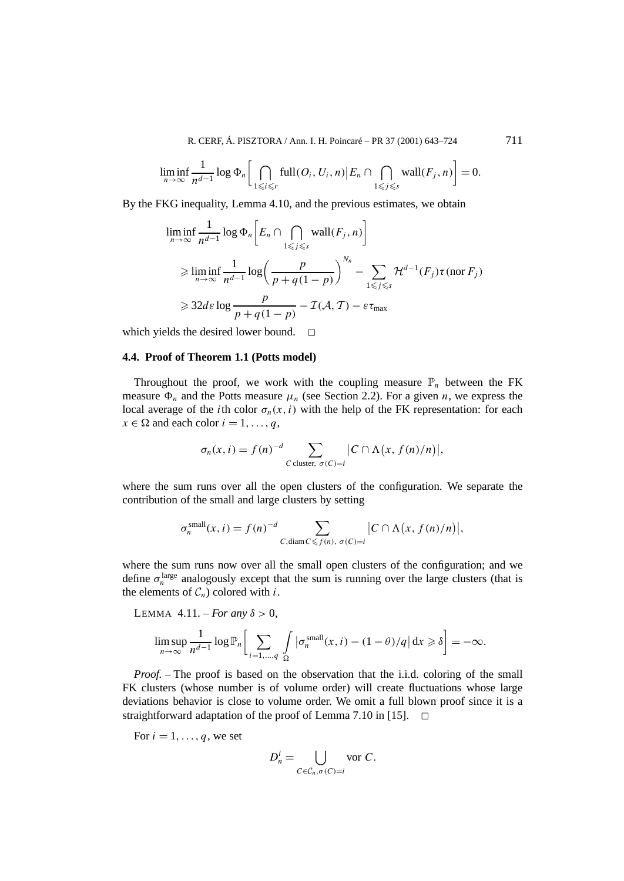$$\liminf_{n\to\infty} \frac{1}{n^{d-1}} \log \Phi_n\bigg[ \bigcap_{1\leqslant i\leqslant r} \text{full}(O_i, U_i, n) \big| E_n \cap \bigcap_{1\leqslant j\leqslant s} \text{wall}(F_j, n) \bigg] = 0.$$

By the FKG inequality, Lemma 4.10, and the previous estimates, we obtain

$$\begin{aligned}
&\liminf_{n\to\infty} \frac{1}{n^{d-1}} \log \Phi_n\bigg[ E_n \cap \bigcap_{1\leqslant j\leqslant s} \text{wall}(F_j, n) \bigg] \\
&\quad \geqslant \liminf_{n\to\infty} \frac{1}{n^{d-1}} \log \bigg( \frac{p}{p+q(1-p)} \bigg)^{N_n} - \sum_{1\leqslant j\leqslant s} \mathcal{H}^{d-1}(F_j) \tau(\text{nor}\, F_j) \\
&\quad \geqslant 32 d\varepsilon \log \frac{p}{p+q(1-p)} - \mathcal{I}(\mathcal{A}, \mathcal{T}) - \varepsilon \tau_{\max}
\end{aligned}$$

which yields the desired lower bound. □

### 4.4. Proof of Theorem 1.1 (Potts model)

Throughout the proof, we work with the coupling measure $\mathbb{P}_n$ between the FK measure $\Phi_n$ and the Potts measure $\mu_n$ (see Section 2.2). For a given $n$, we express the local average of the $i$th color $\sigma_n(x,i)$ with the help of the FK representation: for each $x \in \Omega$ and each color $i = 1, \ldots, q$,

$$\sigma_n(x,i) = f(n)^{-d} \sum_{C \text{ cluster},\ \sigma(C)=i} \big| C \cap \Lambda\big(x, f(n)/n\big) \big|,$$

where the sum runs over all the open clusters of the configuration. We separate the contribution of the small and large clusters by setting

$$\sigma_n^{\text{small}}(x,i) = f(n)^{-d} \sum_{C, \text{diam}\, C \leqslant f(n),\ \sigma(C)=i} \big| C \cap \Lambda\big(x, f(n)/n\big) \big|,$$

where the sum runs now over all the small open clusters of the configuration; and we define $\sigma_n^{\text{large}}$ analogously except that the sum is running over the large clusters (that is the elements of $\mathcal{C}_n$) colored with $i$.

LEMMA 4.11. – *For any $\delta > 0$,*

$$\limsup_{n\to\infty} \frac{1}{n^{d-1}} \log \mathbb{P}_n\bigg[ \sum_{i=1,\ldots,q} \int_\Omega \big| \sigma_n^{\text{small}}(x,i) - (1-\theta)/q \big| \, dx \geqslant \delta \bigg] = -\infty.$$

*Proof.* – The proof is based on the observation that the i.i.d. coloring of the small FK clusters (whose number is of volume order) will create fluctuations whose large deviations behavior is close to volume order. We omit a full blown proof since it is a straightforward adaptation of the proof of Lemma 7.10 in [15]. □

For $i = 1, \ldots, q$, we set

$$D_n^i = \bigcup_{C \in \mathcal{C}_n, \sigma(C)=i} \text{vor}\, C.$$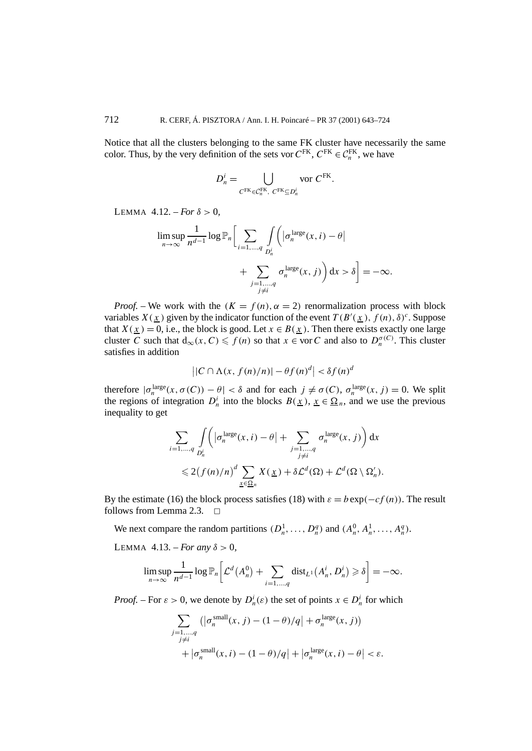Notice that all the clusters belonging to the same FK cluster have necessarily the same color. Thus, by the very definition of the sets $\text{vor}\, C^{\text{FK}}$, $C^{\text{FK}} \in \mathcal{C}_n^{\text{FK}}$, we have

$$D_n^i = \bigcup_{C^{\text{FK}} \in \mathcal{C}_n^{\text{FK}},\ C^{\text{FK}} \subseteq D_n^i} \text{vor}\, C^{\text{FK}}.$$

LEMMA 4.12. – *For* $\delta > 0$,

$$\limsup_{n\to\infty} \frac{1}{n^{d-1}} \log \mathbb{P}_n\Bigg[\sum_{i=1,\dots,q} \int_{D_n^i} \Bigg(\big|\sigma_n^{\text{large}}(x,i) - \theta\big| + \sum_{\substack{j=1,\dots,q\\ j\neq i}} \sigma_n^{\text{large}}(x,j)\Bigg)\,\mathrm{d}x > \delta\Bigg] = -\infty.$$

*Proof.* – We work with the $(K = f(n), \alpha = 2)$ renormalization process with block variables $X(\underline{x})$ given by the indicator function of the event $T(B'(\underline{x}), f(n), \delta)^c$. Suppose that $X(\underline{x}) = 0$, i.e., the block is good. Let $x \in B(\underline{x})$. Then there exists exactly one large cluster $C$ such that $\mathrm{d}_\infty(x, C) \leqslant f(n)$ so that $x \in \text{vor}\, C$ and also to $D_n^{\sigma(C)}$. This cluster satisfies in addition

$$\big||C \cap \Lambda(x, f(n)/n)| - \theta f(n)^d\big| < \delta f(n)^d$$

therefore $|\sigma_n^{\text{large}}(x, \sigma(C)) - \theta| < \delta$ and for each $j \neq \sigma(C)$, $\sigma_n^{\text{large}}(x, j) = 0$. We split the regions of integration $D_n^i$ into the blocks $B(\underline{x})$, $\underline{x} \in \underline{\Omega}_n$, and we use the previous inequality to get

$$\begin{aligned}
&\sum_{i=1,\dots,q} \int_{D_n^i} \Bigg(\big|\sigma_n^{\text{large}}(x,i) - \theta\big| + \sum_{\substack{j=1,\dots,q\\ j\neq i}} \sigma_n^{\text{large}}(x,j)\Bigg)\,\mathrm{d}x \\
&\quad \leqslant 2\big(f(n)/n\big)^d \sum_{\underline{x}\in\underline{\Omega}_n} X(\underline{x}) + \delta \mathcal{L}^d(\Omega) + \mathcal{L}^d(\Omega \setminus \Omega_n').
\end{aligned}$$

By the estimate (16) the block process satisfies (18) with $\varepsilon = b\exp(-cf(n))$. The result follows from Lemma 2.3. $\square$

We next compare the random partitions $(D_n^1, \dots, D_n^q)$ and $(A_n^0, A_n^1, \dots, A_n^q)$.

LEMMA 4.13. – *For any* $\delta > 0$,

$$\limsup_{n\to\infty} \frac{1}{n^{d-1}} \log \mathbb{P}_n\Bigg[\mathcal{L}^d\big(A_n^0\big) + \sum_{i=1,\dots,q} \text{dist}_{L^1}\big(A_n^i, D_n^i\big) \geqslant \delta\Bigg] = -\infty.$$

*Proof.* – For $\varepsilon > 0$, we denote by $D_n^i(\varepsilon)$ the set of points $x \in D_n^i$ for which

$$\begin{aligned}
&\sum_{\substack{j=1,\dots,q\\ j\neq i}} \big(\big|\sigma_n^{\text{small}}(x,j) - (1-\theta)/q\big| + \sigma_n^{\text{large}}(x,j)\big) \\
&\quad + \big|\sigma_n^{\text{small}}(x,i) - (1-\theta)/q\big| + \big|\sigma_n^{\text{large}}(x,i) - \theta\big| < \varepsilon.
\end{aligned}$$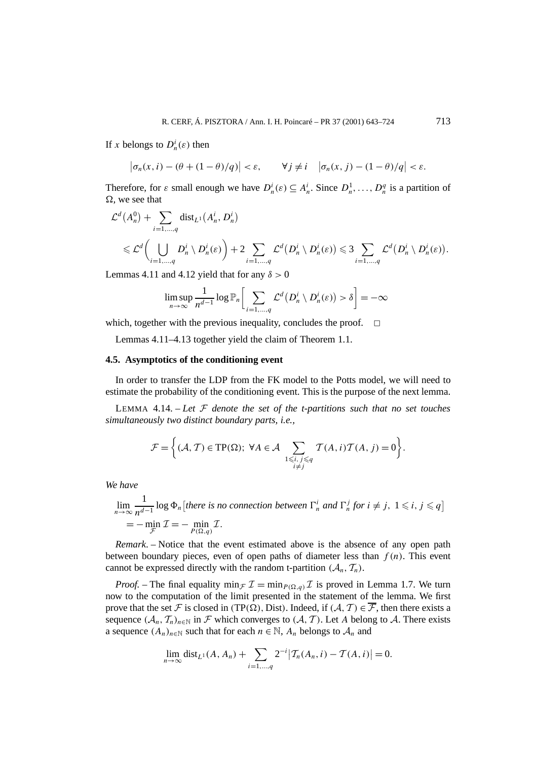If $x$ belongs to $D_n^i(\varepsilon)$ then

$$\left|\sigma_n(x,i) - (\theta + (1-\theta)/q)\right| < \varepsilon, \qquad \forall j \neq i \quad \left|\sigma_n(x,j) - (1-\theta)/q\right| < \varepsilon.$$

Therefore, for $\varepsilon$ small enough we have $D_n^i(\varepsilon) \subseteq A_n^i$. Since $D_n^1, \ldots, D_n^q$ is a partition of $\Omega$, we see that

$$\begin{aligned}
&\mathcal{L}^d\big(A_n^0\big) + \sum_{i=1,\ldots,q} \mathrm{dist}_{L^1}\big(A_n^i, D_n^i\big) \\
&\quad\leqslant \mathcal{L}^d\bigg(\bigcup_{i=1,\ldots,q} D_n^i \setminus D_n^i(\varepsilon)\bigg) + 2\sum_{i=1,\ldots,q} \mathcal{L}^d\big(D_n^i \setminus D_n^i(\varepsilon)\big) \leqslant 3\sum_{i=1,\ldots,q} \mathcal{L}^d\big(D_n^i \setminus D_n^i(\varepsilon)\big).
\end{aligned}$$

Lemmas 4.11 and 4.12 yield that for any $\delta > 0$

$$\limsup_{n\to\infty} \frac{1}{n^{d-1}} \log \mathbb{P}_n\bigg[\sum_{i=1,\ldots,q} \mathcal{L}^d\big(D_n^i \setminus D_n^i(\varepsilon)\big) > \delta\bigg] = -\infty$$

which, together with the previous inequality, concludes the proof. □

Lemmas 4.11–4.13 together yield the claim of Theorem 1.1.

### 4.5. Asymptotics of the conditioning event

In order to transfer the LDP from the FK model to the Potts model, we will need to estimate the probability of the conditioning event. This is the purpose of the next lemma.

LEMMA 4.14. – *Let $\mathcal{F}$ denote the set of the t-partitions such that no set touches simultaneously two distinct boundary parts, i.e.,*

$$\mathcal{F} = \bigg\{(\mathcal{A},\mathcal{T}) \in \mathrm{TP}(\Omega);\ \forall A \in \mathcal{A} \sum_{\substack{1\leqslant i,j\leqslant q\\ i\neq j}} \mathcal{T}(A,i)\mathcal{T}(A,j) = 0\bigg\}.$$

*We have*

$$\begin{aligned}
&\lim_{n\to\infty} \frac{1}{n^{d-1}} \log \Phi_n\big[\textit{there is no connection between } \Gamma_n^i \textit{ and } \Gamma_n^j \textit{ for } i \neq j,\ 1 \leqslant i,j \leqslant q\big] \\
&\quad = -\min_{\mathcal{F}} \mathcal{I} = -\min_{P(\Omega,q)} \mathcal{I}.
\end{aligned}$$

*Remark.* – Notice that the event estimated above is the absence of any open path between boundary pieces, even of open paths of diameter less than $f(n)$. This event cannot be expressed directly with the random t-partition $(\mathcal{A}_n, \mathcal{T}_n)$.

*Proof.* – The final equality $\min_{\mathcal{F}} \mathcal{I} = \min_{P(\Omega,q)} \mathcal{I}$ is proved in Lemma 1.7. We turn now to the computation of the limit presented in the statement of the lemma. We first prove that the set $\mathcal{F}$ is closed in $(\mathrm{TP}(\Omega), \mathrm{Dist})$. Indeed, if $(\mathcal{A},\mathcal{T}) \in \overline{\mathcal{F}}$, then there exists a sequence $(\mathcal{A}_n, \mathcal{T}_n)_{n\in\mathbb{N}}$ in $\mathcal{F}$ which converges to $(\mathcal{A},\mathcal{T})$. Let $A$ belong to $\mathcal{A}$. There exists a sequence $(A_n)_{n\in\mathbb{N}}$ such that for each $n \in \mathbb{N}$, $A_n$ belongs to $\mathcal{A}_n$ and

$$\lim_{n\to\infty} \mathrm{dist}_{L^1}(A, A_n) + \sum_{i=1,\ldots,q} 2^{-i}\big|\mathcal{T}_n(A_n,i) - \mathcal{T}(A,i)\big| = 0.$$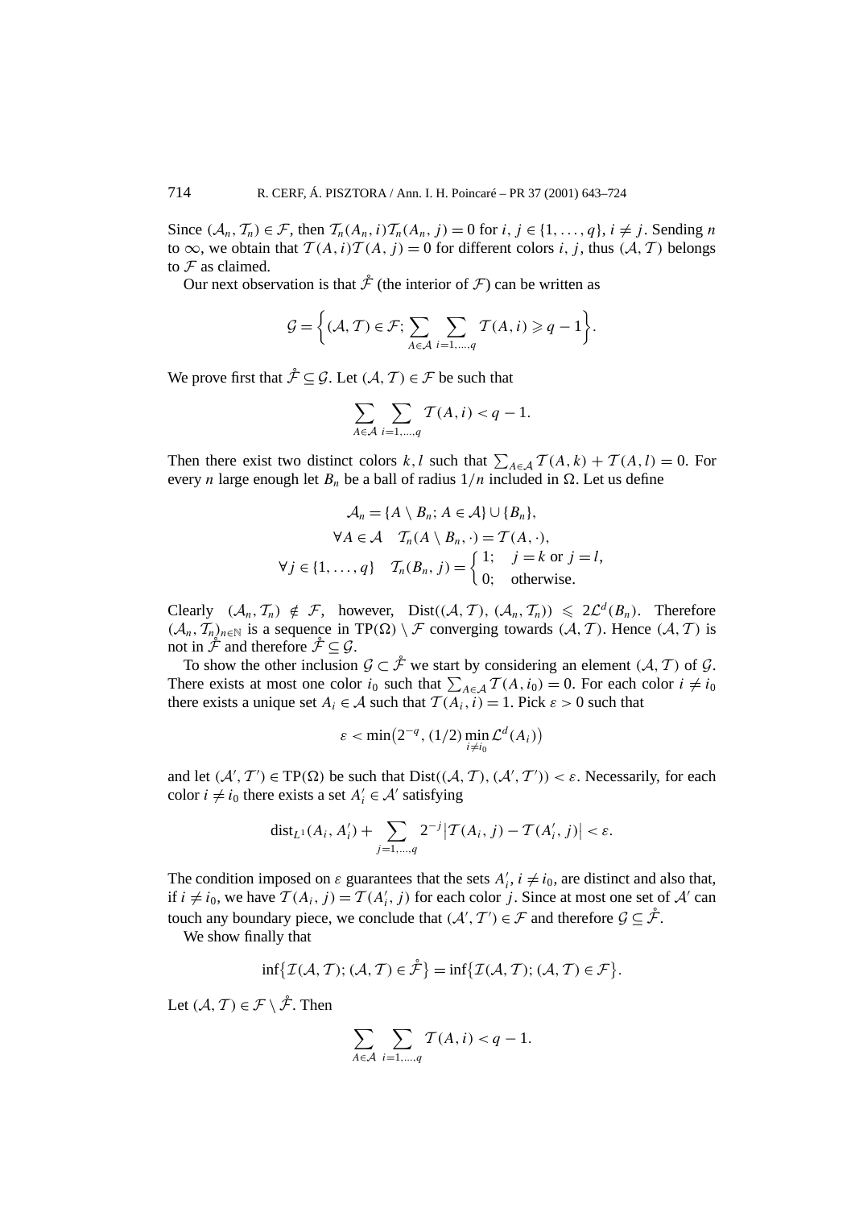Since $(\mathcal{A}_n, \mathcal{T}_n) \in \mathcal{F}$, then $\mathcal{T}_n(A_n, i)\mathcal{T}_n(A_n, j) = 0$ for $i, j \in \{1, \dots, q\}$, $i \neq j$. Sending $n$ to $\infty$, we obtain that $\mathcal{T}(A, i)\mathcal{T}(A, j) = 0$ for different colors $i, j$, thus $(\mathcal{A}, \mathcal{T})$ belongs to $\mathcal{F}$ as claimed.

Our next observation is that $\mathring{\mathcal{F}}$ (the interior of $\mathcal{F}$) can be written as

$$\mathcal{G} = \left\{ (\mathcal{A}, \mathcal{T}) \in \mathcal{F};\ \sum_{A \in \mathcal{A}} \sum_{i=1,\dots,q} \mathcal{T}(A, i) \geqslant q - 1 \right\}.$$

We prove first that $\mathring{\mathcal{F}} \subseteq \mathcal{G}$. Let $(\mathcal{A}, \mathcal{T}) \in \mathcal{F}$ be such that

$$\sum_{A \in \mathcal{A}} \sum_{i=1,\dots,q} \mathcal{T}(A, i) < q - 1.$$

Then there exist two distinct colors $k, l$ such that $\sum_{A \in \mathcal{A}} \mathcal{T}(A, k) + \mathcal{T}(A, l) = 0$. For every $n$ large enough let $B_n$ be a ball of radius $1/n$ included in $\Omega$. Let us define

$$\mathcal{A}_n = \{A \setminus B_n;\ A \in \mathcal{A}\} \cup \{B_n\},$$
$$\forall A \in \mathcal{A} \quad \mathcal{T}_n(A \setminus B_n, \cdot) = \mathcal{T}(A, \cdot),$$
$$\forall j \in \{1, \dots, q\} \quad \mathcal{T}_n(B_n, j) = \begin{cases} 1; & j = k \text{ or } j = l, \\ 0; & \text{otherwise.} \end{cases}$$

Clearly $(\mathcal{A}_n, \mathcal{T}_n) \notin \mathcal{F}$, however, $\mathrm{Dist}((\mathcal{A}, \mathcal{T}), (\mathcal{A}_n, \mathcal{T}_n)) \leqslant 2\mathcal{L}^d(B_n)$. Therefore $(\mathcal{A}_n, \mathcal{T}_n)_{n \in \mathbb{N}}$ is a sequence in $\mathrm{TP}(\Omega) \setminus \mathcal{F}$ converging towards $(\mathcal{A}, \mathcal{T})$. Hence $(\mathcal{A}, \mathcal{T})$ is not in $\mathring{\mathcal{F}}$ and therefore $\mathring{\mathcal{F}} \subseteq \mathcal{G}$.

To show the other inclusion $\mathcal{G} \subset \mathring{\mathcal{F}}$ we start by considering an element $(\mathcal{A}, \mathcal{T})$ of $\mathcal{G}$. There exists at most one color $i_0$ such that $\sum_{A \in \mathcal{A}} \mathcal{T}(A, i_0) = 0$. For each color $i \neq i_0$ there exists a unique set $A_i \in \mathcal{A}$ such that $\mathcal{T}(A_i, i) = 1$. Pick $\varepsilon > 0$ such that

$$\varepsilon < \min\bigl(2^{-q}, (1/2) \min_{i \neq i_0} \mathcal{L}^d(A_i)\bigr)$$

and let $(\mathcal{A}', \mathcal{T}') \in \mathrm{TP}(\Omega)$ be such that $\mathrm{Dist}((\mathcal{A}, \mathcal{T}), (\mathcal{A}', \mathcal{T}')) < \varepsilon$. Necessarily, for each color $i \neq i_0$ there exists a set $A'_i \in \mathcal{A}'$ satisfying

$$\mathrm{dist}_{L^1}(A_i, A'_i) + \sum_{j=1,\dots,q} 2^{-j} \bigl| \mathcal{T}(A_i, j) - \mathcal{T}(A'_i, j) \bigr| < \varepsilon.$$

The condition imposed on $\varepsilon$ guarantees that the sets $A'_i$, $i \neq i_0$, are distinct and also that, if $i \neq i_0$, we have $\mathcal{T}(A_i, j) = \mathcal{T}(A'_i, j)$ for each color $j$. Since at most one set of $\mathcal{A}'$ can touch any boundary piece, we conclude that $(\mathcal{A}', \mathcal{T}') \in \mathcal{F}$ and therefore $\mathcal{G} \subseteq \mathring{\mathcal{F}}$.

We show finally that

$$\inf\bigl\{\mathcal{I}(\mathcal{A}, \mathcal{T});\ (\mathcal{A}, \mathcal{T}) \in \mathring{\mathcal{F}}\bigr\} = \inf\bigl\{\mathcal{I}(\mathcal{A}, \mathcal{T});\ (\mathcal{A}, \mathcal{T}) \in \mathcal{F}\bigr\}.$$

Let $(\mathcal{A}, \mathcal{T}) \in \mathcal{F} \setminus \mathring{\mathcal{F}}$. Then

$$\sum_{A \in \mathcal{A}} \sum_{i=1,\dots,q} \mathcal{T}(A, i) < q - 1.$$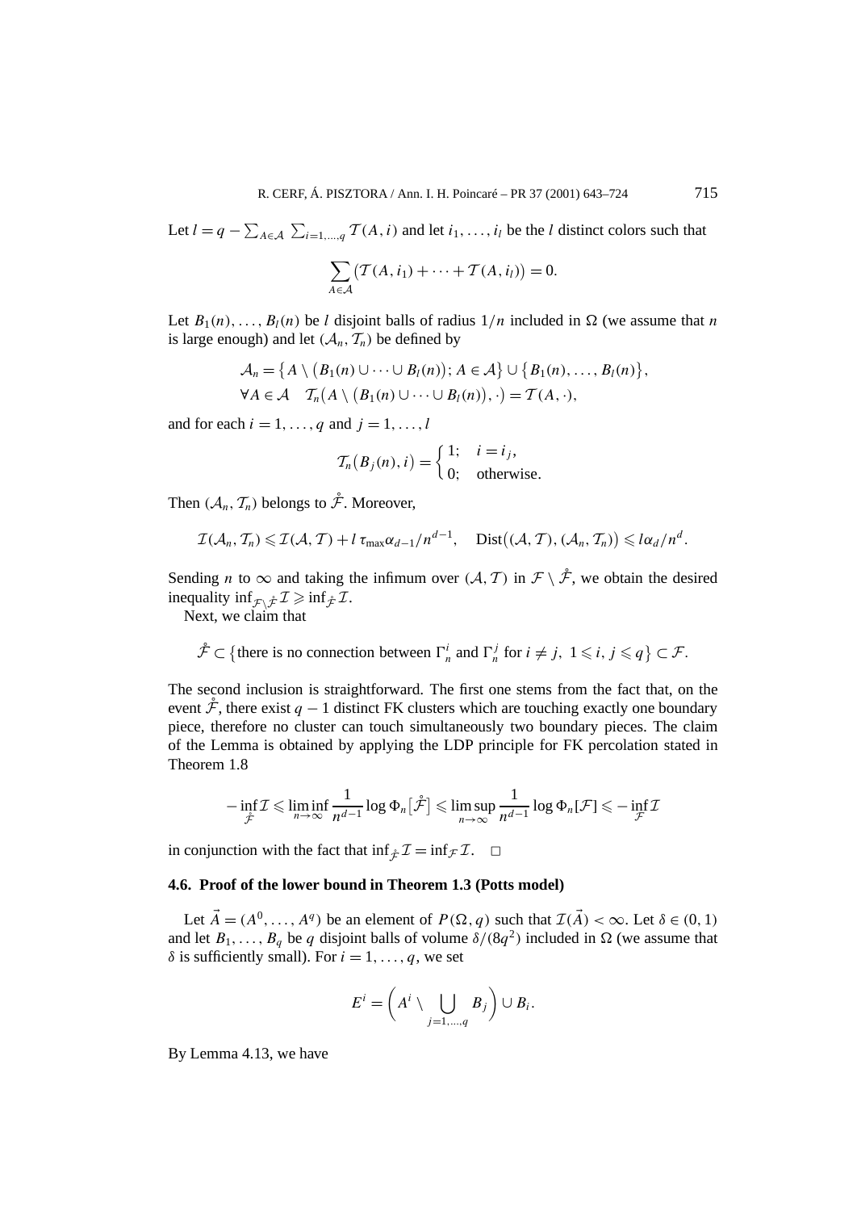Let $l = q - \sum_{A\in\mathcal{A}} \sum_{i=1,\dots,q} \mathcal{T}(A,i)$ and let $i_1,\dots,i_l$ be the $l$ distinct colors such that

$$\sum_{A\in\mathcal{A}} \big(\mathcal{T}(A,i_1)+\cdots+\mathcal{T}(A,i_l)\big) = 0.$$

Let $B_1(n),\dots,B_l(n)$ be $l$ disjoint balls of radius $1/n$ included in $\Omega$ (we assume that $n$ is large enough) and let $(\mathcal{A}_n,\mathcal{T}_n)$ be defined by

$$\begin{aligned}
&\mathcal{A}_n = \big\{A\setminus\big(B_1(n)\cup\cdots\cup B_l(n)\big);\, A\in\mathcal{A}\big\}\cup\big\{B_1(n),\dots,B_l(n)\big\},\\
&\forall A\in\mathcal{A}\quad \mathcal{T}_n\big(A\setminus\big(B_1(n)\cup\cdots\cup B_l(n)\big),\cdot\big) = \mathcal{T}(A,\cdot),
\end{aligned}$$

and for each $i=1,\dots,q$ and $j=1,\dots,l$

$$\mathcal{T}_n\big(B_j(n),i\big) = \begin{cases} 1; & i=i_j,\\ 0; & \text{otherwise.}\end{cases}$$

Then $(\mathcal{A}_n,\mathcal{T}_n)$ belongs to $\mathring{\mathcal{F}}$. Moreover,

$$\mathcal{I}(\mathcal{A}_n,\mathcal{T}_n) \leqslant \mathcal{I}(\mathcal{A},\mathcal{T}) + l\,\tau_{\max}\alpha_{d-1}/n^{d-1},\quad \operatorname{Dist}\big((\mathcal{A},\mathcal{T}),(\mathcal{A}_n,\mathcal{T}_n)\big)\leqslant l\alpha_d/n^d.$$

Sending $n$ to $\infty$ and taking the infimum over $(\mathcal{A},\mathcal{T})$ in $\mathcal{F}\setminus\mathring{\mathcal{F}}$, we obtain the desired inequality $\inf_{\mathcal{F}\setminus\mathring{\mathcal{F}}}\mathcal{I}\geqslant\inf_{\mathring{\mathcal{F}}}\mathcal{I}$.

Next, we claim that

$$\mathring{\mathcal{F}}\subset\big\{\text{there is no connection between } \Gamma_n^i \text{ and } \Gamma_n^j \text{ for } i\neq j,\ 1\leqslant i,j\leqslant q\big\}\subset\mathcal{F}.$$

The second inclusion is straightforward. The first one stems from the fact that, on the event $\mathring{\mathcal{F}}$, there exist $q-1$ distinct FK clusters which are touching exactly one boundary piece, therefore no cluster can touch simultaneously two boundary pieces. The claim of the Lemma is obtained by applying the LDP principle for FK percolation stated in Theorem 1.8

$$-\inf_{\mathring{\mathcal{F}}}\mathcal{I}\leqslant\liminf_{n\to\infty}\frac{1}{n^{d-1}}\log\Phi_n\big[\mathring{\mathcal{F}}\big]\leqslant\limsup_{n\to\infty}\frac{1}{n^{d-1}}\log\Phi_n[\mathcal{F}]\leqslant-\inf_{\mathcal{F}}\mathcal{I}$$

in conjunction with the fact that $\inf_{\mathring{\mathcal{F}}}\mathcal{I}=\inf_{\mathcal{F}}\mathcal{I}$. $\square$

### 4.6. Proof of the lower bound in Theorem 1.3 (Potts model)

Let $\vec{A}=(A^0,\dots,A^q)$ be an element of $P(\Omega,q)$ such that $\mathcal{I}(\vec{A})<\infty$. Let $\delta\in(0,1)$ and let $B_1,\dots,B_q$ be $q$ disjoint balls of volume $\delta/(8q^2)$ included in $\Omega$ (we assume that $\delta$ is sufficiently small). For $i=1,\dots,q$, we set

$$E^i = \bigg(A^i\setminus\bigcup_{j=1,\dots,q} B_j\bigg)\cup B_i.$$

By Lemma 4.13, we have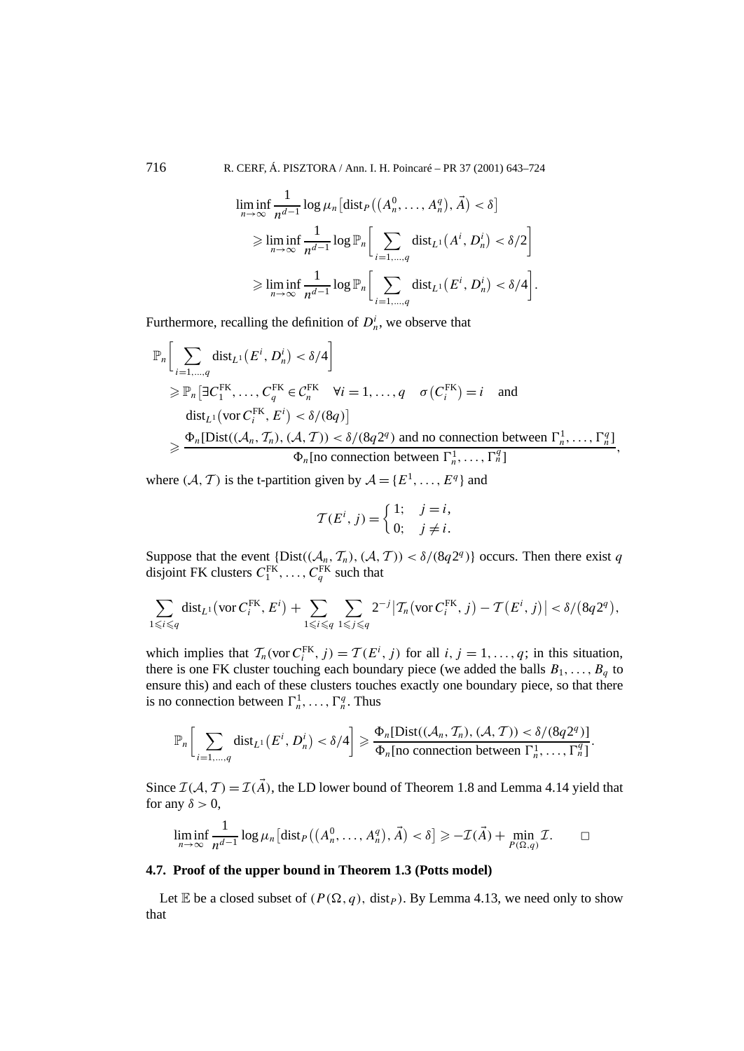$$\liminf_{n\to\infty} \frac{1}{n^{d-1}} \log \mu_n\big[\mathrm{dist}_P\big((A_n^0,\dots,A_n^q),\vec{A}\big)<\delta\big]$$
$$\geqslant \liminf_{n\to\infty} \frac{1}{n^{d-1}} \log \mathbb{P}_n\Bigg[\sum_{i=1,\dots,q} \mathrm{dist}_{L^1}\big(A^i,D_n^i\big)<\delta/2\Bigg]$$
$$\geqslant \liminf_{n\to\infty} \frac{1}{n^{d-1}} \log \mathbb{P}_n\Bigg[\sum_{i=1,\dots,q} \mathrm{dist}_{L^1}\big(E^i,D_n^i\big)<\delta/4\Bigg].$$

Furthermore, recalling the definition of $D_n^i$, we observe that

$$\mathbb{P}_n\Bigg[\sum_{i=1,\dots,q} \mathrm{dist}_{L^1}\big(E^i,D_n^i\big)<\delta/4\Bigg]$$
$$\geqslant \mathbb{P}_n\big[\exists C_1^{\mathrm{FK}},\dots,C_q^{\mathrm{FK}}\in\mathcal{C}_n^{\mathrm{FK}}\quad \forall i=1,\dots,q\quad \sigma\big(C_i^{\mathrm{FK}}\big)=i \quad\text{and}$$
$$\mathrm{dist}_{L^1}\big(\mathrm{vor}\,C_i^{\mathrm{FK}},E^i\big)<\delta/(8q)\big]$$
$$\geqslant \frac{\Phi_n[\mathrm{Dist}((\mathcal{A}_n,\mathcal{T}_n),(\mathcal{A},\mathcal{T}))<\delta/(8q2^q)\text{ and no connection between }\Gamma_n^1,\dots,\Gamma_n^q]}{\Phi_n[\text{no connection between }\Gamma_n^1,\dots,\Gamma_n^q]},$$

where $(\mathcal{A},\mathcal{T})$ is the t-partition given by $\mathcal{A}=\{E^1,\dots,E^q\}$ and

$$\mathcal{T}(E^i,j)=\begin{cases}1; & j=i,\\ 0; & j\neq i.\end{cases}$$

Suppose that the event $\{\mathrm{Dist}((\mathcal{A}_n,\mathcal{T}_n),(\mathcal{A},\mathcal{T}))<\delta/(8q2^q)\}$ occurs. Then there exist $q$ disjoint FK clusters $C_1^{\mathrm{FK}},\dots,C_q^{\mathrm{FK}}$ such that

$$\sum_{1\leqslant i\leqslant q} \mathrm{dist}_{L^1}\big(\mathrm{vor}\,C_i^{\mathrm{FK}},E^i\big)+\sum_{1\leqslant i\leqslant q}\sum_{1\leqslant j\leqslant q} 2^{-j}\big|\mathcal{T}_n\big(\mathrm{vor}\,C_i^{\mathrm{FK}},j\big)-\mathcal{T}\big(E^i,j\big)\big|<\delta/\big(8q2^q\big),$$

which implies that $\mathcal{T}_n(\mathrm{vor}\,C_i^{\mathrm{FK}},j)=\mathcal{T}(E^i,j)$ for all $i,j=1,\dots,q$; in this situation, there is one FK cluster touching each boundary piece (we added the balls $B_1,\dots,B_q$ to ensure this) and each of these clusters touches exactly one boundary piece, so that there is no connection between $\Gamma_n^1,\dots,\Gamma_n^q$. Thus

$$\mathbb{P}_n\Bigg[\sum_{i=1,\dots,q} \mathrm{dist}_{L^1}\big(E^i,D_n^i\big)<\delta/4\Bigg]\geqslant \frac{\Phi_n[\mathrm{Dist}((\mathcal{A}_n,\mathcal{T}_n),(\mathcal{A},\mathcal{T}))<\delta/(8q2^q)]}{\Phi_n[\text{no connection between }\Gamma_n^1,\dots,\Gamma_n^q]}.$$

Since $\mathcal{I}(\mathcal{A},\mathcal{T})=\mathcal{I}(\vec{A})$, the LD lower bound of Theorem 1.8 and Lemma 4.14 yield that for any $\delta>0$,

$$\liminf_{n\to\infty} \frac{1}{n^{d-1}} \log \mu_n\big[\mathrm{dist}_P\big((A_n^0,\dots,A_n^q),\vec{A}\big)<\delta\big]\geqslant -\mathcal{I}(\vec{A})+\min_{P(\Omega,q)}\mathcal{I}. \qquad \square$$

### 4.7. Proof of the upper bound in Theorem 1.3 (Potts model)

Let $\mathbb{E}$ be a closed subset of $(P(\Omega,q),\,\mathrm{dist}_P)$. By Lemma 4.13, we need only to show that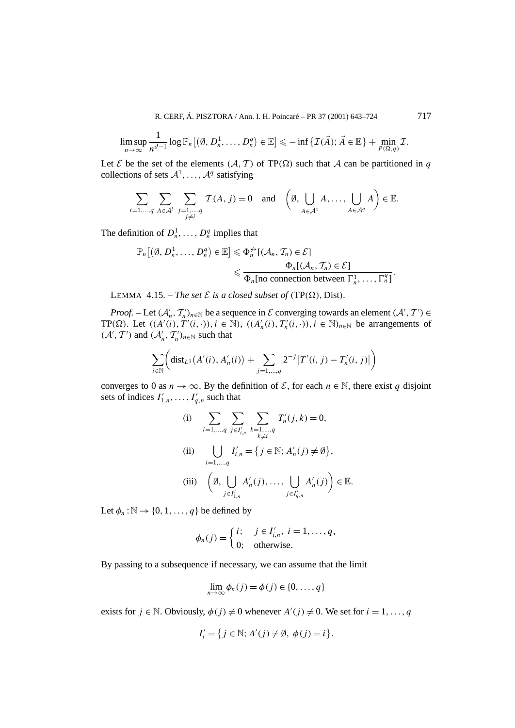$$\limsup_{n\to\infty} \frac{1}{n^{d-1}} \log \mathbb{P}_n\left[\left(\emptyset, D_n^1, \ldots, D_n^q\right) \in \mathbb{E}\right] \leqslant -\inf\left\{\mathcal{I}(\vec{A});\, \vec{A} \in \mathbb{E}\right\} + \min_{P(\Omega,q)} \mathcal{I}.$$

Let $\mathcal{E}$ be the set of the elements $(\mathcal{A}, \mathcal{T})$ of $\mathrm{TP}(\Omega)$ such that $\mathcal{A}$ can be partitioned in $q$ collections of sets $\mathcal{A}^1, \ldots, \mathcal{A}^q$ satisfying

$$\sum_{i=1,\ldots,q} \sum_{A\in\mathcal{A}^i} \sum_{\substack{j=1,\ldots,q\\ j\neq i}} \mathcal{T}(A, j) = 0 \quad \text{and} \quad \left(\emptyset, \bigcup_{A\in\mathcal{A}^1} A, \ldots, \bigcup_{A\in\mathcal{A}^q} A\right) \in \mathbb{E}.$$

The definition of $D_n^1, \ldots, D_n^q$ implies that

$$\begin{aligned}\mathbb{P}_n\left[\left(\emptyset, D_n^1, \ldots, D_n^q\right) \in \mathbb{E}\right] &\leqslant \Phi_n^{\not\leftrightarrow}\left[(\mathcal{A}_n, \mathcal{T}_n) \in \mathcal{E}\right] \\ &\leqslant \frac{\Phi_n\left[(\mathcal{A}_n, \mathcal{T}_n) \in \mathcal{E}\right]}{\Phi_n\left[\text{no connection between } \Gamma_n^1, \ldots, \Gamma_n^q\right]}.\end{aligned}$$

LEMMA 4.15. – *The set $\mathcal{E}$ is a closed subset of* $(\mathrm{TP}(\Omega), \mathrm{Dist})$.

*Proof.* – Let $(\mathcal{A}'_n, \mathcal{T}'_n)_{n\in\mathbb{N}}$ be a sequence in $\mathcal{E}$ converging towards an element $(\mathcal{A}', \mathcal{T}') \in \mathrm{TP}(\Omega)$. Let $((A'(i), T'(i,\cdot)), i \in \mathbb{N})$, $((A'_n(i), T'_n(i,\cdot)), i \in \mathbb{N})_{n\in\mathbb{N}}$ be arrangements of $(\mathcal{A}', \mathcal{T}')$ and $(\mathcal{A}'_n, \mathcal{T}'_n)_{n\in\mathbb{N}}$ such that

$$\sum_{i\in\mathbb{N}} \left(\mathrm{dist}_{L^1}\left(A'(i), A'_n(i)\right) + \sum_{j=1,\ldots,q} 2^{-j}\left|T'(i,j) - T'_n(i,j)\right|\right)$$

converges to 0 as $n \to \infty$. By the definition of $\mathcal{E}$, for each $n \in \mathbb{N}$, there exist $q$ disjoint sets of indices $I'_{1,n}, \ldots, I'_{q,n}$ such that

$$\text{(i)} \quad \sum_{i=1,\ldots,q} \sum_{j\in I'_{i,n}} \sum_{\substack{k=1,\ldots,q\\ k\neq i}} T'_n(j,k) = 0,$$

$$\text{(ii)} \quad \bigcup_{i=1,\ldots,q} I'_{i,n} = \left\{j \in \mathbb{N};\, A'_n(j) \neq \emptyset\right\},$$

$$\text{(iii)} \quad \left(\emptyset, \bigcup_{j\in I'_{1,n}} A'_n(j), \ldots, \bigcup_{j\in I'_{q,n}} A'_n(j)\right) \in \mathbb{E}.$$

Let $\phi_n : \mathbb{N} \to \{0, 1, \ldots, q\}$ be defined by

$$\phi_n(j) = \begin{cases} i; & j \in I'_{i,n},\ i = 1, \ldots, q, \\ 0; & \text{otherwise}. \end{cases}$$

By passing to a subsequence if necessary, we can assume that the limit

$$\lim_{n\to\infty} \phi_n(j) = \phi(j) \in \{0, \ldots, q\}$$

exists for $j \in \mathbb{N}$. Obviously, $\phi(j) \neq 0$ whenever $A'(j) \neq 0$. We set for $i = 1, \ldots, q$

$$I'_i = \left\{j \in \mathbb{N};\, A'(j) \neq \emptyset,\ \phi(j) = i\right\}.$$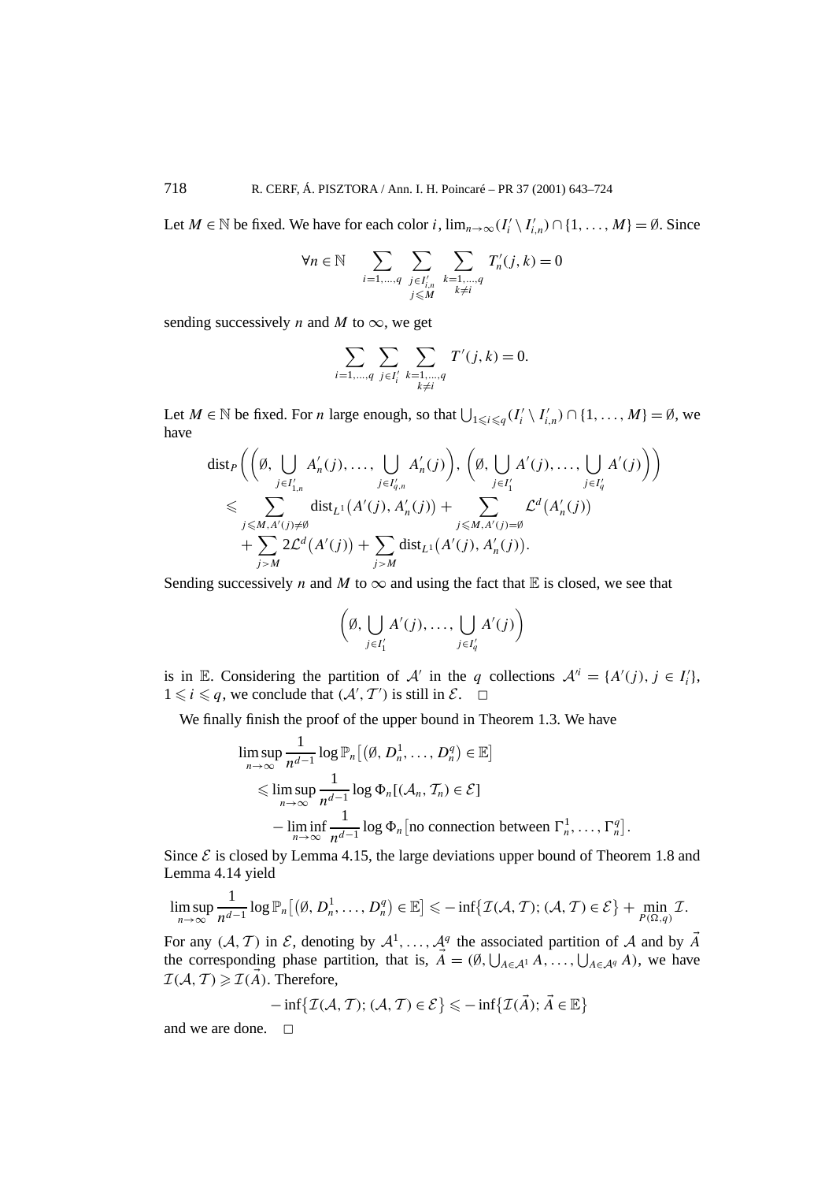Let $M \in \mathbb{N}$ be fixed. We have for each color $i$, $\lim_{n\to\infty}(I'_i \setminus I'_{i,n}) \cap \{1,\dots,M\} = \emptyset$. Since

$$\forall n \in \mathbb{N} \quad \sum_{i=1,\dots,q} \sum_{\substack{j \in I'_{i,n} \\ j \leqslant M}} \sum_{\substack{k=1,\dots,q \\ k \neq i}} T'_n(j,k) = 0$$

sending successively $n$ and $M$ to $\infty$, we get

$$\sum_{i=1,\dots,q} \sum_{j \in I'_i} \sum_{\substack{k=1,\dots,q \\ k \neq i}} T'(j,k) = 0.$$

Let $M \in \mathbb{N}$ be fixed. For $n$ large enough, so that $\bigcup_{1 \leqslant i \leqslant q}(I'_i \setminus I'_{i,n}) \cap \{1,\dots,M\} = \emptyset$, we have

$$\begin{aligned}
&\operatorname{dist}_P\Bigg(\bigg(\emptyset, \bigcup_{j \in I'_{1,n}} A'_n(j), \dots, \bigcup_{j \in I'_{q,n}} A'_n(j)\bigg), \bigg(\emptyset, \bigcup_{j \in I'_1} A'(j), \dots, \bigcup_{j \in I'_q} A'(j)\bigg)\Bigg) \\
&\quad \leqslant \sum_{j \leqslant M, A'(j) \neq \emptyset} \operatorname{dist}_{L^1}\big(A'(j), A'_n(j)\big) + \sum_{j \leqslant M, A'(j) = \emptyset} \mathcal{L}^d\big(A'_n(j)\big) \\
&\qquad + \sum_{j > M} 2\mathcal{L}^d\big(A'(j)\big) + \sum_{j > M} \operatorname{dist}_{L^1}\big(A'(j), A'_n(j)\big).
\end{aligned}$$

Sending successively $n$ and $M$ to $\infty$ and using the fact that $\mathbb{E}$ is closed, we see that

$$\bigg(\emptyset, \bigcup_{j \in I'_1} A'(j), \dots, \bigcup_{j \in I'_q} A'(j)\bigg)$$

is in $\mathbb{E}$. Considering the partition of $\mathcal{A}'$ in the $q$ collections $\mathcal{A}'^i = \{A'(j), j \in I'_i\}$, $1 \leqslant i \leqslant q$, we conclude that $(\mathcal{A}', \mathcal{T}')$ is still in $\mathcal{E}$. $\square$

We finally finish the proof of the upper bound in Theorem 1.3. We have

$$\begin{aligned}
&\limsup_{n\to\infty} \frac{1}{n^{d-1}} \log \mathbb{P}_n\big[(\emptyset, D^1_n, \dots, D^q_n) \in \mathbb{E}\big] \\
&\quad \leqslant \limsup_{n\to\infty} \frac{1}{n^{d-1}} \log \Phi_n[(\mathcal{A}_n, \mathcal{T}_n) \in \mathcal{E}] \\
&\qquad - \liminf_{n\to\infty} \frac{1}{n^{d-1}} \log \Phi_n\big[\text{no connection between } \Gamma^1_n, \dots, \Gamma^q_n\big].
\end{aligned}$$

Since $\mathcal{E}$ is closed by Lemma 4.15, the large deviations upper bound of Theorem 1.8 and Lemma 4.14 yield

$$\limsup_{n\to\infty} \frac{1}{n^{d-1}} \log \mathbb{P}_n\big[(\emptyset, D^1_n, \dots, D^q_n) \in \mathbb{E}\big] \leqslant -\inf\big\{\mathcal{I}(\mathcal{A}, \mathcal{T}); (\mathcal{A}, \mathcal{T}) \in \mathcal{E}\big\} + \min_{P(\Omega,q)} \mathcal{I}.$$

For any $(\mathcal{A}, \mathcal{T})$ in $\mathcal{E}$, denoting by $\mathcal{A}^1, \dots, \mathcal{A}^q$ the associated partition of $\mathcal{A}$ and by $\vec{A}$ the corresponding phase partition, that is, $\vec{A} = (\emptyset, \bigcup_{A \in \mathcal{A}^1} A, \dots, \bigcup_{A \in \mathcal{A}^q} A)$, we have $\mathcal{I}(\mathcal{A}, \mathcal{T}) \geqslant \mathcal{I}(\vec{A})$. Therefore,

$$-\inf\big\{\mathcal{I}(\mathcal{A}, \mathcal{T}); (\mathcal{A}, \mathcal{T}) \in \mathcal{E}\big\} \leqslant -\inf\big\{\mathcal{I}(\vec{A}); \vec{A} \in \mathbb{E}\big\}$$

and we are done. $\square$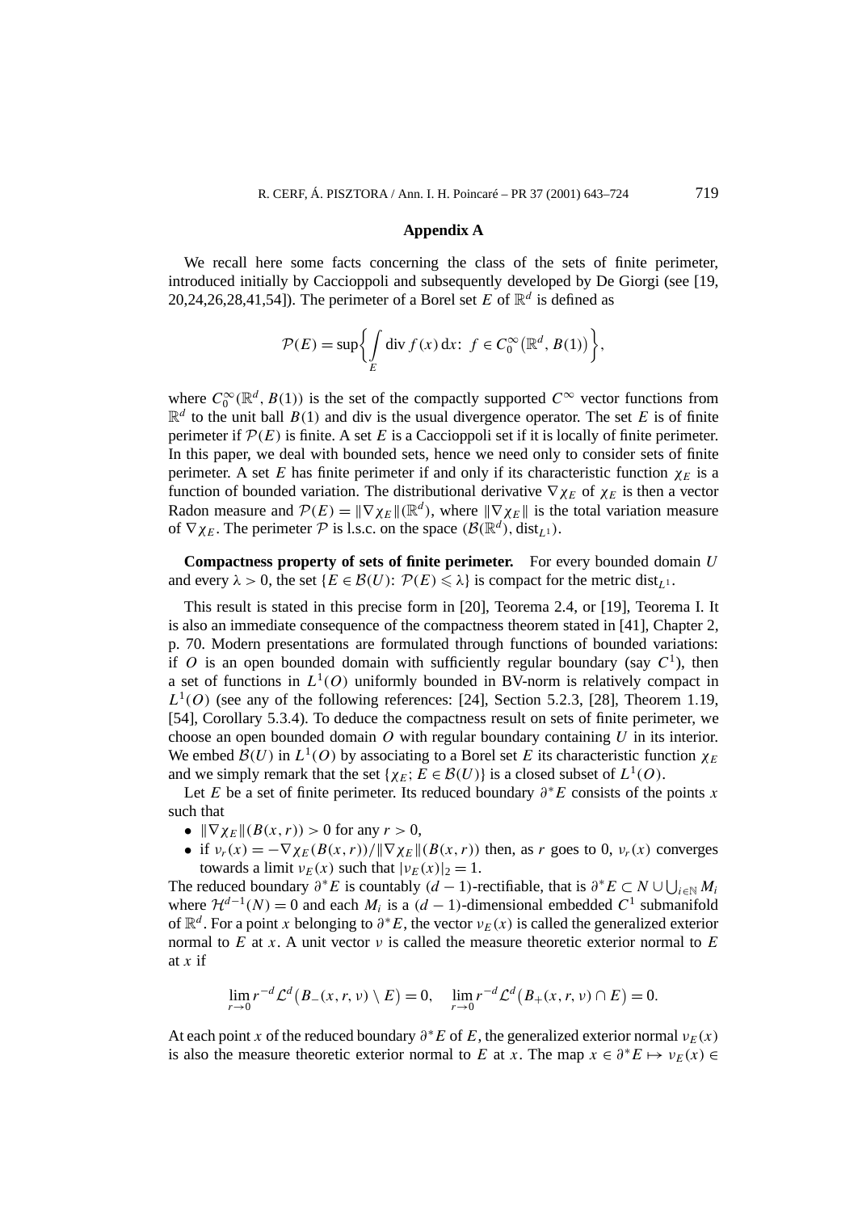## Appendix A

We recall here some facts concerning the class of the sets of finite perimeter, introduced initially by Caccioppoli and subsequently developed by De Giorgi (see [19, 20,24,26,28,41,54]). The perimeter of a Borel set $E$ of $\mathbb{R}^d$ is defined as

$$\mathcal{P}(E) = \sup\left\{ \int_E \operatorname{div} f(x)\,\mathrm{d}x\colon\ f \in C_0^\infty\big(\mathbb{R}^d, B(1)\big) \right\},$$

where $C_0^\infty(\mathbb{R}^d, B(1))$ is the set of the compactly supported $C^\infty$ vector functions from $\mathbb{R}^d$ to the unit ball $B(1)$ and div is the usual divergence operator. The set $E$ is of finite perimeter if $\mathcal{P}(E)$ is finite. A set $E$ is a Caccioppoli set if it is locally of finite perimeter. In this paper, we deal with bounded sets, hence we need only to consider sets of finite perimeter. A set $E$ has finite perimeter if and only if its characteristic function $\chi_E$ is a function of bounded variation. The distributional derivative $\nabla\chi_E$ of $\chi_E$ is then a vector Radon measure and $\mathcal{P}(E) = \|\nabla\chi_E\|(\mathbb{R}^d)$, where $\|\nabla\chi_E\|$ is the total variation measure of $\nabla\chi_E$. The perimeter $\mathcal{P}$ is l.s.c. on the space $(\mathcal{B}(\mathbb{R}^d), \operatorname{dist}_{L^1})$.

**Compactness property of sets of finite perimeter.** For every bounded domain $U$ and every $\lambda > 0$, the set $\{E \in \mathcal{B}(U)\colon\ \mathcal{P}(E) \leqslant \lambda\}$ is compact for the metric $\operatorname{dist}_{L^1}$.

This result is stated in this precise form in [20], Teorema 2.4, or [19], Teorema I. It is also an immediate consequence of the compactness theorem stated in [41], Chapter 2, p. 70. Modern presentations are formulated through functions of bounded variations: if $O$ is an open bounded domain with sufficiently regular boundary (say $C^1$), then a set of functions in $L^1(O)$ uniformly bounded in BV-norm is relatively compact in $L^1(O)$ (see any of the following references: [24], Section 5.2.3, [28], Theorem 1.19, [54], Corollary 5.3.4). To deduce the compactness result on sets of finite perimeter, we choose an open bounded domain $O$ with regular boundary containing $U$ in its interior. We embed $\mathcal{B}(U)$ in $L^1(O)$ by associating to a Borel set $E$ its characteristic function $\chi_E$ and we simply remark that the set $\{\chi_E;\ E \in \mathcal{B}(U)\}$ is a closed subset of $L^1(O)$.

Let $E$ be a set of finite perimeter. Its reduced boundary $\partial^* E$ consists of the points $x$ such that

- $\|\nabla\chi_E\|(B(x,r)) > 0$ for any $r > 0$,
- if $\nu_r(x) = -\nabla\chi_E(B(x,r))/\|\nabla\chi_E\|(B(x,r))$ then, as $r$ goes to 0, $\nu_r(x)$ converges towards a limit $\nu_E(x)$ such that $|\nu_E(x)|_2 = 1$.

The reduced boundary $\partial^* E$ is countably $(d-1)$-rectifiable, that is $\partial^* E \subset N \cup \bigcup_{i\in\mathbb{N}} M_i$ where $\mathcal{H}^{d-1}(N) = 0$ and each $M_i$ is a $(d-1)$-dimensional embedded $C^1$ submanifold of $\mathbb{R}^d$. For a point $x$ belonging to $\partial^* E$, the vector $\nu_E(x)$ is called the generalized exterior normal to $E$ at $x$. A unit vector $\nu$ is called the measure theoretic exterior normal to $E$ at $x$ if

$$\lim_{r\to 0} r^{-d}\mathcal{L}^d\big(B_-(x,r,\nu)\setminus E\big) = 0, \quad \lim_{r\to 0} r^{-d}\mathcal{L}^d\big(B_+(x,r,\nu)\cap E\big) = 0.$$

At each point $x$ of the reduced boundary $\partial^* E$ of $E$, the generalized exterior normal $\nu_E(x)$ is also the measure theoretic exterior normal to $E$ at $x$. The map $x \in \partial^* E \mapsto \nu_E(x) \in$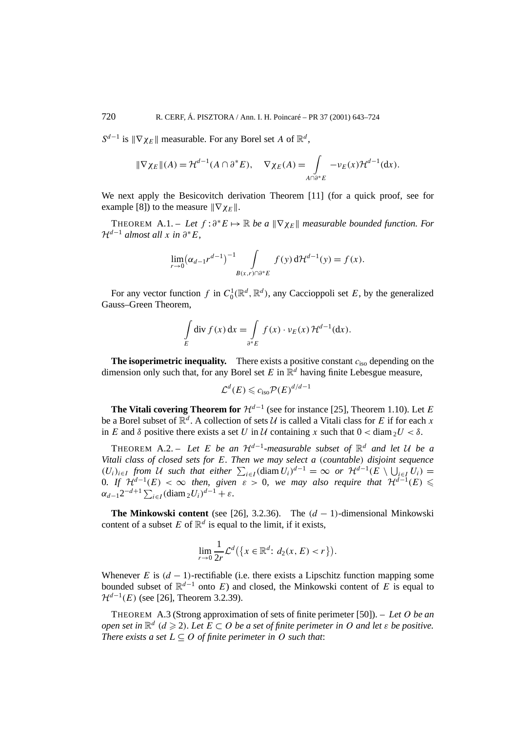$S^{d-1}$ is $\|\nabla\chi_E\|$ measurable. For any Borel set $A$ of $\mathbb{R}^d$,

$$\|\nabla\chi_E\|(A) = \mathcal{H}^{d-1}(A\cap\partial^* E), \quad \nabla\chi_E(A) = \int_{A\cap\partial^* E} -\nu_E(x)\mathcal{H}^{d-1}(\mathrm{d}x).$$

We next apply the Besicovitch derivation Theorem [11] (for a quick proof, see for example [8]) to the measure $\|\nabla\chi_E\|$.

THEOREM A.1. – *Let $f:\partial^* E\mapsto\mathbb{R}$ be a $\|\nabla\chi_E\|$ measurable bounded function. For $\mathcal{H}^{d-1}$ almost all $x$ in $\partial^* E$,*

$$\lim_{r\to 0}\left(\alpha_{d-1}r^{d-1}\right)^{-1}\int_{B(x,r)\cap\partial^* E} f(y)\,\mathrm{d}\mathcal{H}^{d-1}(y) = f(x).$$

For any vector function $f$ in $C_0^1(\mathbb{R}^d,\mathbb{R}^d)$, any Caccioppoli set $E$, by the generalized Gauss–Green Theorem,

$$\int_E \operatorname{div} f(x)\,\mathrm{d}x = \int_{\partial^* E} f(x)\cdot\nu_E(x)\,\mathcal{H}^{d-1}(\mathrm{d}x).$$

**The isoperimetric inequality.** There exists a positive constant $c_{\mathrm{iso}}$ depending on the dimension only such that, for any Borel set $E$ in $\mathbb{R}^d$ having finite Lebesgue measure,

$$\mathcal{L}^d(E)\leqslant c_{\mathrm{iso}}\mathcal{P}(E)^{d/d-1}$$

**The Vitali covering Theorem for $\mathcal{H}^{d-1}$** (see for instance [25], Theorem 1.10). Let $E$ be a Borel subset of $\mathbb{R}^d$. A collection of sets $\mathcal{U}$ is called a Vitali class for $E$ if for each $x$ in $E$ and $\delta$ positive there exists a set $U$ in $\mathcal{U}$ containing $x$ such that $0<\operatorname{diam}_2 U<\delta$.

THEOREM A.2. – *Let $E$ be an $\mathcal{H}^{d-1}$-measurable subset of $\mathbb{R}^d$ and let $\mathcal{U}$ be a Vitali class of closed sets for $E$. Then we may select a (countable) disjoint sequence $(U_i)_{i\in I}$ from $\mathcal{U}$ such that either $\sum_{i\in I}(\operatorname{diam} U_i)^{d-1}=\infty$ or $\mathcal{H}^{d-1}(E\setminus\bigcup_{i\in I}U_i)=0$. If $\mathcal{H}^{d-1}(E)<\infty$ then, given $\varepsilon>0$, we may also require that $\mathcal{H}^{d-1}(E)\leqslant\alpha_{d-1}2^{-d+1}\sum_{i\in I}(\operatorname{diam}_2 U_i)^{d-1}+\varepsilon$.*

**The Minkowski content** (see [26], 3.2.36). The $(d-1)$-dimensional Minkowski content of a subset $E$ of $\mathbb{R}^d$ is equal to the limit, if it exists,

$$\lim_{r\to 0}\frac{1}{2r}\mathcal{L}^d\left(\left\{x\in\mathbb{R}^d:\ d_2(x,E)<r\right\}\right).$$

Whenever $E$ is $(d-1)$-rectifiable (i.e. there exists a Lipschitz function mapping some bounded subset of $\mathbb{R}^{d-1}$ onto $E$) and closed, the Minkowski content of $E$ is equal to $\mathcal{H}^{d-1}(E)$ (see [26], Theorem 3.2.39).

THEOREM A.3 (Strong approximation of sets of finite perimeter [50]). – *Let $O$ be an open set in $\mathbb{R}^d$ $(d\geqslant 2)$. Let $E\subset O$ be a set of finite perimeter in $O$ and let $\varepsilon$ be positive. There exists a set $L\subseteq O$ of finite perimeter in $O$ such that:*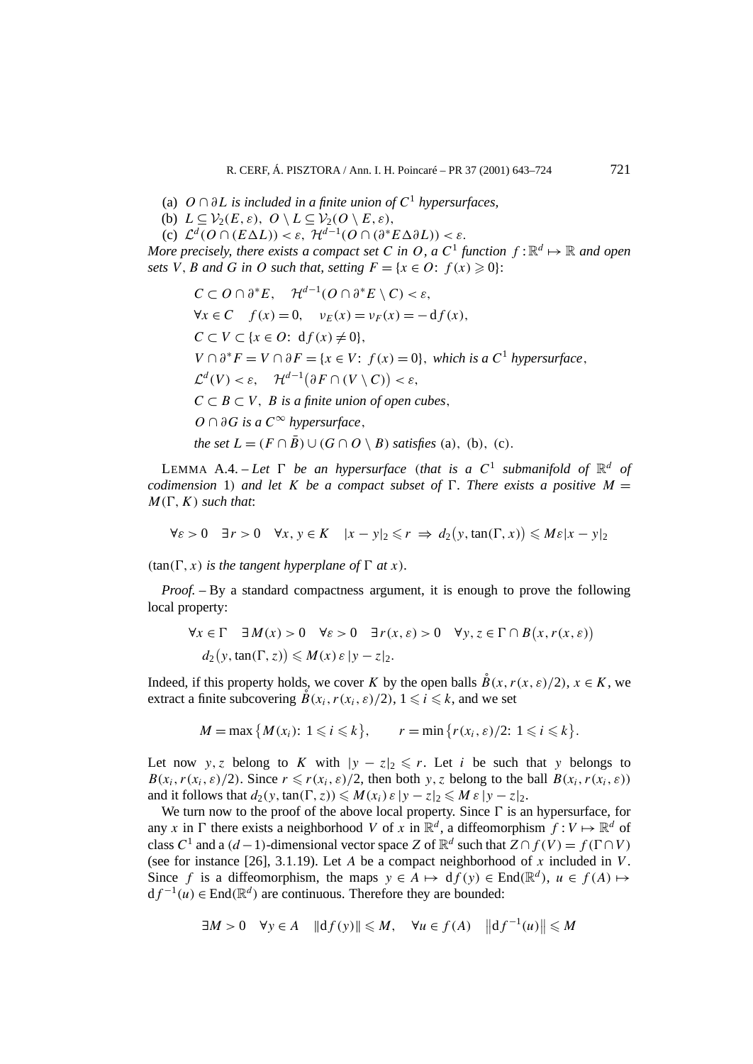(a) *$O \cap \partial L$ is included in a finite union of $C^1$ hypersurfaces,*

(b) $L \subseteq \mathcal{V}_2(E,\varepsilon)$, $O \setminus L \subseteq \mathcal{V}_2(O \setminus E, \varepsilon)$,

(c) $\mathcal{L}^d(O \cap (E \Delta L)) < \varepsilon$, $\mathcal{H}^{d-1}(O \cap (\partial^* E \Delta \partial L)) < \varepsilon$.

*More precisely, there exists a compact set $C$ in $O$, a $C^1$ function $f : \mathbb{R}^d \mapsto \mathbb{R}$ and open sets $V$, $B$ and $G$ in $O$ such that, setting $F = \{x \in O\colon\ f(x) \geqslant 0\}$:*

$$C \subset O \cap \partial^* E, \quad \mathcal{H}^{d-1}(O \cap \partial^* E \setminus C) < \varepsilon,$$

$$\forall x \in C \quad f(x) = 0, \quad \nu_E(x) = \nu_F(x) = -\,\mathrm{d}f(x),$$

$$C \subset V \subset \{x \in O\colon\ \mathrm{d}f(x) \neq 0\},$$

$$V \cap \partial^* F = V \cap \partial F = \{x \in V\colon\ f(x) = 0\}, \text{ which is a } C^1 \text{ hypersurface},$$

$$\mathcal{L}^d(V) < \varepsilon, \quad \mathcal{H}^{d-1}\big(\partial F \cap (V \setminus C)\big) < \varepsilon,$$

$$C \subset B \subset V, \ B \text{ is a finite union of open cubes},$$

$$O \cap \partial G \text{ is a } C^\infty \text{ hypersurface},$$

$$\text{the set } L = (F \cap \bar{B}) \cup (G \cap O \setminus B) \text{ satisfies (a), (b), (c).}$$

LEMMA A.4. – *Let $\Gamma$ be an hypersurface (that is a $C^1$ submanifold of $\mathbb{R}^d$ of codimension 1) and let $K$ be a compact subset of $\Gamma$. There exists a positive $M = M(\Gamma, K)$ such that*:

$$\forall \varepsilon > 0 \quad \exists r > 0 \quad \forall x, y \in K \quad |x - y|_2 \leqslant r \ \Rightarrow\ d_2\big(y, \tan(\Gamma, x)\big) \leqslant M\varepsilon |x - y|_2$$

*($\tan(\Gamma, x)$ is the tangent hyperplane of $\Gamma$ at $x$).*

*Proof.* – By a standard compactness argument, it is enough to prove the following local property:

$$\forall x \in \Gamma \quad \exists M(x) > 0 \quad \forall \varepsilon > 0 \quad \exists r(x,\varepsilon) > 0 \quad \forall y, z \in \Gamma \cap B\big(x, r(x,\varepsilon)\big)$$
$$d_2\big(y, \tan(\Gamma, z)\big) \leqslant M(x)\, \varepsilon\, |y - z|_2.$$

Indeed, if this property holds, we cover $K$ by the open balls $\mathring{B}(x, r(x,\varepsilon)/2)$, $x \in K$, we extract a finite subcovering $\mathring{B}(x_i, r(x_i,\varepsilon)/2)$, $1 \leqslant i \leqslant k$, and we set

$$M = \max\big\{M(x_i)\colon\ 1 \leqslant i \leqslant k\big\}, \qquad r = \min\big\{r(x_i,\varepsilon)/2\colon\ 1 \leqslant i \leqslant k\big\}.$$

Let now $y, z$ belong to $K$ with $|y - z|_2 \leqslant r$. Let $i$ be such that $y$ belongs to $B(x_i, r(x_i,\varepsilon)/2)$. Since $r \leqslant r(x_i,\varepsilon)/2$, then both $y, z$ belong to the ball $B(x_i, r(x_i,\varepsilon))$ and it follows that $d_2(y, \tan(\Gamma, z)) \leqslant M(x_i)\, \varepsilon\, |y - z|_2 \leqslant M\, \varepsilon\, |y - z|_2$.

We turn now to the proof of the above local property. Since $\Gamma$ is an hypersurface, for any $x$ in $\Gamma$ there exists a neighborhood $V$ of $x$ in $\mathbb{R}^d$, a diffeomorphism $f : V \mapsto \mathbb{R}^d$ of class $C^1$ and a $(d-1)$-dimensional vector space $Z$ of $\mathbb{R}^d$ such that $Z \cap f(V) = f(\Gamma \cap V)$ (see for instance [26], 3.1.19). Let $A$ be a compact neighborhood of $x$ included in $V$. Since $f$ is a diffeomorphism, the maps $y \in A \mapsto \mathrm{d}f(y) \in \mathrm{End}(\mathbb{R}^d)$, $u \in f(A) \mapsto \mathrm{d}f^{-1}(u) \in \mathrm{End}(\mathbb{R}^d)$ are continuous. Therefore they are bounded:

$$\exists M > 0 \quad \forall y \in A \quad \|\mathrm{d}f(y)\| \leqslant M, \quad \forall u \in f(A) \quad \big\|\mathrm{d}f^{-1}(u)\big\| \leqslant M$$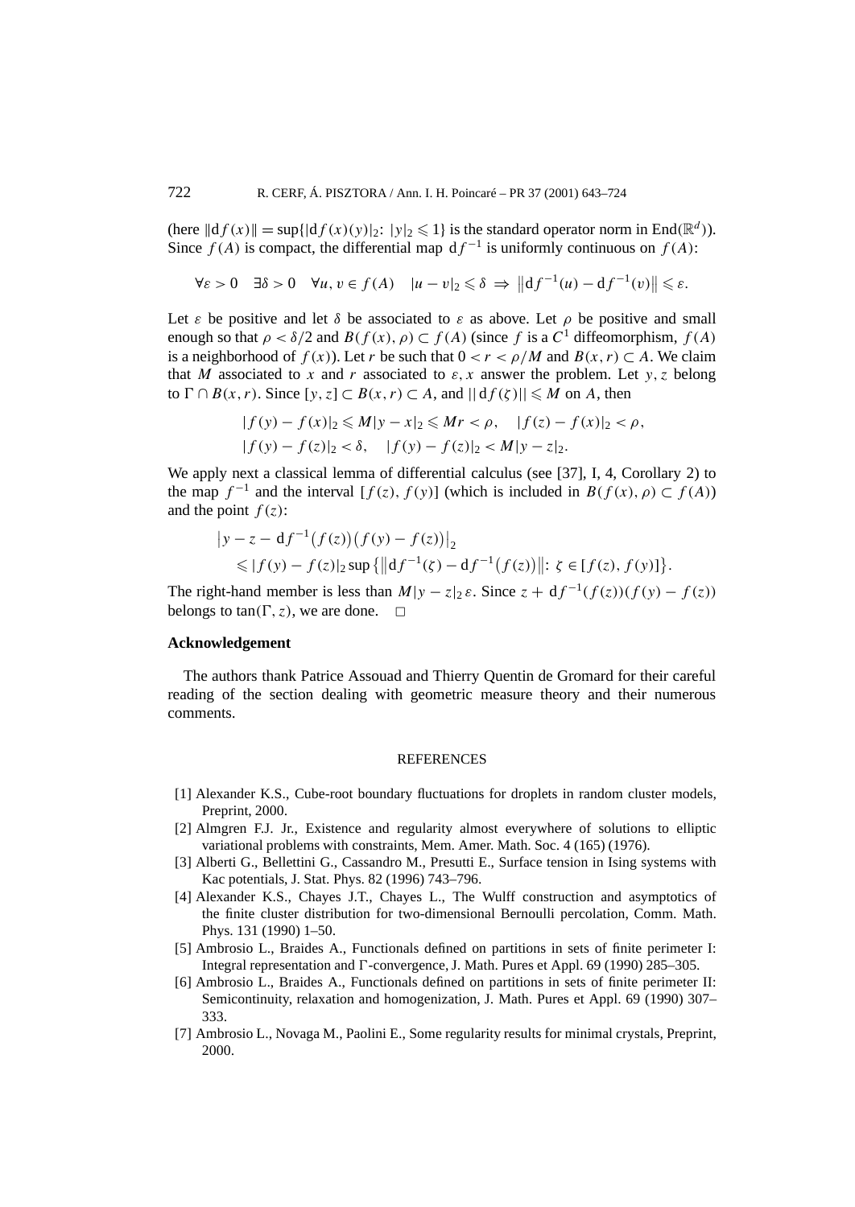(here $\|\mathrm{d}f(x)\| = \sup\{|\mathrm{d}f(x)(y)|_2 \colon |y|_2 \leqslant 1\}$ is the standard operator norm in $\mathrm{End}(\mathbb{R}^d)$). Since $f(A)$ is compact, the differential map $\mathrm{d}f^{-1}$ is uniformly continuous on $f(A)$:

$$\forall \varepsilon > 0 \quad \exists \delta > 0 \quad \forall u, v \in f(A) \quad |u - v|_2 \leqslant \delta \;\Rightarrow\; \left\|\mathrm{d}f^{-1}(u) - \mathrm{d}f^{-1}(v)\right\| \leqslant \varepsilon.$$

Let $\varepsilon$ be positive and let $\delta$ be associated to $\varepsilon$ as above. Let $\rho$ be positive and small enough so that $\rho < \delta/2$ and $B(f(x), \rho) \subset f(A)$ (since $f$ is a $C^1$ diffeomorphism, $f(A)$ is a neighborhood of $f(x)$). Let $r$ be such that $0 < r < \rho/M$ and $B(x, r) \subset A$. We claim that $M$ associated to $x$ and $r$ associated to $\varepsilon, x$ answer the problem. Let $y, z$ belong to $\Gamma \cap B(x, r)$. Since $[y, z] \subset B(x, r) \subset A$, and $\|\mathrm{d}f(\zeta)\| \leqslant M$ on $A$, then

$$|f(y) - f(x)|_2 \leqslant M|y - x|_2 \leqslant Mr < \rho, \quad |f(z) - f(x)|_2 < \rho,$$
$$|f(y) - f(z)|_2 < \delta, \quad |f(y) - f(z)|_2 < M|y - z|_2.$$

We apply next a classical lemma of differential calculus (see [37], I, 4, Corollary 2) to the map $f^{-1}$ and the interval $[f(z), f(y)]$ (which is included in $B(f(x), \rho) \subset f(A)$) and the point $f(z)$:

$$\begin{aligned}
&\left|y - z - \mathrm{d}f^{-1}\big(f(z)\big)\big(f(y) - f(z)\big)\right|_2 \\
&\quad \leqslant |f(y) - f(z)|_2 \sup\left\{\left\|\mathrm{d}f^{-1}(\zeta) - \mathrm{d}f^{-1}\big(f(z)\big)\right\| \colon \zeta \in [f(z), f(y)]\right\}.
\end{aligned}$$

The right-hand member is less than $M|y - z|_2\,\varepsilon$. Since $z + \mathrm{d}f^{-1}(f(z))(f(y) - f(z))$ belongs to $\tan(\Gamma, z)$, we are done. $\square$

## Acknowledgement

The authors thank Patrice Assouad and Thierry Quentin de Gromard for their careful reading of the section dealing with geometric measure theory and their numerous comments.

## REFERENCES

[1] Alexander K.S., Cube-root boundary fluctuations for droplets in random cluster models, Preprint, 2000.

[2] Almgren F.J. Jr., Existence and regularity almost everywhere of solutions to elliptic variational problems with constraints, Mem. Amer. Math. Soc. 4 (165) (1976).

[3] Alberti G., Bellettini G., Cassandro M., Presutti E., Surface tension in Ising systems with Kac potentials, J. Stat. Phys. 82 (1996) 743–796.

[4] Alexander K.S., Chayes J.T., Chayes L., The Wulff construction and asymptotics of the finite cluster distribution for two-dimensional Bernoulli percolation, Comm. Math. Phys. 131 (1990) 1–50.

[5] Ambrosio L., Braides A., Functionals defined on partitions in sets of finite perimeter I: Integral representation and Γ-convergence, J. Math. Pures et Appl. 69 (1990) 285–305.

[6] Ambrosio L., Braides A., Functionals defined on partitions in sets of finite perimeter II: Semicontinuity, relaxation and homogenization, J. Math. Pures et Appl. 69 (1990) 307–333.

[7] Ambrosio L., Novaga M., Paolini E., Some regularity results for minimal crystals, Preprint, 2000.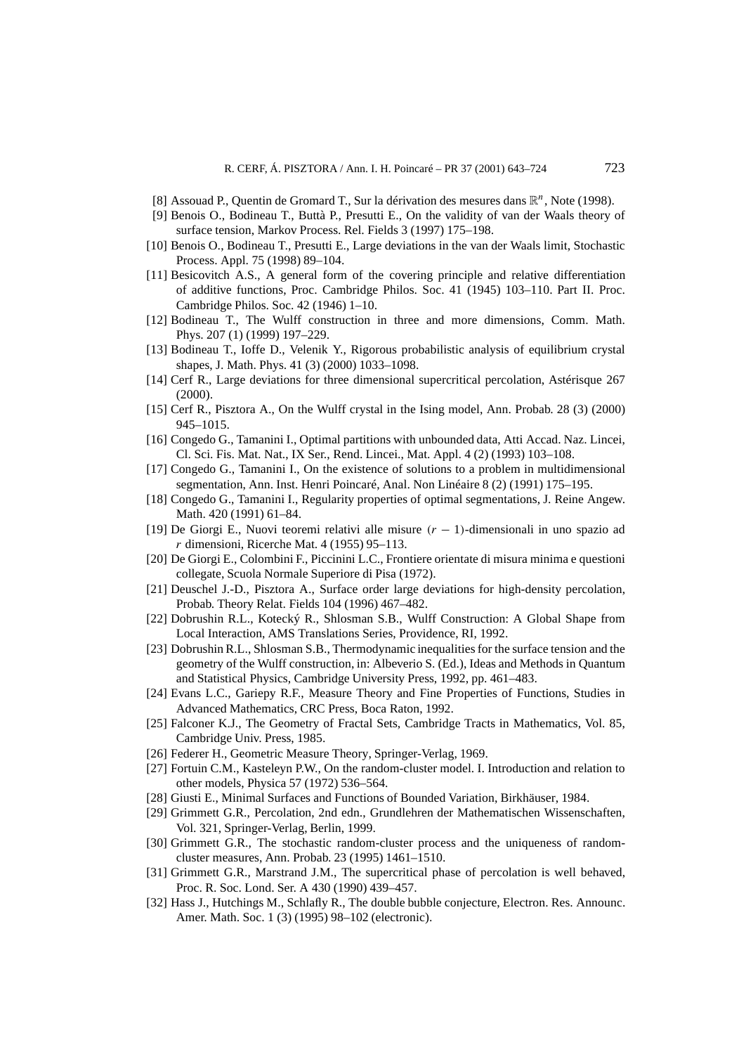[8] Assouad P., Quentin de Gromard T., Sur la dérivation des mesures dans $\mathbb{R}^n$, Note (1998).

[9] Benois O., Bodineau T., Buttà P., Presutti E., On the validity of van der Waals theory of surface tension, Markov Process. Rel. Fields 3 (1997) 175–198.

[10] Benois O., Bodineau T., Presutti E., Large deviations in the van der Waals limit, Stochastic Process. Appl. 75 (1998) 89–104.

[11] Besicovitch A.S., A general form of the covering principle and relative differentiation of additive functions, Proc. Cambridge Philos. Soc. 41 (1945) 103–110. Part II. Proc. Cambridge Philos. Soc. 42 (1946) 1–10.

[12] Bodineau T., The Wulff construction in three and more dimensions, Comm. Math. Phys. 207 (1) (1999) 197–229.

[13] Bodineau T., Ioffe D., Velenik Y., Rigorous probabilistic analysis of equilibrium crystal shapes, J. Math. Phys. 41 (3) (2000) 1033–1098.

[14] Cerf R., Large deviations for three dimensional supercritical percolation, Astérisque 267 (2000).

[15] Cerf R., Pisztora A., On the Wulff crystal in the Ising model, Ann. Probab. 28 (3) (2000) 945–1015.

[16] Congedo G., Tamanini I., Optimal partitions with unbounded data, Atti Accad. Naz. Lincei, Cl. Sci. Fis. Mat. Nat., IX Ser., Rend. Lincei., Mat. Appl. 4 (2) (1993) 103–108.

[17] Congedo G., Tamanini I., On the existence of solutions to a problem in multidimensional segmentation, Ann. Inst. Henri Poincaré, Anal. Non Linéaire 8 (2) (1991) 175–195.

[18] Congedo G., Tamanini I., Regularity properties of optimal segmentations, J. Reine Angew. Math. 420 (1991) 61–84.

[19] De Giorgi E., Nuovi teoremi relativi alle misure $(r-1)$-dimensionali in uno spazio ad $r$ dimensioni, Ricerche Mat. 4 (1955) 95–113.

[20] De Giorgi E., Colombini F., Piccinini L.C., Frontiere orientate di misura minima e questioni collegate, Scuola Normale Superiore di Pisa (1972).

[21] Deuschel J.-D., Pisztora A., Surface order large deviations for high-density percolation, Probab. Theory Relat. Fields 104 (1996) 467–482.

[22] Dobrushin R.L., Kotecký R., Shlosman S.B., Wulff Construction: A Global Shape from Local Interaction, AMS Translations Series, Providence, RI, 1992.

[23] Dobrushin R.L., Shlosman S.B., Thermodynamic inequalities for the surface tension and the geometry of the Wulff construction, in: Albeverio S. (Ed.), Ideas and Methods in Quantum and Statistical Physics, Cambridge University Press, 1992, pp. 461–483.

[24] Evans L.C., Gariepy R.F., Measure Theory and Fine Properties of Functions, Studies in Advanced Mathematics, CRC Press, Boca Raton, 1992.

[25] Falconer K.J., The Geometry of Fractal Sets, Cambridge Tracts in Mathematics, Vol. 85, Cambridge Univ. Press, 1985.

[26] Federer H., Geometric Measure Theory, Springer-Verlag, 1969.

[27] Fortuin C.M., Kasteleyn P.W., On the random-cluster model. I. Introduction and relation to other models, Physica 57 (1972) 536–564.

[28] Giusti E., Minimal Surfaces and Functions of Bounded Variation, Birkhäuser, 1984.

[29] Grimmett G.R., Percolation, 2nd edn., Grundlehren der Mathematischen Wissenschaften, Vol. 321, Springer-Verlag, Berlin, 1999.

[30] Grimmett G.R., The stochastic random-cluster process and the uniqueness of random-cluster measures, Ann. Probab. 23 (1995) 1461–1510.

[31] Grimmett G.R., Marstrand J.M., The supercritical phase of percolation is well behaved, Proc. R. Soc. Lond. Ser. A 430 (1990) 439–457.

[32] Hass J., Hutchings M., Schlafly R., The double bubble conjecture, Electron. Res. Announc. Amer. Math. Soc. 1 (3) (1995) 98–102 (electronic).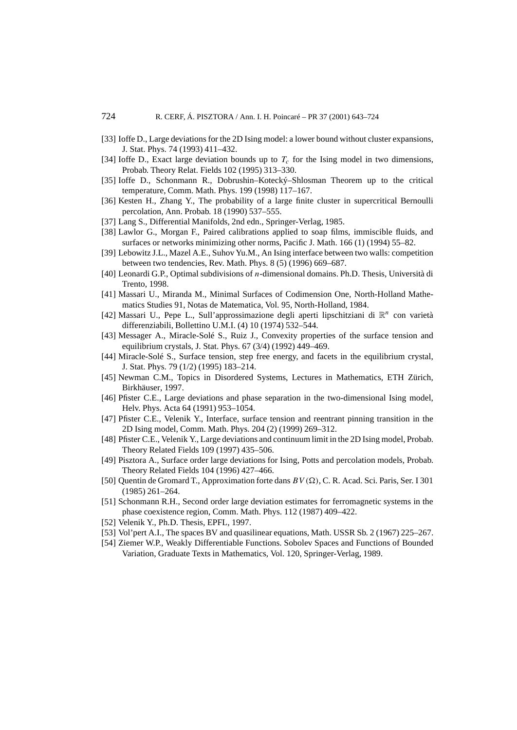[33] Ioffe D., Large deviations for the 2D Ising model: a lower bound without cluster expansions, J. Stat. Phys. 74 (1993) 411–432.

[34] Ioffe D., Exact large deviation bounds up to $T_c$ for the Ising model in two dimensions, Probab. Theory Relat. Fields 102 (1995) 313–330.

[35] Ioffe D., Schonmann R., Dobrushin–Kotecký–Shlosman Theorem up to the critical temperature, Comm. Math. Phys. 199 (1998) 117–167.

[36] Kesten H., Zhang Y., The probability of a large finite cluster in supercritical Bernoulli percolation, Ann. Probab. 18 (1990) 537–555.

[37] Lang S., Differential Manifolds, 2nd edn., Springer-Verlag, 1985.

[38] Lawlor G., Morgan F., Paired calibrations applied to soap films, immiscible fluids, and surfaces or networks minimizing other norms, Pacific J. Math. 166 (1) (1994) 55–82.

[39] Lebowitz J.L., Mazel A.E., Suhov Yu.M., An Ising interface between two walls: competition between two tendencies, Rev. Math. Phys. 8 (5) (1996) 669–687.

[40] Leonardi G.P., Optimal subdivisions of $n$-dimensional domains. Ph.D. Thesis, Università di Trento, 1998.

[41] Massari U., Miranda M., Minimal Surfaces of Codimension One, North-Holland Mathematics Studies 91, Notas de Matematica, Vol. 95, North-Holland, 1984.

[42] Massari U., Pepe L., Sull'approssimazione degli aperti lipschitziani di $\mathbb{R}^n$ con varietà differenziabili, Bollettino U.M.I. (4) 10 (1974) 532–544.

[43] Messager A., Miracle-Solé S., Ruiz J., Convexity properties of the surface tension and equilibrium crystals, J. Stat. Phys. 67 (3/4) (1992) 449–469.

[44] Miracle-Solé S., Surface tension, step free energy, and facets in the equilibrium crystal, J. Stat. Phys. 79 (1/2) (1995) 183–214.

[45] Newman C.M., Topics in Disordered Systems, Lectures in Mathematics, ETH Zürich, Birkhäuser, 1997.

[46] Pfister C.E., Large deviations and phase separation in the two-dimensional Ising model, Helv. Phys. Acta 64 (1991) 953–1054.

[47] Pfister C.E., Velenik Y., Interface, surface tension and reentrant pinning transition in the 2D Ising model, Comm. Math. Phys. 204 (2) (1999) 269–312.

[48] Pfister C.E., Velenik Y., Large deviations and continuum limit in the 2D Ising model, Probab. Theory Related Fields 109 (1997) 435–506.

[49] Pisztora A., Surface order large deviations for Ising, Potts and percolation models, Probab. Theory Related Fields 104 (1996) 427–466.

[50] Quentin de Gromard T., Approximation forte dans $BV(\Omega)$, C. R. Acad. Sci. Paris, Ser. I 301 (1985) 261–264.

[51] Schonmann R.H., Second order large deviation estimates for ferromagnetic systems in the phase coexistence region, Comm. Math. Phys. 112 (1987) 409–422.

[52] Velenik Y., Ph.D. Thesis, EPFL, 1997.

[53] Vol'pert A.I., The spaces BV and quasilinear equations, Math. USSR Sb. 2 (1967) 225–267.

[54] Ziemer W.P., Weakly Differentiable Functions. Sobolev Spaces and Functions of Bounded Variation, Graduate Texts in Mathematics, Vol. 120, Springer-Verlag, 1989.